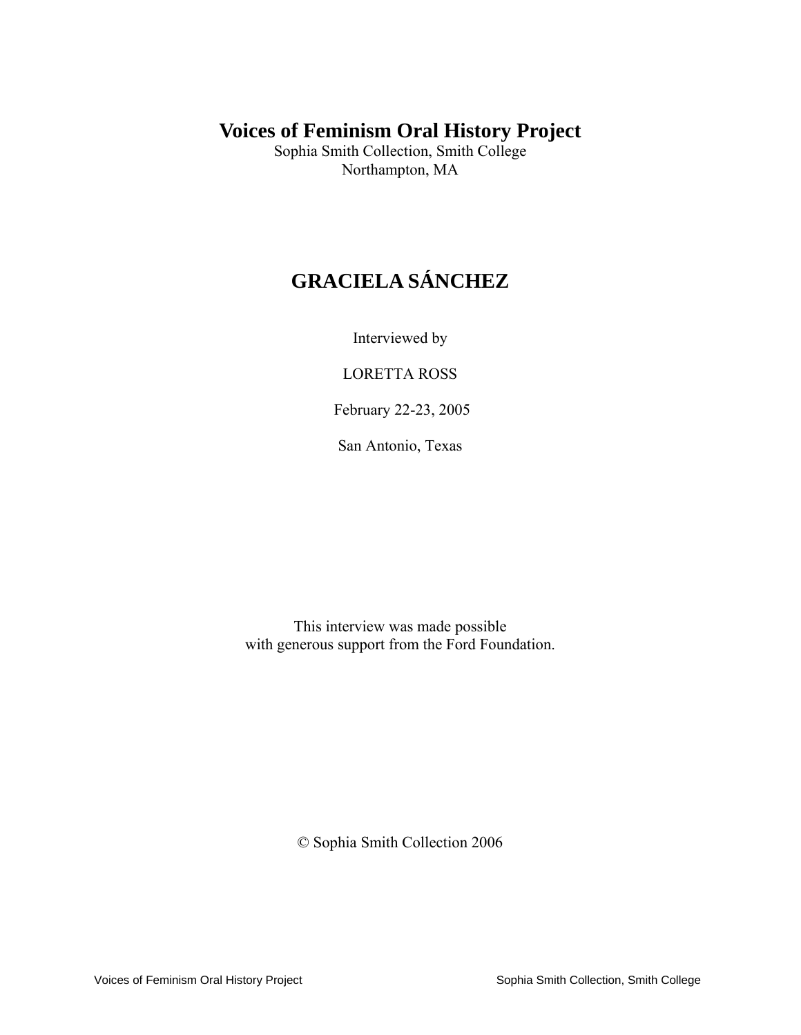# Voices of Feminism Oral History Project

Sophia Smith Collection, Smith College
Northampton, MA

## GRACIELA SÁNCHEZ

Interviewed by

LORETTA ROSS

February 22-23, 2005

San Antonio, Texas

This interview was made possible
with generous support from the Ford Foundation.

© Sophia Smith Collection 2006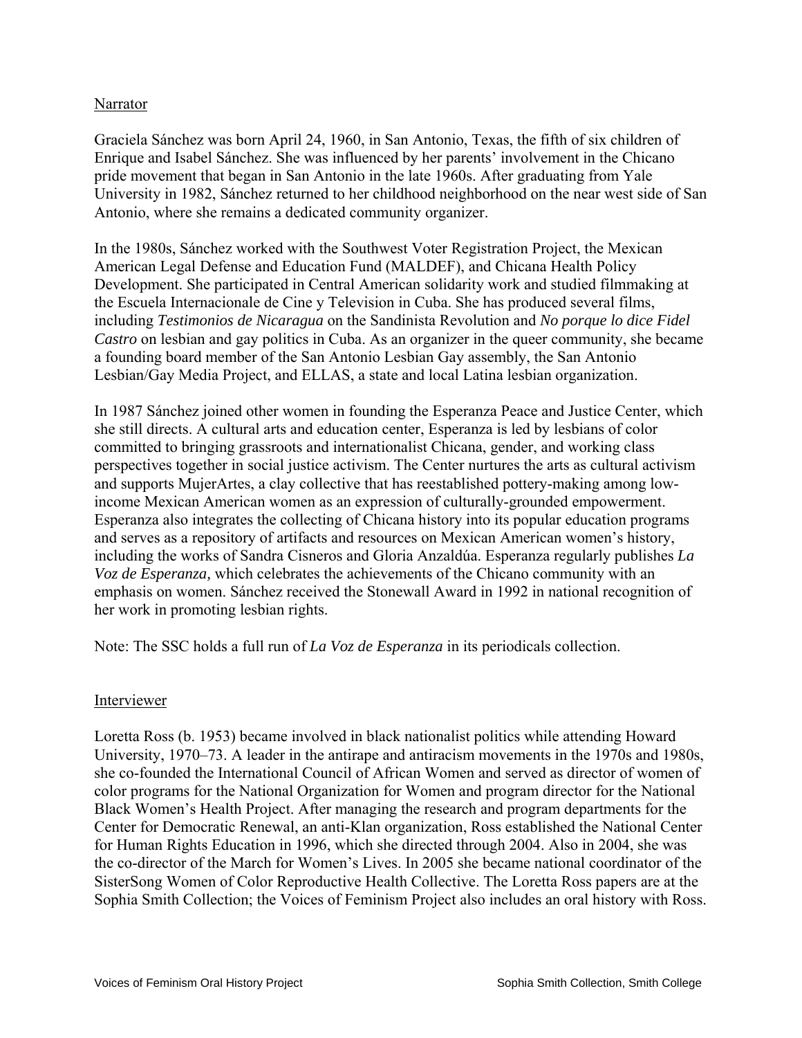## Narrator

Graciela Sánchez was born April 24, 1960, in San Antonio, Texas, the fifth of six children of Enrique and Isabel Sánchez. She was influenced by her parents' involvement in the Chicano pride movement that began in San Antonio in the late 1960s. After graduating from Yale University in 1982, Sánchez returned to her childhood neighborhood on the near west side of San Antonio, where she remains a dedicated community organizer.

In the 1980s, Sánchez worked with the Southwest Voter Registration Project, the Mexican American Legal Defense and Education Fund (MALDEF), and Chicana Health Policy Development. She participated in Central American solidarity work and studied filmmaking at the Escuela Internacionale de Cine y Television in Cuba. She has produced several films, including *Testimonios de Nicaragua* on the Sandinista Revolution and *No porque lo dice Fidel Castro* on lesbian and gay politics in Cuba. As an organizer in the queer community, she became a founding board member of the San Antonio Lesbian Gay assembly, the San Antonio Lesbian/Gay Media Project, and ELLAS, a state and local Latina lesbian organization.

In 1987 Sánchez joined other women in founding the Esperanza Peace and Justice Center, which she still directs. A cultural arts and education center, Esperanza is led by lesbians of color committed to bringing grassroots and internationalist Chicana, gender, and working class perspectives together in social justice activism. The Center nurtures the arts as cultural activism and supports MujerArtes, a clay collective that has reestablished pottery-making among low-income Mexican American women as an expression of culturally-grounded empowerment. Esperanza also integrates the collecting of Chicana history into its popular education programs and serves as a repository of artifacts and resources on Mexican American women's history, including the works of Sandra Cisneros and Gloria Anzaldúa. Esperanza regularly publishes *La Voz de Esperanza,* which celebrates the achievements of the Chicano community with an emphasis on women. Sánchez received the Stonewall Award in 1992 in national recognition of her work in promoting lesbian rights.

Note: The SSC holds a full run of *La Voz de Esperanza* in its periodicals collection.

## Interviewer

Loretta Ross (b. 1953) became involved in black nationalist politics while attending Howard University, 1970–73. A leader in the antirape and antiracism movements in the 1970s and 1980s, she co-founded the International Council of African Women and served as director of women of color programs for the National Organization for Women and program director for the National Black Women's Health Project. After managing the research and program departments for the Center for Democratic Renewal, an anti-Klan organization, Ross established the National Center for Human Rights Education in 1996, which she directed through 2004. Also in 2004, she was the co-director of the March for Women's Lives. In 2005 she became national coordinator of the SisterSong Women of Color Reproductive Health Collective. The Loretta Ross papers are at the Sophia Smith Collection; the Voices of Feminism Project also includes an oral history with Ross.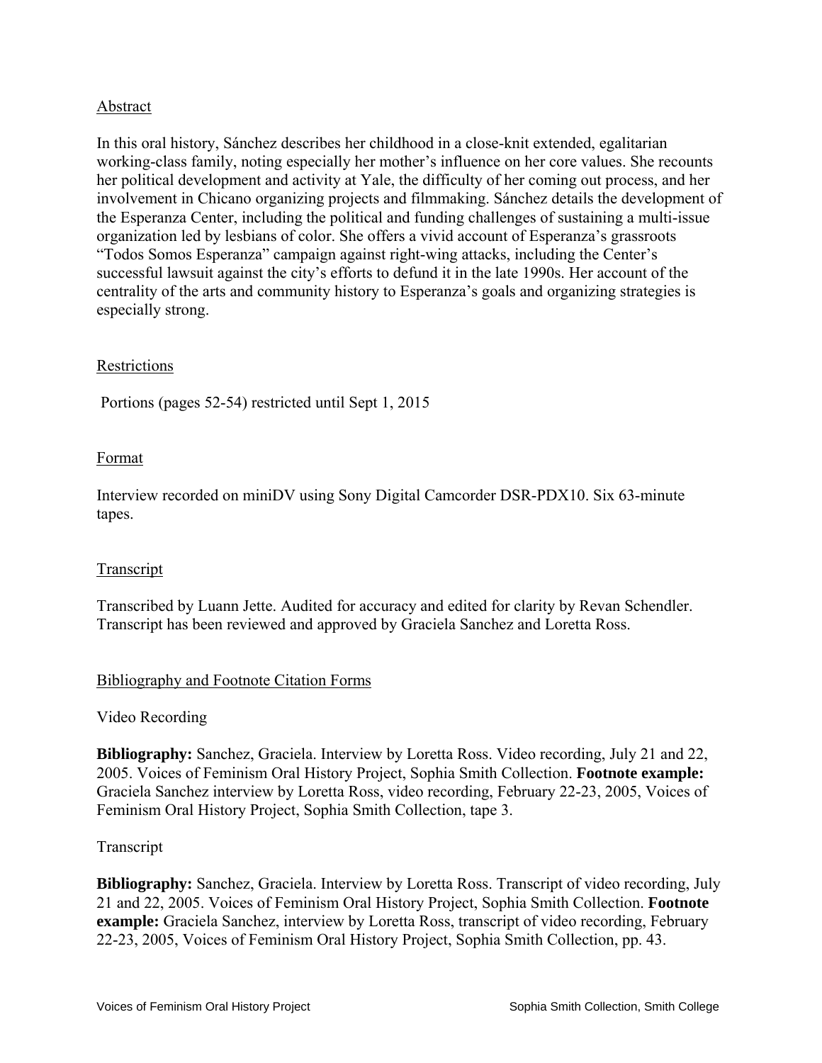## Abstract

In this oral history, Sánchez describes her childhood in a close-knit extended, egalitarian working-class family, noting especially her mother's influence on her core values. She recounts her political development and activity at Yale, the difficulty of her coming out process, and her involvement in Chicano organizing projects and filmmaking. Sánchez details the development of the Esperanza Center, including the political and funding challenges of sustaining a multi-issue organization led by lesbians of color. She offers a vivid account of Esperanza's grassroots "Todos Somos Esperanza" campaign against right-wing attacks, including the Center's successful lawsuit against the city's efforts to defund it in the late 1990s. Her account of the centrality of the arts and community history to Esperanza's goals and organizing strategies is especially strong.

## Restrictions

Portions (pages 52-54) restricted until Sept 1, 2015

## Format

Interview recorded on miniDV using Sony Digital Camcorder DSR-PDX10. Six 63-minute tapes.

## Transcript

Transcribed by Luann Jette. Audited for accuracy and edited for clarity by Revan Schendler. Transcript has been reviewed and approved by Graciela Sanchez and Loretta Ross.

## Bibliography and Footnote Citation Forms

Video Recording

**Bibliography:** Sanchez, Graciela. Interview by Loretta Ross. Video recording, July 21 and 22, 2005. Voices of Feminism Oral History Project, Sophia Smith Collection. **Footnote example:** Graciela Sanchez interview by Loretta Ross, video recording, February 22-23, 2005, Voices of Feminism Oral History Project, Sophia Smith Collection, tape 3.

Transcript

**Bibliography:** Sanchez, Graciela. Interview by Loretta Ross. Transcript of video recording, July 21 and 22, 2005. Voices of Feminism Oral History Project, Sophia Smith Collection. **Footnote example:** Graciela Sanchez, interview by Loretta Ross, transcript of video recording, February 22-23, 2005, Voices of Feminism Oral History Project, Sophia Smith Collection, pp. 43.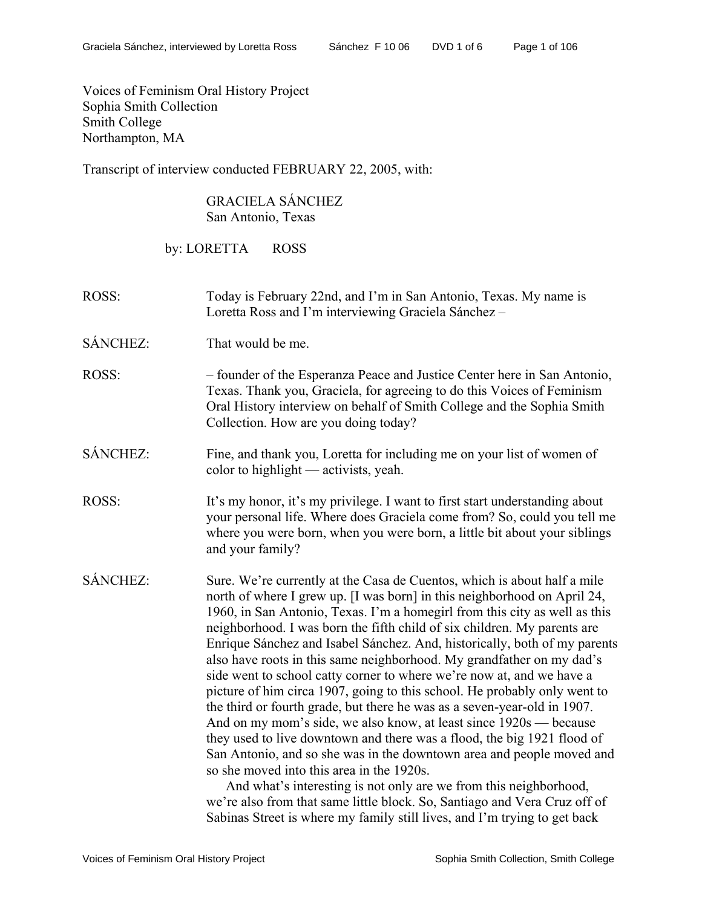Voices of Feminism Oral History Project
Sophia Smith Collection
Smith College
Northampton, MA

Transcript of interview conducted FEBRUARY 22, 2005, with:

GRACIELA SÁNCHEZ
San Antonio, Texas

by: LORETTA ROSS

ROSS: Today is February 22nd, and I'm in San Antonio, Texas. My name is Loretta Ross and I'm interviewing Graciela Sánchez –

SÁNCHEZ: That would be me.

ROSS: – founder of the Esperanza Peace and Justice Center here in San Antonio, Texas. Thank you, Graciela, for agreeing to do this Voices of Feminism Oral History interview on behalf of Smith College and the Sophia Smith Collection. How are you doing today?

SÁNCHEZ: Fine, and thank you, Loretta for including me on your list of women of color to highlight — activists, yeah.

ROSS: It's my honor, it's my privilege. I want to first start understanding about your personal life. Where does Graciela come from? So, could you tell me where you were born, when you were born, a little bit about your siblings and your family?

SÁNCHEZ: Sure. We're currently at the Casa de Cuentos, which is about half a mile north of where I grew up. [I was born] in this neighborhood on April 24, 1960, in San Antonio, Texas. I'm a homegirl from this city as well as this neighborhood. I was born the fifth child of six children. My parents are Enrique Sánchez and Isabel Sánchez. And, historically, both of my parents also have roots in this same neighborhood. My grandfather on my dad's side went to school catty corner to where we're now at, and we have a picture of him circa 1907, going to this school. He probably only went to the third or fourth grade, but there he was as a seven-year-old in 1907. And on my mom's side, we also know, at least since 1920s — because they used to live downtown and there was a flood, the big 1921 flood of San Antonio, and so she was in the downtown area and people moved and so she moved into this area in the 1920s.

And what's interesting is not only are we from this neighborhood, we're also from that same little block. So, Santiago and Vera Cruz off of Sabinas Street is where my family still lives, and I'm trying to get back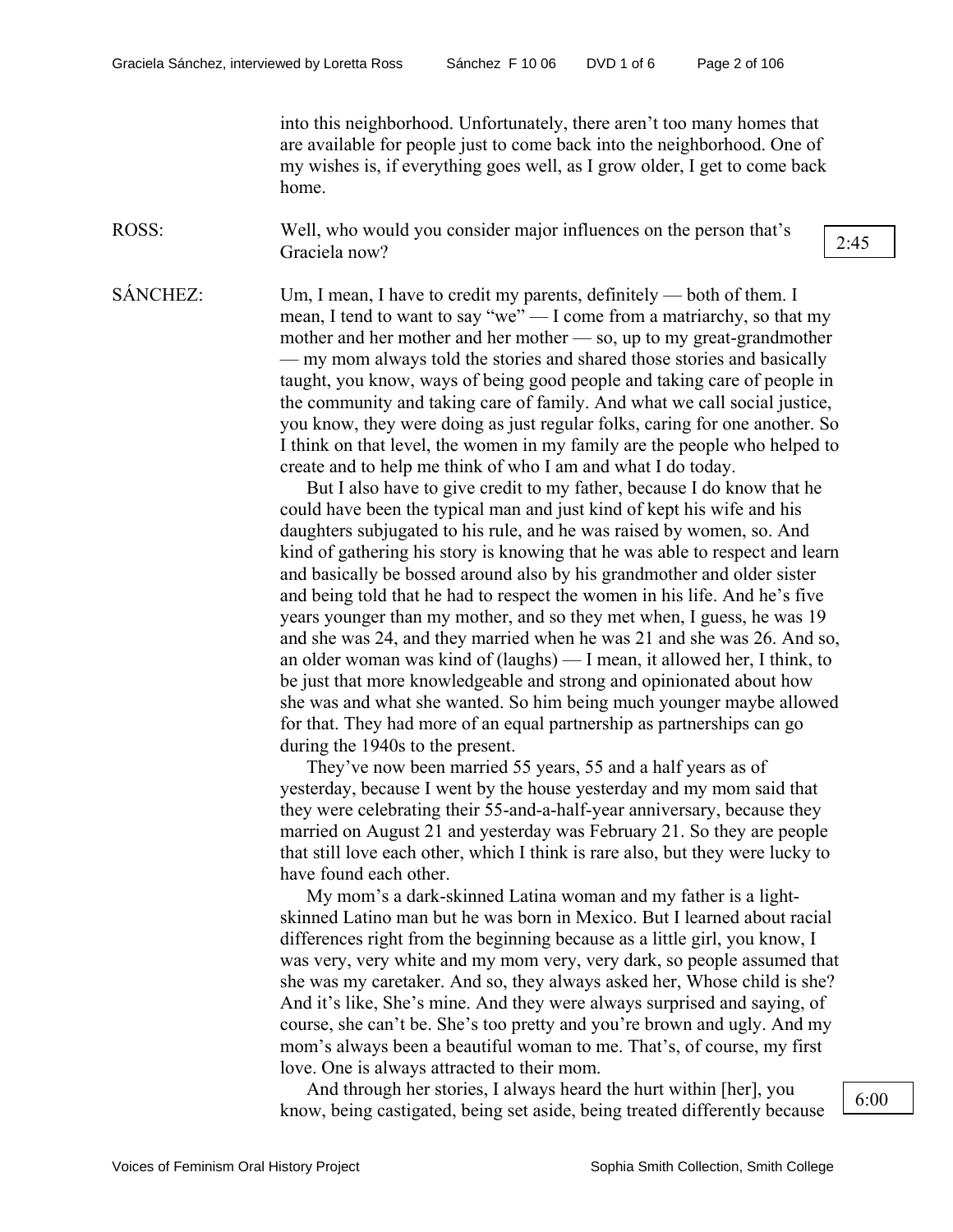into this neighborhood. Unfortunately, there aren't too many homes that are available for people just to come back into the neighborhood. One of my wishes is, if everything goes well, as I grow older, I get to come back home.

ROSS: Well, who would you consider major influences on the person that's Graciela now?

2:45

SÁNCHEZ: Um, I mean, I have to credit my parents, definitely — both of them. I mean, I tend to want to say "we" — I come from a matriarchy, so that my mother and her mother and her mother — so, up to my great-grandmother — my mom always told the stories and shared those stories and basically taught, you know, ways of being good people and taking care of people in the community and taking care of family. And what we call social justice, you know, they were doing as just regular folks, caring for one another. So I think on that level, the women in my family are the people who helped to create and to help me think of who I am and what I do today.

But I also have to give credit to my father, because I do know that he could have been the typical man and just kind of kept his wife and his daughters subjugated to his rule, and he was raised by women, so. And kind of gathering his story is knowing that he was able to respect and learn and basically be bossed around also by his grandmother and older sister and being told that he had to respect the women in his life. And he's five years younger than my mother, and so they met when, I guess, he was 19 and she was 24, and they married when he was 21 and she was 26. And so, an older woman was kind of (laughs) — I mean, it allowed her, I think, to be just that more knowledgeable and strong and opinionated about how she was and what she wanted. So him being much younger maybe allowed for that. They had more of an equal partnership as partnerships can go during the 1940s to the present.

They've now been married 55 years, 55 and a half years as of yesterday, because I went by the house yesterday and my mom said that they were celebrating their 55-and-a-half-year anniversary, because they married on August 21 and yesterday was February 21. So they are people that still love each other, which I think is rare also, but they were lucky to have found each other.

My mom's a dark-skinned Latina woman and my father is a light-skinned Latino man but he was born in Mexico. But I learned about racial differences right from the beginning because as a little girl, you know, I was very, very white and my mom very, very dark, so people assumed that she was my caretaker. And so, they always asked her, Whose child is she? And it's like, She's mine. And they were always surprised and saying, of course, she can't be. She's too pretty and you're brown and ugly. And my mom's always been a beautiful woman to me. That's, of course, my first love. One is always attracted to their mom.

And through her stories, I always heard the hurt within [her], you know, being castigated, being set aside, being treated differently because

6:00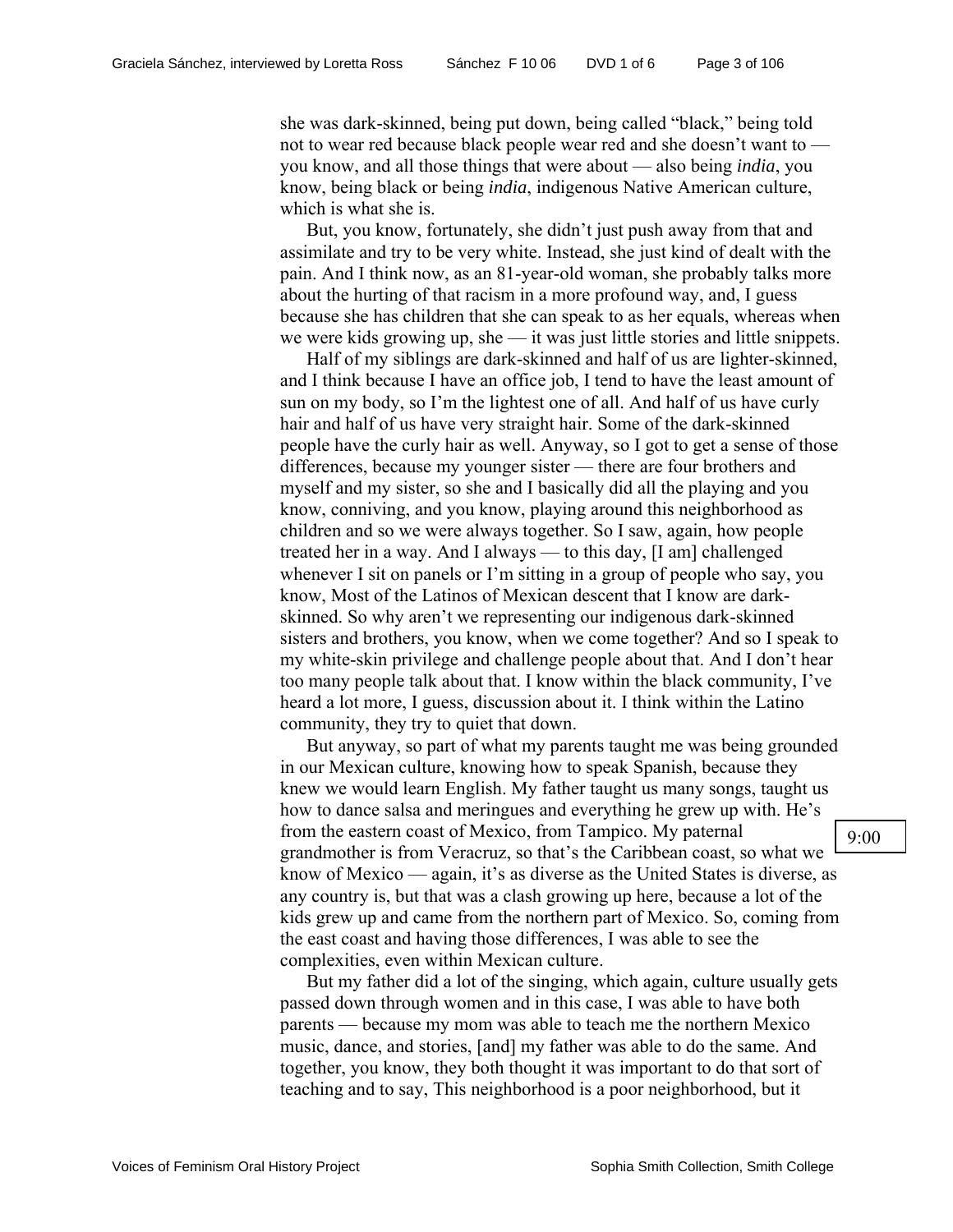she was dark-skinned, being put down, being called "black," being told not to wear red because black people wear red and she doesn't want to — you know, and all those things that were about — also being *india*, you know, being black or being *india*, indigenous Native American culture, which is what she is.

But, you know, fortunately, she didn't just push away from that and assimilate and try to be very white. Instead, she just kind of dealt with the pain. And I think now, as an 81-year-old woman, she probably talks more about the hurting of that racism in a more profound way, and, I guess because she has children that she can speak to as her equals, whereas when we were kids growing up, she — it was just little stories and little snippets.

Half of my siblings are dark-skinned and half of us are lighter-skinned, and I think because I have an office job, I tend to have the least amount of sun on my body, so I'm the lightest one of all. And half of us have curly hair and half of us have very straight hair. Some of the dark-skinned people have the curly hair as well. Anyway, so I got to get a sense of those differences, because my younger sister — there are four brothers and myself and my sister, so she and I basically did all the playing and you know, conniving, and you know, playing around this neighborhood as children and so we were always together. So I saw, again, how people treated her in a way. And I always — to this day, [I am] challenged whenever I sit on panels or I'm sitting in a group of people who say, you know, Most of the Latinos of Mexican descent that I know are dark-skinned. So why aren't we representing our indigenous dark-skinned sisters and brothers, you know, when we come together? And so I speak to my white-skin privilege and challenge people about that. And I don't hear too many people talk about that. I know within the black community, I've heard a lot more, I guess, discussion about it. I think within the Latino community, they try to quiet that down.

But anyway, so part of what my parents taught me was being grounded in our Mexican culture, knowing how to speak Spanish, because they knew we would learn English. My father taught us many songs, taught us how to dance salsa and meringues and everything he grew up with. He's from the eastern coast of Mexico, from Tampico. My paternal grandmother is from Veracruz, so that's the Caribbean coast, so what we know of Mexico — again, it's as diverse as the United States is diverse, as any country is, but that was a clash growing up here, because a lot of the kids grew up and came from the northern part of Mexico. So, coming from the east coast and having those differences, I was able to see the complexities, even within Mexican culture.

9:00

But my father did a lot of the singing, which again, culture usually gets passed down through women and in this case, I was able to have both parents — because my mom was able to teach me the northern Mexico music, dance, and stories, [and] my father was able to do the same. And together, you know, they both thought it was important to do that sort of teaching and to say, This neighborhood is a poor neighborhood, but it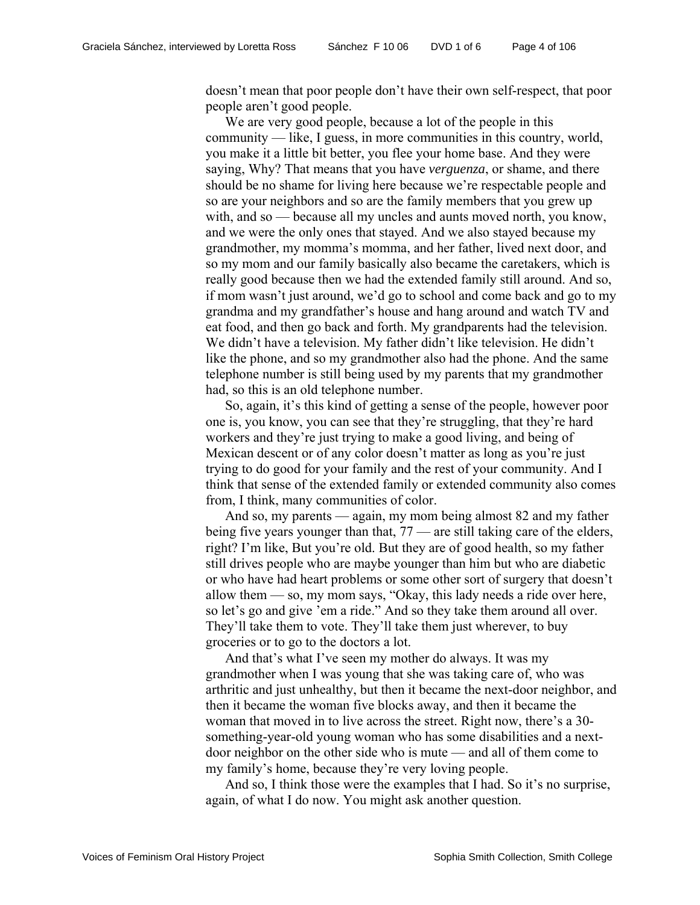doesn't mean that poor people don't have their own self-respect, that poor people aren't good people.

We are very good people, because a lot of the people in this community — like, I guess, in more communities in this country, world, you make it a little bit better, you flee your home base. And they were saying, Why? That means that you have *verguenza*, or shame, and there should be no shame for living here because we're respectable people and so are your neighbors and so are the family members that you grew up with, and so — because all my uncles and aunts moved north, you know, and we were the only ones that stayed. And we also stayed because my grandmother, my momma's momma, and her father, lived next door, and so my mom and our family basically also became the caretakers, which is really good because then we had the extended family still around. And so, if mom wasn't just around, we'd go to school and come back and go to my grandma and my grandfather's house and hang around and watch TV and eat food, and then go back and forth. My grandparents had the television. We didn't have a television. My father didn't like television. He didn't like the phone, and so my grandmother also had the phone. And the same telephone number is still being used by my parents that my grandmother had, so this is an old telephone number.

So, again, it's this kind of getting a sense of the people, however poor one is, you know, you can see that they're struggling, that they're hard workers and they're just trying to make a good living, and being of Mexican descent or of any color doesn't matter as long as you're just trying to do good for your family and the rest of your community. And I think that sense of the extended family or extended community also comes from, I think, many communities of color.

And so, my parents — again, my mom being almost 82 and my father being five years younger than that, 77 — are still taking care of the elders, right? I'm like, But you're old. But they are of good health, so my father still drives people who are maybe younger than him but who are diabetic or who have had heart problems or some other sort of surgery that doesn't allow them — so, my mom says, "Okay, this lady needs a ride over here, so let's go and give 'em a ride." And so they take them around all over. They'll take them to vote. They'll take them just wherever, to buy groceries or to go to the doctors a lot.

And that's what I've seen my mother do always. It was my grandmother when I was young that she was taking care of, who was arthritic and just unhealthy, but then it became the next-door neighbor, and then it became the woman five blocks away, and then it became the woman that moved in to live across the street. Right now, there's a 30-something-year-old young woman who has some disabilities and a next-door neighbor on the other side who is mute — and all of them come to my family's home, because they're very loving people.

And so, I think those were the examples that I had. So it's no surprise, again, of what I do now. You might ask another question.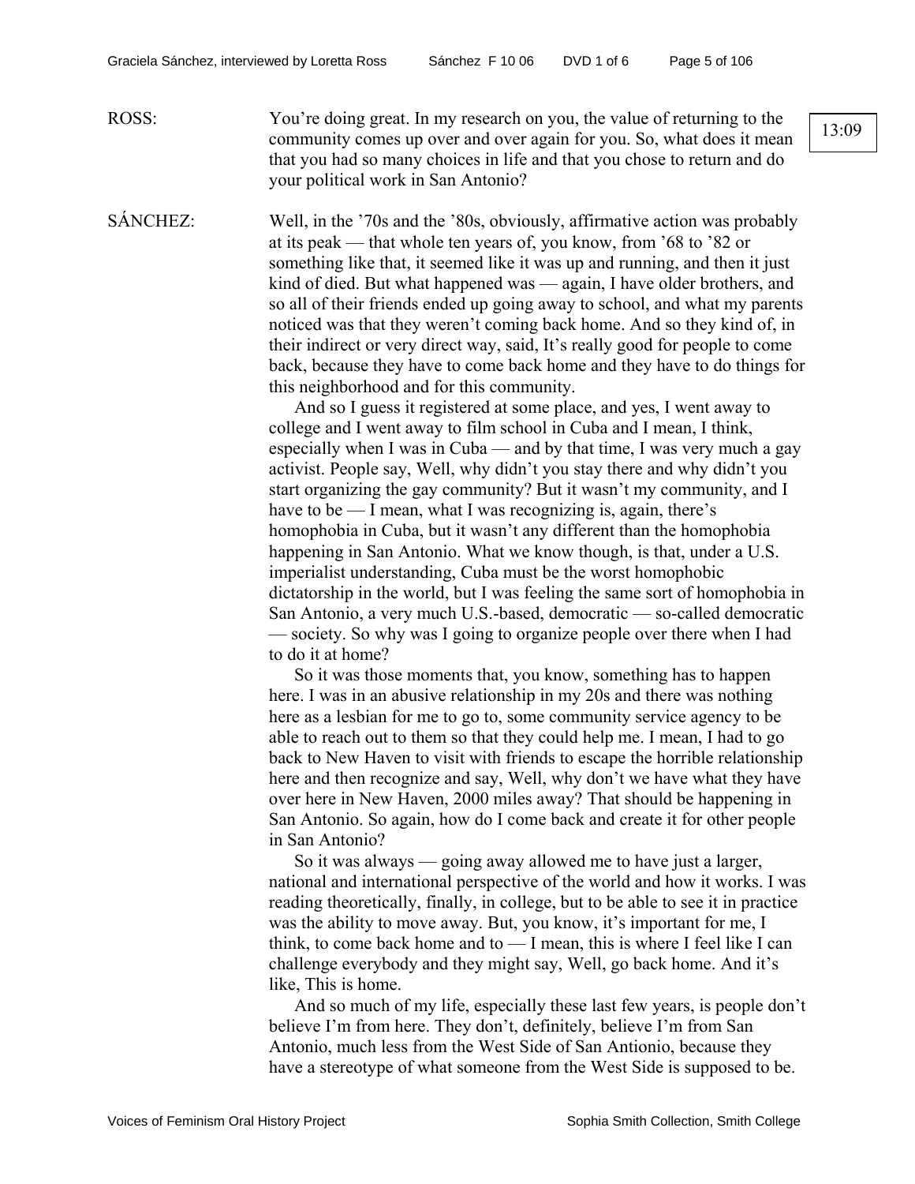ROSS: You're doing great. In my research on you, the value of returning to the community comes up over and over again for you. So, what does it mean that you had so many choices in life and that you chose to return and do your political work in San Antonio?

13:09

SÁNCHEZ: Well, in the '70s and the '80s, obviously, affirmative action was probably at its peak — that whole ten years of, you know, from '68 to '82 or something like that, it seemed like it was up and running, and then it just kind of died. But what happened was — again, I have older brothers, and so all of their friends ended up going away to school, and what my parents noticed was that they weren't coming back home. And so they kind of, in their indirect or very direct way, said, It's really good for people to come back, because they have to come back home and they have to do things for this neighborhood and for this community.

And so I guess it registered at some place, and yes, I went away to college and I went away to film school in Cuba and I mean, I think, especially when I was in Cuba — and by that time, I was very much a gay activist. People say, Well, why didn't you stay there and why didn't you start organizing the gay community? But it wasn't my community, and I have to be — I mean, what I was recognizing is, again, there's homophobia in Cuba, but it wasn't any different than the homophobia happening in San Antonio. What we know though, is that, under a U.S. imperialist understanding, Cuba must be the worst homophobic dictatorship in the world, but I was feeling the same sort of homophobia in San Antonio, a very much U.S.-based, democratic — so-called democratic — society. So why was I going to organize people over there when I had to do it at home?

So it was those moments that, you know, something has to happen here. I was in an abusive relationship in my 20s and there was nothing here as a lesbian for me to go to, some community service agency to be able to reach out to them so that they could help me. I mean, I had to go back to New Haven to visit with friends to escape the horrible relationship here and then recognize and say, Well, why don't we have what they have over here in New Haven, 2000 miles away? That should be happening in San Antonio. So again, how do I come back and create it for other people in San Antonio?

So it was always — going away allowed me to have just a larger, national and international perspective of the world and how it works. I was reading theoretically, finally, in college, but to be able to see it in practice was the ability to move away. But, you know, it's important for me, I think, to come back home and to — I mean, this is where I feel like I can challenge everybody and they might say, Well, go back home. And it's like, This is home.

And so much of my life, especially these last few years, is people don't believe I'm from here. They don't, definitely, believe I'm from San Antonio, much less from the West Side of San Antionio, because they have a stereotype of what someone from the West Side is supposed to be.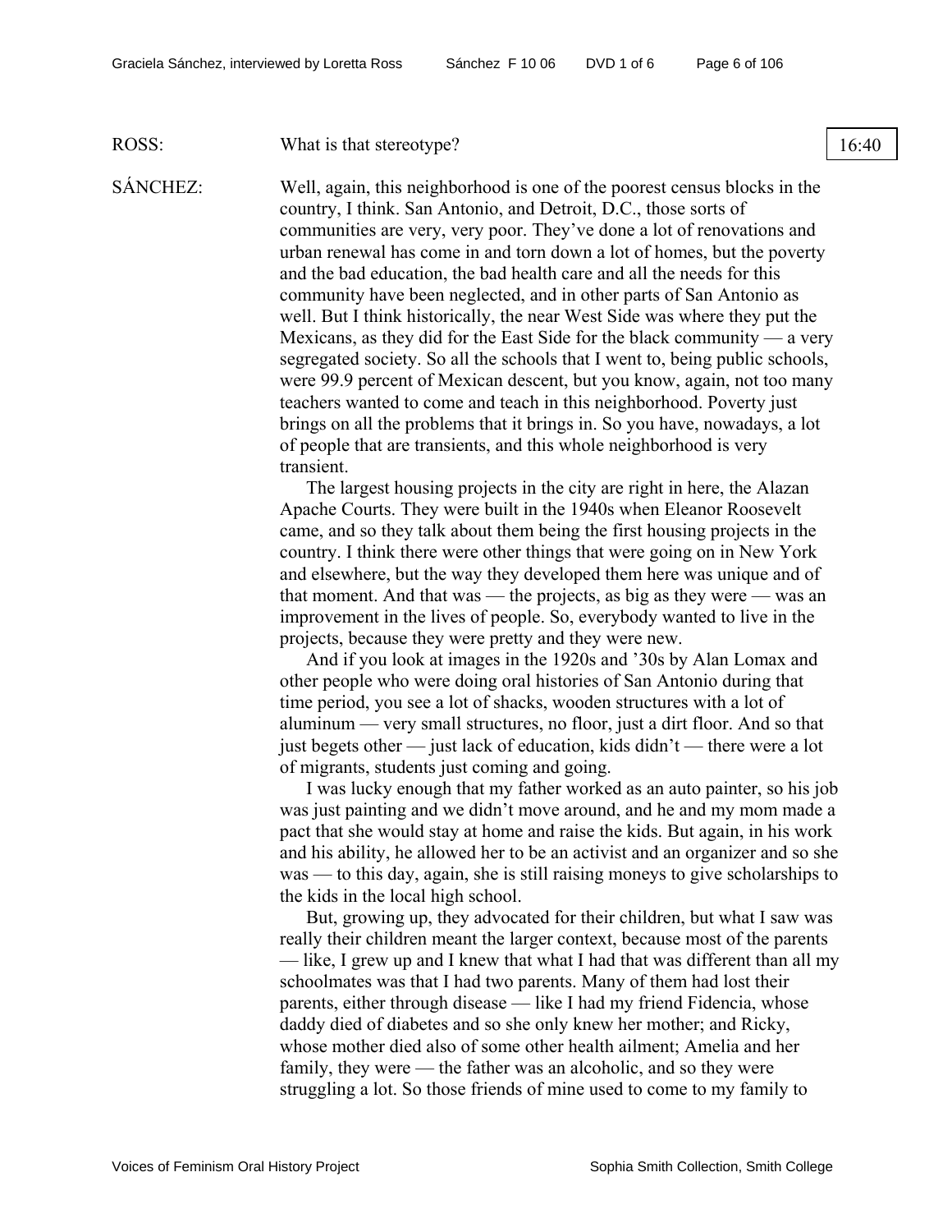ROSS: What is that stereotype?

16:40

SÁNCHEZ: Well, again, this neighborhood is one of the poorest census blocks in the country, I think. San Antonio, and Detroit, D.C., those sorts of communities are very, very poor. They've done a lot of renovations and urban renewal has come in and torn down a lot of homes, but the poverty and the bad education, the bad health care and all the needs for this community have been neglected, and in other parts of San Antonio as well. But I think historically, the near West Side was where they put the Mexicans, as they did for the East Side for the black community — a very segregated society. So all the schools that I went to, being public schools, were 99.9 percent of Mexican descent, but you know, again, not too many teachers wanted to come and teach in this neighborhood. Poverty just brings on all the problems that it brings in. So you have, nowadays, a lot of people that are transients, and this whole neighborhood is very transient.

The largest housing projects in the city are right in here, the Alazan Apache Courts. They were built in the 1940s when Eleanor Roosevelt came, and so they talk about them being the first housing projects in the country. I think there were other things that were going on in New York and elsewhere, but the way they developed them here was unique and of that moment. And that was — the projects, as big as they were — was an improvement in the lives of people. So, everybody wanted to live in the projects, because they were pretty and they were new.

And if you look at images in the 1920s and '30s by Alan Lomax and other people who were doing oral histories of San Antonio during that time period, you see a lot of shacks, wooden structures with a lot of aluminum — very small structures, no floor, just a dirt floor. And so that just begets other — just lack of education, kids didn't — there were a lot of migrants, students just coming and going.

I was lucky enough that my father worked as an auto painter, so his job was just painting and we didn't move around, and he and my mom made a pact that she would stay at home and raise the kids. But again, in his work and his ability, he allowed her to be an activist and an organizer and so she was — to this day, again, she is still raising moneys to give scholarships to the kids in the local high school.

But, growing up, they advocated for their children, but what I saw was really their children meant the larger context, because most of the parents — like, I grew up and I knew that what I had that was different than all my schoolmates was that I had two parents. Many of them had lost their parents, either through disease — like I had my friend Fidencia, whose daddy died of diabetes and so she only knew her mother; and Ricky, whose mother died also of some other health ailment; Amelia and her family, they were — the father was an alcoholic, and so they were struggling a lot. So those friends of mine used to come to my family to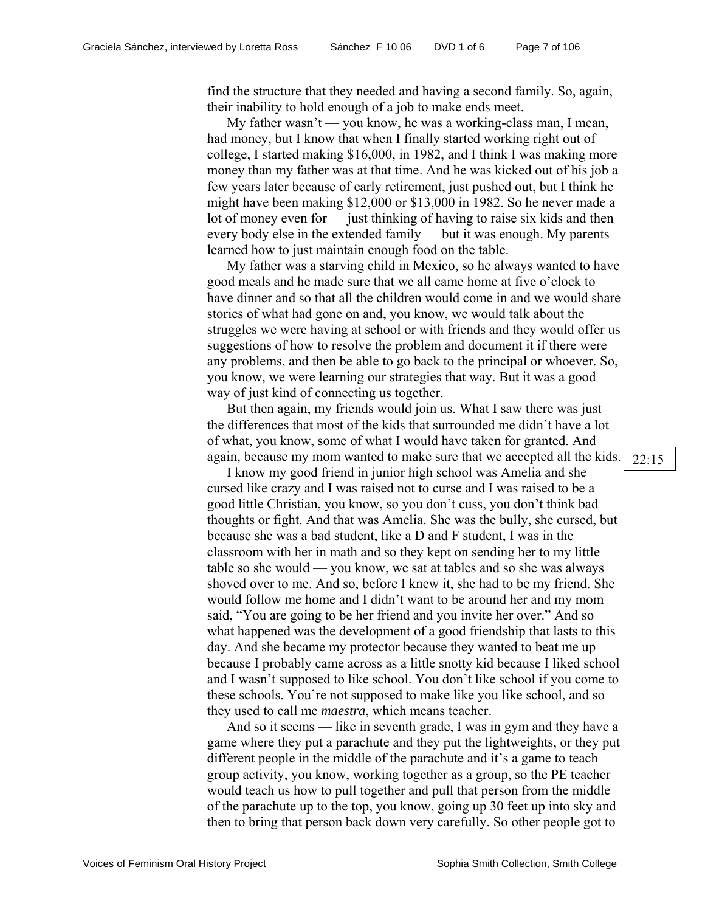find the structure that they needed and having a second family. So, again, their inability to hold enough of a job to make ends meet.

My father wasn't — you know, he was a working-class man, I mean, had money, but I know that when I finally started working right out of college, I started making $16,000, in 1982, and I think I was making more money than my father was at that time. And he was kicked out of his job a few years later because of early retirement, just pushed out, but I think he might have been making $12,000 or $13,000 in 1982. So he never made a lot of money even for — just thinking of having to raise six kids and then every body else in the extended family — but it was enough. My parents learned how to just maintain enough food on the table.

My father was a starving child in Mexico, so he always wanted to have good meals and he made sure that we all came home at five o'clock to have dinner and so that all the children would come in and we would share stories of what had gone on and, you know, we would talk about the struggles we were having at school or with friends and they would offer us suggestions of how to resolve the problem and document it if there were any problems, and then be able to go back to the principal or whoever. So, you know, we were learning our strategies that way. But it was a good way of just kind of connecting us together.

But then again, my friends would join us. What I saw there was just the differences that most of the kids that surrounded me didn't have a lot of what, you know, some of what I would have taken for granted. And again, because my mom wanted to make sure that we accepted all the kids.

22:15

I know my good friend in junior high school was Amelia and she cursed like crazy and I was raised not to curse and I was raised to be a good little Christian, you know, so you don't cuss, you don't think bad thoughts or fight. And that was Amelia. She was the bully, she cursed, but because she was a bad student, like a D and F student, I was in the classroom with her in math and so they kept on sending her to my little table so she would — you know, we sat at tables and so she was always shoved over to me. And so, before I knew it, she had to be my friend. She would follow me home and I didn't want to be around her and my mom said, "You are going to be her friend and you invite her over." And so what happened was the development of a good friendship that lasts to this day. And she became my protector because they wanted to beat me up because I probably came across as a little snotty kid because I liked school and I wasn't supposed to like school. You don't like school if you come to these schools. You're not supposed to make like you like school, and so they used to call me *maestra*, which means teacher.

And so it seems — like in seventh grade, I was in gym and they have a game where they put a parachute and they put the lightweights, or they put different people in the middle of the parachute and it's a game to teach group activity, you know, working together as a group, so the PE teacher would teach us how to pull together and pull that person from the middle of the parachute up to the top, you know, going up 30 feet up into sky and then to bring that person back down very carefully. So other people got to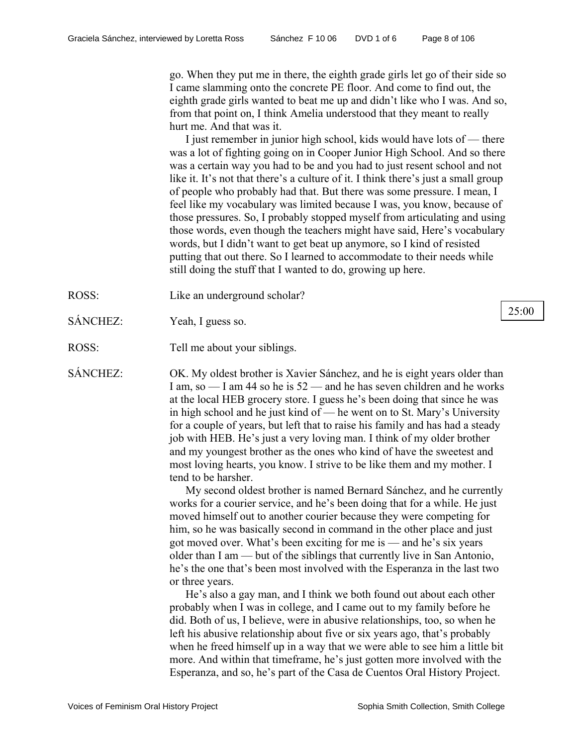go. When they put me in there, the eighth grade girls let go of their side so I came slamming onto the concrete PE floor. And come to find out, the eighth grade girls wanted to beat me up and didn't like who I was. And so, from that point on, I think Amelia understood that they meant to really hurt me. And that was it.

I just remember in junior high school, kids would have lots of — there was a lot of fighting going on in Cooper Junior High School. And so there was a certain way you had to be and you had to just resent school and not like it. It's not that there's a culture of it. I think there's just a small group of people who probably had that. But there was some pressure. I mean, I feel like my vocabulary was limited because I was, you know, because of those pressures. So, I probably stopped myself from articulating and using those words, even though the teachers might have said, Here's vocabulary words, but I didn't want to get beat up anymore, so I kind of resisted putting that out there. So I learned to accommodate to their needs while still doing the stuff that I wanted to do, growing up here.

ROSS: Like an underground scholar?

25:00

SÁNCHEZ: Yeah, I guess so.

ROSS: Tell me about your siblings.

SÁNCHEZ: OK. My oldest brother is Xavier Sánchez, and he is eight years older than I am, so — I am 44 so he is 52 — and he has seven children and he works at the local HEB grocery store. I guess he's been doing that since he was in high school and he just kind of — he went on to St. Mary's University for a couple of years, but left that to raise his family and has had a steady job with HEB. He's just a very loving man. I think of my older brother and my youngest brother as the ones who kind of have the sweetest and most loving hearts, you know. I strive to be like them and my mother. I tend to be harsher.

My second oldest brother is named Bernard Sánchez, and he currently works for a courier service, and he's been doing that for a while. He just moved himself out to another courier because they were competing for him, so he was basically second in command in the other place and just got moved over. What's been exciting for me is — and he's six years older than I am — but of the siblings that currently live in San Antonio, he's the one that's been most involved with the Esperanza in the last two or three years.

He's also a gay man, and I think we both found out about each other probably when I was in college, and I came out to my family before he did. Both of us, I believe, were in abusive relationships, too, so when he left his abusive relationship about five or six years ago, that's probably when he freed himself up in a way that we were able to see him a little bit more. And within that timeframe, he's just gotten more involved with the Esperanza, and so, he's part of the Casa de Cuentos Oral History Project.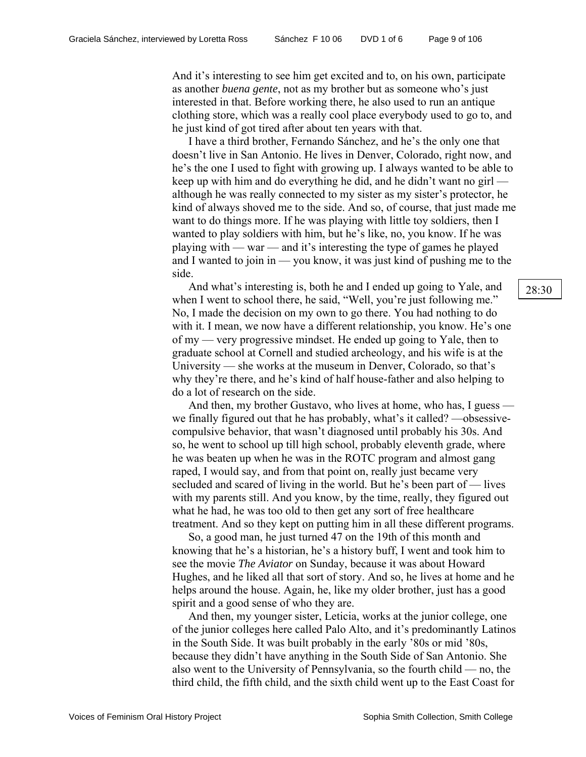And it's interesting to see him get excited and to, on his own, participate as another *buena gente*, not as my brother but as someone who's just interested in that. Before working there, he also used to run an antique clothing store, which was a really cool place everybody used to go to, and he just kind of got tired after about ten years with that.

I have a third brother, Fernando Sánchez, and he's the only one that doesn't live in San Antonio. He lives in Denver, Colorado, right now, and he's the one I used to fight with growing up. I always wanted to be able to keep up with him and do everything he did, and he didn't want no girl — although he was really connected to my sister as my sister's protector, he kind of always shoved me to the side. And so, of course, that just made me want to do things more. If he was playing with little toy soldiers, then I wanted to play soldiers with him, but he's like, no, you know. If he was playing with — war — and it's interesting the type of games he played and I wanted to join in — you know, it was just kind of pushing me to the side.

28:30

And what's interesting is, both he and I ended up going to Yale, and when I went to school there, he said, "Well, you're just following me." No, I made the decision on my own to go there. You had nothing to do with it. I mean, we now have a different relationship, you know. He's one of my — very progressive mindset. He ended up going to Yale, then to graduate school at Cornell and studied archeology, and his wife is at the University — she works at the museum in Denver, Colorado, so that's why they're there, and he's kind of half house-father and also helping to do a lot of research on the side.

And then, my brother Gustavo, who lives at home, who has, I guess — we finally figured out that he has probably, what's it called? —obsessive-compulsive behavior, that wasn't diagnosed until probably his 30s. And so, he went to school up till high school, probably eleventh grade, where he was beaten up when he was in the ROTC program and almost gang raped, I would say, and from that point on, really just became very secluded and scared of living in the world. But he's been part of — lives with my parents still. And you know, by the time, really, they figured out what he had, he was too old to then get any sort of free healthcare treatment. And so they kept on putting him in all these different programs.

So, a good man, he just turned 47 on the 19th of this month and knowing that he's a historian, he's a history buff, I went and took him to see the movie *The Aviator* on Sunday, because it was about Howard Hughes, and he liked all that sort of story. And so, he lives at home and he helps around the house. Again, he, like my older brother, just has a good spirit and a good sense of who they are.

And then, my younger sister, Leticia, works at the junior college, one of the junior colleges here called Palo Alto, and it's predominantly Latinos in the South Side. It was built probably in the early '80s or mid '80s, because they didn't have anything in the South Side of San Antonio. She also went to the University of Pennsylvania, so the fourth child — no, the third child, the fifth child, and the sixth child went up to the East Coast for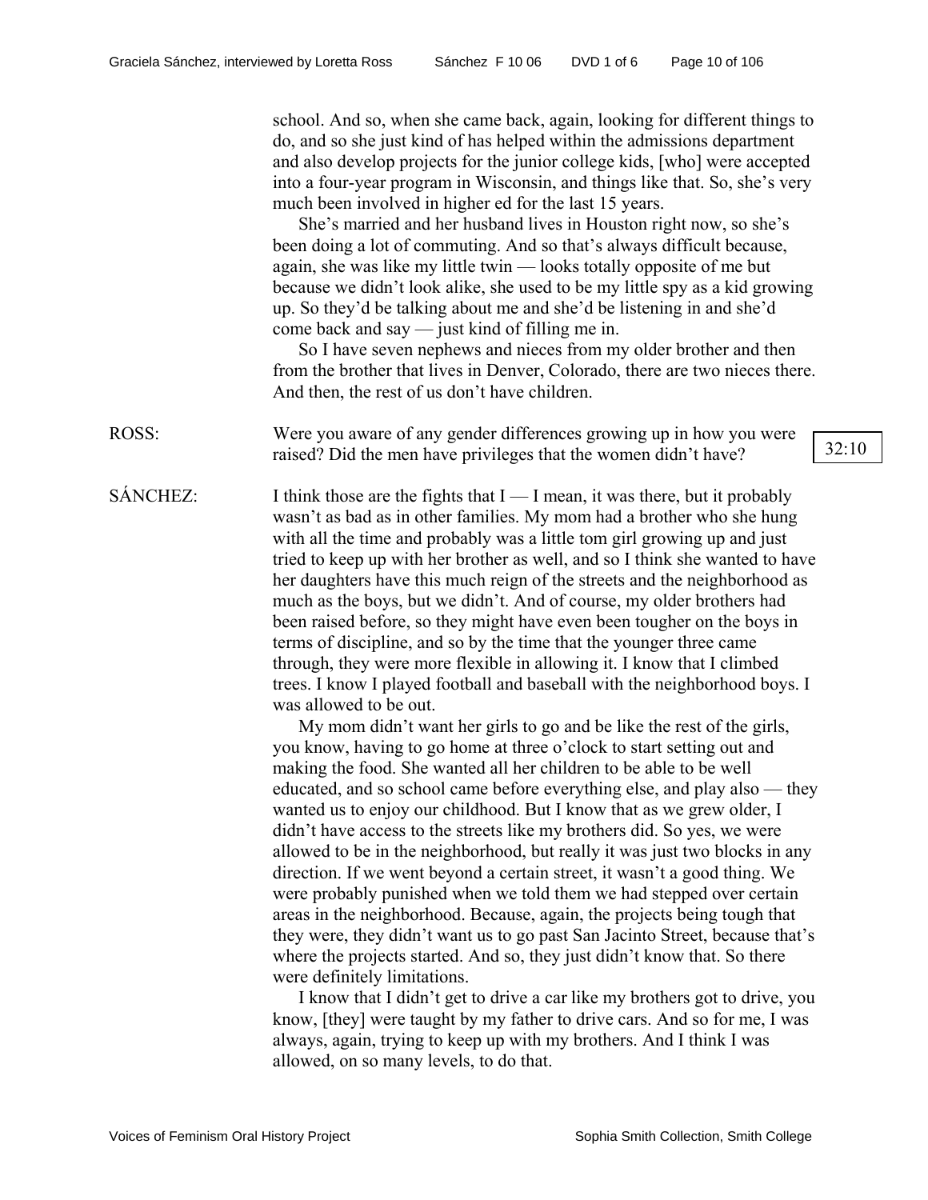school. And so, when she came back, again, looking for different things to do, and so she just kind of has helped within the admissions department and also develop projects for the junior college kids, [who] were accepted into a four-year program in Wisconsin, and things like that. So, she's very much been involved in higher ed for the last 15 years.

She's married and her husband lives in Houston right now, so she's been doing a lot of commuting. And so that's always difficult because, again, she was like my little twin — looks totally opposite of me but because we didn't look alike, she used to be my little spy as a kid growing up. So they'd be talking about me and she'd be listening in and she'd come back and say — just kind of filling me in.

So I have seven nephews and nieces from my older brother and then from the brother that lives in Denver, Colorado, there are two nieces there. And then, the rest of us don't have children.

ROSS: Were you aware of any gender differences growing up in how you were raised? Did the men have privileges that the women didn't have?

32:10

SÁNCHEZ: I think those are the fights that I — I mean, it was there, but it probably wasn't as bad as in other families. My mom had a brother who she hung with all the time and probably was a little tom girl growing up and just tried to keep up with her brother as well, and so I think she wanted to have her daughters have this much reign of the streets and the neighborhood as much as the boys, but we didn't. And of course, my older brothers had been raised before, so they might have even been tougher on the boys in terms of discipline, and so by the time that the younger three came through, they were more flexible in allowing it. I know that I climbed trees. I know I played football and baseball with the neighborhood boys. I was allowed to be out.

My mom didn't want her girls to go and be like the rest of the girls, you know, having to go home at three o'clock to start setting out and making the food. She wanted all her children to be able to be well educated, and so school came before everything else, and play also — they wanted us to enjoy our childhood. But I know that as we grew older, I didn't have access to the streets like my brothers did. So yes, we were allowed to be in the neighborhood, but really it was just two blocks in any direction. If we went beyond a certain street, it wasn't a good thing. We were probably punished when we told them we had stepped over certain areas in the neighborhood. Because, again, the projects being tough that they were, they didn't want us to go past San Jacinto Street, because that's where the projects started. And so, they just didn't know that. So there were definitely limitations.

I know that I didn't get to drive a car like my brothers got to drive, you know, [they] were taught by my father to drive cars. And so for me, I was always, again, trying to keep up with my brothers. And I think I was allowed, on so many levels, to do that.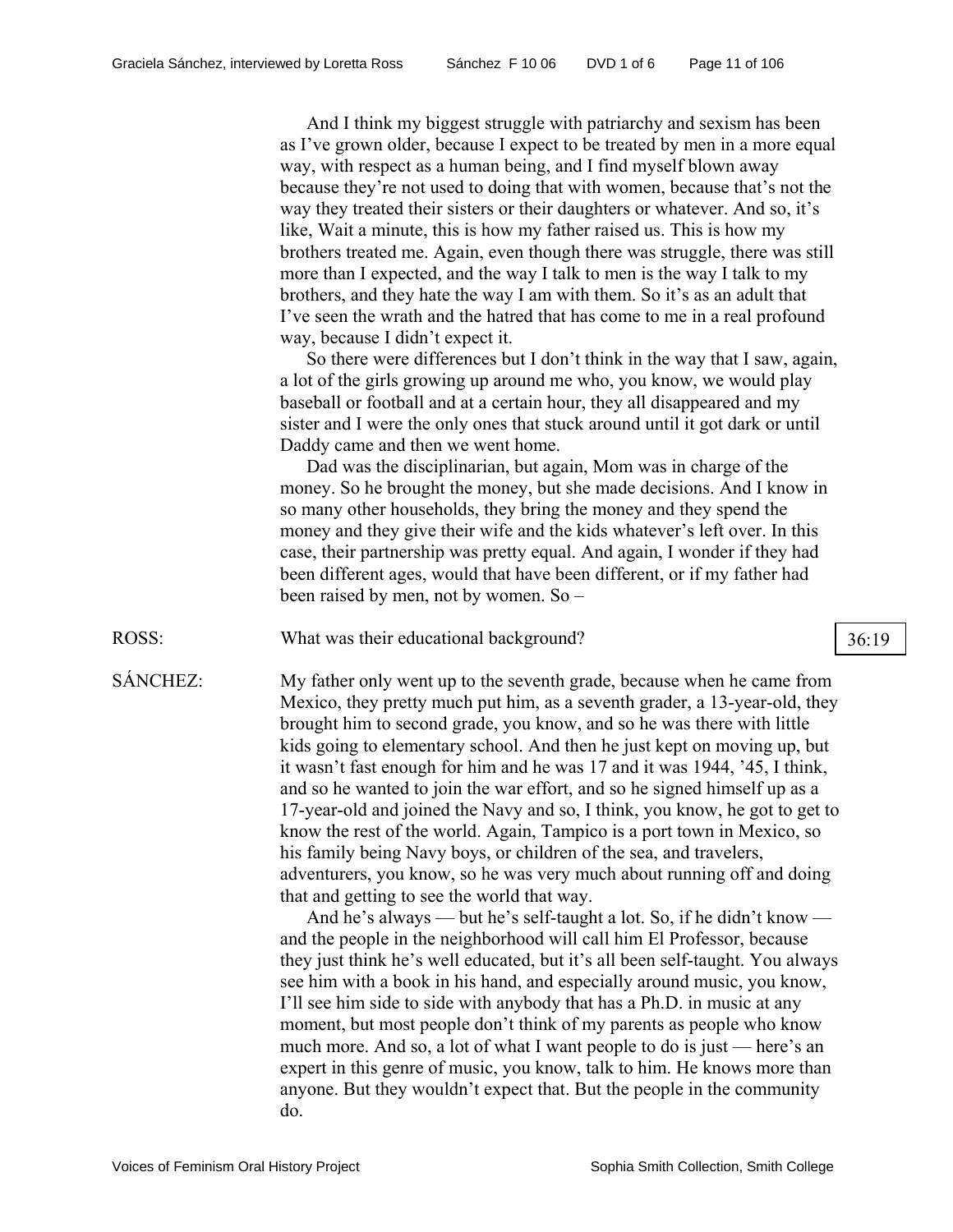And I think my biggest struggle with patriarchy and sexism has been as I've grown older, because I expect to be treated by men in a more equal way, with respect as a human being, and I find myself blown away because they're not used to doing that with women, because that's not the way they treated their sisters or their daughters or whatever. And so, it's like, Wait a minute, this is how my father raised us. This is how my brothers treated me. Again, even though there was struggle, there was still more than I expected, and the way I talk to men is the way I talk to my brothers, and they hate the way I am with them. So it's as an adult that I've seen the wrath and the hatred that has come to me in a real profound way, because I didn't expect it.

So there were differences but I don't think in the way that I saw, again, a lot of the girls growing up around me who, you know, we would play baseball or football and at a certain hour, they all disappeared and my sister and I were the only ones that stuck around until it got dark or until Daddy came and then we went home.

Dad was the disciplinarian, but again, Mom was in charge of the money. So he brought the money, but she made decisions. And I know in so many other households, they bring the money and they spend the money and they give their wife and the kids whatever's left over. In this case, their partnership was pretty equal. And again, I wonder if they had been different ages, would that have been different, or if my father had been raised by men, not by women. So –

ROSS: What was their educational background? 36:19

SÁNCHEZ: My father only went up to the seventh grade, because when he came from Mexico, they pretty much put him, as a seventh grader, a 13-year-old, they brought him to second grade, you know, and so he was there with little kids going to elementary school. And then he just kept on moving up, but it wasn't fast enough for him and he was 17 and it was 1944, '45, I think, and so he wanted to join the war effort, and so he signed himself up as a 17-year-old and joined the Navy and so, I think, you know, he got to get to know the rest of the world. Again, Tampico is a port town in Mexico, so his family being Navy boys, or children of the sea, and travelers, adventurers, you know, so he was very much about running off and doing that and getting to see the world that way.

And he's always — but he's self-taught a lot. So, if he didn't know — and the people in the neighborhood will call him El Professor, because they just think he's well educated, but it's all been self-taught. You always see him with a book in his hand, and especially around music, you know, I'll see him side to side with anybody that has a Ph.D. in music at any moment, but most people don't think of my parents as people who know much more. And so, a lot of what I want people to do is just — here's an expert in this genre of music, you know, talk to him. He knows more than anyone. But they wouldn't expect that. But the people in the community do.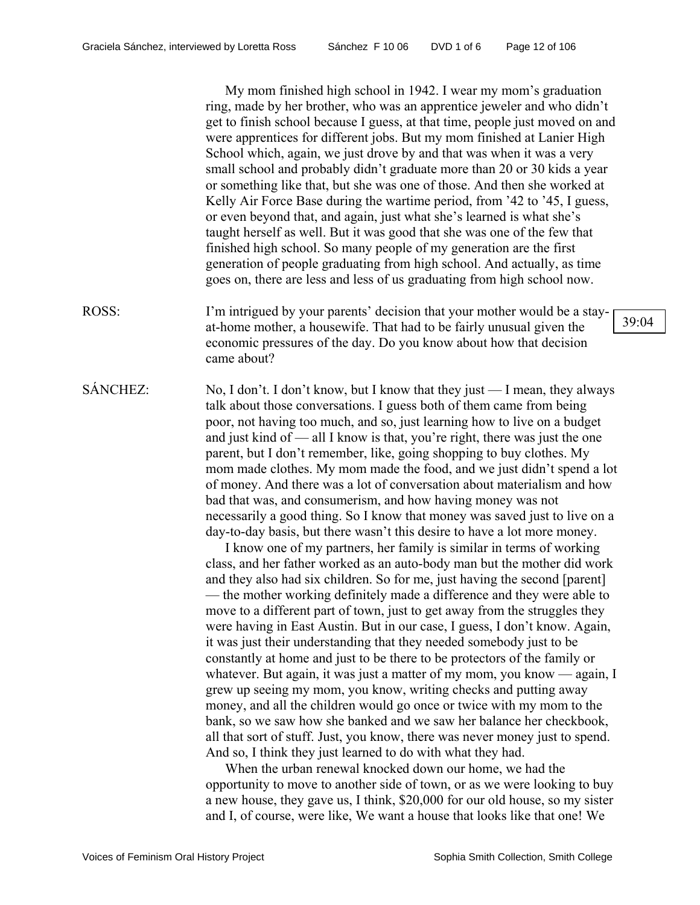My mom finished high school in 1942. I wear my mom's graduation ring, made by her brother, who was an apprentice jeweler and who didn't get to finish school because I guess, at that time, people just moved on and were apprentices for different jobs. But my mom finished at Lanier High School which, again, we just drove by and that was when it was a very small school and probably didn't graduate more than 20 or 30 kids a year or something like that, but she was one of those. And then she worked at Kelly Air Force Base during the wartime period, from '42 to '45, I guess, or even beyond that, and again, just what she's learned is what she's taught herself as well. But it was good that she was one of the few that finished high school. So many people of my generation are the first generation of people graduating from high school. And actually, as time goes on, there are less and less of us graduating from high school now.

ROSS: I'm intrigued by your parents' decision that your mother would be a stay-at-home mother, a housewife. That had to be fairly unusual given the economic pressures of the day. Do you know about how that decision came about?

39:04

SÁNCHEZ: No, I don't. I don't know, but I know that they just — I mean, they always talk about those conversations. I guess both of them came from being poor, not having too much, and so, just learning how to live on a budget and just kind of — all I know is that, you're right, there was just the one parent, but I don't remember, like, going shopping to buy clothes. My mom made clothes. My mom made the food, and we just didn't spend a lot of money. And there was a lot of conversation about materialism and how bad that was, and consumerism, and how having money was not necessarily a good thing. So I know that money was saved just to live on a day-to-day basis, but there wasn't this desire to have a lot more money.

I know one of my partners, her family is similar in terms of working class, and her father worked as an auto-body man but the mother did work and they also had six children. So for me, just having the second [parent] — the mother working definitely made a difference and they were able to move to a different part of town, just to get away from the struggles they were having in East Austin. But in our case, I guess, I don't know. Again, it was just their understanding that they needed somebody just to be constantly at home and just to be there to be protectors of the family or whatever. But again, it was just a matter of my mom, you know — again, I grew up seeing my mom, you know, writing checks and putting away money, and all the children would go once or twice with my mom to the bank, so we saw how she banked and we saw her balance her checkbook, all that sort of stuff. Just, you know, there was never money just to spend. And so, I think they just learned to do with what they had.

When the urban renewal knocked down our home, we had the opportunity to move to another side of town, or as we were looking to buy a new house, they gave us, I think, $20,000 for our old house, so my sister and I, of course, were like, We want a house that looks like that one! We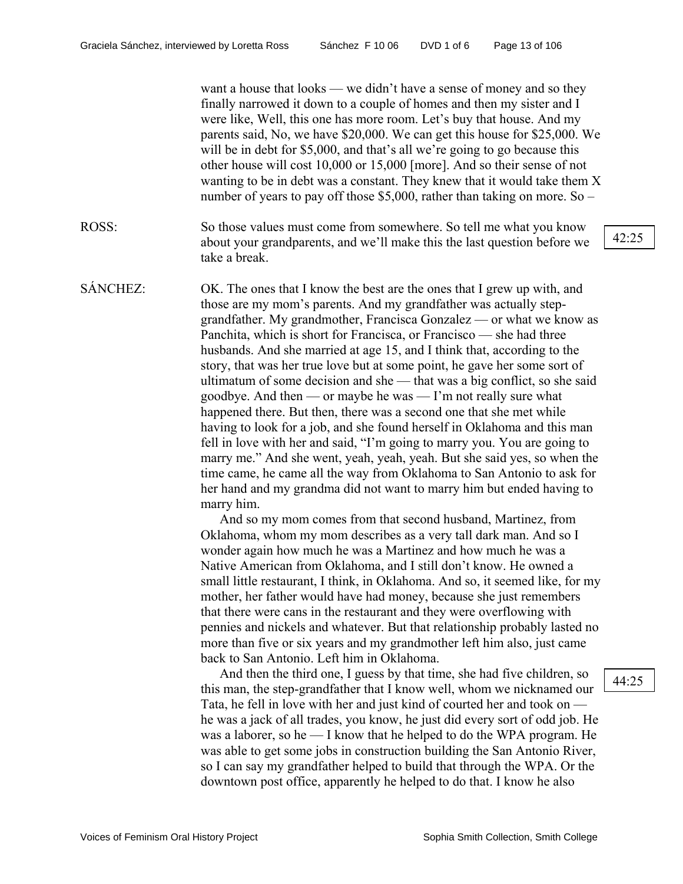want a house that looks — we didn't have a sense of money and so they finally narrowed it down to a couple of homes and then my sister and I were like, Well, this one has more room. Let's buy that house. And my parents said, No, we have $20,000. We can get this house for $25,000. We will be in debt for $5,000, and that's all we're going to go because this other house will cost 10,000 or 15,000 [more]. And so their sense of not wanting to be in debt was a constant. They knew that it would take them X number of years to pay off those $5,000, rather than taking on more. So –

ROSS: So those values must come from somewhere. So tell me what you know about your grandparents, and we'll make this the last question before we take a break.

42:25

SÁNCHEZ: OK. The ones that I know the best are the ones that I grew up with, and those are my mom's parents. And my grandfather was actually step-grandfather. My grandmother, Francisca Gonzalez — or what we know as Panchita, which is short for Francisca, or Francisco — she had three husbands. And she married at age 15, and I think that, according to the story, that was her true love but at some point, he gave her some sort of ultimatum of some decision and she — that was a big conflict, so she said goodbye. And then — or maybe he was — I'm not really sure what happened there. But then, there was a second one that she met while having to look for a job, and she found herself in Oklahoma and this man fell in love with her and said, "I'm going to marry you. You are going to marry me." And she went, yeah, yeah, yeah. But she said yes, so when the time came, he came all the way from Oklahoma to San Antonio to ask for her hand and my grandma did not want to marry him but ended having to marry him.

And so my mom comes from that second husband, Martinez, from Oklahoma, whom my mom describes as a very tall dark man. And so I wonder again how much he was a Martinez and how much he was a Native American from Oklahoma, and I still don't know. He owned a small little restaurant, I think, in Oklahoma. And so, it seemed like, for my mother, her father would have had money, because she just remembers that there were cans in the restaurant and they were overflowing with pennies and nickels and whatever. But that relationship probably lasted no more than five or six years and my grandmother left him also, just came back to San Antonio. Left him in Oklahoma.

44:25

And then the third one, I guess by that time, she had five children, so this man, the step-grandfather that I know well, whom we nicknamed our Tata, he fell in love with her and just kind of courted her and took on — he was a jack of all trades, you know, he just did every sort of odd job. He was a laborer, so he — I know that he helped to do the WPA program. He was able to get some jobs in construction building the San Antonio River, so I can say my grandfather helped to build that through the WPA. Or the downtown post office, apparently he helped to do that. I know he also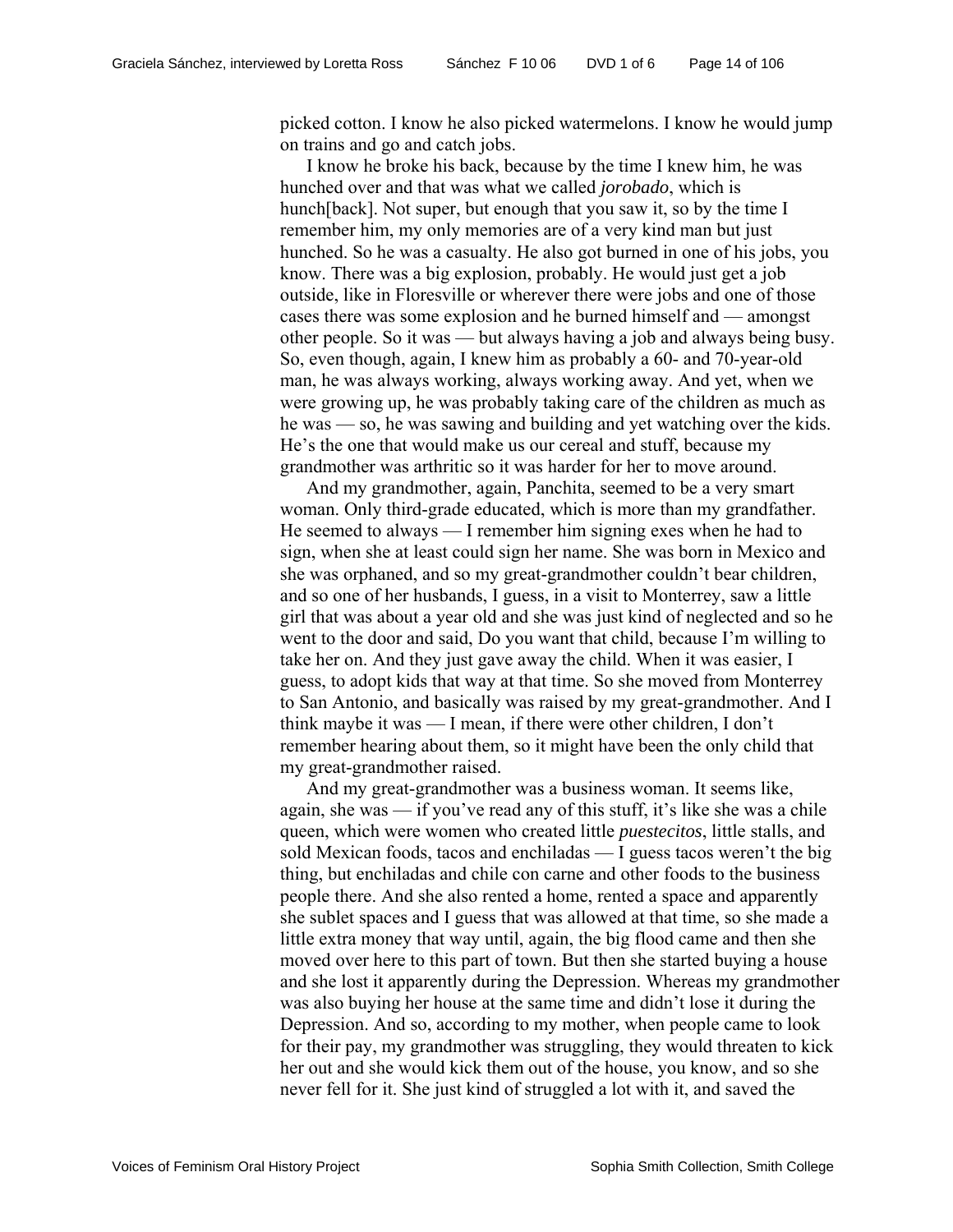picked cotton. I know he also picked watermelons. I know he would jump on trains and go and catch jobs.

I know he broke his back, because by the time I knew him, he was hunched over and that was what we called *jorobado*, which is hunch[back]. Not super, but enough that you saw it, so by the time I remember him, my only memories are of a very kind man but just hunched. So he was a casualty. He also got burned in one of his jobs, you know. There was a big explosion, probably. He would just get a job outside, like in Floresville or wherever there were jobs and one of those cases there was some explosion and he burned himself and — amongst other people. So it was — but always having a job and always being busy. So, even though, again, I knew him as probably a 60- and 70-year-old man, he was always working, always working away. And yet, when we were growing up, he was probably taking care of the children as much as he was — so, he was sawing and building and yet watching over the kids. He's the one that would make us our cereal and stuff, because my grandmother was arthritic so it was harder for her to move around.

And my grandmother, again, Panchita, seemed to be a very smart woman. Only third-grade educated, which is more than my grandfather. He seemed to always — I remember him signing exes when he had to sign, when she at least could sign her name. She was born in Mexico and she was orphaned, and so my great-grandmother couldn't bear children, and so one of her husbands, I guess, in a visit to Monterrey, saw a little girl that was about a year old and she was just kind of neglected and so he went to the door and said, Do you want that child, because I'm willing to take her on. And they just gave away the child. When it was easier, I guess, to adopt kids that way at that time. So she moved from Monterrey to San Antonio, and basically was raised by my great-grandmother. And I think maybe it was — I mean, if there were other children, I don't remember hearing about them, so it might have been the only child that my great-grandmother raised.

And my great-grandmother was a business woman. It seems like, again, she was — if you've read any of this stuff, it's like she was a chile queen, which were women who created little *puestecitos*, little stalls, and sold Mexican foods, tacos and enchiladas — I guess tacos weren't the big thing, but enchiladas and chile con carne and other foods to the business people there. And she also rented a home, rented a space and apparently she sublet spaces and I guess that was allowed at that time, so she made a little extra money that way until, again, the big flood came and then she moved over here to this part of town. But then she started buying a house and she lost it apparently during the Depression. Whereas my grandmother was also buying her house at the same time and didn't lose it during the Depression. And so, according to my mother, when people came to look for their pay, my grandmother was struggling, they would threaten to kick her out and she would kick them out of the house, you know, and so she never fell for it. She just kind of struggled a lot with it, and saved the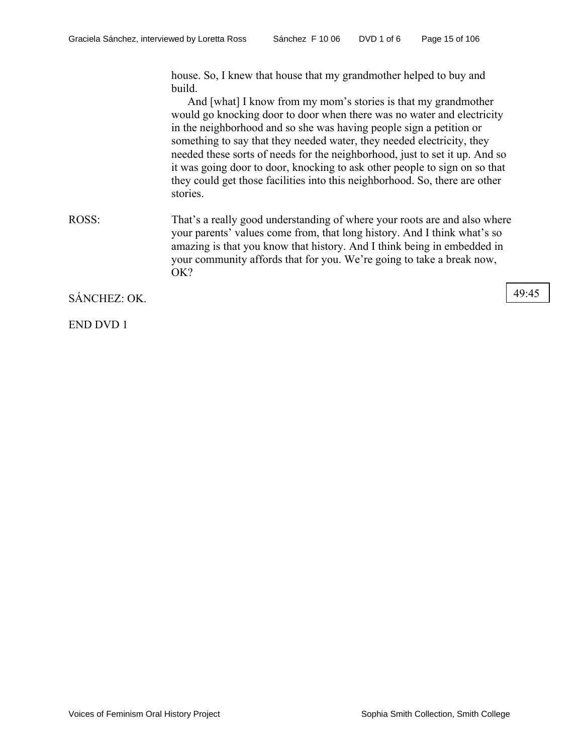house. So, I knew that house that my grandmother helped to buy and build.

And [what] I know from my mom's stories is that my grandmother would go knocking door to door when there was no water and electricity in the neighborhood and so she was having people sign a petition or something to say that they needed water, they needed electricity, they needed these sorts of needs for the neighborhood, just to set it up. And so it was going door to door, knocking to ask other people to sign on so that they could get those facilities into this neighborhood. So, there are other stories.

ROSS: That's a really good understanding of where your roots are and also where your parents' values come from, that long history. And I think what's so amazing is that you know that history. And I think being in embedded in your community affords that for you. We're going to take a break now, OK?

SÁNCHEZ: OK.

49:45

END DVD 1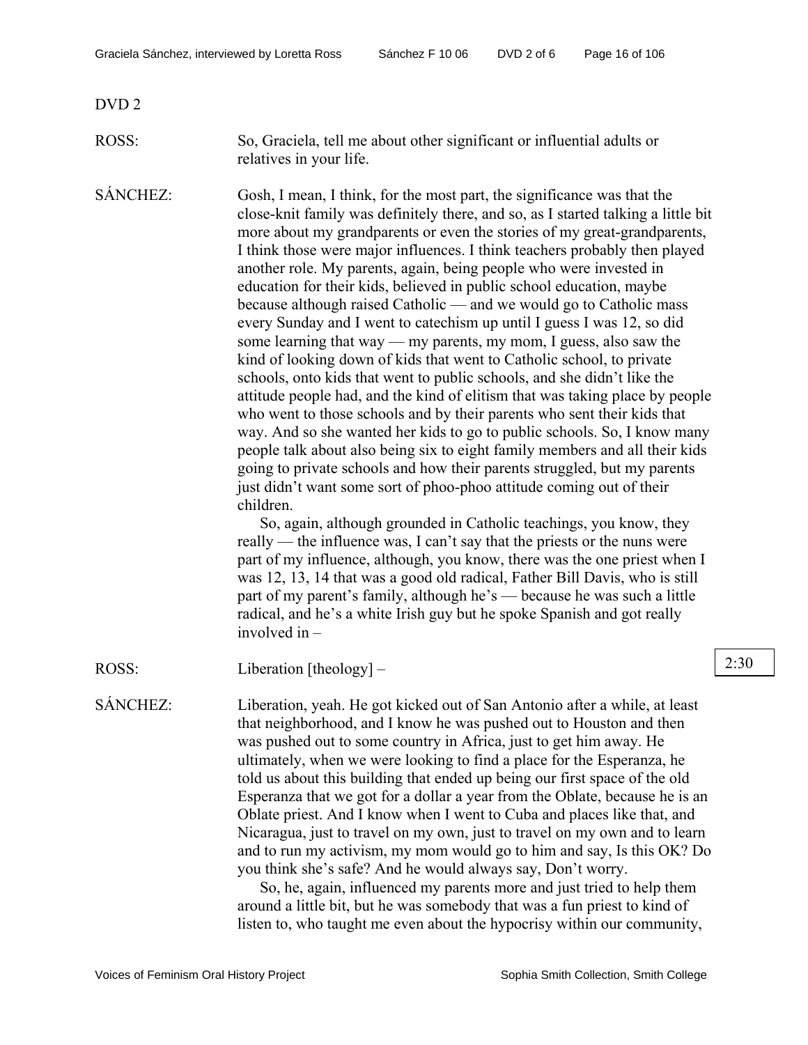DVD 2

ROSS: So, Graciela, tell me about other significant or influential adults or relatives in your life.

SÁNCHEZ: Gosh, I mean, I think, for the most part, the significance was that the close-knit family was definitely there, and so, as I started talking a little bit more about my grandparents or even the stories of my great-grandparents, I think those were major influences. I think teachers probably then played another role. My parents, again, being people who were invested in education for their kids, believed in public school education, maybe because although raised Catholic — and we would go to Catholic mass every Sunday and I went to catechism up until I guess I was 12, so did some learning that way — my parents, my mom, I guess, also saw the kind of looking down of kids that went to Catholic school, to private schools, onto kids that went to public schools, and she didn't like the attitude people had, and the kind of elitism that was taking place by people who went to those schools and by their parents who sent their kids that way. And so she wanted her kids to go to public schools. So, I know many people talk about also being six to eight family members and all their kids going to private schools and how their parents struggled, but my parents just didn't want some sort of phoo-phoo attitude coming out of their children.

So, again, although grounded in Catholic teachings, you know, they really — the influence was, I can't say that the priests or the nuns were part of my influence, although, you know, there was the one priest when I was 12, 13, 14 that was a good old radical, Father Bill Davis, who is still part of my parent's family, although he's — because he was such a little radical, and he's a white Irish guy but he spoke Spanish and got really involved in –

ROSS: Liberation [theology] –

2:30

SÁNCHEZ: Liberation, yeah. He got kicked out of San Antonio after a while, at least that neighborhood, and I know he was pushed out to Houston and then was pushed out to some country in Africa, just to get him away. He ultimately, when we were looking to find a place for the Esperanza, he told us about this building that ended up being our first space of the old Esperanza that we got for a dollar a year from the Oblate, because he is an Oblate priest. And I know when I went to Cuba and places like that, and Nicaragua, just to travel on my own, just to travel on my own and to learn and to run my activism, my mom would go to him and say, Is this OK? Do you think she's safe? And he would always say, Don't worry.

So, he, again, influenced my parents more and just tried to help them around a little bit, but he was somebody that was a fun priest to kind of listen to, who taught me even about the hypocrisy within our community,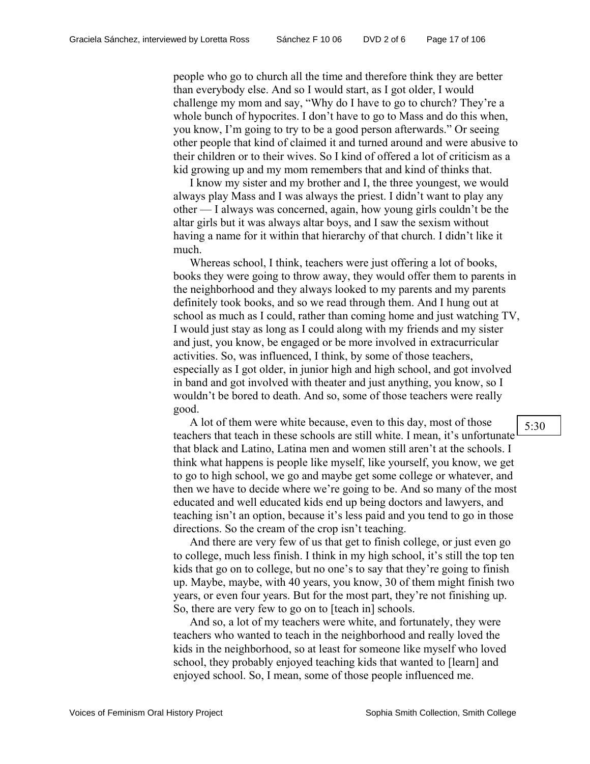people who go to church all the time and therefore think they are better than everybody else. And so I would start, as I got older, I would challenge my mom and say, "Why do I have to go to church? They're a whole bunch of hypocrites. I don't have to go to Mass and do this when, you know, I'm going to try to be a good person afterwards." Or seeing other people that kind of claimed it and turned around and were abusive to their children or to their wives. So I kind of offered a lot of criticism as a kid growing up and my mom remembers that and kind of thinks that.

I know my sister and my brother and I, the three youngest, we would always play Mass and I was always the priest. I didn't want to play any other — I always was concerned, again, how young girls couldn't be the altar girls but it was always altar boys, and I saw the sexism without having a name for it within that hierarchy of that church. I didn't like it much.

Whereas school, I think, teachers were just offering a lot of books, books they were going to throw away, they would offer them to parents in the neighborhood and they always looked to my parents and my parents definitely took books, and so we read through them. And I hung out at school as much as I could, rather than coming home and just watching TV, I would just stay as long as I could along with my friends and my sister and just, you know, be engaged or be more involved in extracurricular activities. So, was influenced, I think, by some of those teachers, especially as I got older, in junior high and high school, and got involved in band and got involved with theater and just anything, you know, so I wouldn't be bored to death. And so, some of those teachers were really good.

5:30

A lot of them were white because, even to this day, most of those teachers that teach in these schools are still white. I mean, it's unfortunate that black and Latino, Latina men and women still aren't at the schools. I think what happens is people like myself, like yourself, you know, we get to go to high school, we go and maybe get some college or whatever, and then we have to decide where we're going to be. And so many of the most educated and well educated kids end up being doctors and lawyers, and teaching isn't an option, because it's less paid and you tend to go in those directions. So the cream of the crop isn't teaching.

And there are very few of us that get to finish college, or just even go to college, much less finish. I think in my high school, it's still the top ten kids that go on to college, but no one's to say that they're going to finish up. Maybe, maybe, with 40 years, you know, 30 of them might finish two years, or even four years. But for the most part, they're not finishing up. So, there are very few to go on to [teach in] schools.

And so, a lot of my teachers were white, and fortunately, they were teachers who wanted to teach in the neighborhood and really loved the kids in the neighborhood, so at least for someone like myself who loved school, they probably enjoyed teaching kids that wanted to [learn] and enjoyed school. So, I mean, some of those people influenced me.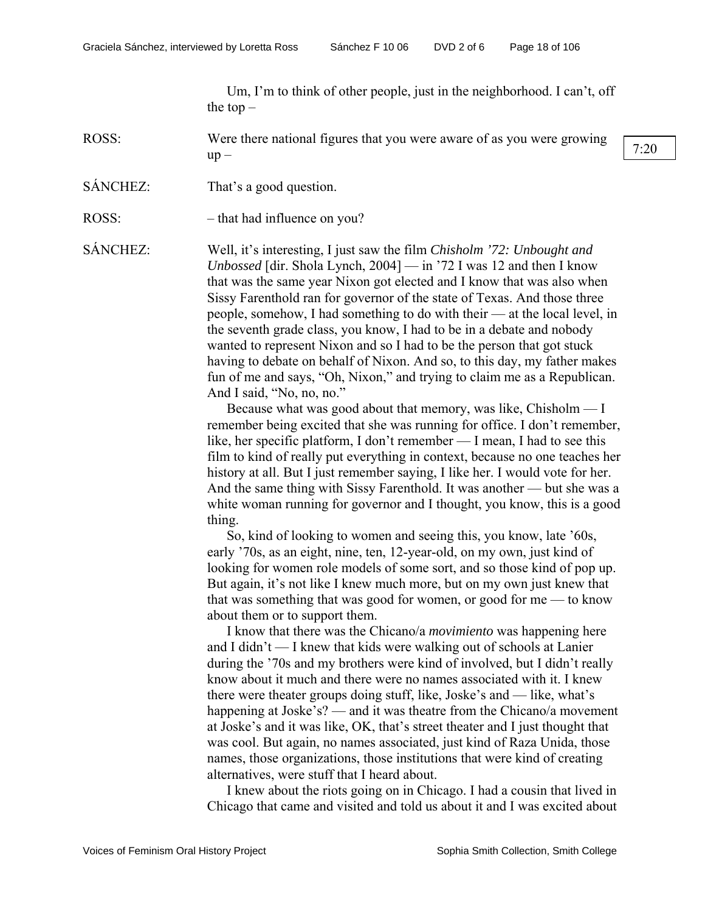Um, I'm to think of other people, just in the neighborhood. I can't, off the top –

ROSS: Were there national figures that you were aware of as you were growing up –

7:20

SÁNCHEZ: That's a good question.

ROSS: – that had influence on you?

SÁNCHEZ: Well, it's interesting, I just saw the film *Chisholm '72: Unbought and Unbossed* [dir. Shola Lynch, 2004] — in '72 I was 12 and then I know that was the same year Nixon got elected and I know that was also when Sissy Farenthold ran for governor of the state of Texas. And those three people, somehow, I had something to do with their — at the local level, in the seventh grade class, you know, I had to be in a debate and nobody wanted to represent Nixon and so I had to be the person that got stuck having to debate on behalf of Nixon. And so, to this day, my father makes fun of me and says, "Oh, Nixon," and trying to claim me as a Republican. And I said, "No, no, no."

Because what was good about that memory, was like, Chisholm — I remember being excited that she was running for office. I don't remember, like, her specific platform, I don't remember — I mean, I had to see this film to kind of really put everything in context, because no one teaches her history at all. But I just remember saying, I like her. I would vote for her. And the same thing with Sissy Farenthold. It was another — but she was a white woman running for governor and I thought, you know, this is a good thing.

So, kind of looking to women and seeing this, you know, late '60s, early '70s, as an eight, nine, ten, 12-year-old, on my own, just kind of looking for women role models of some sort, and so those kind of pop up. But again, it's not like I knew much more, but on my own just knew that that was something that was good for women, or good for me — to know about them or to support them.

I know that there was the Chicano/a *movimiento* was happening here and I didn't — I knew that kids were walking out of schools at Lanier during the '70s and my brothers were kind of involved, but I didn't really know about it much and there were no names associated with it. I knew there were theater groups doing stuff, like, Joske's and — like, what's happening at Joske's? — and it was theatre from the Chicano/a movement at Joske's and it was like, OK, that's street theater and I just thought that was cool. But again, no names associated, just kind of Raza Unida, those names, those organizations, those institutions that were kind of creating alternatives, were stuff that I heard about.

I knew about the riots going on in Chicago. I had a cousin that lived in Chicago that came and visited and told us about it and I was excited about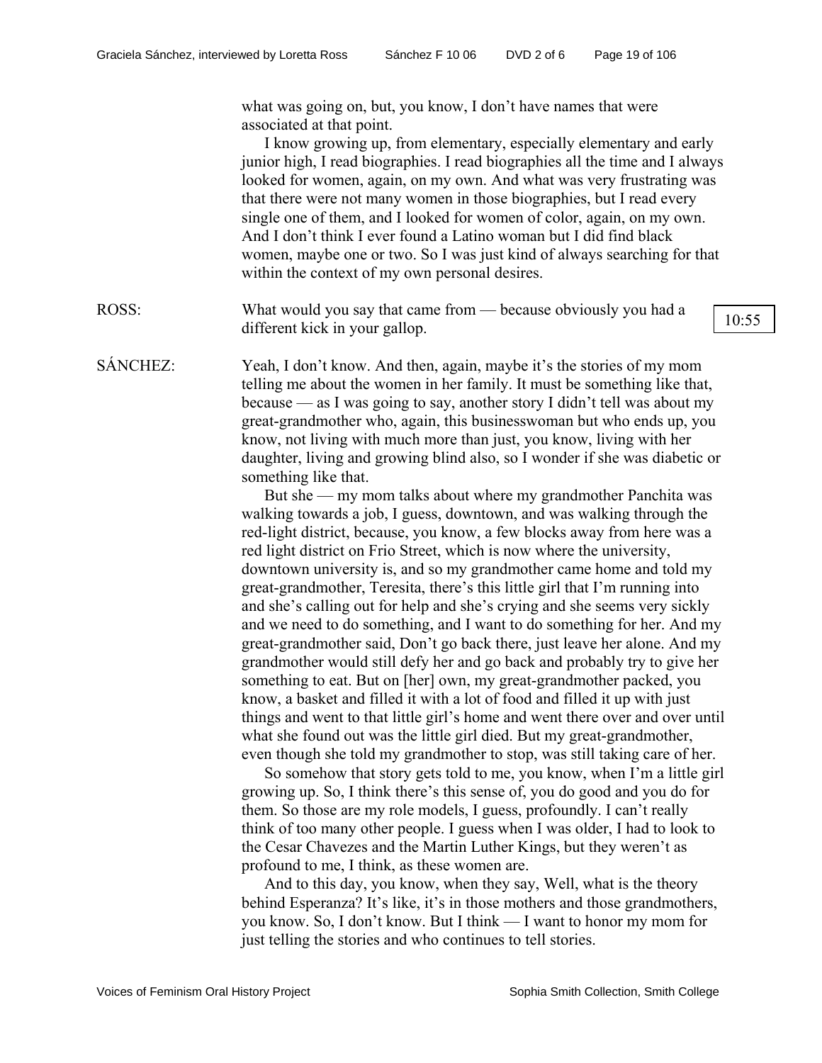what was going on, but, you know, I don't have names that were associated at that point.

I know growing up, from elementary, especially elementary and early junior high, I read biographies. I read biographies all the time and I always looked for women, again, on my own. And what was very frustrating was that there were not many women in those biographies, but I read every single one of them, and I looked for women of color, again, on my own. And I don't think I ever found a Latino woman but I did find black women, maybe one or two. So I was just kind of always searching for that within the context of my own personal desires.

ROSS: What would you say that came from — because obviously you had a different kick in your gallop.

10:55

SÁNCHEZ: Yeah, I don't know. And then, again, maybe it's the stories of my mom telling me about the women in her family. It must be something like that, because — as I was going to say, another story I didn't tell was about my great-grandmother who, again, this businesswoman but who ends up, you know, not living with much more than just, you know, living with her daughter, living and growing blind also, so I wonder if she was diabetic or something like that.

But she — my mom talks about where my grandmother Panchita was walking towards a job, I guess, downtown, and was walking through the red-light district, because, you know, a few blocks away from here was a red light district on Frio Street, which is now where the university, downtown university is, and so my grandmother came home and told my great-grandmother, Teresita, there's this little girl that I'm running into and she's calling out for help and she's crying and she seems very sickly and we need to do something, and I want to do something for her. And my great-grandmother said, Don't go back there, just leave her alone. And my grandmother would still defy her and go back and probably try to give her something to eat. But on [her] own, my great-grandmother packed, you know, a basket and filled it with a lot of food and filled it up with just things and went to that little girl's home and went there over and over until what she found out was the little girl died. But my great-grandmother, even though she told my grandmother to stop, was still taking care of her.

So somehow that story gets told to me, you know, when I'm a little girl growing up. So, I think there's this sense of, you do good and you do for them. So those are my role models, I guess, profoundly. I can't really think of too many other people. I guess when I was older, I had to look to the Cesar Chavezes and the Martin Luther Kings, but they weren't as profound to me, I think, as these women are.

And to this day, you know, when they say, Well, what is the theory behind Esperanza? It's like, it's in those mothers and those grandmothers, you know. So, I don't know. But I think — I want to honor my mom for just telling the stories and who continues to tell stories.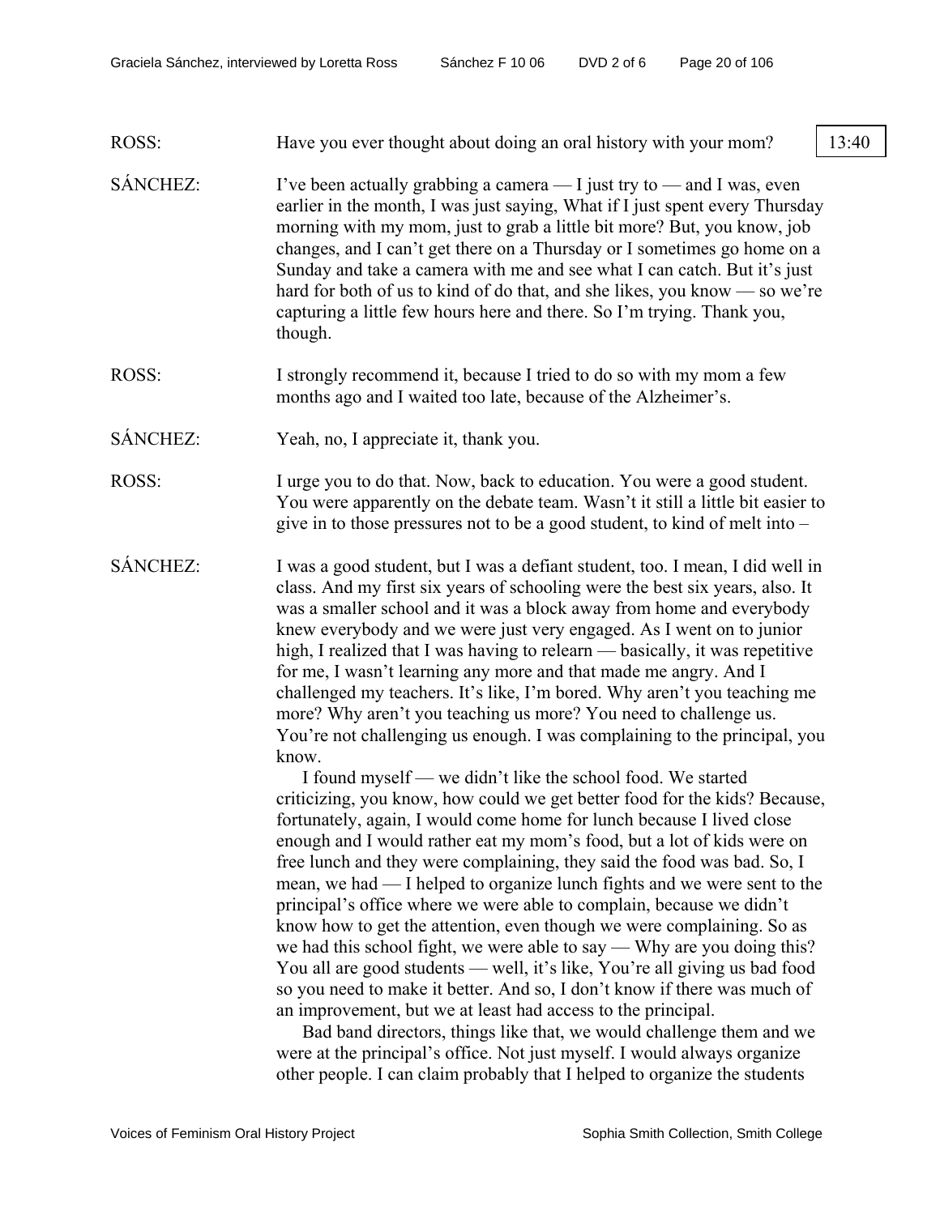ROSS: Have you ever thought about doing an oral history with your mom? 13:40

SÁNCHEZ: I've been actually grabbing a camera — I just try to — and I was, even earlier in the month, I was just saying, What if I just spent every Thursday morning with my mom, just to grab a little bit more? But, you know, job changes, and I can't get there on a Thursday or I sometimes go home on a Sunday and take a camera with me and see what I can catch. But it's just hard for both of us to kind of do that, and she likes, you know — so we're capturing a little few hours here and there. So I'm trying. Thank you, though.

ROSS: I strongly recommend it, because I tried to do so with my mom a few months ago and I waited too late, because of the Alzheimer's.

SÁNCHEZ: Yeah, no, I appreciate it, thank you.

ROSS: I urge you to do that. Now, back to education. You were a good student. You were apparently on the debate team. Wasn't it still a little bit easier to give in to those pressures not to be a good student, to kind of melt into –

SÁNCHEZ: I was a good student, but I was a defiant student, too. I mean, I did well in class. And my first six years of schooling were the best six years, also. It was a smaller school and it was a block away from home and everybody knew everybody and we were just very engaged. As I went on to junior high, I realized that I was having to relearn — basically, it was repetitive for me, I wasn't learning any more and that made me angry. And I challenged my teachers. It's like, I'm bored. Why aren't you teaching me more? Why aren't you teaching us more? You need to challenge us. You're not challenging us enough. I was complaining to the principal, you know.

I found myself — we didn't like the school food. We started criticizing, you know, how could we get better food for the kids? Because, fortunately, again, I would come home for lunch because I lived close enough and I would rather eat my mom's food, but a lot of kids were on free lunch and they were complaining, they said the food was bad. So, I mean, we had — I helped to organize lunch fights and we were sent to the principal's office where we were able to complain, because we didn't know how to get the attention, even though we were complaining. So as we had this school fight, we were able to say — Why are you doing this? You all are good students — well, it's like, You're all giving us bad food so you need to make it better. And so, I don't know if there was much of an improvement, but we at least had access to the principal.

Bad band directors, things like that, we would challenge them and we were at the principal's office. Not just myself. I would always organize other people. I can claim probably that I helped to organize the students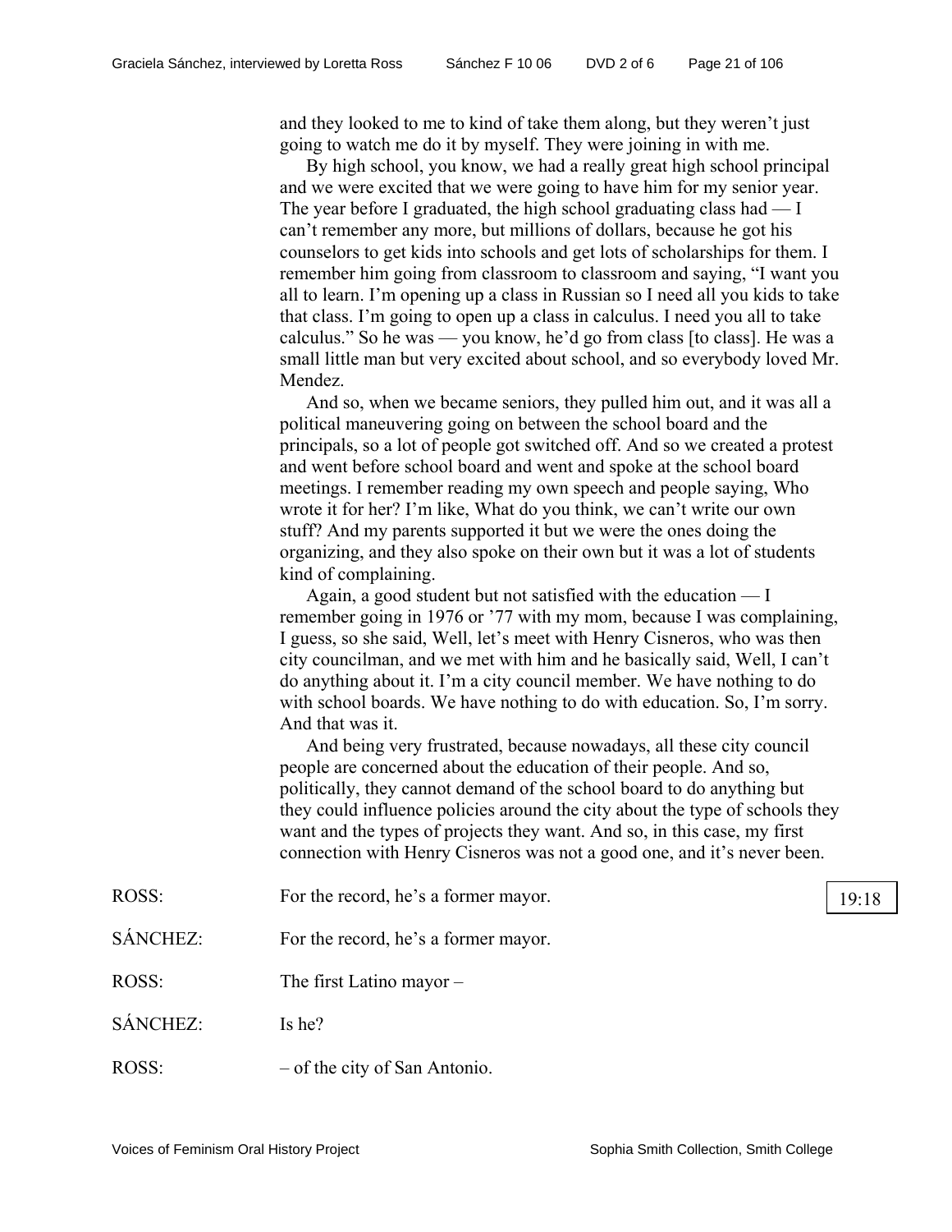and they looked to me to kind of take them along, but they weren't just going to watch me do it by myself. They were joining in with me.

By high school, you know, we had a really great high school principal and we were excited that we were going to have him for my senior year. The year before I graduated, the high school graduating class had — I can't remember any more, but millions of dollars, because he got his counselors to get kids into schools and get lots of scholarships for them. I remember him going from classroom to classroom and saying, "I want you all to learn. I'm opening up a class in Russian so I need all you kids to take that class. I'm going to open up a class in calculus. I need you all to take calculus." So he was — you know, he'd go from class [to class]. He was a small little man but very excited about school, and so everybody loved Mr. Mendez.

And so, when we became seniors, they pulled him out, and it was all a political maneuvering going on between the school board and the principals, so a lot of people got switched off. And so we created a protest and went before school board and went and spoke at the school board meetings. I remember reading my own speech and people saying, Who wrote it for her? I'm like, What do you think, we can't write our own stuff? And my parents supported it but we were the ones doing the organizing, and they also spoke on their own but it was a lot of students kind of complaining.

Again, a good student but not satisfied with the education — I remember going in 1976 or '77 with my mom, because I was complaining, I guess, so she said, Well, let's meet with Henry Cisneros, who was then city councilman, and we met with him and he basically said, Well, I can't do anything about it. I'm a city council member. We have nothing to do with school boards. We have nothing to do with education. So, I'm sorry. And that was it.

And being very frustrated, because nowadays, all these city council people are concerned about the education of their people. And so, politically, they cannot demand of the school board to do anything but they could influence policies around the city about the type of schools they want and the types of projects they want. And so, in this case, my first connection with Henry Cisneros was not a good one, and it's never been.

ROSS: For the record, he's a former mayor. [19:18]

SÁNCHEZ: For the record, he's a former mayor.

ROSS: The first Latino mayor –

SÁNCHEZ: Is he?

ROSS: – of the city of San Antonio.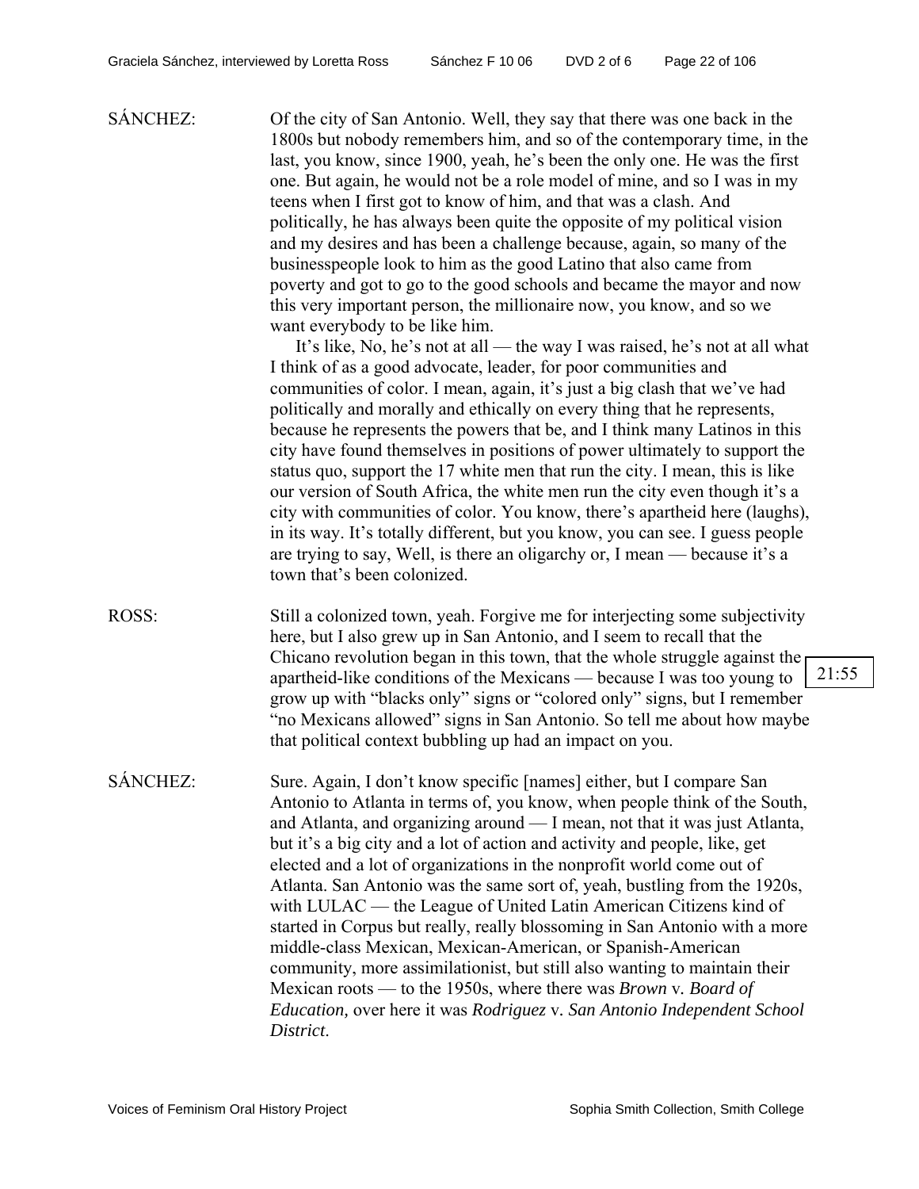SÁNCHEZ: Of the city of San Antonio. Well, they say that there was one back in the 1800s but nobody remembers him, and so of the contemporary time, in the last, you know, since 1900, yeah, he's been the only one. He was the first one. But again, he would not be a role model of mine, and so I was in my teens when I first got to know of him, and that was a clash. And politically, he has always been quite the opposite of my political vision and my desires and has been a challenge because, again, so many of the businesspeople look to him as the good Latino that also came from poverty and got to go to the good schools and became the mayor and now this very important person, the millionaire now, you know, and so we want everybody to be like him.

It's like, No, he's not at all — the way I was raised, he's not at all what I think of as a good advocate, leader, for poor communities and communities of color. I mean, again, it's just a big clash that we've had politically and morally and ethically on every thing that he represents, because he represents the powers that be, and I think many Latinos in this city have found themselves in positions of power ultimately to support the status quo, support the 17 white men that run the city. I mean, this is like our version of South Africa, the white men run the city even though it's a city with communities of color. You know, there's apartheid here (laughs), in its way. It's totally different, but you know, you can see. I guess people are trying to say, Well, is there an oligarchy or, I mean — because it's a town that's been colonized.

ROSS: Still a colonized town, yeah. Forgive me for interjecting some subjectivity here, but I also grew up in San Antonio, and I seem to recall that the Chicano revolution began in this town, that the whole struggle against the apartheid-like conditions of the Mexicans — because I was too young to grow up with "blacks only" signs or "colored only" signs, but I remember "no Mexicans allowed" signs in San Antonio. So tell me about how maybe that political context bubbling up had an impact on you.

21:55

SÁNCHEZ: Sure. Again, I don't know specific [names] either, but I compare San Antonio to Atlanta in terms of, you know, when people think of the South, and Atlanta, and organizing around — I mean, not that it was just Atlanta, but it's a big city and a lot of action and activity and people, like, get elected and a lot of organizations in the nonprofit world come out of Atlanta. San Antonio was the same sort of, yeah, bustling from the 1920s, with LULAC — the League of United Latin American Citizens kind of started in Corpus but really, really blossoming in San Antonio with a more middle-class Mexican, Mexican-American, or Spanish-American community, more assimilationist, but still also wanting to maintain their Mexican roots — to the 1950s, where there was *Brown* v. *Board of Education,* over here it was *Rodriguez* v. *San Antonio Independent School District*.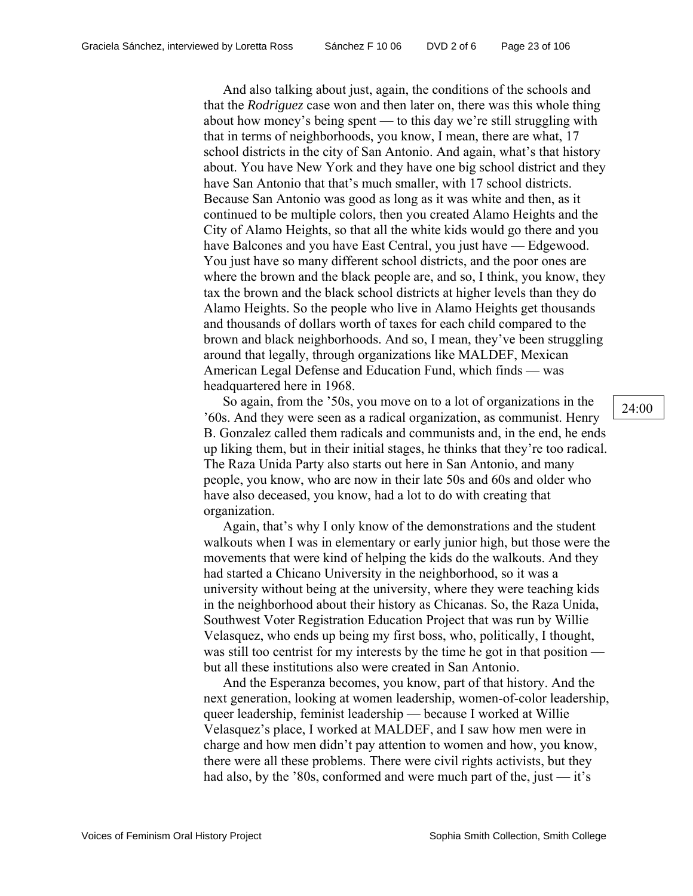And also talking about just, again, the conditions of the schools and that the *Rodriguez* case won and then later on, there was this whole thing about how money's being spent — to this day we're still struggling with that in terms of neighborhoods, you know, I mean, there are what, 17 school districts in the city of San Antonio. And again, what's that history about. You have New York and they have one big school district and they have San Antonio that that's much smaller, with 17 school districts. Because San Antonio was good as long as it was white and then, as it continued to be multiple colors, then you created Alamo Heights and the City of Alamo Heights, so that all the white kids would go there and you have Balcones and you have East Central, you just have — Edgewood. You just have so many different school districts, and the poor ones are where the brown and the black people are, and so, I think, you know, they tax the brown and the black school districts at higher levels than they do Alamo Heights. So the people who live in Alamo Heights get thousands and thousands of dollars worth of taxes for each child compared to the brown and black neighborhoods. And so, I mean, they've been struggling around that legally, through organizations like MALDEF, Mexican American Legal Defense and Education Fund, which finds — was headquartered here in 1968.

So again, from the '50s, you move on to a lot of organizations in the '60s. And they were seen as a radical organization, as communist. Henry B. Gonzalez called them radicals and communists and, in the end, he ends up liking them, but in their initial stages, he thinks that they're too radical. The Raza Unida Party also starts out here in San Antonio, and many people, you know, who are now in their late 50s and 60s and older who have also deceased, you know, had a lot to do with creating that organization.

24:00

Again, that's why I only know of the demonstrations and the student walkouts when I was in elementary or early junior high, but those were the movements that were kind of helping the kids do the walkouts. And they had started a Chicano University in the neighborhood, so it was a university without being at the university, where they were teaching kids in the neighborhood about their history as Chicanas. So, the Raza Unida, Southwest Voter Registration Education Project that was run by Willie Velasquez, who ends up being my first boss, who, politically, I thought, was still too centrist for my interests by the time he got in that position — but all these institutions also were created in San Antonio.

And the Esperanza becomes, you know, part of that history. And the next generation, looking at women leadership, women-of-color leadership, queer leadership, feminist leadership — because I worked at Willie Velasquez's place, I worked at MALDEF, and I saw how men were in charge and how men didn't pay attention to women and how, you know, there were all these problems. There were civil rights activists, but they had also, by the '80s, conformed and were much part of the, just — it's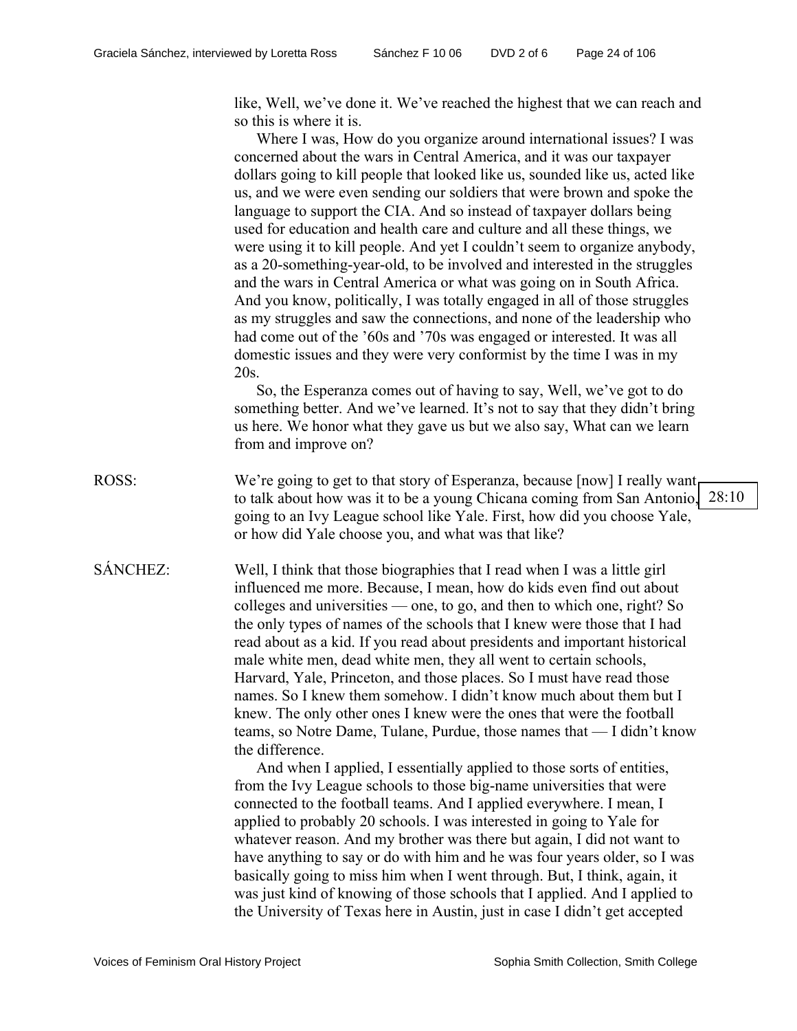like, Well, we've done it. We've reached the highest that we can reach and so this is where it is.

Where I was, How do you organize around international issues? I was concerned about the wars in Central America, and it was our taxpayer dollars going to kill people that looked like us, sounded like us, acted like us, and we were even sending our soldiers that were brown and spoke the language to support the CIA. And so instead of taxpayer dollars being used for education and health care and culture and all these things, we were using it to kill people. And yet I couldn't seem to organize anybody, as a 20-something-year-old, to be involved and interested in the struggles and the wars in Central America or what was going on in South Africa. And you know, politically, I was totally engaged in all of those struggles as my struggles and saw the connections, and none of the leadership who had come out of the '60s and '70s was engaged or interested. It was all domestic issues and they were very conformist by the time I was in my 20s.

So, the Esperanza comes out of having to say, Well, we've got to do something better. And we've learned. It's not to say that they didn't bring us here. We honor what they gave us but we also say, What can we learn from and improve on?

ROSS: We're going to get to that story of Esperanza, because [now] I really want to talk about how was it to be a young Chicana coming from San Antonio, going to an Ivy League school like Yale. First, how did you choose Yale, or how did Yale choose you, and what was that like?

28:10

SÁNCHEZ: Well, I think that those biographies that I read when I was a little girl influenced me more. Because, I mean, how do kids even find out about colleges and universities — one, to go, and then to which one, right? So the only types of names of the schools that I knew were those that I had read about as a kid. If you read about presidents and important historical male white men, dead white men, they all went to certain schools, Harvard, Yale, Princeton, and those places. So I must have read those names. So I knew them somehow. I didn't know much about them but I knew. The only other ones I knew were the ones that were the football teams, so Notre Dame, Tulane, Purdue, those names that — I didn't know the difference.

And when I applied, I essentially applied to those sorts of entities, from the Ivy League schools to those big-name universities that were connected to the football teams. And I applied everywhere. I mean, I applied to probably 20 schools. I was interested in going to Yale for whatever reason. And my brother was there but again, I did not want to have anything to say or do with him and he was four years older, so I was basically going to miss him when I went through. But, I think, again, it was just kind of knowing of those schools that I applied. And I applied to the University of Texas here in Austin, just in case I didn't get accepted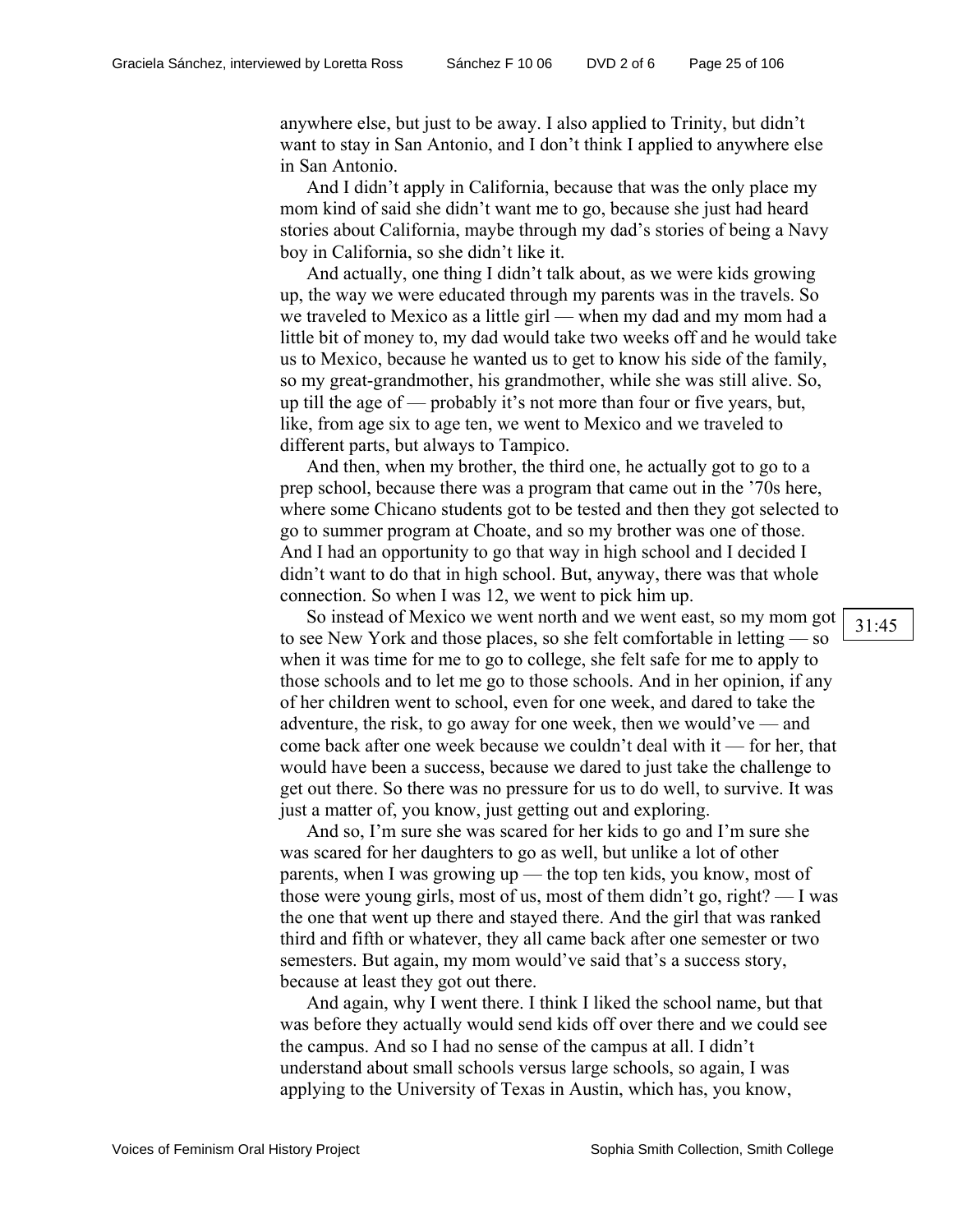anywhere else, but just to be away. I also applied to Trinity, but didn't want to stay in San Antonio, and I don't think I applied to anywhere else in San Antonio.

And I didn't apply in California, because that was the only place my mom kind of said she didn't want me to go, because she just had heard stories about California, maybe through my dad's stories of being a Navy boy in California, so she didn't like it.

And actually, one thing I didn't talk about, as we were kids growing up, the way we were educated through my parents was in the travels. So we traveled to Mexico as a little girl — when my dad and my mom had a little bit of money to, my dad would take two weeks off and he would take us to Mexico, because he wanted us to get to know his side of the family, so my great-grandmother, his grandmother, while she was still alive. So, up till the age of — probably it's not more than four or five years, but, like, from age six to age ten, we went to Mexico and we traveled to different parts, but always to Tampico.

And then, when my brother, the third one, he actually got to go to a prep school, because there was a program that came out in the '70s here, where some Chicano students got to be tested and then they got selected to go to summer program at Choate, and so my brother was one of those. And I had an opportunity to go that way in high school and I decided I didn't want to do that in high school. But, anyway, there was that whole connection. So when I was 12, we went to pick him up.

31:45

So instead of Mexico we went north and we went east, so my mom got to see New York and those places, so she felt comfortable in letting — so when it was time for me to go to college, she felt safe for me to apply to those schools and to let me go to those schools. And in her opinion, if any of her children went to school, even for one week, and dared to take the adventure, the risk, to go away for one week, then we would've — and come back after one week because we couldn't deal with it — for her, that would have been a success, because we dared to just take the challenge to get out there. So there was no pressure for us to do well, to survive. It was just a matter of, you know, just getting out and exploring.

And so, I'm sure she was scared for her kids to go and I'm sure she was scared for her daughters to go as well, but unlike a lot of other parents, when I was growing up — the top ten kids, you know, most of those were young girls, most of us, most of them didn't go, right? — I was the one that went up there and stayed there. And the girl that was ranked third and fifth or whatever, they all came back after one semester or two semesters. But again, my mom would've said that's a success story, because at least they got out there.

And again, why I went there. I think I liked the school name, but that was before they actually would send kids off over there and we could see the campus. And so I had no sense of the campus at all. I didn't understand about small schools versus large schools, so again, I was applying to the University of Texas in Austin, which has, you know,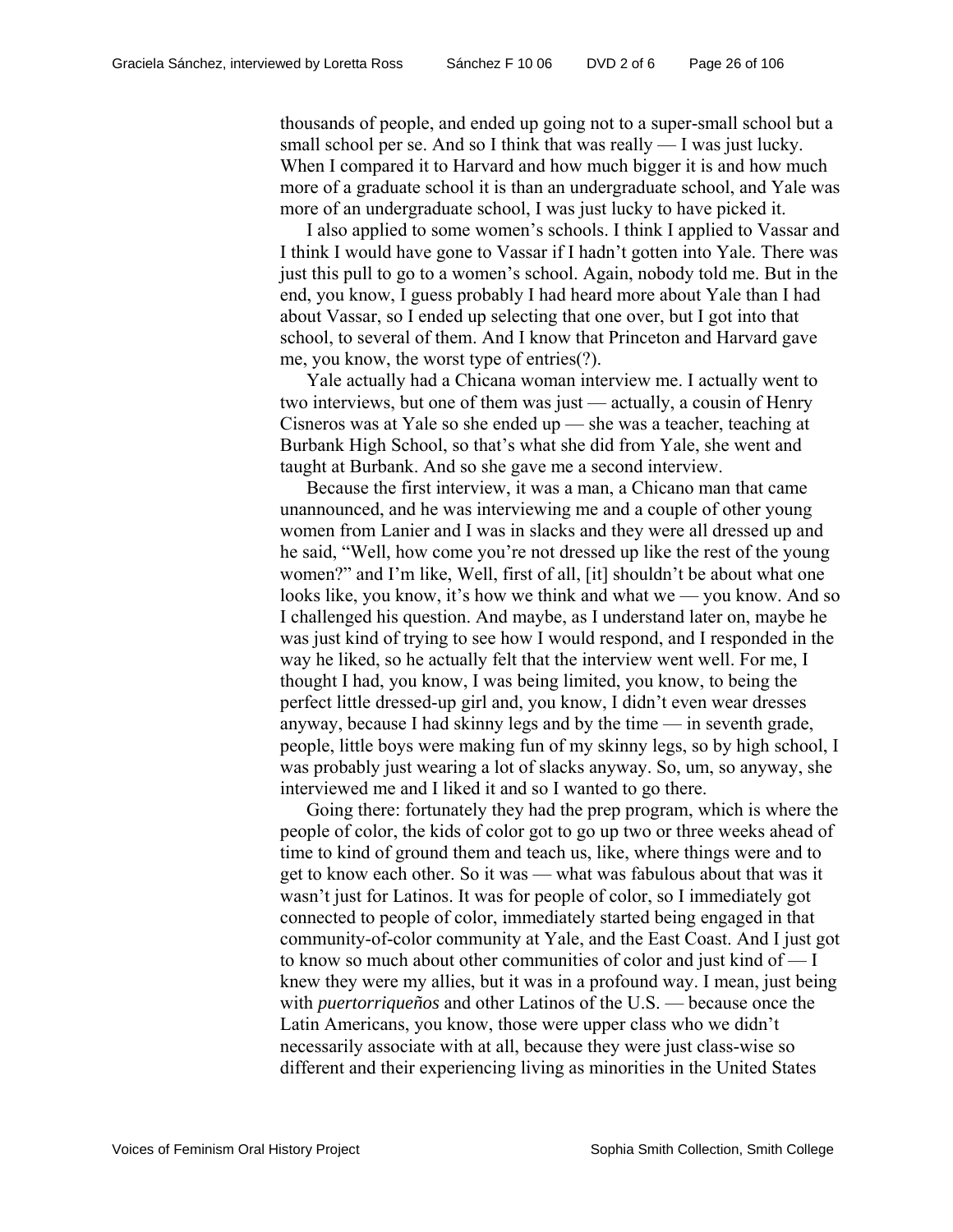thousands of people, and ended up going not to a super-small school but a small school per se. And so I think that was really — I was just lucky. When I compared it to Harvard and how much bigger it is and how much more of a graduate school it is than an undergraduate school, and Yale was more of an undergraduate school, I was just lucky to have picked it.

I also applied to some women's schools. I think I applied to Vassar and I think I would have gone to Vassar if I hadn't gotten into Yale. There was just this pull to go to a women's school. Again, nobody told me. But in the end, you know, I guess probably I had heard more about Yale than I had about Vassar, so I ended up selecting that one over, but I got into that school, to several of them. And I know that Princeton and Harvard gave me, you know, the worst type of entries(?).

Yale actually had a Chicana woman interview me. I actually went to two interviews, but one of them was just — actually, a cousin of Henry Cisneros was at Yale so she ended up — she was a teacher, teaching at Burbank High School, so that's what she did from Yale, she went and taught at Burbank. And so she gave me a second interview.

Because the first interview, it was a man, a Chicano man that came unannounced, and he was interviewing me and a couple of other young women from Lanier and I was in slacks and they were all dressed up and he said, "Well, how come you're not dressed up like the rest of the young women?" and I'm like, Well, first of all, [it] shouldn't be about what one looks like, you know, it's how we think and what we — you know. And so I challenged his question. And maybe, as I understand later on, maybe he was just kind of trying to see how I would respond, and I responded in the way he liked, so he actually felt that the interview went well. For me, I thought I had, you know, I was being limited, you know, to being the perfect little dressed-up girl and, you know, I didn't even wear dresses anyway, because I had skinny legs and by the time — in seventh grade, people, little boys were making fun of my skinny legs, so by high school, I was probably just wearing a lot of slacks anyway. So, um, so anyway, she interviewed me and I liked it and so I wanted to go there.

Going there: fortunately they had the prep program, which is where the people of color, the kids of color got to go up two or three weeks ahead of time to kind of ground them and teach us, like, where things were and to get to know each other. So it was — what was fabulous about that was it wasn't just for Latinos. It was for people of color, so I immediately got connected to people of color, immediately started being engaged in that community-of-color community at Yale, and the East Coast. And I just got to know so much about other communities of color and just kind of — I knew they were my allies, but it was in a profound way. I mean, just being with *puertorriqueños* and other Latinos of the U.S. — because once the Latin Americans, you know, those were upper class who we didn't necessarily associate with at all, because they were just class-wise so different and their experiencing living as minorities in the United States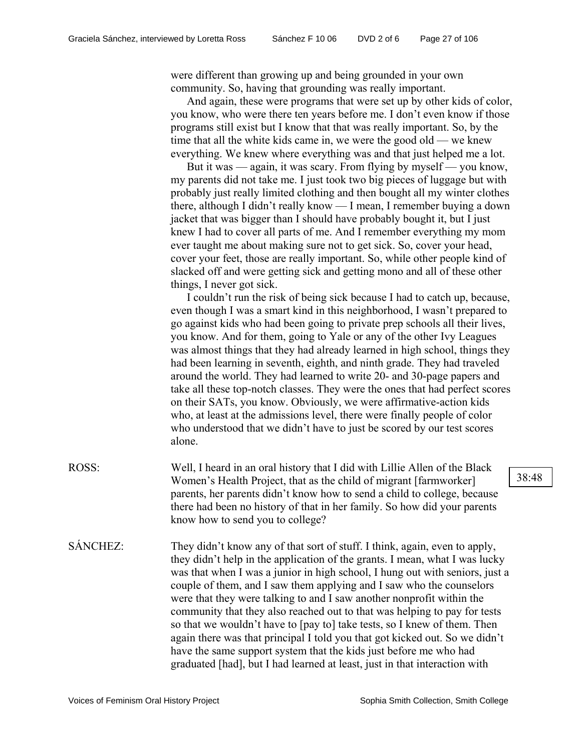were different than growing up and being grounded in your own community. So, having that grounding was really important.

And again, these were programs that were set up by other kids of color, you know, who were there ten years before me. I don't even know if those programs still exist but I know that that was really important. So, by the time that all the white kids came in, we were the good old — we knew everything. We knew where everything was and that just helped me a lot.

But it was — again, it was scary. From flying by myself — you know, my parents did not take me. I just took two big pieces of luggage but with probably just really limited clothing and then bought all my winter clothes there, although I didn't really know — I mean, I remember buying a down jacket that was bigger than I should have probably bought it, but I just knew I had to cover all parts of me. And I remember everything my mom ever taught me about making sure not to get sick. So, cover your head, cover your feet, those are really important. So, while other people kind of slacked off and were getting sick and getting mono and all of these other things, I never got sick.

I couldn't run the risk of being sick because I had to catch up, because, even though I was a smart kind in this neighborhood, I wasn't prepared to go against kids who had been going to private prep schools all their lives, you know. And for them, going to Yale or any of the other Ivy Leagues was almost things that they had already learned in high school, things they had been learning in seventh, eighth, and ninth grade. They had traveled around the world. They had learned to write 20- and 30-page papers and take all these top-notch classes. They were the ones that had perfect scores on their SATs, you know. Obviously, we were affirmative-action kids who, at least at the admissions level, there were finally people of color who understood that we didn't have to just be scored by our test scores alone.

ROSS: Well, I heard in an oral history that I did with Lillie Allen of the Black Women's Health Project, that as the child of migrant [farmworker] parents, her parents didn't know how to send a child to college, because there had been no history of that in her family. So how did your parents know how to send you to college?

38:48

SÁNCHEZ: They didn't know any of that sort of stuff. I think, again, even to apply, they didn't help in the application of the grants. I mean, what I was lucky was that when I was a junior in high school, I hung out with seniors, just a couple of them, and I saw them applying and I saw who the counselors were that they were talking to and I saw another nonprofit within the community that they also reached out to that was helping to pay for tests so that we wouldn't have to [pay to] take tests, so I knew of them. Then again there was that principal I told you that got kicked out. So we didn't have the same support system that the kids just before me who had graduated [had], but I had learned at least, just in that interaction with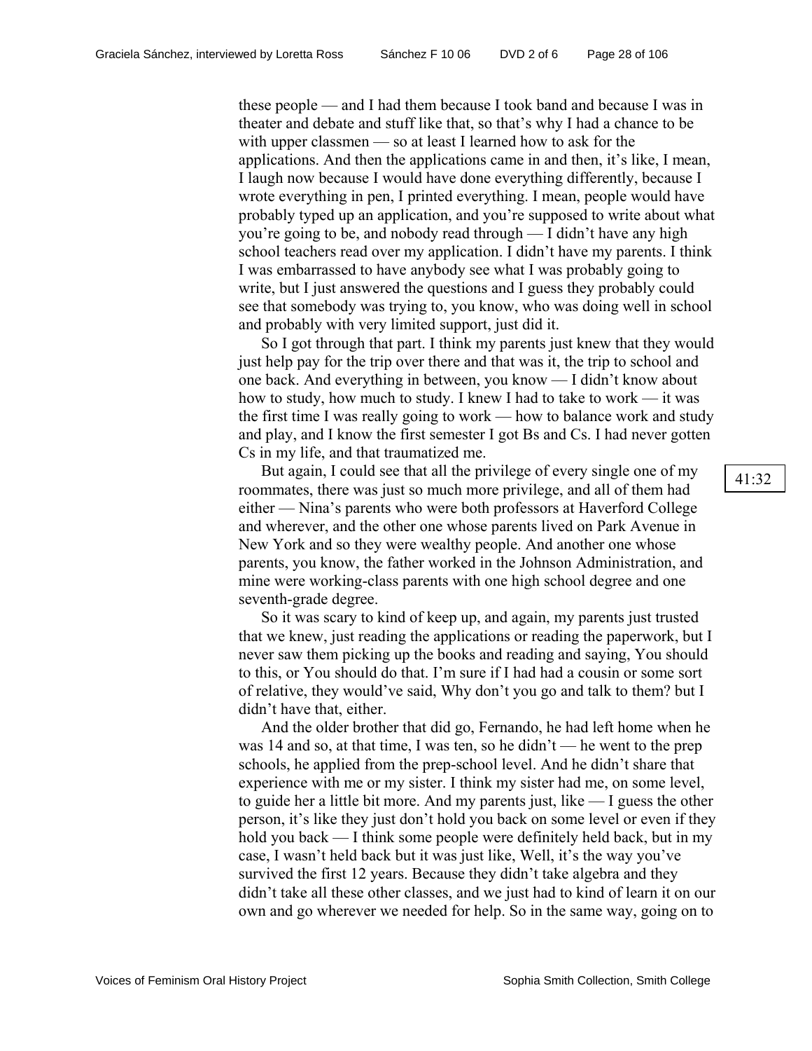these people — and I had them because I took band and because I was in theater and debate and stuff like that, so that's why I had a chance to be with upper classmen — so at least I learned how to ask for the applications. And then the applications came in and then, it's like, I mean, I laugh now because I would have done everything differently, because I wrote everything in pen, I printed everything. I mean, people would have probably typed up an application, and you're supposed to write about what you're going to be, and nobody read through — I didn't have any high school teachers read over my application. I didn't have my parents. I think I was embarrassed to have anybody see what I was probably going to write, but I just answered the questions and I guess they probably could see that somebody was trying to, you know, who was doing well in school and probably with very limited support, just did it.

So I got through that part. I think my parents just knew that they would just help pay for the trip over there and that was it, the trip to school and one back. And everything in between, you know — I didn't know about how to study, how much to study. I knew I had to take to work — it was the first time I was really going to work — how to balance work and study and play, and I know the first semester I got Bs and Cs. I had never gotten Cs in my life, and that traumatized me.

41:32

But again, I could see that all the privilege of every single one of my roommates, there was just so much more privilege, and all of them had either — Nina's parents who were both professors at Haverford College and wherever, and the other one whose parents lived on Park Avenue in New York and so they were wealthy people. And another one whose parents, you know, the father worked in the Johnson Administration, and mine were working-class parents with one high school degree and one seventh-grade degree.

So it was scary to kind of keep up, and again, my parents just trusted that we knew, just reading the applications or reading the paperwork, but I never saw them picking up the books and reading and saying, You should to this, or You should do that. I'm sure if I had had a cousin or some sort of relative, they would've said, Why don't you go and talk to them? but I didn't have that, either.

And the older brother that did go, Fernando, he had left home when he was 14 and so, at that time, I was ten, so he didn't — he went to the prep schools, he applied from the prep-school level. And he didn't share that experience with me or my sister. I think my sister had me, on some level, to guide her a little bit more. And my parents just, like — I guess the other person, it's like they just don't hold you back on some level or even if they hold you back — I think some people were definitely held back, but in my case, I wasn't held back but it was just like, Well, it's the way you've survived the first 12 years. Because they didn't take algebra and they didn't take all these other classes, and we just had to kind of learn it on our own and go wherever we needed for help. So in the same way, going on to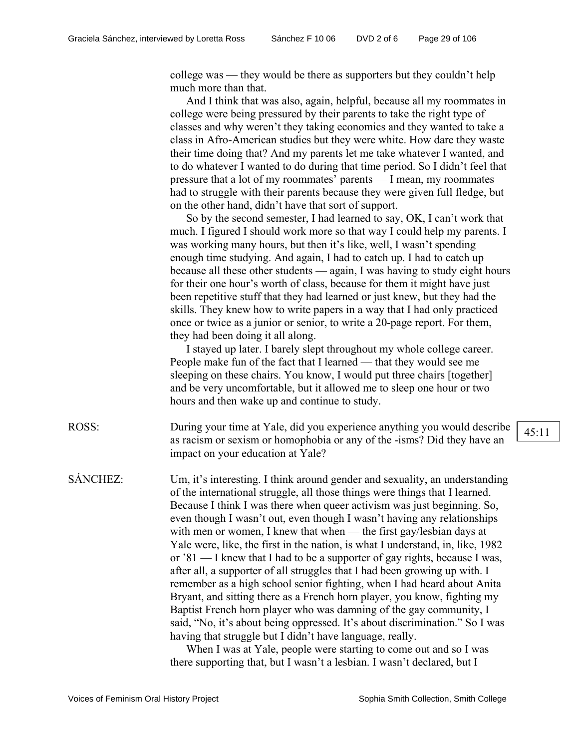college was — they would be there as supporters but they couldn't help much more than that.

And I think that was also, again, helpful, because all my roommates in college were being pressured by their parents to take the right type of classes and why weren't they taking economics and they wanted to take a class in Afro-American studies but they were white. How dare they waste their time doing that? And my parents let me take whatever I wanted, and to do whatever I wanted to do during that time period. So I didn't feel that pressure that a lot of my roommates' parents — I mean, my roommates had to struggle with their parents because they were given full fledge, but on the other hand, didn't have that sort of support.

So by the second semester, I had learned to say, OK, I can't work that much. I figured I should work more so that way I could help my parents. I was working many hours, but then it's like, well, I wasn't spending enough time studying. And again, I had to catch up. I had to catch up because all these other students — again, I was having to study eight hours for their one hour's worth of class, because for them it might have just been repetitive stuff that they had learned or just knew, but they had the skills. They knew how to write papers in a way that I had only practiced once or twice as a junior or senior, to write a 20-page report. For them, they had been doing it all along.

I stayed up later. I barely slept throughout my whole college career. People make fun of the fact that I learned — that they would see me sleeping on these chairs. You know, I would put three chairs [together] and be very uncomfortable, but it allowed me to sleep one hour or two hours and then wake up and continue to study.

ROSS: During your time at Yale, did you experience anything you would describe as racism or sexism or homophobia or any of the -isms? Did they have an impact on your education at Yale?

45:11

SÁNCHEZ: Um, it's interesting. I think around gender and sexuality, an understanding of the international struggle, all those things were things that I learned. Because I think I was there when queer activism was just beginning. So, even though I wasn't out, even though I wasn't having any relationships with men or women, I knew that when — the first gay/lesbian days at Yale were, like, the first in the nation, is what I understand, in, like, 1982 or '81 — I knew that I had to be a supporter of gay rights, because I was, after all, a supporter of all struggles that I had been growing up with. I remember as a high school senior fighting, when I had heard about Anita Bryant, and sitting there as a French horn player, you know, fighting my Baptist French horn player who was damning of the gay community, I said, "No, it's about being oppressed. It's about discrimination." So I was having that struggle but I didn't have language, really.

When I was at Yale, people were starting to come out and so I was there supporting that, but I wasn't a lesbian. I wasn't declared, but I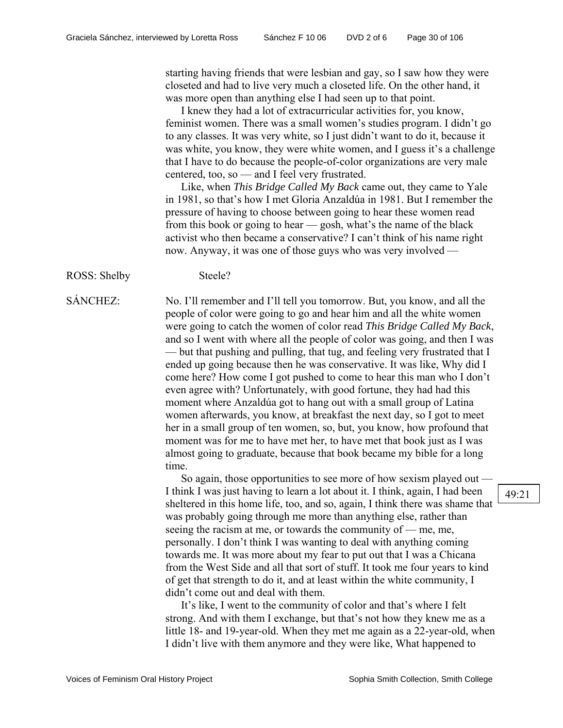starting having friends that were lesbian and gay, so I saw how they were closeted and had to live very much a closeted life. On the other hand, it was more open than anything else I had seen up to that point.

I knew they had a lot of extracurricular activities for, you know, feminist women. There was a small women's studies program. I didn't go to any classes. It was very white, so I just didn't want to do it, because it was white, you know, they were white women, and I guess it's a challenge that I have to do because the people-of-color organizations are very male centered, too, so — and I feel very frustrated.

Like, when *This Bridge Called My Back* came out, they came to Yale in 1981, so that's how I met Gloria Anzaldúa in 1981. But I remember the pressure of having to choose between going to hear these women read from this book or going to hear — gosh, what's the name of the black activist who then became a conservative? I can't think of his name right now. Anyway, it was one of those guys who was very involved —

ROSS: Shelby Steele?

SÁNCHEZ: No. I'll remember and I'll tell you tomorrow. But, you know, and all the people of color were going to go and hear him and all the white women were going to catch the women of color read *This Bridge Called My Back*, and so I went with where all the people of color was going, and then I was — but that pushing and pulling, that tug, and feeling very frustrated that I ended up going because then he was conservative. It was like, Why did I come here? How come I got pushed to come to hear this man who I don't even agree with? Unfortunately, with good fortune, they had had this moment where Anzaldúa got to hang out with a small group of Latina women afterwards, you know, at breakfast the next day, so I got to meet her in a small group of ten women, so, but, you know, how profound that moment was for me to have met her, to have met that book just as I was almost going to graduate, because that book became my bible for a long time.

So again, those opportunities to see more of how sexism played out — I think I was just having to learn a lot about it. I think, again, I had been sheltered in this home life, too, and so, again, I think there was shame that was probably going through me more than anything else, rather than seeing the racism at me, or towards the community of — me, me, personally. I don't think I was wanting to deal with anything coming towards me. It was more about my fear to put out that I was a Chicana from the West Side and all that sort of stuff. It took me four years to kind of get that strength to do it, and at least within the white community, I didn't come out and deal with them.

49:21

It's like, I went to the community of color and that's where I felt strong. And with them I exchange, but that's not how they knew me as a little 18- and 19-year-old. When they met me again as a 22-year-old, when I didn't live with them anymore and they were like, What happened to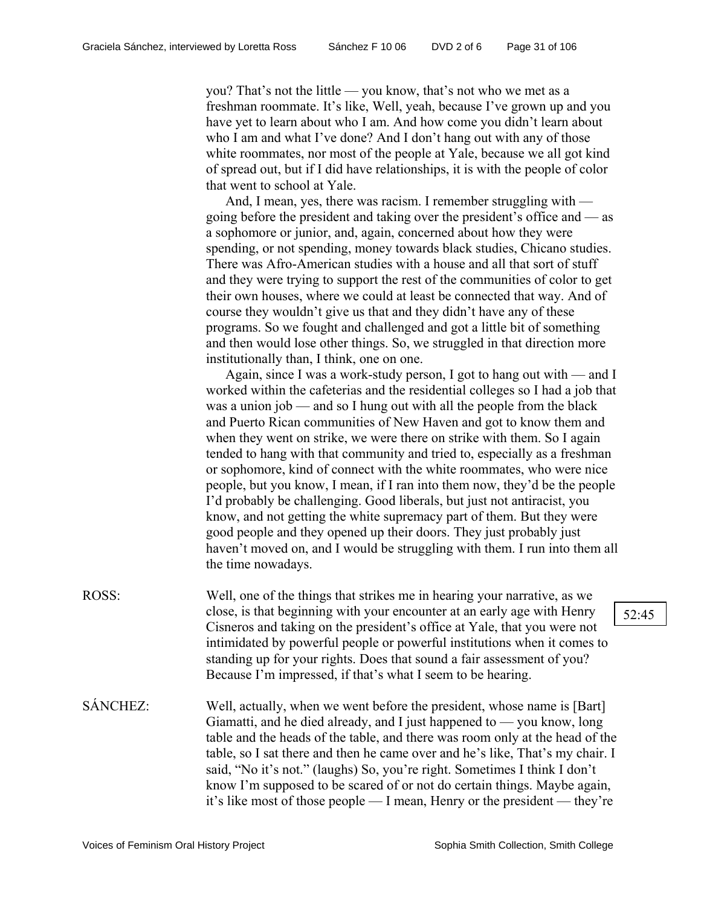you? That's not the little — you know, that's not who we met as a freshman roommate. It's like, Well, yeah, because I've grown up and you have yet to learn about who I am. And how come you didn't learn about who I am and what I've done? And I don't hang out with any of those white roommates, nor most of the people at Yale, because we all got kind of spread out, but if I did have relationships, it is with the people of color that went to school at Yale.

And, I mean, yes, there was racism. I remember struggling with — going before the president and taking over the president's office and — as a sophomore or junior, and, again, concerned about how they were spending, or not spending, money towards black studies, Chicano studies. There was Afro-American studies with a house and all that sort of stuff and they were trying to support the rest of the communities of color to get their own houses, where we could at least be connected that way. And of course they wouldn't give us that and they didn't have any of these programs. So we fought and challenged and got a little bit of something and then would lose other things. So, we struggled in that direction more institutionally than, I think, one on one.

Again, since I was a work-study person, I got to hang out with — and I worked within the cafeterias and the residential colleges so I had a job that was a union job — and so I hung out with all the people from the black and Puerto Rican communities of New Haven and got to know them and when they went on strike, we were there on strike with them. So I again tended to hang with that community and tried to, especially as a freshman or sophomore, kind of connect with the white roommates, who were nice people, but you know, I mean, if I ran into them now, they'd be the people I'd probably be challenging. Good liberals, but just not antiracist, you know, and not getting the white supremacy part of them. But they were good people and they opened up their doors. They just probably just haven't moved on, and I would be struggling with them. I run into them all the time nowadays.

ROSS: Well, one of the things that strikes me in hearing your narrative, as we close, is that beginning with your encounter at an early age with Henry Cisneros and taking on the president's office at Yale, that you were not intimidated by powerful people or powerful institutions when it comes to standing up for your rights. Does that sound a fair assessment of you? Because I'm impressed, if that's what I seem to be hearing.

52:45

SÁNCHEZ: Well, actually, when we went before the president, whose name is [Bart] Giamatti, and he died already, and I just happened to — you know, long table and the heads of the table, and there was room only at the head of the table, so I sat there and then he came over and he's like, That's my chair. I said, "No it's not." (laughs) So, you're right. Sometimes I think I don't know I'm supposed to be scared of or not do certain things. Maybe again, it's like most of those people — I mean, Henry or the president — they're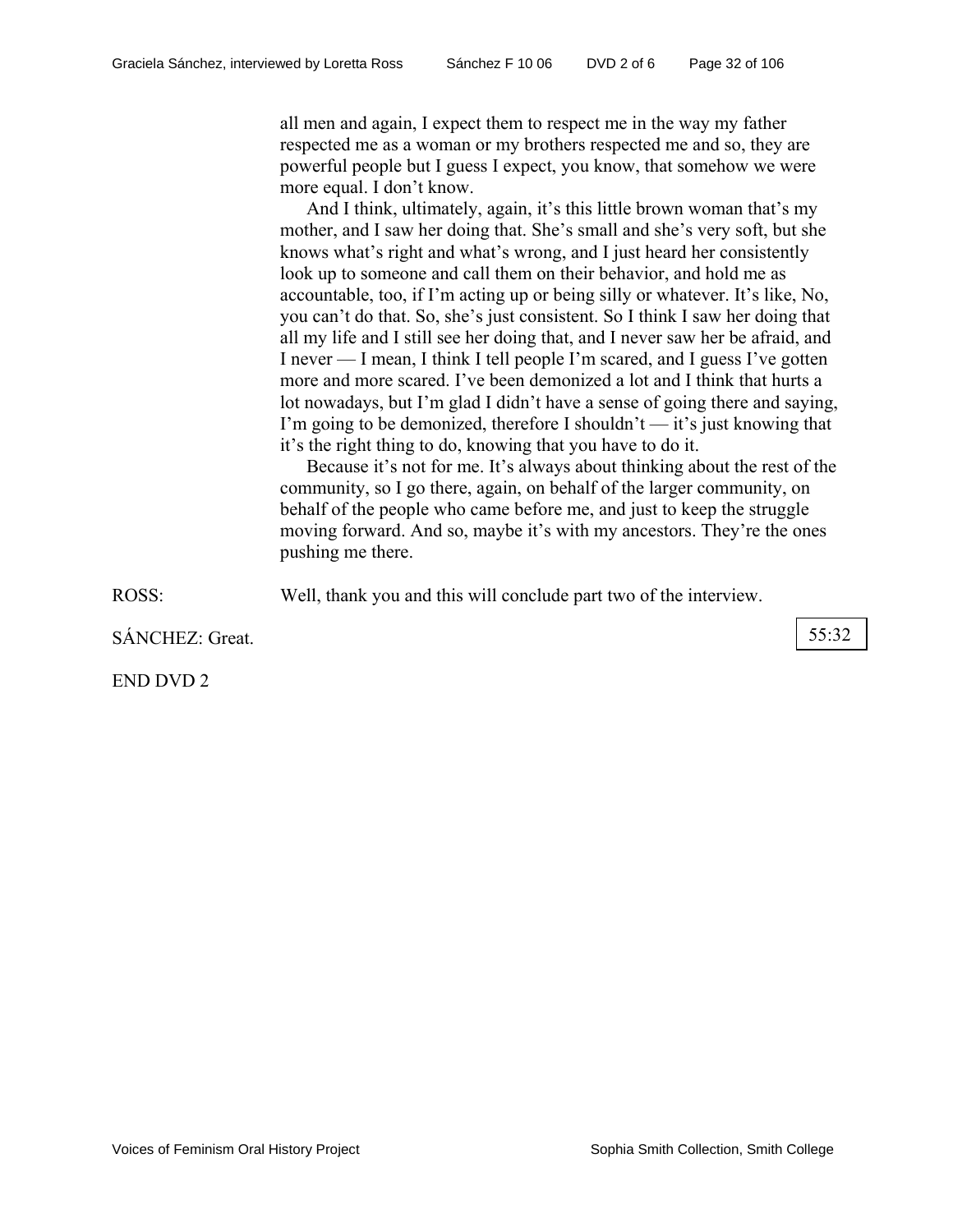all men and again, I expect them to respect me in the way my father respected me as a woman or my brothers respected me and so, they are powerful people but I guess I expect, you know, that somehow we were more equal. I don't know.

And I think, ultimately, again, it's this little brown woman that's my mother, and I saw her doing that. She's small and she's very soft, but she knows what's right and what's wrong, and I just heard her consistently look up to someone and call them on their behavior, and hold me as accountable, too, if I'm acting up or being silly or whatever. It's like, No, you can't do that. So, she's just consistent. So I think I saw her doing that all my life and I still see her doing that, and I never saw her be afraid, and I never — I mean, I think I tell people I'm scared, and I guess I've gotten more and more scared. I've been demonized a lot and I think that hurts a lot nowadays, but I'm glad I didn't have a sense of going there and saying, I'm going to be demonized, therefore I shouldn't — it's just knowing that it's the right thing to do, knowing that you have to do it.

Because it's not for me. It's always about thinking about the rest of the community, so I go there, again, on behalf of the larger community, on behalf of the people who came before me, and just to keep the struggle moving forward. And so, maybe it's with my ancestors. They're the ones pushing me there.

ROSS: Well, thank you and this will conclude part two of the interview.

SÁNCHEZ: Great.

55:32

END DVD 2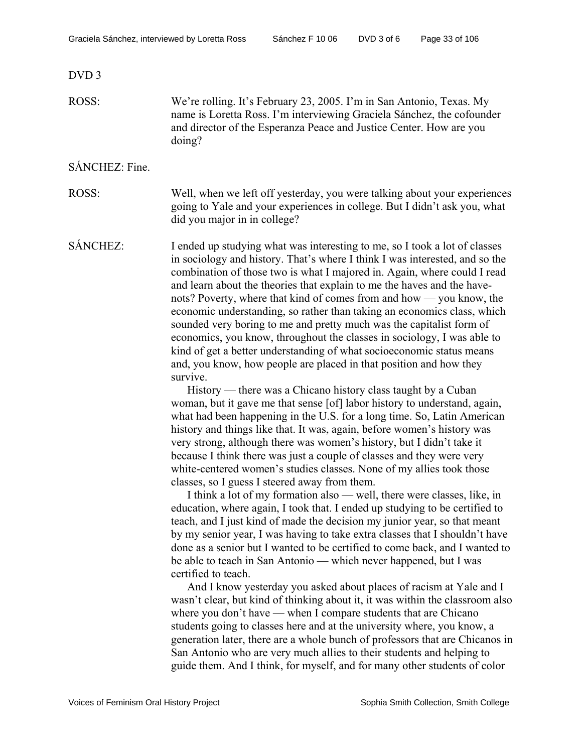DVD 3

ROSS: We're rolling. It's February 23, 2005. I'm in San Antonio, Texas. My name is Loretta Ross. I'm interviewing Graciela Sánchez, the cofounder and director of the Esperanza Peace and Justice Center. How are you doing?

SÁNCHEZ: Fine.

ROSS: Well, when we left off yesterday, you were talking about your experiences going to Yale and your experiences in college. But I didn't ask you, what did you major in in college?

SÁNCHEZ: I ended up studying what was interesting to me, so I took a lot of classes in sociology and history. That's where I think I was interested, and so the combination of those two is what I majored in. Again, where could I read and learn about the theories that explain to me the haves and the have-nots? Poverty, where that kind of comes from and how — you know, the economic understanding, so rather than taking an economics class, which sounded very boring to me and pretty much was the capitalist form of economics, you know, throughout the classes in sociology, I was able to kind of get a better understanding of what socioeconomic status means and, you know, how people are placed in that position and how they survive.

History — there was a Chicano history class taught by a Cuban woman, but it gave me that sense [of] labor history to understand, again, what had been happening in the U.S. for a long time. So, Latin American history and things like that. It was, again, before women's history was very strong, although there was women's history, but I didn't take it because I think there was just a couple of classes and they were very white-centered women's studies classes. None of my allies took those classes, so I guess I steered away from them.

I think a lot of my formation also — well, there were classes, like, in education, where again, I took that. I ended up studying to be certified to teach, and I just kind of made the decision my junior year, so that meant by my senior year, I was having to take extra classes that I shouldn't have done as a senior but I wanted to be certified to come back, and I wanted to be able to teach in San Antonio — which never happened, but I was certified to teach.

And I know yesterday you asked about places of racism at Yale and I wasn't clear, but kind of thinking about it, it was within the classroom also where you don't have — when I compare students that are Chicano students going to classes here and at the university where, you know, a generation later, there are a whole bunch of professors that are Chicanos in San Antonio who are very much allies to their students and helping to guide them. And I think, for myself, and for many other students of color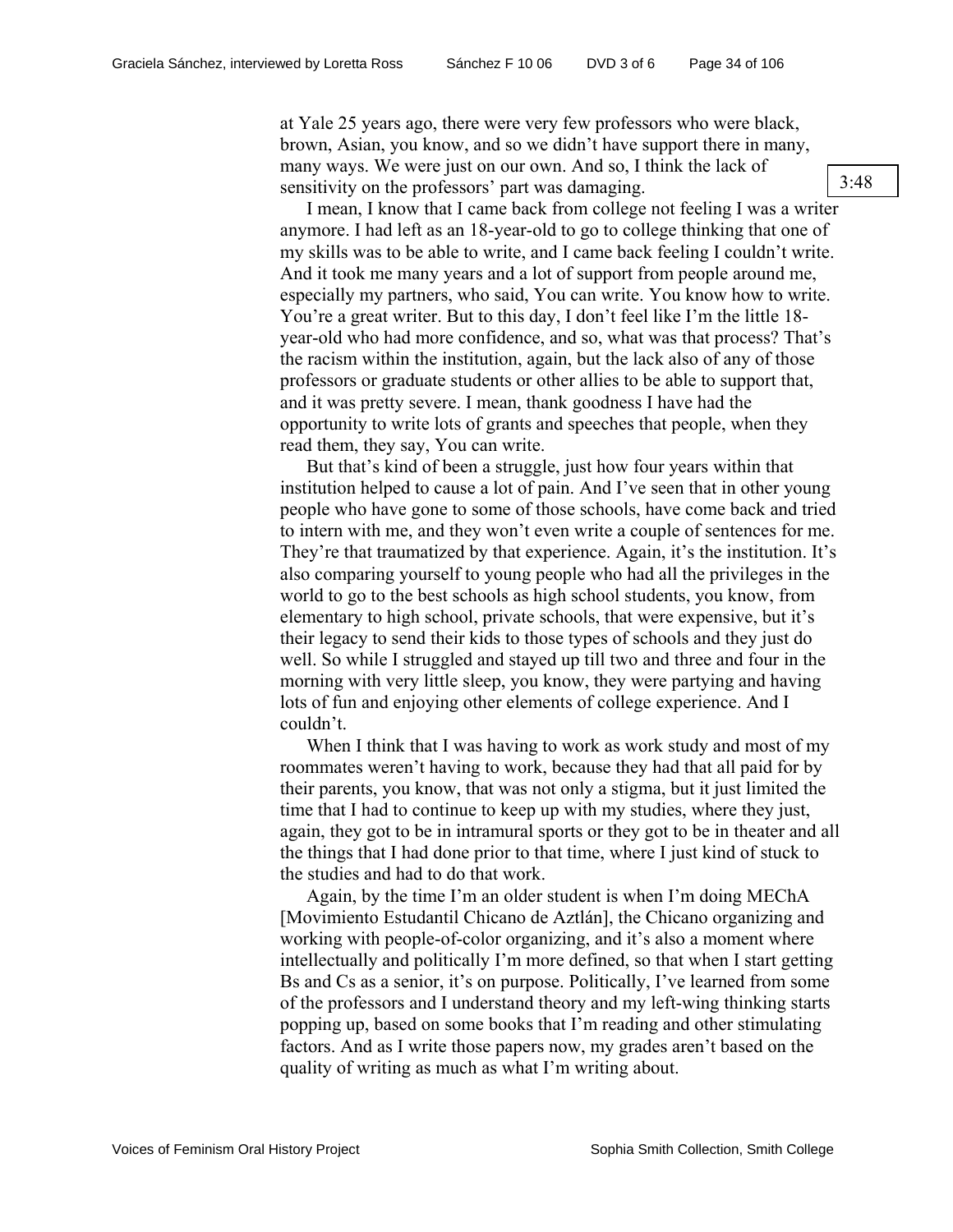at Yale 25 years ago, there were very few professors who were black, brown, Asian, you know, and so we didn't have support there in many, many ways. We were just on our own. And so, I think the lack of sensitivity on the professors' part was damaging.

3:48

I mean, I know that I came back from college not feeling I was a writer anymore. I had left as an 18-year-old to go to college thinking that one of my skills was to be able to write, and I came back feeling I couldn't write. And it took me many years and a lot of support from people around me, especially my partners, who said, You can write. You know how to write. You're a great writer. But to this day, I don't feel like I'm the little 18-year-old who had more confidence, and so, what was that process? That's the racism within the institution, again, but the lack also of any of those professors or graduate students or other allies to be able to support that, and it was pretty severe. I mean, thank goodness I have had the opportunity to write lots of grants and speeches that people, when they read them, they say, You can write.

But that's kind of been a struggle, just how four years within that institution helped to cause a lot of pain. And I've seen that in other young people who have gone to some of those schools, have come back and tried to intern with me, and they won't even write a couple of sentences for me. They're that traumatized by that experience. Again, it's the institution. It's also comparing yourself to young people who had all the privileges in the world to go to the best schools as high school students, you know, from elementary to high school, private schools, that were expensive, but it's their legacy to send their kids to those types of schools and they just do well. So while I struggled and stayed up till two and three and four in the morning with very little sleep, you know, they were partying and having lots of fun and enjoying other elements of college experience. And I couldn't.

When I think that I was having to work as work study and most of my roommates weren't having to work, because they had that all paid for by their parents, you know, that was not only a stigma, but it just limited the time that I had to continue to keep up with my studies, where they just, again, they got to be in intramural sports or they got to be in theater and all the things that I had done prior to that time, where I just kind of stuck to the studies and had to do that work.

Again, by the time I'm an older student is when I'm doing MEChA [Movimiento Estudantil Chicano de Aztlán], the Chicano organizing and working with people-of-color organizing, and it's also a moment where intellectually and politically I'm more defined, so that when I start getting Bs and Cs as a senior, it's on purpose. Politically, I've learned from some of the professors and I understand theory and my left-wing thinking starts popping up, based on some books that I'm reading and other stimulating factors. And as I write those papers now, my grades aren't based on the quality of writing as much as what I'm writing about.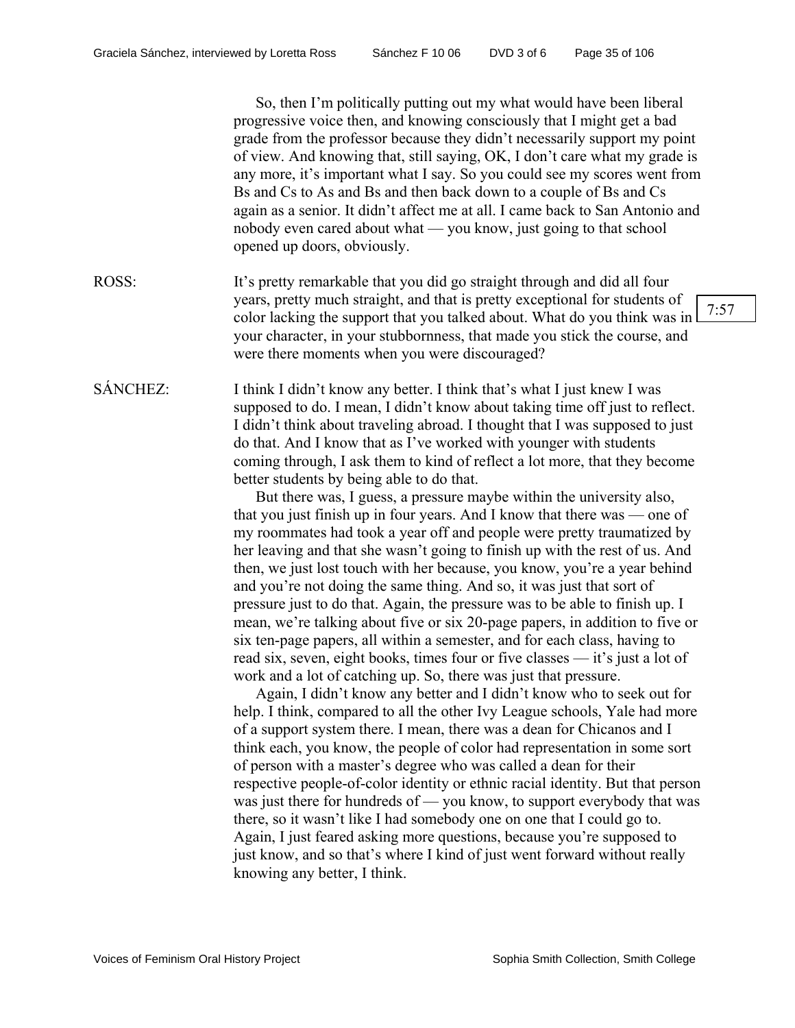So, then I'm politically putting out my what would have been liberal progressive voice then, and knowing consciously that I might get a bad grade from the professor because they didn't necessarily support my point of view. And knowing that, still saying, OK, I don't care what my grade is any more, it's important what I say. So you could see my scores went from Bs and Cs to As and Bs and then back down to a couple of Bs and Cs again as a senior. It didn't affect me at all. I came back to San Antonio and nobody even cared about what — you know, just going to that school opened up doors, obviously.

ROSS: It's pretty remarkable that you did go straight through and did all four years, pretty much straight, and that is pretty exceptional for students of color lacking the support that you talked about. What do you think was in your character, in your stubbornness, that made you stick the course, and were there moments when you were discouraged?

7:57

SÁNCHEZ: I think I didn't know any better. I think that's what I just knew I was supposed to do. I mean, I didn't know about taking time off just to reflect. I didn't think about traveling abroad. I thought that I was supposed to just do that. And I know that as I've worked with younger with students coming through, I ask them to kind of reflect a lot more, that they become better students by being able to do that.

But there was, I guess, a pressure maybe within the university also, that you just finish up in four years. And I know that there was — one of my roommates had took a year off and people were pretty traumatized by her leaving and that she wasn't going to finish up with the rest of us. And then, we just lost touch with her because, you know, you're a year behind and you're not doing the same thing. And so, it was just that sort of pressure just to do that. Again, the pressure was to be able to finish up. I mean, we're talking about five or six 20-page papers, in addition to five or six ten-page papers, all within a semester, and for each class, having to read six, seven, eight books, times four or five classes — it's just a lot of work and a lot of catching up. So, there was just that pressure.

Again, I didn't know any better and I didn't know who to seek out for help. I think, compared to all the other Ivy League schools, Yale had more of a support system there. I mean, there was a dean for Chicanos and I think each, you know, the people of color had representation in some sort of person with a master's degree who was called a dean for their respective people-of-color identity or ethnic racial identity. But that person was just there for hundreds of — you know, to support everybody that was there, so it wasn't like I had somebody one on one that I could go to. Again, I just feared asking more questions, because you're supposed to just know, and so that's where I kind of just went forward without really knowing any better, I think.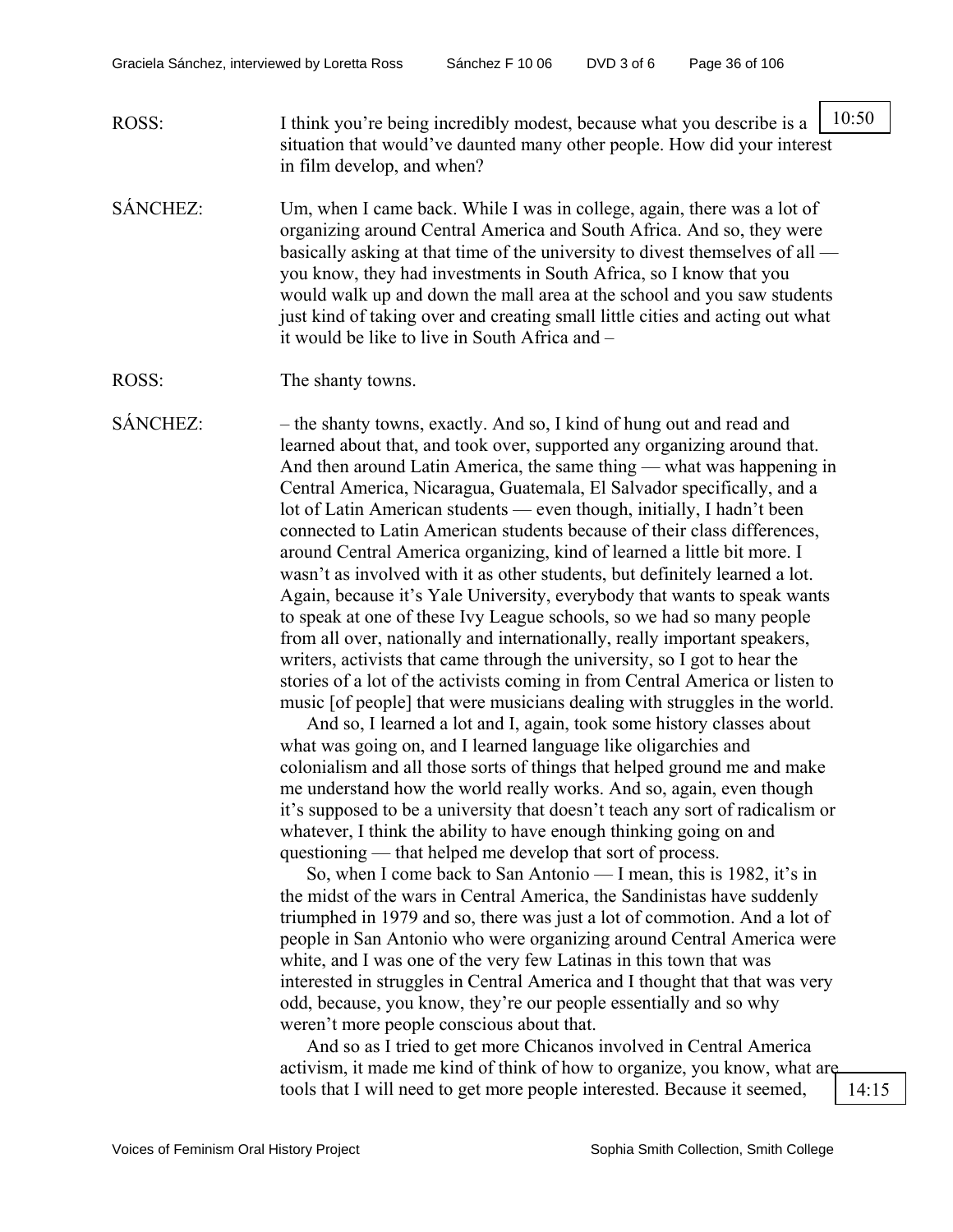10:50

ROSS: I think you're being incredibly modest, because what you describe is a situation that would've daunted many other people. How did your interest in film develop, and when?

SÁNCHEZ: Um, when I came back. While I was in college, again, there was a lot of organizing around Central America and South Africa. And so, they were basically asking at that time of the university to divest themselves of all — you know, they had investments in South Africa, so I know that you would walk up and down the mall area at the school and you saw students just kind of taking over and creating small little cities and acting out what it would be like to live in South Africa and –

ROSS: The shanty towns.

SÁNCHEZ: – the shanty towns, exactly. And so, I kind of hung out and read and learned about that, and took over, supported any organizing around that. And then around Latin America, the same thing — what was happening in Central America, Nicaragua, Guatemala, El Salvador specifically, and a lot of Latin American students — even though, initially, I hadn't been connected to Latin American students because of their class differences, around Central America organizing, kind of learned a little bit more. I wasn't as involved with it as other students, but definitely learned a lot. Again, because it's Yale University, everybody that wants to speak wants to speak at one of these Ivy League schools, so we had so many people from all over, nationally and internationally, really important speakers, writers, activists that came through the university, so I got to hear the stories of a lot of the activists coming in from Central America or listen to music [of people] that were musicians dealing with struggles in the world.

And so, I learned a lot and I, again, took some history classes about what was going on, and I learned language like oligarchies and colonialism and all those sorts of things that helped ground me and make me understand how the world really works. And so, again, even though it's supposed to be a university that doesn't teach any sort of radicalism or whatever, I think the ability to have enough thinking going on and questioning — that helped me develop that sort of process.

So, when I come back to San Antonio — I mean, this is 1982, it's in the midst of the wars in Central America, the Sandinistas have suddenly triumphed in 1979 and so, there was just a lot of commotion. And a lot of people in San Antonio who were organizing around Central America were white, and I was one of the very few Latinas in this town that was interested in struggles in Central America and I thought that that was very odd, because, you know, they're our people essentially and so why weren't more people conscious about that.

And so as I tried to get more Chicanos involved in Central America activism, it made me kind of think of how to organize, you know, what are tools that I will need to get more people interested. Because it seemed,

14:15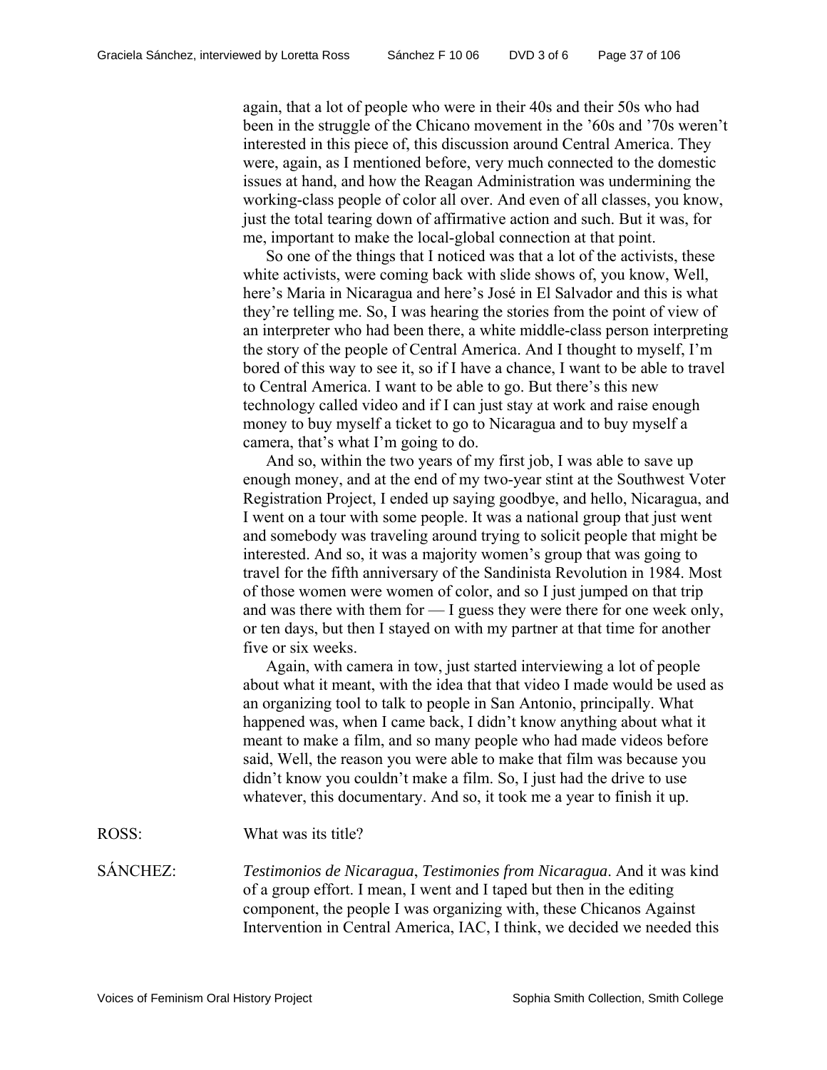again, that a lot of people who were in their 40s and their 50s who had been in the struggle of the Chicano movement in the '60s and '70s weren't interested in this piece of, this discussion around Central America. They were, again, as I mentioned before, very much connected to the domestic issues at hand, and how the Reagan Administration was undermining the working-class people of color all over. And even of all classes, you know, just the total tearing down of affirmative action and such. But it was, for me, important to make the local-global connection at that point.

So one of the things that I noticed was that a lot of the activists, these white activists, were coming back with slide shows of, you know, Well, here's Maria in Nicaragua and here's José in El Salvador and this is what they're telling me. So, I was hearing the stories from the point of view of an interpreter who had been there, a white middle-class person interpreting the story of the people of Central America. And I thought to myself, I'm bored of this way to see it, so if I have a chance, I want to be able to travel to Central America. I want to be able to go. But there's this new technology called video and if I can just stay at work and raise enough money to buy myself a ticket to go to Nicaragua and to buy myself a camera, that's what I'm going to do.

And so, within the two years of my first job, I was able to save up enough money, and at the end of my two-year stint at the Southwest Voter Registration Project, I ended up saying goodbye, and hello, Nicaragua, and I went on a tour with some people. It was a national group that just went and somebody was traveling around trying to solicit people that might be interested. And so, it was a majority women's group that was going to travel for the fifth anniversary of the Sandinista Revolution in 1984. Most of those women were women of color, and so I just jumped on that trip and was there with them for — I guess they were there for one week only, or ten days, but then I stayed on with my partner at that time for another five or six weeks.

Again, with camera in tow, just started interviewing a lot of people about what it meant, with the idea that that video I made would be used as an organizing tool to talk to people in San Antonio, principally. What happened was, when I came back, I didn't know anything about what it meant to make a film, and so many people who had made videos before said, Well, the reason you were able to make that film was because you didn't know you couldn't make a film. So, I just had the drive to use whatever, this documentary. And so, it took me a year to finish it up.

ROSS: What was its title?

SÁNCHEZ: *Testimonios de Nicaragua*, *Testimonies from Nicaragua*. And it was kind of a group effort. I mean, I went and I taped but then in the editing component, the people I was organizing with, these Chicanos Against Intervention in Central America, IAC, I think, we decided we needed this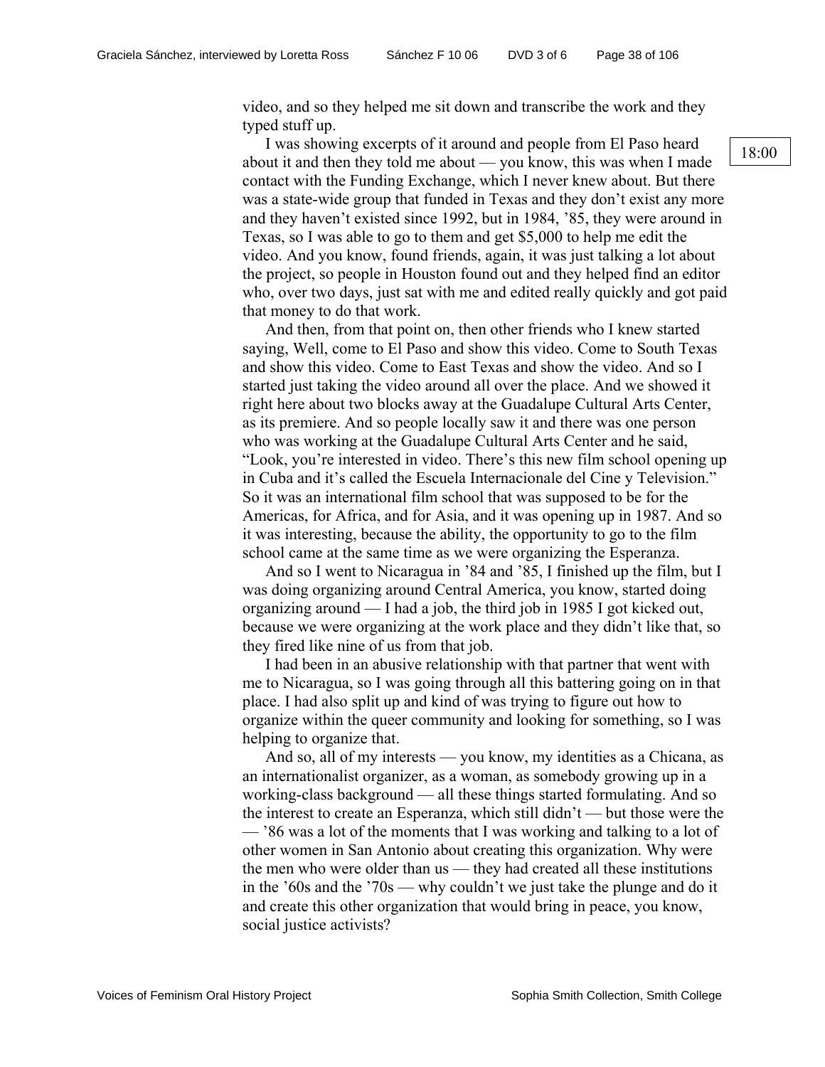video, and so they helped me sit down and transcribe the work and they typed stuff up.

I was showing excerpts of it around and people from El Paso heard about it and then they told me about — you know, this was when I made contact with the Funding Exchange, which I never knew about. But there was a state-wide group that funded in Texas and they don't exist any more and they haven't existed since 1992, but in 1984, '85, they were around in Texas, so I was able to go to them and get $5,000 to help me edit the video. And you know, found friends, again, it was just talking a lot about the project, so people in Houston found out and they helped find an editor who, over two days, just sat with me and edited really quickly and got paid that money to do that work.

18:00

And then, from that point on, then other friends who I knew started saying, Well, come to El Paso and show this video. Come to South Texas and show this video. Come to East Texas and show the video. And so I started just taking the video around all over the place. And we showed it right here about two blocks away at the Guadalupe Cultural Arts Center, as its premiere. And so people locally saw it and there was one person who was working at the Guadalupe Cultural Arts Center and he said, "Look, you're interested in video. There's this new film school opening up in Cuba and it's called the Escuela Internacionale del Cine y Television." So it was an international film school that was supposed to be for the Americas, for Africa, and for Asia, and it was opening up in 1987. And so it was interesting, because the ability, the opportunity to go to the film school came at the same time as we were organizing the Esperanza.

And so I went to Nicaragua in '84 and '85, I finished up the film, but I was doing organizing around Central America, you know, started doing organizing around — I had a job, the third job in 1985 I got kicked out, because we were organizing at the work place and they didn't like that, so they fired like nine of us from that job.

I had been in an abusive relationship with that partner that went with me to Nicaragua, so I was going through all this battering going on in that place. I had also split up and kind of was trying to figure out how to organize within the queer community and looking for something, so I was helping to organize that.

And so, all of my interests — you know, my identities as a Chicana, as an internationalist organizer, as a woman, as somebody growing up in a working-class background — all these things started formulating. And so the interest to create an Esperanza, which still didn't — but those were the — '86 was a lot of the moments that I was working and talking to a lot of other women in San Antonio about creating this organization. Why were the men who were older than us — they had created all these institutions in the '60s and the '70s — why couldn't we just take the plunge and do it and create this other organization that would bring in peace, you know, social justice activists?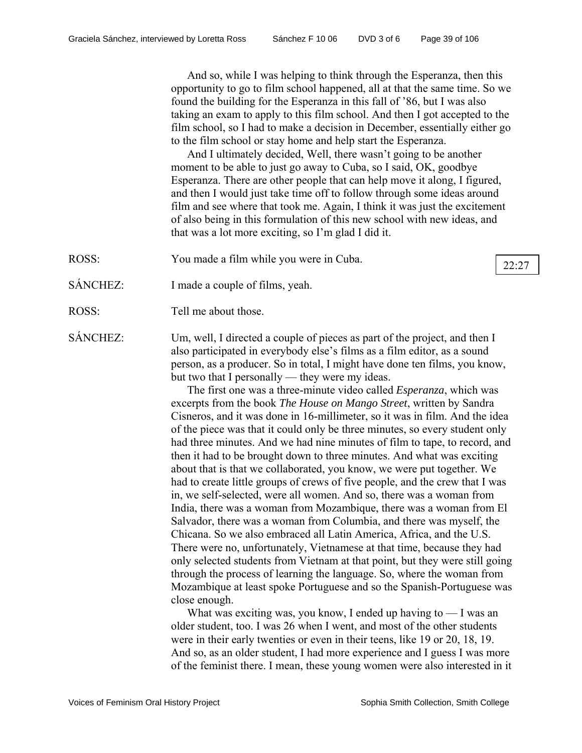And so, while I was helping to think through the Esperanza, then this opportunity to go to film school happened, all at that the same time. So we found the building for the Esperanza in this fall of '86, but I was also taking an exam to apply to this film school. And then I got accepted to the film school, so I had to make a decision in December, essentially either go to the film school or stay home and help start the Esperanza.

And I ultimately decided, Well, there wasn't going to be another moment to be able to just go away to Cuba, so I said, OK, goodbye Esperanza. There are other people that can help move it along, I figured, and then I would just take time off to follow through some ideas around film and see where that took me. Again, I think it was just the excitement of also being in this formulation of this new school with new ideas, and that was a lot more exciting, so I'm glad I did it.

ROSS: You made a film while you were in Cuba.

22:27

SÁNCHEZ: I made a couple of films, yeah.

ROSS: Tell me about those.

SÁNCHEZ: Um, well, I directed a couple of pieces as part of the project, and then I also participated in everybody else's films as a film editor, as a sound person, as a producer. So in total, I might have done ten films, you know, but two that I personally — they were my ideas.

The first one was a three-minute video called *Esperanza*, which was excerpts from the book *The House on Mango Street*, written by Sandra Cisneros, and it was done in 16-millimeter, so it was in film. And the idea of the piece was that it could only be three minutes, so every student only had three minutes. And we had nine minutes of film to tape, to record, and then it had to be brought down to three minutes. And what was exciting about that is that we collaborated, you know, we were put together. We had to create little groups of crews of five people, and the crew that I was in, we self-selected, were all women. And so, there was a woman from India, there was a woman from Mozambique, there was a woman from El Salvador, there was a woman from Columbia, and there was myself, the Chicana. So we also embraced all Latin America, Africa, and the U.S. There were no, unfortunately, Vietnamese at that time, because they had only selected students from Vietnam at that point, but they were still going through the process of learning the language. So, where the woman from Mozambique at least spoke Portuguese and so the Spanish-Portuguese was close enough.

What was exciting was, you know, I ended up having to — I was an older student, too. I was 26 when I went, and most of the other students were in their early twenties or even in their teens, like 19 or 20, 18, 19. And so, as an older student, I had more experience and I guess I was more of the feminist there. I mean, these young women were also interested in it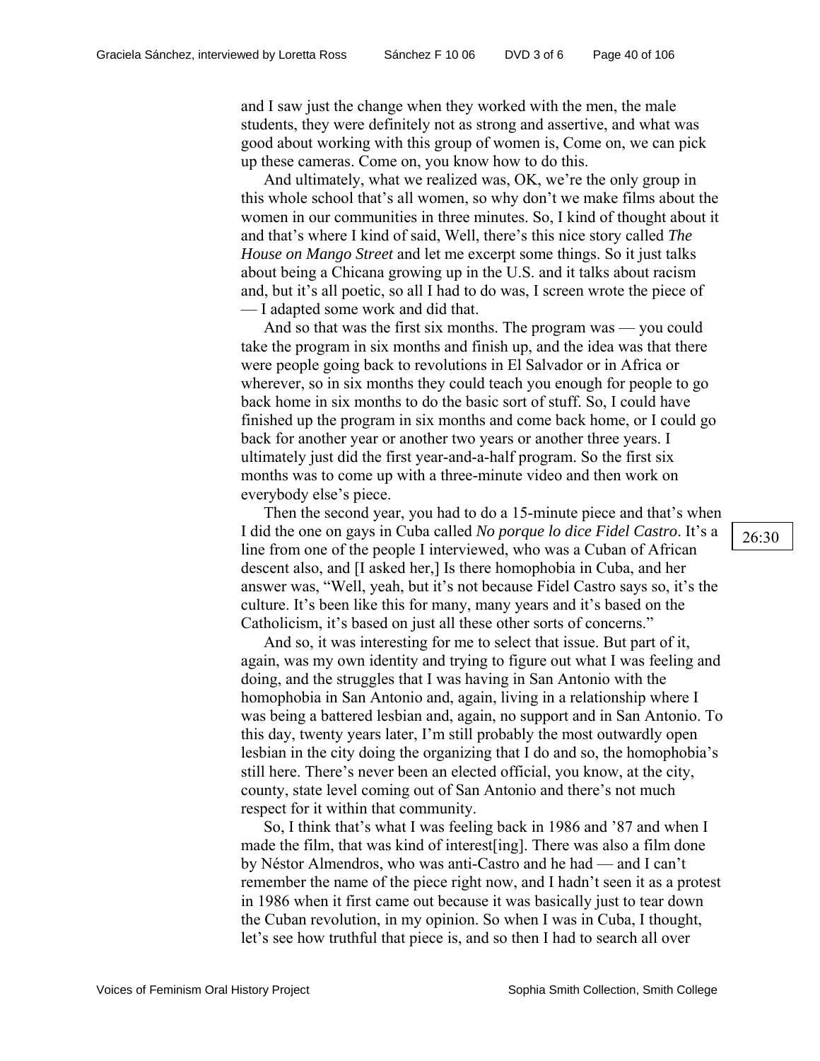and I saw just the change when they worked with the men, the male students, they were definitely not as strong and assertive, and what was good about working with this group of women is, Come on, we can pick up these cameras. Come on, you know how to do this.

And ultimately, what we realized was, OK, we're the only group in this whole school that's all women, so why don't we make films about the women in our communities in three minutes. So, I kind of thought about it and that's where I kind of said, Well, there's this nice story called *The House on Mango Street* and let me excerpt some things. So it just talks about being a Chicana growing up in the U.S. and it talks about racism and, but it's all poetic, so all I had to do was, I screen wrote the piece of — I adapted some work and did that.

And so that was the first six months. The program was — you could take the program in six months and finish up, and the idea was that there were people going back to revolutions in El Salvador or in Africa or wherever, so in six months they could teach you enough for people to go back home in six months to do the basic sort of stuff. So, I could have finished up the program in six months and come back home, or I could go back for another year or another two years or another three years. I ultimately just did the first year-and-a-half program. So the first six months was to come up with a three-minute video and then work on everybody else's piece.

Then the second year, you had to do a 15-minute piece and that's when I did the one on gays in Cuba called *No porque lo dice Fidel Castro*. It's a line from one of the people I interviewed, who was a Cuban of African descent also, and [I asked her,] Is there homophobia in Cuba, and her answer was, "Well, yeah, but it's not because Fidel Castro says so, it's the culture. It's been like this for many, many years and it's based on the Catholicism, it's based on just all these other sorts of concerns."

26:30

And so, it was interesting for me to select that issue. But part of it, again, was my own identity and trying to figure out what I was feeling and doing, and the struggles that I was having in San Antonio with the homophobia in San Antonio and, again, living in a relationship where I was being a battered lesbian and, again, no support and in San Antonio. To this day, twenty years later, I'm still probably the most outwardly open lesbian in the city doing the organizing that I do and so, the homophobia's still here. There's never been an elected official, you know, at the city, county, state level coming out of San Antonio and there's not much respect for it within that community.

So, I think that's what I was feeling back in 1986 and '87 and when I made the film, that was kind of interest[ing]. There was also a film done by Néstor Almendros, who was anti-Castro and he had — and I can't remember the name of the piece right now, and I hadn't seen it as a protest in 1986 when it first came out because it was basically just to tear down the Cuban revolution, in my opinion. So when I was in Cuba, I thought, let's see how truthful that piece is, and so then I had to search all over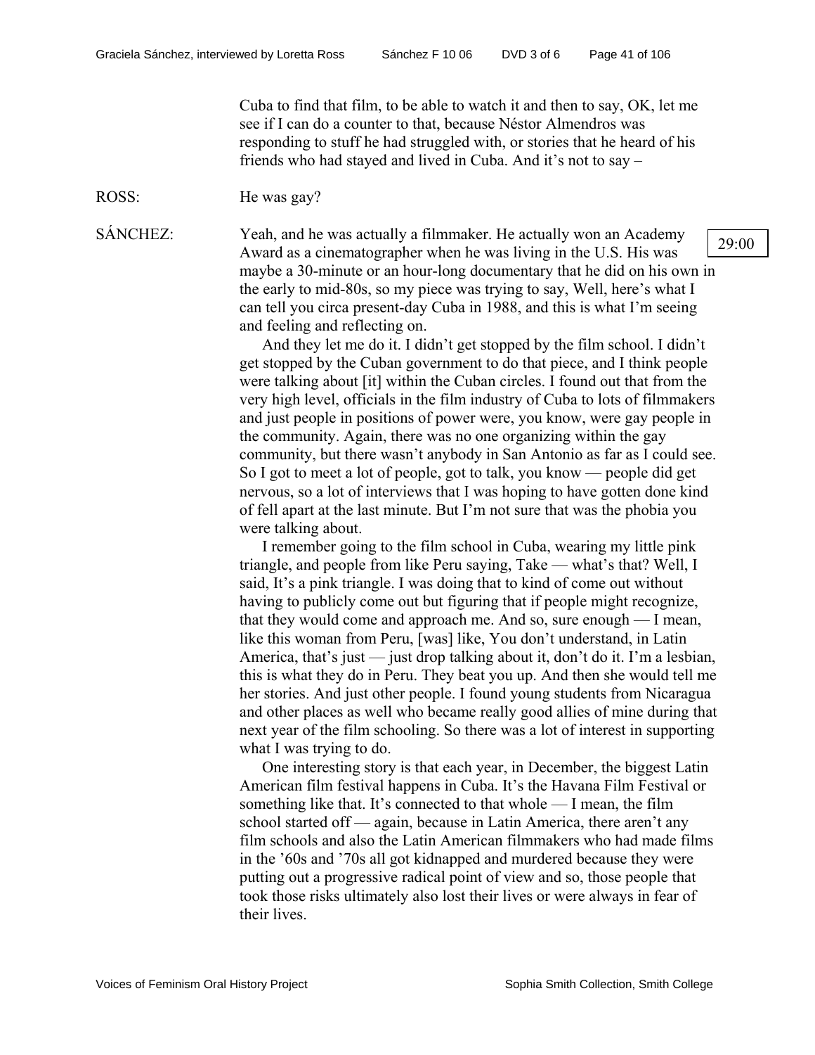Cuba to find that film, to be able to watch it and then to say, OK, let me see if I can do a counter to that, because Néstor Almendros was responding to stuff he had struggled with, or stories that he heard of his friends who had stayed and lived in Cuba. And it's not to say –

ROSS: He was gay?

SÁNCHEZ: Yeah, and he was actually a filmmaker. He actually won an Academy Award as a cinematographer when he was living in the U.S. His was maybe a 30-minute or an hour-long documentary that he did on his own in the early to mid-80s, so my piece was trying to say, Well, here's what I can tell you circa present-day Cuba in 1988, and this is what I'm seeing and feeling and reflecting on.

29:00

And they let me do it. I didn't get stopped by the film school. I didn't get stopped by the Cuban government to do that piece, and I think people were talking about [it] within the Cuban circles. I found out that from the very high level, officials in the film industry of Cuba to lots of filmmakers and just people in positions of power were, you know, were gay people in the community. Again, there was no one organizing within the gay community, but there wasn't anybody in San Antonio as far as I could see. So I got to meet a lot of people, got to talk, you know — people did get nervous, so a lot of interviews that I was hoping to have gotten done kind of fell apart at the last minute. But I'm not sure that was the phobia you were talking about.

I remember going to the film school in Cuba, wearing my little pink triangle, and people from like Peru saying, Take — what's that? Well, I said, It's a pink triangle. I was doing that to kind of come out without having to publicly come out but figuring that if people might recognize, that they would come and approach me. And so, sure enough — I mean, like this woman from Peru, [was] like, You don't understand, in Latin America, that's just — just drop talking about it, don't do it. I'm a lesbian, this is what they do in Peru. They beat you up. And then she would tell me her stories. And just other people. I found young students from Nicaragua and other places as well who became really good allies of mine during that next year of the film schooling. So there was a lot of interest in supporting what I was trying to do.

One interesting story is that each year, in December, the biggest Latin American film festival happens in Cuba. It's the Havana Film Festival or something like that. It's connected to that whole — I mean, the film school started off — again, because in Latin America, there aren't any film schools and also the Latin American filmmakers who had made films in the '60s and '70s all got kidnapped and murdered because they were putting out a progressive radical point of view and so, those people that took those risks ultimately also lost their lives or were always in fear of their lives.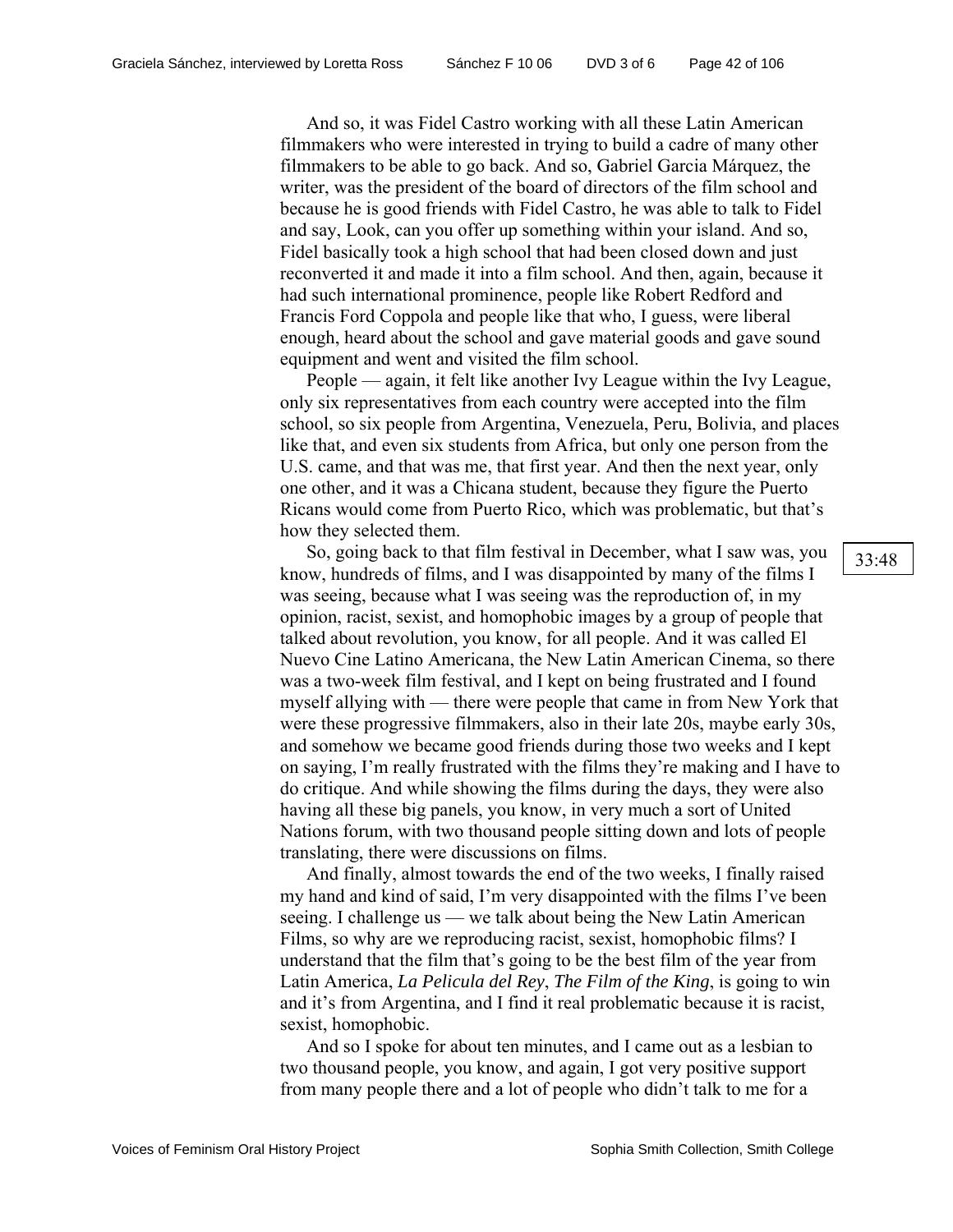And so, it was Fidel Castro working with all these Latin American filmmakers who were interested in trying to build a cadre of many other filmmakers to be able to go back. And so, Gabriel Garcia Márquez, the writer, was the president of the board of directors of the film school and because he is good friends with Fidel Castro, he was able to talk to Fidel and say, Look, can you offer up something within your island. And so, Fidel basically took a high school that had been closed down and just reconverted it and made it into a film school. And then, again, because it had such international prominence, people like Robert Redford and Francis Ford Coppola and people like that who, I guess, were liberal enough, heard about the school and gave material goods and gave sound equipment and went and visited the film school.

People — again, it felt like another Ivy League within the Ivy League, only six representatives from each country were accepted into the film school, so six people from Argentina, Venezuela, Peru, Bolivia, and places like that, and even six students from Africa, but only one person from the U.S. came, and that was me, that first year. And then the next year, only one other, and it was a Chicana student, because they figure the Puerto Ricans would come from Puerto Rico, which was problematic, but that's how they selected them.

33:48

So, going back to that film festival in December, what I saw was, you know, hundreds of films, and I was disappointed by many of the films I was seeing, because what I was seeing was the reproduction of, in my opinion, racist, sexist, and homophobic images by a group of people that talked about revolution, you know, for all people. And it was called El Nuevo Cine Latino Americana, the New Latin American Cinema, so there was a two-week film festival, and I kept on being frustrated and I found myself allying with — there were people that came in from New York that were these progressive filmmakers, also in their late 20s, maybe early 30s, and somehow we became good friends during those two weeks and I kept on saying, I'm really frustrated with the films they're making and I have to do critique. And while showing the films during the days, they were also having all these big panels, you know, in very much a sort of United Nations forum, with two thousand people sitting down and lots of people translating, there were discussions on films.

And finally, almost towards the end of the two weeks, I finally raised my hand and kind of said, I'm very disappointed with the films I've been seeing. I challenge us — we talk about being the New Latin American Films, so why are we reproducing racist, sexist, homophobic films? I understand that the film that's going to be the best film of the year from Latin America, *La Pelicula del Rey*, *The Film of the King*, is going to win and it's from Argentina, and I find it real problematic because it is racist, sexist, homophobic.

And so I spoke for about ten minutes, and I came out as a lesbian to two thousand people, you know, and again, I got very positive support from many people there and a lot of people who didn't talk to me for a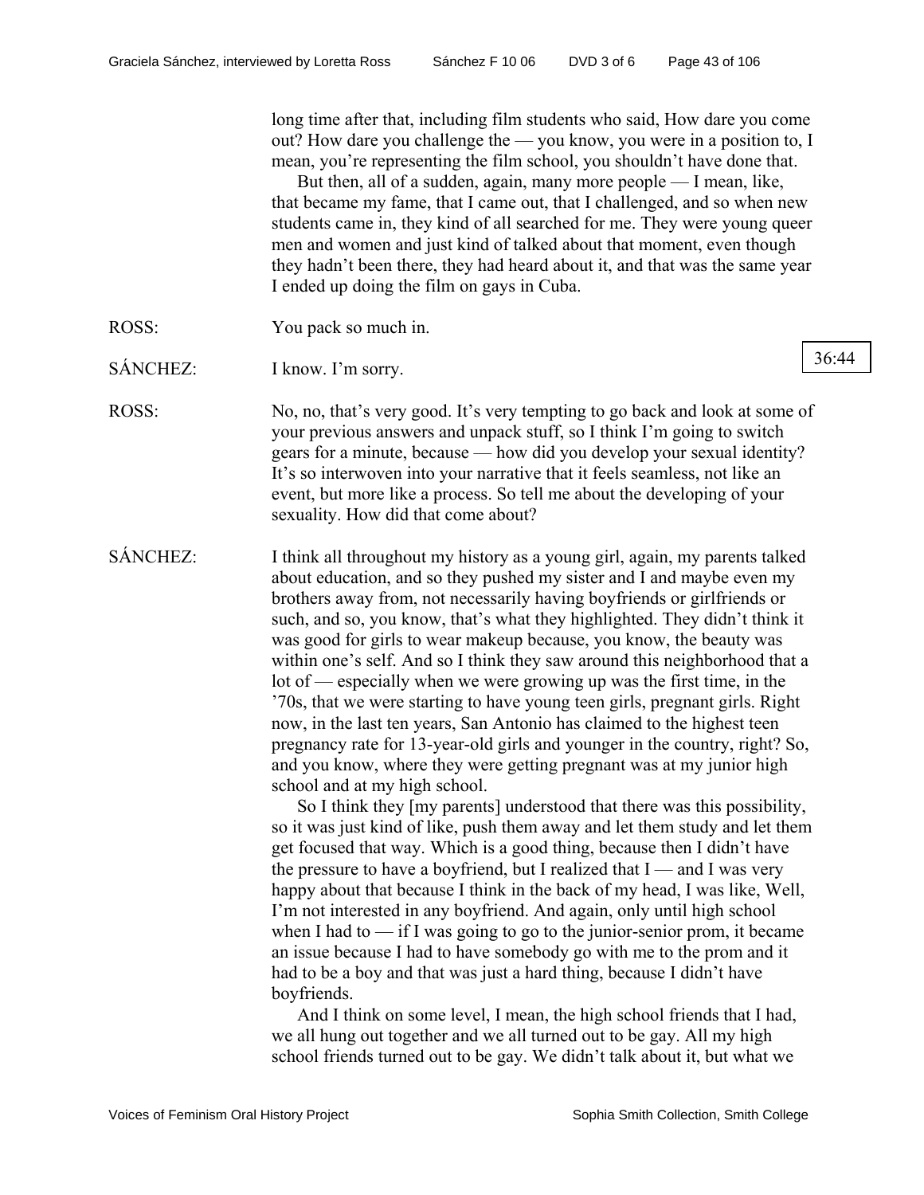long time after that, including film students who said, How dare you come out? How dare you challenge the — you know, you were in a position to, I mean, you're representing the film school, you shouldn't have done that.

But then, all of a sudden, again, many more people — I mean, like, that became my fame, that I came out, that I challenged, and so when new students came in, they kind of all searched for me. They were young queer men and women and just kind of talked about that moment, even though they hadn't been there, they had heard about it, and that was the same year I ended up doing the film on gays in Cuba.

ROSS: You pack so much in.

SÁNCHEZ: I know. I'm sorry.

36:44

ROSS: No, no, that's very good. It's very tempting to go back and look at some of your previous answers and unpack stuff, so I think I'm going to switch gears for a minute, because — how did you develop your sexual identity? It's so interwoven into your narrative that it feels seamless, not like an event, but more like a process. So tell me about the developing of your sexuality. How did that come about?

SÁNCHEZ: I think all throughout my history as a young girl, again, my parents talked about education, and so they pushed my sister and I and maybe even my brothers away from, not necessarily having boyfriends or girlfriends or such, and so, you know, that's what they highlighted. They didn't think it was good for girls to wear makeup because, you know, the beauty was within one's self. And so I think they saw around this neighborhood that a lot of — especially when we were growing up was the first time, in the '70s, that we were starting to have young teen girls, pregnant girls. Right now, in the last ten years, San Antonio has claimed to the highest teen pregnancy rate for 13-year-old girls and younger in the country, right? So, and you know, where they were getting pregnant was at my junior high school and at my high school.

So I think they [my parents] understood that there was this possibility, so it was just kind of like, push them away and let them study and let them get focused that way. Which is a good thing, because then I didn't have the pressure to have a boyfriend, but I realized that I — and I was very happy about that because I think in the back of my head, I was like, Well, I'm not interested in any boyfriend. And again, only until high school when I had to — if I was going to go to the junior-senior prom, it became an issue because I had to have somebody go with me to the prom and it had to be a boy and that was just a hard thing, because I didn't have boyfriends.

And I think on some level, I mean, the high school friends that I had, we all hung out together and we all turned out to be gay. All my high school friends turned out to be gay. We didn't talk about it, but what we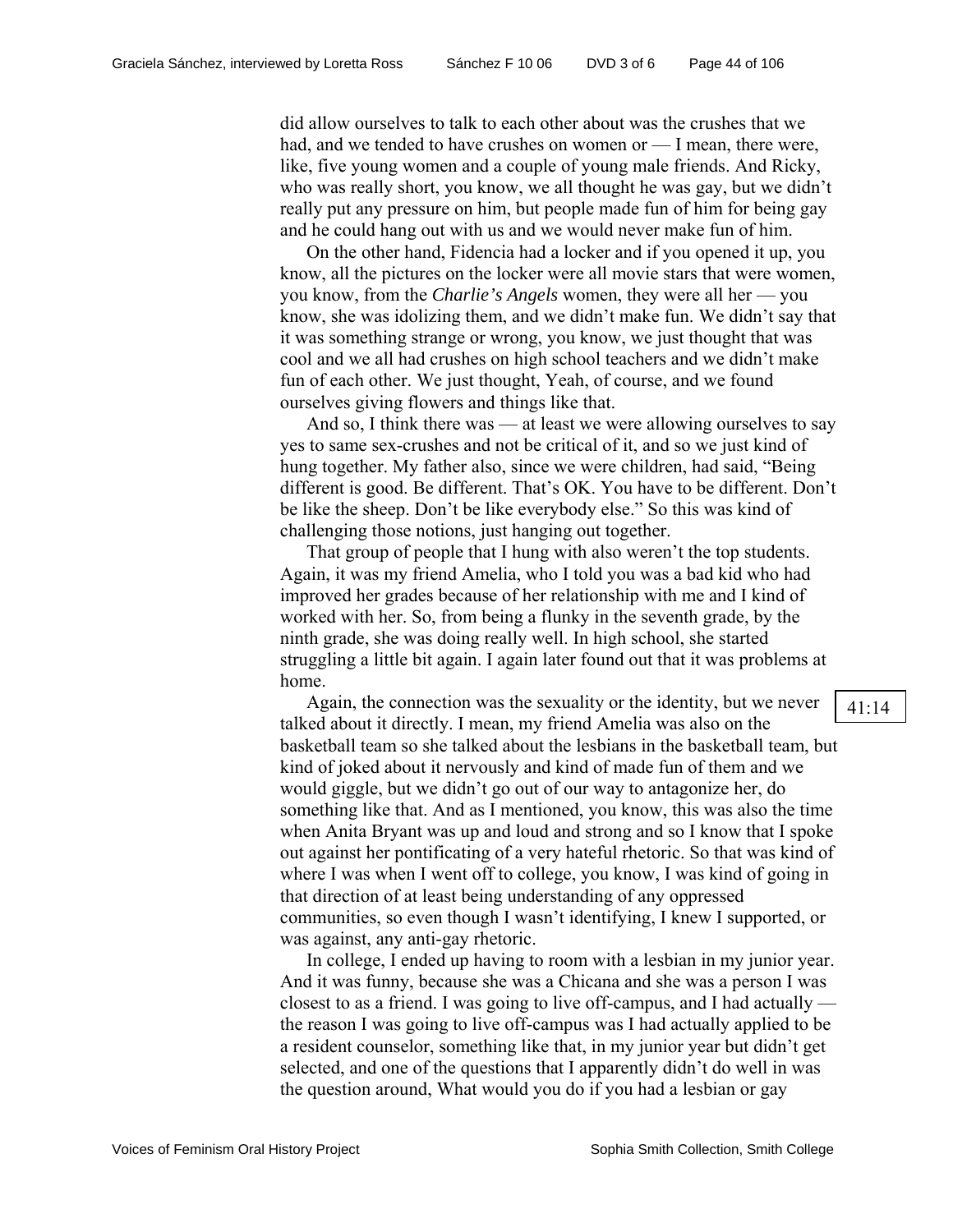did allow ourselves to talk to each other about was the crushes that we had, and we tended to have crushes on women or — I mean, there were, like, five young women and a couple of young male friends. And Ricky, who was really short, you know, we all thought he was gay, but we didn't really put any pressure on him, but people made fun of him for being gay and he could hang out with us and we would never make fun of him.

On the other hand, Fidencia had a locker and if you opened it up, you know, all the pictures on the locker were all movie stars that were women, you know, from the *Charlie's Angels* women, they were all her — you know, she was idolizing them, and we didn't make fun. We didn't say that it was something strange or wrong, you know, we just thought that was cool and we all had crushes on high school teachers and we didn't make fun of each other. We just thought, Yeah, of course, and we found ourselves giving flowers and things like that.

And so, I think there was — at least we were allowing ourselves to say yes to same sex-crushes and not be critical of it, and so we just kind of hung together. My father also, since we were children, had said, "Being different is good. Be different. That's OK. You have to be different. Don't be like the sheep. Don't be like everybody else." So this was kind of challenging those notions, just hanging out together.

That group of people that I hung with also weren't the top students. Again, it was my friend Amelia, who I told you was a bad kid who had improved her grades because of her relationship with me and I kind of worked with her. So, from being a flunky in the seventh grade, by the ninth grade, she was doing really well. In high school, she started struggling a little bit again. I again later found out that it was problems at home.

41:14

Again, the connection was the sexuality or the identity, but we never talked about it directly. I mean, my friend Amelia was also on the basketball team so she talked about the lesbians in the basketball team, but kind of joked about it nervously and kind of made fun of them and we would giggle, but we didn't go out of our way to antagonize her, do something like that. And as I mentioned, you know, this was also the time when Anita Bryant was up and loud and strong and so I know that I spoke out against her pontificating of a very hateful rhetoric. So that was kind of where I was when I went off to college, you know, I was kind of going in that direction of at least being understanding of any oppressed communities, so even though I wasn't identifying, I knew I supported, or was against, any anti-gay rhetoric.

In college, I ended up having to room with a lesbian in my junior year. And it was funny, because she was a Chicana and she was a person I was closest to as a friend. I was going to live off-campus, and I had actually — the reason I was going to live off-campus was I had actually applied to be a resident counselor, something like that, in my junior year but didn't get selected, and one of the questions that I apparently didn't do well in was the question around, What would you do if you had a lesbian or gay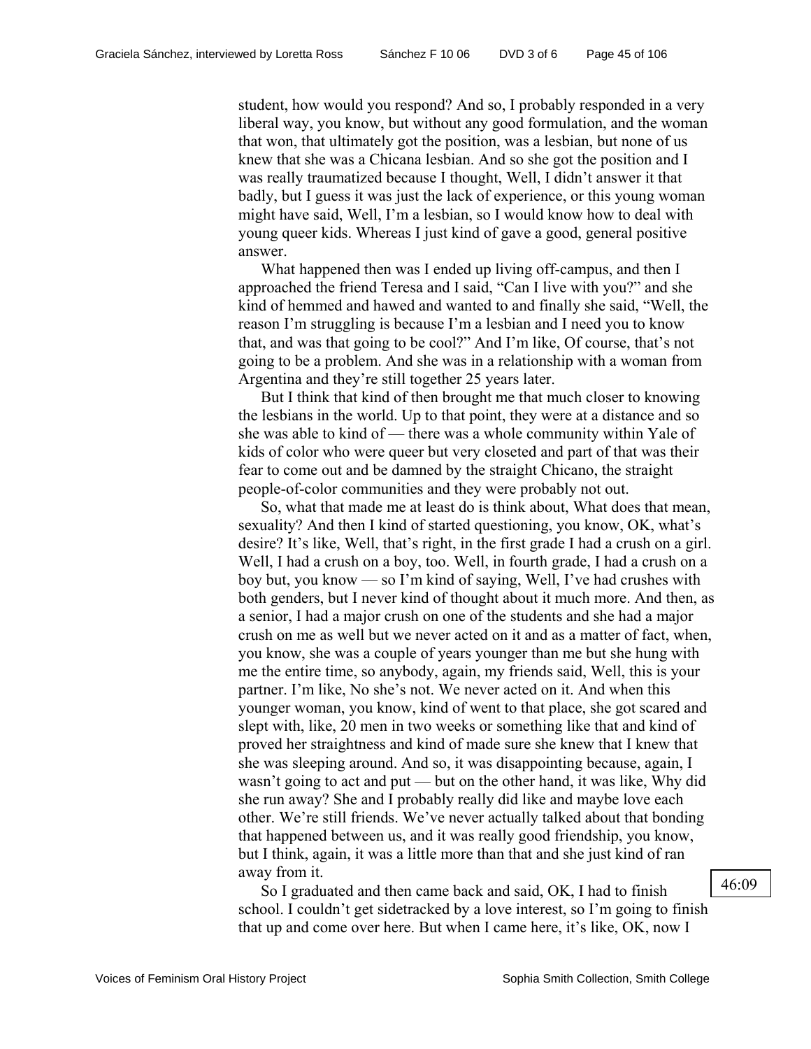student, how would you respond? And so, I probably responded in a very liberal way, you know, but without any good formulation, and the woman that won, that ultimately got the position, was a lesbian, but none of us knew that she was a Chicana lesbian. And so she got the position and I was really traumatized because I thought, Well, I didn't answer it that badly, but I guess it was just the lack of experience, or this young woman might have said, Well, I'm a lesbian, so I would know how to deal with young queer kids. Whereas I just kind of gave a good, general positive answer.

What happened then was I ended up living off-campus, and then I approached the friend Teresa and I said, "Can I live with you?" and she kind of hemmed and hawed and wanted to and finally she said, "Well, the reason I'm struggling is because I'm a lesbian and I need you to know that, and was that going to be cool?" And I'm like, Of course, that's not going to be a problem. And she was in a relationship with a woman from Argentina and they're still together 25 years later.

But I think that kind of then brought me that much closer to knowing the lesbians in the world. Up to that point, they were at a distance and so she was able to kind of — there was a whole community within Yale of kids of color who were queer but very closeted and part of that was their fear to come out and be damned by the straight Chicano, the straight people-of-color communities and they were probably not out.

So, what that made me at least do is think about, What does that mean, sexuality? And then I kind of started questioning, you know, OK, what's desire? It's like, Well, that's right, in the first grade I had a crush on a girl. Well, I had a crush on a boy, too. Well, in fourth grade, I had a crush on a boy but, you know — so I'm kind of saying, Well, I've had crushes with both genders, but I never kind of thought about it much more. And then, as a senior, I had a major crush on one of the students and she had a major crush on me as well but we never acted on it and as a matter of fact, when, you know, she was a couple of years younger than me but she hung with me the entire time, so anybody, again, my friends said, Well, this is your partner. I'm like, No she's not. We never acted on it. And when this younger woman, you know, kind of went to that place, she got scared and slept with, like, 20 men in two weeks or something like that and kind of proved her straightness and kind of made sure she knew that I knew that she was sleeping around. And so, it was disappointing because, again, I wasn't going to act and put — but on the other hand, it was like, Why did she run away? She and I probably really did like and maybe love each other. We're still friends. We've never actually talked about that bonding that happened between us, and it was really good friendship, you know, but I think, again, it was a little more than that and she just kind of ran away from it.

46:09

So I graduated and then came back and said, OK, I had to finish school. I couldn't get sidetracked by a love interest, so I'm going to finish that up and come over here. But when I came here, it's like, OK, now I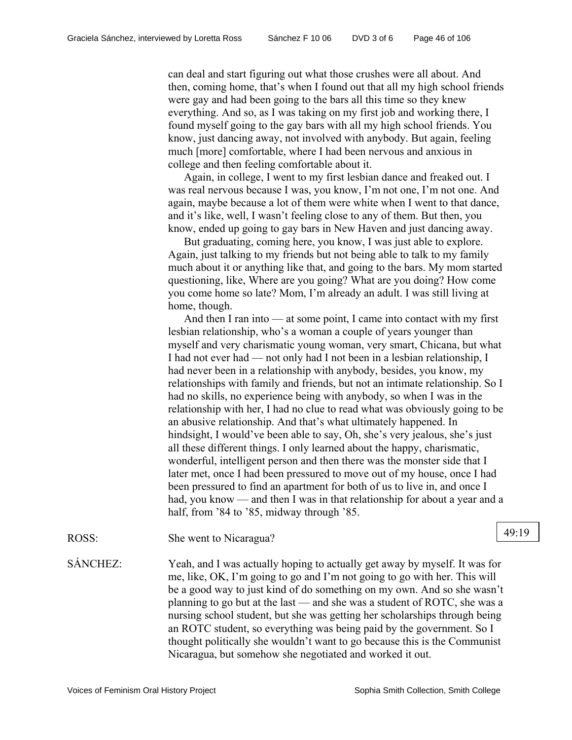can deal and start figuring out what those crushes were all about. And then, coming home, that's when I found out that all my high school friends were gay and had been going to the bars all this time so they knew everything. And so, as I was taking on my first job and working there, I found myself going to the gay bars with all my high school friends. You know, just dancing away, not involved with anybody. But again, feeling much [more] comfortable, where I had been nervous and anxious in college and then feeling comfortable about it.

Again, in college, I went to my first lesbian dance and freaked out. I was real nervous because I was, you know, I'm not one, I'm not one. And again, maybe because a lot of them were white when I went to that dance, and it's like, well, I wasn't feeling close to any of them. But then, you know, ended up going to gay bars in New Haven and just dancing away.

But graduating, coming here, you know, I was just able to explore. Again, just talking to my friends but not being able to talk to my family much about it or anything like that, and going to the bars. My mom started questioning, like, Where are you going? What are you doing? How come you come home so late? Mom, I'm already an adult. I was still living at home, though.

And then I ran into — at some point, I came into contact with my first lesbian relationship, who's a woman a couple of years younger than myself and very charismatic young woman, very smart, Chicana, but what I had not ever had — not only had I not been in a lesbian relationship, I had never been in a relationship with anybody, besides, you know, my relationships with family and friends, but not an intimate relationship. So I had no skills, no experience being with anybody, so when I was in the relationship with her, I had no clue to read what was obviously going to be an abusive relationship. And that's what ultimately happened. In hindsight, I would've been able to say, Oh, she's very jealous, she's just all these different things. I only learned about the happy, charismatic, wonderful, intelligent person and then there was the monster side that I later met, once I had been pressured to move out of my house, once I had been pressured to find an apartment for both of us to live in, and once I had, you know — and then I was in that relationship for about a year and a half, from '84 to '85, midway through '85.

ROSS: She went to Nicaragua?

49:19

SÁNCHEZ: Yeah, and I was actually hoping to actually get away by myself. It was for me, like, OK, I'm going to go and I'm not going to go with her. This will be a good way to just kind of do something on my own. And so she wasn't planning to go but at the last — and she was a student of ROTC, she was a nursing school student, but she was getting her scholarships through being an ROTC student, so everything was being paid by the government. So I thought politically she wouldn't want to go because this is the Communist Nicaragua, but somehow she negotiated and worked it out.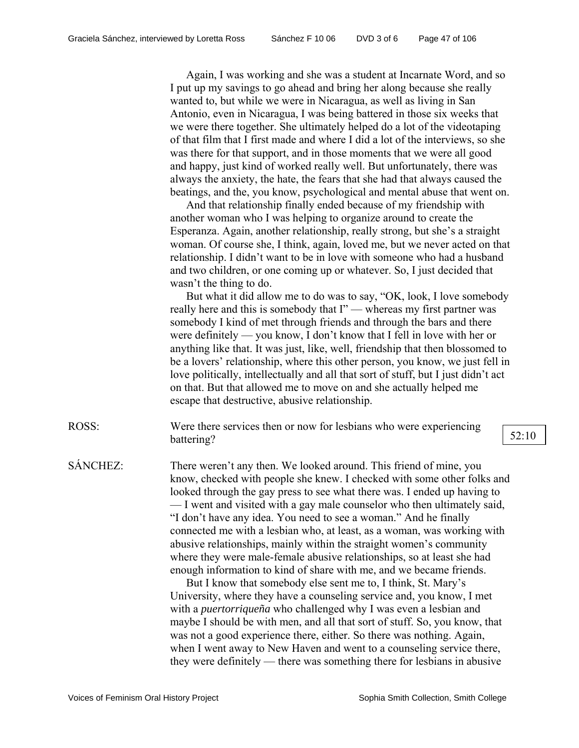Again, I was working and she was a student at Incarnate Word, and so I put up my savings to go ahead and bring her along because she really wanted to, but while we were in Nicaragua, as well as living in San Antonio, even in Nicaragua, I was being battered in those six weeks that we were there together. She ultimately helped do a lot of the videotaping of that film that I first made and where I did a lot of the interviews, so she was there for that support, and in those moments that we were all good and happy, just kind of worked really well. But unfortunately, there was always the anxiety, the hate, the fears that she had that always caused the beatings, and the, you know, psychological and mental abuse that went on.

And that relationship finally ended because of my friendship with another woman who I was helping to organize around to create the Esperanza. Again, another relationship, really strong, but she's a straight woman. Of course she, I think, again, loved me, but we never acted on that relationship. I didn't want to be in love with someone who had a husband and two children, or one coming up or whatever. So, I just decided that wasn't the thing to do.

But what it did allow me to do was to say, "OK, look, I love somebody really here and this is somebody that I" — whereas my first partner was somebody I kind of met through friends and through the bars and there were definitely — you know, I don't know that I fell in love with her or anything like that. It was just, like, well, friendship that then blossomed to be a lovers' relationship, where this other person, you know, we just fell in love politically, intellectually and all that sort of stuff, but I just didn't act on that. But that allowed me to move on and she actually helped me escape that destructive, abusive relationship.

ROSS: Were there services then or now for lesbians who were experiencing battering?

52:10

SÁNCHEZ: There weren't any then. We looked around. This friend of mine, you know, checked with people she knew. I checked with some other folks and looked through the gay press to see what there was. I ended up having to — I went and visited with a gay male counselor who then ultimately said, "I don't have any idea. You need to see a woman." And he finally connected me with a lesbian who, at least, as a woman, was working with abusive relationships, mainly within the straight women's community where they were male-female abusive relationships, so at least she had enough information to kind of share with me, and we became friends.

But I know that somebody else sent me to, I think, St. Mary's University, where they have a counseling service and, you know, I met with a *puertorriqueña* who challenged why I was even a lesbian and maybe I should be with men, and all that sort of stuff. So, you know, that was not a good experience there, either. So there was nothing. Again, when I went away to New Haven and went to a counseling service there, they were definitely — there was something there for lesbians in abusive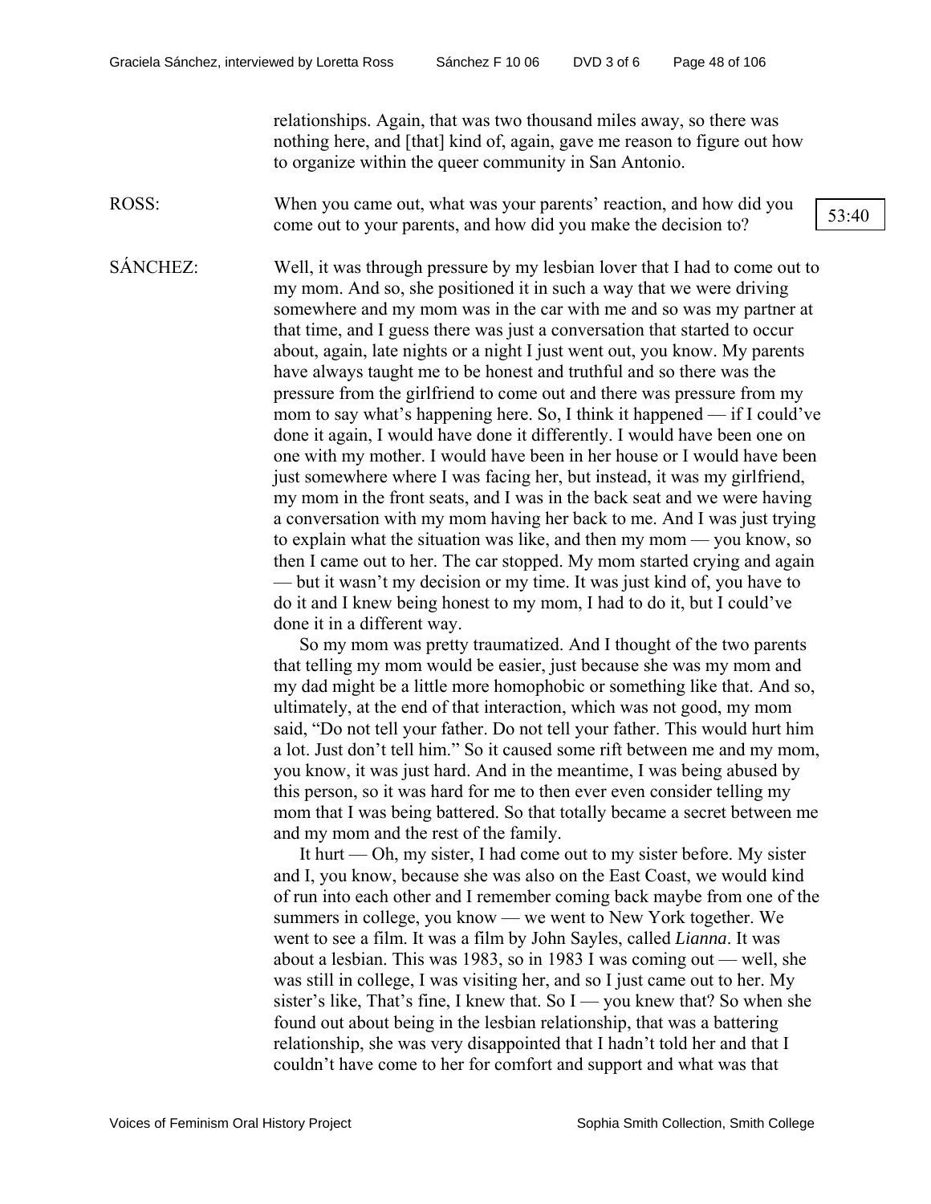relationships. Again, that was two thousand miles away, so there was nothing here, and [that] kind of, again, gave me reason to figure out how to organize within the queer community in San Antonio.

ROSS: When you came out, what was your parents' reaction, and how did you come out to your parents, and how did you make the decision to?

53:40

SÁNCHEZ: Well, it was through pressure by my lesbian lover that I had to come out to my mom. And so, she positioned it in such a way that we were driving somewhere and my mom was in the car with me and so was my partner at that time, and I guess there was just a conversation that started to occur about, again, late nights or a night I just went out, you know. My parents have always taught me to be honest and truthful and so there was the pressure from the girlfriend to come out and there was pressure from my mom to say what's happening here. So, I think it happened — if I could've done it again, I would have done it differently. I would have been one on one with my mother. I would have been in her house or I would have been just somewhere where I was facing her, but instead, it was my girlfriend, my mom in the front seats, and I was in the back seat and we were having a conversation with my mom having her back to me. And I was just trying to explain what the situation was like, and then my mom — you know, so then I came out to her. The car stopped. My mom started crying and again — but it wasn't my decision or my time. It was just kind of, you have to do it and I knew being honest to my mom, I had to do it, but I could've done it in a different way.

So my mom was pretty traumatized. And I thought of the two parents that telling my mom would be easier, just because she was my mom and my dad might be a little more homophobic or something like that. And so, ultimately, at the end of that interaction, which was not good, my mom said, "Do not tell your father. Do not tell your father. This would hurt him a lot. Just don't tell him." So it caused some rift between me and my mom, you know, it was just hard. And in the meantime, I was being abused by this person, so it was hard for me to then ever even consider telling my mom that I was being battered. So that totally became a secret between me and my mom and the rest of the family.

It hurt — Oh, my sister, I had come out to my sister before. My sister and I, you know, because she was also on the East Coast, we would kind of run into each other and I remember coming back maybe from one of the summers in college, you know — we went to New York together. We went to see a film. It was a film by John Sayles, called *Lianna*. It was about a lesbian. This was 1983, so in 1983 I was coming out — well, she was still in college, I was visiting her, and so I just came out to her. My sister's like, That's fine, I knew that. So I — you knew that? So when she found out about being in the lesbian relationship, that was a battering relationship, she was very disappointed that I hadn't told her and that I couldn't have come to her for comfort and support and what was that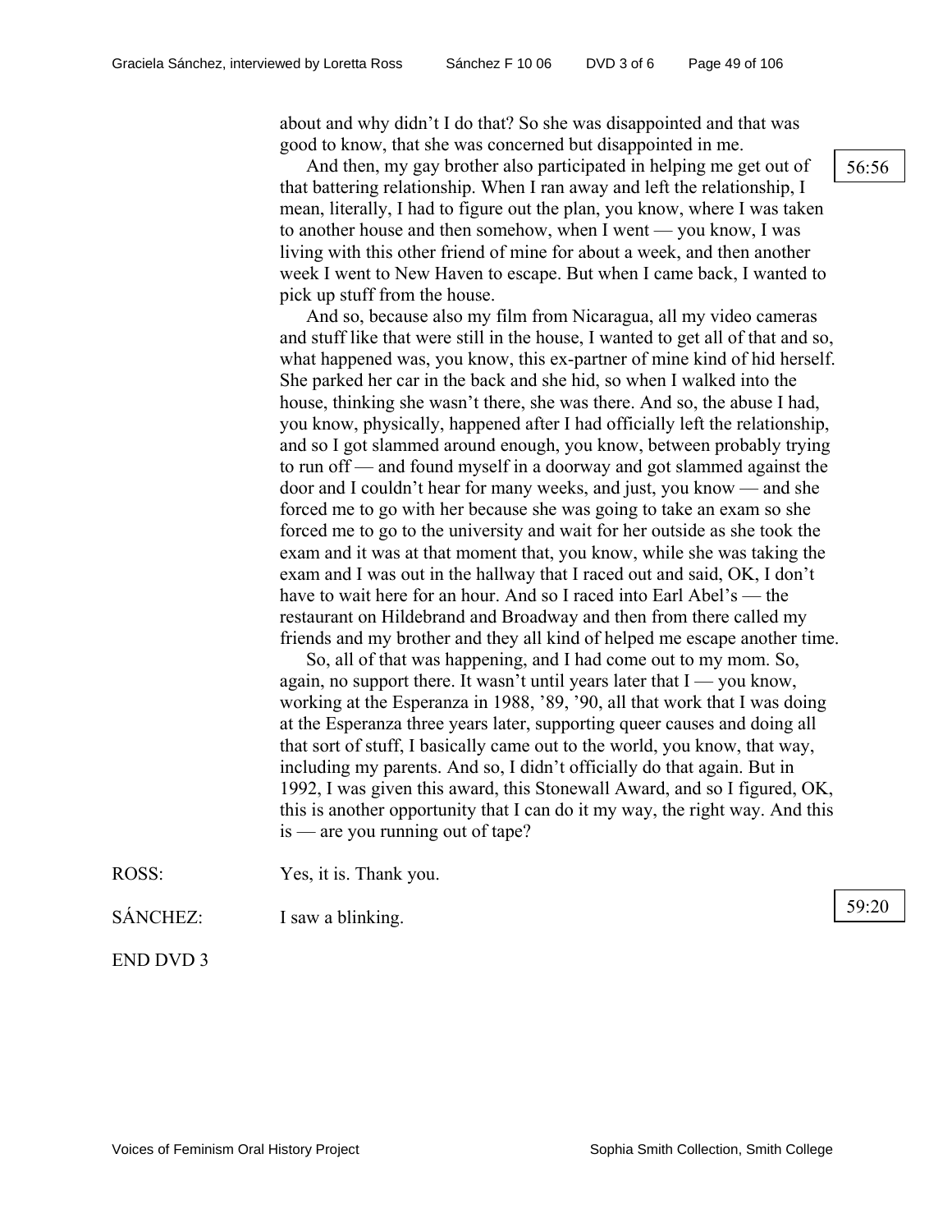about and why didn't I do that? So she was disappointed and that was good to know, that she was concerned but disappointed in me.

56:56

And then, my gay brother also participated in helping me get out of that battering relationship. When I ran away and left the relationship, I mean, literally, I had to figure out the plan, you know, where I was taken to another house and then somehow, when I went — you know, I was living with this other friend of mine for about a week, and then another week I went to New Haven to escape. But when I came back, I wanted to pick up stuff from the house.

And so, because also my film from Nicaragua, all my video cameras and stuff like that were still in the house, I wanted to get all of that and so, what happened was, you know, this ex-partner of mine kind of hid herself. She parked her car in the back and she hid, so when I walked into the house, thinking she wasn't there, she was there. And so, the abuse I had, you know, physically, happened after I had officially left the relationship, and so I got slammed around enough, you know, between probably trying to run off — and found myself in a doorway and got slammed against the door and I couldn't hear for many weeks, and just, you know — and she forced me to go with her because she was going to take an exam so she forced me to go to the university and wait for her outside as she took the exam and it was at that moment that, you know, while she was taking the exam and I was out in the hallway that I raced out and said, OK, I don't have to wait here for an hour. And so I raced into Earl Abel's — the restaurant on Hildebrand and Broadway and then from there called my friends and my brother and they all kind of helped me escape another time.

So, all of that was happening, and I had come out to my mom. So, again, no support there. It wasn't until years later that I — you know, working at the Esperanza in 1988, '89, '90, all that work that I was doing at the Esperanza three years later, supporting queer causes and doing all that sort of stuff, I basically came out to the world, you know, that way, including my parents. And so, I didn't officially do that again. But in 1992, I was given this award, this Stonewall Award, and so I figured, OK, this is another opportunity that I can do it my way, the right way. And this is — are you running out of tape?

ROSS: Yes, it is. Thank you.

SÁNCHEZ: I saw a blinking.

59:20

END DVD 3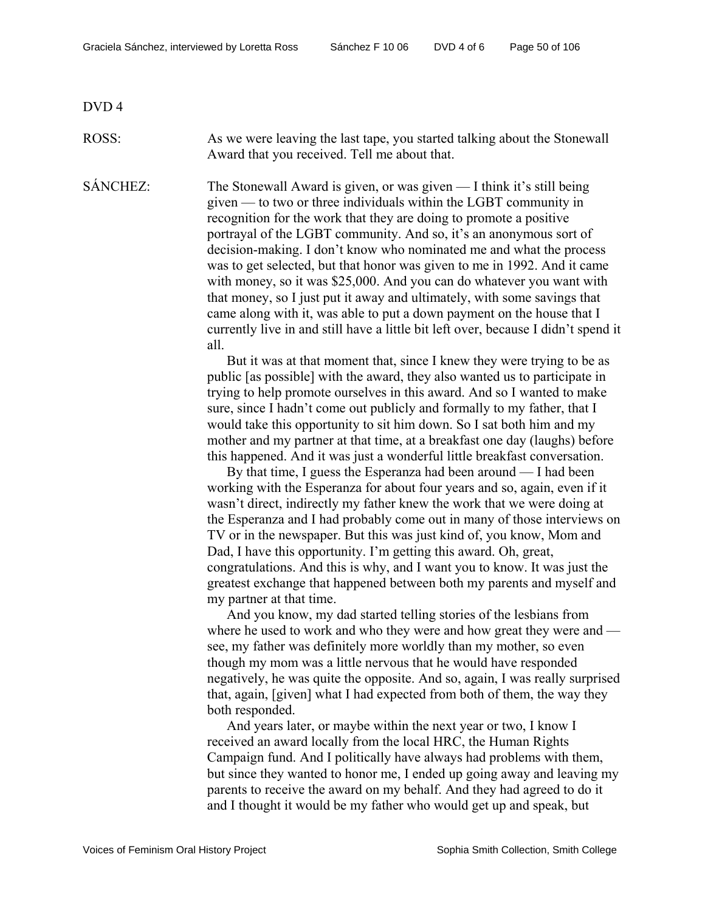DVD 4

ROSS: As we were leaving the last tape, you started talking about the Stonewall Award that you received. Tell me about that.

SÁNCHEZ: The Stonewall Award is given, or was given — I think it's still being given — to two or three individuals within the LGBT community in recognition for the work that they are doing to promote a positive portrayal of the LGBT community. And so, it's an anonymous sort of decision-making. I don't know who nominated me and what the process was to get selected, but that honor was given to me in 1992. And it came with money, so it was $25,000. And you can do whatever you want with that money, so I just put it away and ultimately, with some savings that came along with it, was able to put a down payment on the house that I currently live in and still have a little bit left over, because I didn't spend it all.

But it was at that moment that, since I knew they were trying to be as public [as possible] with the award, they also wanted us to participate in trying to help promote ourselves in this award. And so I wanted to make sure, since I hadn't come out publicly and formally to my father, that I would take this opportunity to sit him down. So I sat both him and my mother and my partner at that time, at a breakfast one day (laughs) before this happened. And it was just a wonderful little breakfast conversation.

By that time, I guess the Esperanza had been around — I had been working with the Esperanza for about four years and so, again, even if it wasn't direct, indirectly my father knew the work that we were doing at the Esperanza and I had probably come out in many of those interviews on TV or in the newspaper. But this was just kind of, you know, Mom and Dad, I have this opportunity. I'm getting this award. Oh, great, congratulations. And this is why, and I want you to know. It was just the greatest exchange that happened between both my parents and myself and my partner at that time.

And you know, my dad started telling stories of the lesbians from where he used to work and who they were and how great they were and — see, my father was definitely more worldly than my mother, so even though my mom was a little nervous that he would have responded negatively, he was quite the opposite. And so, again, I was really surprised that, again, [given] what I had expected from both of them, the way they both responded.

And years later, or maybe within the next year or two, I know I received an award locally from the local HRC, the Human Rights Campaign fund. And I politically have always had problems with them, but since they wanted to honor me, I ended up going away and leaving my parents to receive the award on my behalf. And they had agreed to do it and I thought it would be my father who would get up and speak, but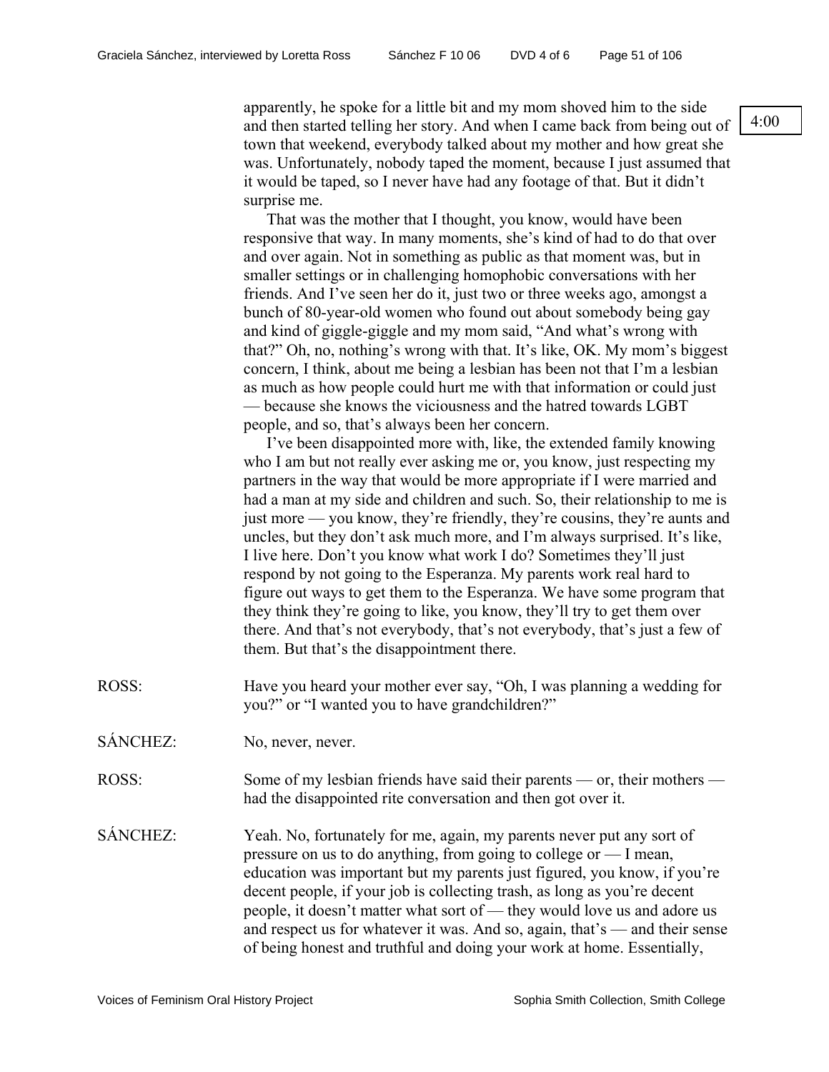apparently, he spoke for a little bit and my mom shoved him to the side and then started telling her story. And when I came back from being out of town that weekend, everybody talked about my mother and how great she was. Unfortunately, nobody taped the moment, because I just assumed that it would be taped, so I never have had any footage of that. But it didn't surprise me.

4:00

That was the mother that I thought, you know, would have been responsive that way. In many moments, she's kind of had to do that over and over again. Not in something as public as that moment was, but in smaller settings or in challenging homophobic conversations with her friends. And I've seen her do it, just two or three weeks ago, amongst a bunch of 80-year-old women who found out about somebody being gay and kind of giggle-giggle and my mom said, "And what's wrong with that?" Oh, no, nothing's wrong with that. It's like, OK. My mom's biggest concern, I think, about me being a lesbian has been not that I'm a lesbian as much as how people could hurt me with that information or could just — because she knows the viciousness and the hatred towards LGBT people, and so, that's always been her concern.

I've been disappointed more with, like, the extended family knowing who I am but not really ever asking me or, you know, just respecting my partners in the way that would be more appropriate if I were married and had a man at my side and children and such. So, their relationship to me is just more — you know, they're friendly, they're cousins, they're aunts and uncles, but they don't ask much more, and I'm always surprised. It's like, I live here. Don't you know what work I do? Sometimes they'll just respond by not going to the Esperanza. My parents work real hard to figure out ways to get them to the Esperanza. We have some program that they think they're going to like, you know, they'll try to get them over there. And that's not everybody, that's not everybody, that's just a few of them. But that's the disappointment there.

ROSS: Have you heard your mother ever say, "Oh, I was planning a wedding for you?" or "I wanted you to have grandchildren?"

SÁNCHEZ: No, never, never.

ROSS: Some of my lesbian friends have said their parents — or, their mothers — had the disappointed rite conversation and then got over it.

SÁNCHEZ: Yeah. No, fortunately for me, again, my parents never put any sort of pressure on us to do anything, from going to college or — I mean, education was important but my parents just figured, you know, if you're decent people, if your job is collecting trash, as long as you're decent people, it doesn't matter what sort of — they would love us and adore us and respect us for whatever it was. And so, again, that's — and their sense of being honest and truthful and doing your work at home. Essentially,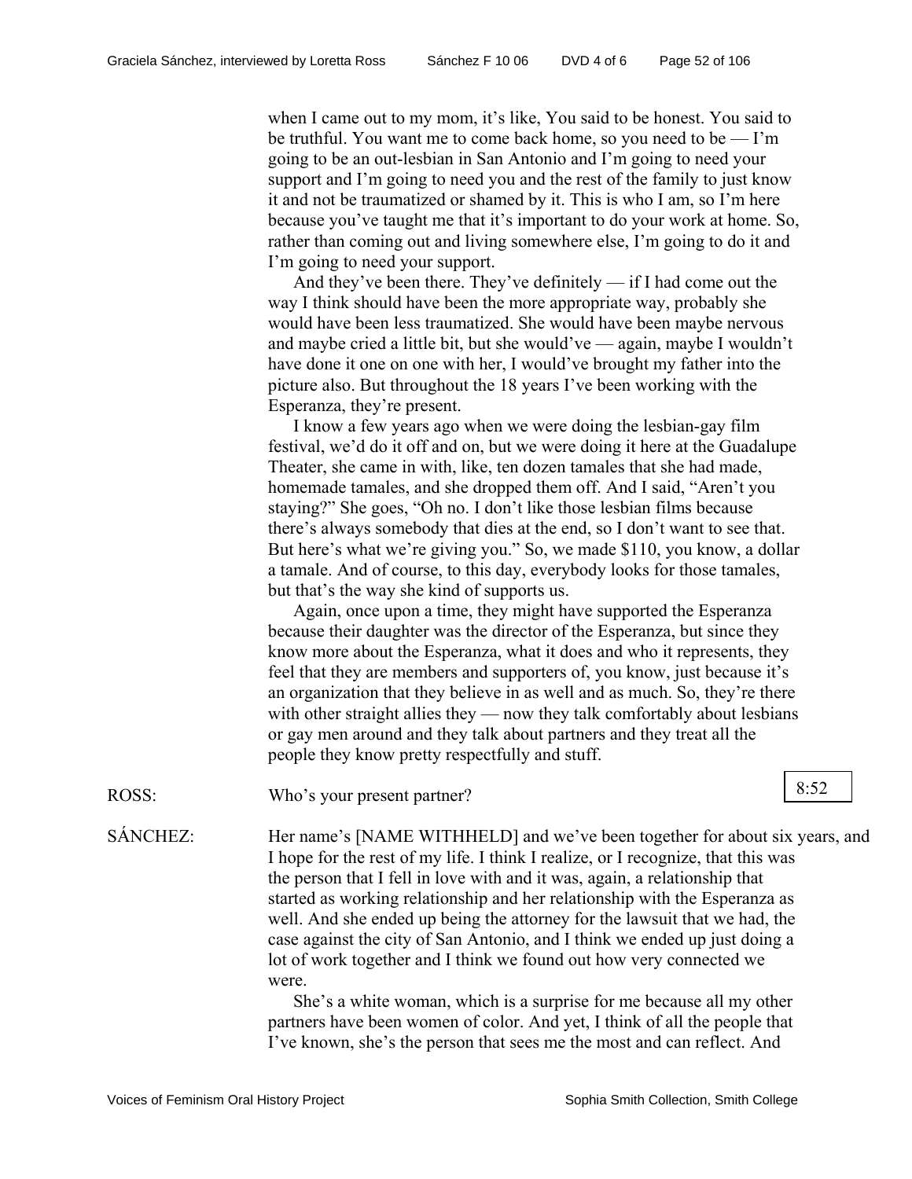when I came out to my mom, it's like, You said to be honest. You said to be truthful. You want me to come back home, so you need to be — I'm going to be an out-lesbian in San Antonio and I'm going to need your support and I'm going to need you and the rest of the family to just know it and not be traumatized or shamed by it. This is who I am, so I'm here because you've taught me that it's important to do your work at home. So, rather than coming out and living somewhere else, I'm going to do it and I'm going to need your support.

And they've been there. They've definitely — if I had come out the way I think should have been the more appropriate way, probably she would have been less traumatized. She would have been maybe nervous and maybe cried a little bit, but she would've — again, maybe I wouldn't have done it one on one with her, I would've brought my father into the picture also. But throughout the 18 years I've been working with the Esperanza, they're present.

I know a few years ago when we were doing the lesbian-gay film festival, we'd do it off and on, but we were doing it here at the Guadalupe Theater, she came in with, like, ten dozen tamales that she had made, homemade tamales, and she dropped them off. And I said, "Aren't you staying?" She goes, "Oh no. I don't like those lesbian films because there's always somebody that dies at the end, so I don't want to see that. But here's what we're giving you." So, we made $110, you know, a dollar a tamale. And of course, to this day, everybody looks for those tamales, but that's the way she kind of supports us.

Again, once upon a time, they might have supported the Esperanza because their daughter was the director of the Esperanza, but since they know more about the Esperanza, what it does and who it represents, they feel that they are members and supporters of, you know, just because it's an organization that they believe in as well and as much. So, they're there with other straight allies they — now they talk comfortably about lesbians or gay men around and they talk about partners and they treat all the people they know pretty respectfully and stuff.

ROSS: Who's your present partner?

8:52

SÁNCHEZ: Her name's [NAME WITHHELD] and we've been together for about six years, and I hope for the rest of my life. I think I realize, or I recognize, that this was the person that I fell in love with and it was, again, a relationship that started as working relationship and her relationship with the Esperanza as well. And she ended up being the attorney for the lawsuit that we had, the case against the city of San Antonio, and I think we ended up just doing a lot of work together and I think we found out how very connected we were.

She's a white woman, which is a surprise for me because all my other partners have been women of color. And yet, I think of all the people that I've known, she's the person that sees me the most and can reflect. And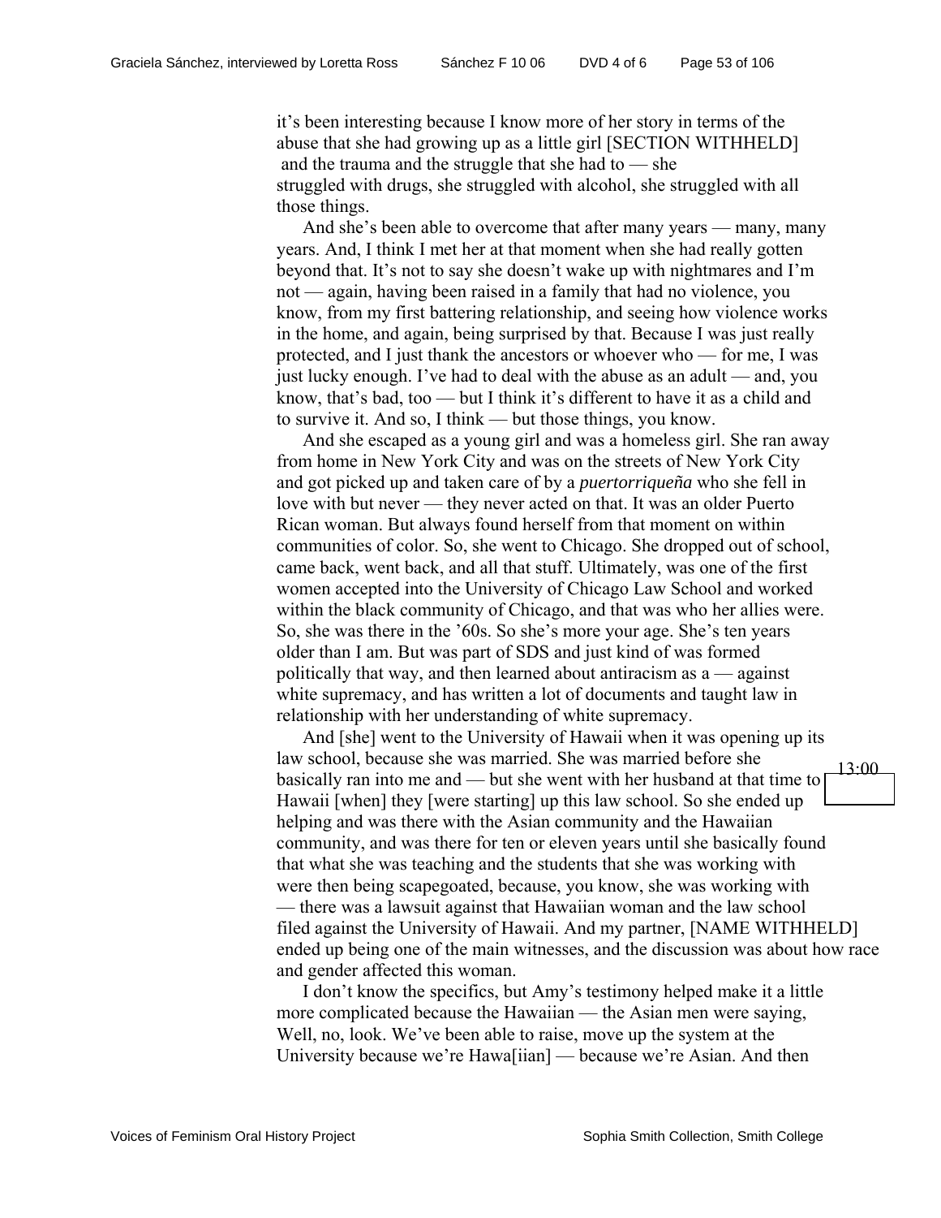it's been interesting because I know more of her story in terms of the abuse that she had growing up as a little girl [SECTION WITHHELD] and the trauma and the struggle that she had to — she struggled with drugs, she struggled with alcohol, she struggled with all those things.

And she's been able to overcome that after many years — many, many years. And, I think I met her at that moment when she had really gotten beyond that. It's not to say she doesn't wake up with nightmares and I'm not — again, having been raised in a family that had no violence, you know, from my first battering relationship, and seeing how violence works in the home, and again, being surprised by that. Because I was just really protected, and I just thank the ancestors or whoever who — for me, I was just lucky enough. I've had to deal with the abuse as an adult — and, you know, that's bad, too — but I think it's different to have it as a child and to survive it. And so, I think — but those things, you know.

And she escaped as a young girl and was a homeless girl. She ran away from home in New York City and was on the streets of New York City and got picked up and taken care of by a *puertorriqueña* who she fell in love with but never — they never acted on that. It was an older Puerto Rican woman. But always found herself from that moment on within communities of color. So, she went to Chicago. She dropped out of school, came back, went back, and all that stuff. Ultimately, was one of the first women accepted into the University of Chicago Law School and worked within the black community of Chicago, and that was who her allies were. So, she was there in the '60s. So she's more your age. She's ten years older than I am. But was part of SDS and just kind of was formed politically that way, and then learned about antiracism as a — against white supremacy, and has written a lot of documents and taught law in relationship with her understanding of white supremacy.

And [she] went to the University of Hawaii when it was opening up its law school, because she was married. She was married before she basically ran into me and — but she went with her husband at that time to Hawaii [when] they [were starting] up this law school. So she ended up helping and was there with the Asian community and the Hawaiian community, and was there for ten or eleven years until she basically found that what she was teaching and the students that she was working with were then being scapegoated, because, you know, she was working with — there was a lawsuit against that Hawaiian woman and the law school filed against the University of Hawaii. And my partner, [NAME WITHHELD] ended up being one of the main witnesses, and the discussion was about how race and gender affected this woman.

13:00

I don't know the specifics, but Amy's testimony helped make it a little more complicated because the Hawaiian — the Asian men were saying, Well, no, look. We've been able to raise, move up the system at the University because we're Hawa[iian] — because we're Asian. And then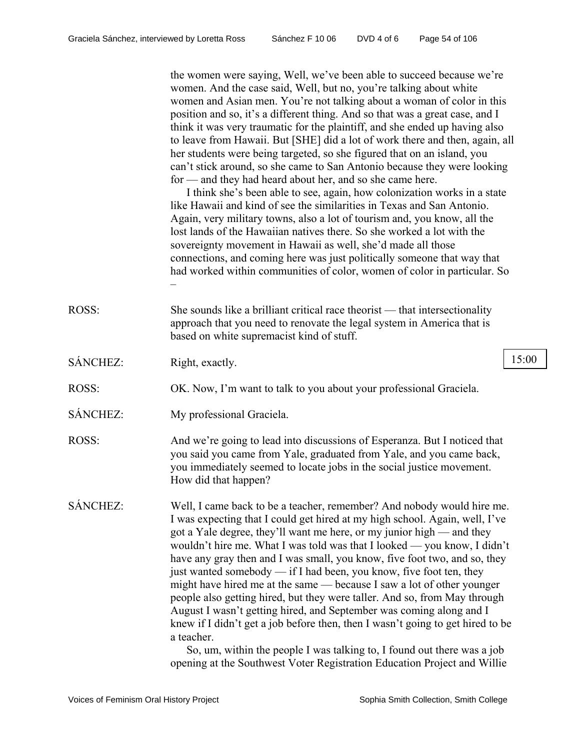the women were saying, Well, we've been able to succeed because we're women. And the case said, Well, but no, you're talking about white women and Asian men. You're not talking about a woman of color in this position and so, it's a different thing. And so that was a great case, and I think it was very traumatic for the plaintiff, and she ended up having also to leave from Hawaii. But [SHE] did a lot of work there and then, again, all her students were being targeted, so she figured that on an island, you can't stick around, so she came to San Antonio because they were looking for — and they had heard about her, and so she came here.

I think she's been able to see, again, how colonization works in a state like Hawaii and kind of see the similarities in Texas and San Antonio. Again, very military towns, also a lot of tourism and, you know, all the lost lands of the Hawaiian natives there. So she worked a lot with the sovereignty movement in Hawaii as well, she'd made all those connections, and coming here was just politically someone that way that had worked within communities of color, women of color in particular. So –

ROSS: She sounds like a brilliant critical race theorist — that intersectionality approach that you need to renovate the legal system in America that is based on white supremacist kind of stuff.

SÁNCHEZ: Right, exactly.

15:00

ROSS: OK. Now, I'm want to talk to you about your professional Graciela.

SÁNCHEZ: My professional Graciela.

ROSS: And we're going to lead into discussions of Esperanza. But I noticed that you said you came from Yale, graduated from Yale, and you came back, you immediately seemed to locate jobs in the social justice movement. How did that happen?

SÁNCHEZ: Well, I came back to be a teacher, remember? And nobody would hire me. I was expecting that I could get hired at my high school. Again, well, I've got a Yale degree, they'll want me here, or my junior high — and they wouldn't hire me. What I was told was that I looked — you know, I didn't have any gray then and I was small, you know, five foot two, and so, they just wanted somebody — if I had been, you know, five foot ten, they might have hired me at the same — because I saw a lot of other younger people also getting hired, but they were taller. And so, from May through August I wasn't getting hired, and September was coming along and I knew if I didn't get a job before then, then I wasn't going to get hired to be a teacher.

So, um, within the people I was talking to, I found out there was a job opening at the Southwest Voter Registration Education Project and Willie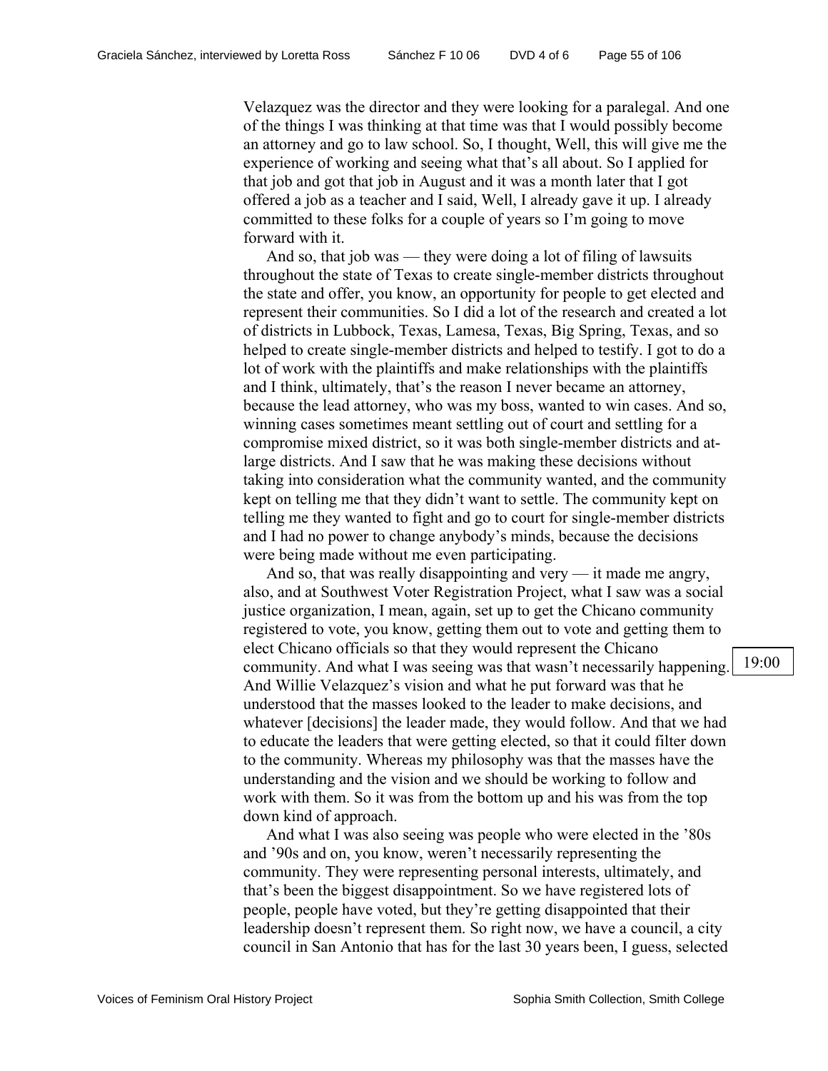Velazquez was the director and they were looking for a paralegal. And one of the things I was thinking at that time was that I would possibly become an attorney and go to law school. So, I thought, Well, this will give me the experience of working and seeing what that's all about. So I applied for that job and got that job in August and it was a month later that I got offered a job as a teacher and I said, Well, I already gave it up. I already committed to these folks for a couple of years so I'm going to move forward with it.

And so, that job was — they were doing a lot of filing of lawsuits throughout the state of Texas to create single-member districts throughout the state and offer, you know, an opportunity for people to get elected and represent their communities. So I did a lot of the research and created a lot of districts in Lubbock, Texas, Lamesa, Texas, Big Spring, Texas, and so helped to create single-member districts and helped to testify. I got to do a lot of work with the plaintiffs and make relationships with the plaintiffs and I think, ultimately, that's the reason I never became an attorney, because the lead attorney, who was my boss, wanted to win cases. And so, winning cases sometimes meant settling out of court and settling for a compromise mixed district, so it was both single-member districts and at-large districts. And I saw that he was making these decisions without taking into consideration what the community wanted, and the community kept on telling me that they didn't want to settle. The community kept on telling me they wanted to fight and go to court for single-member districts and I had no power to change anybody's minds, because the decisions were being made without me even participating.

And so, that was really disappointing and very — it made me angry, also, and at Southwest Voter Registration Project, what I saw was a social justice organization, I mean, again, set up to get the Chicano community registered to vote, you know, getting them out to vote and getting them to elect Chicano officials so that they would represent the Chicano community. And what I was seeing was that wasn't necessarily happening. And Willie Velazquez's vision and what he put forward was that he understood that the masses looked to the leader to make decisions, and whatever [decisions] the leader made, they would follow. And that we had to educate the leaders that were getting elected, so that it could filter down to the community. Whereas my philosophy was that the masses have the understanding and the vision and we should be working to follow and work with them. So it was from the bottom up and his was from the top down kind of approach.

19:00

And what I was also seeing was people who were elected in the '80s and '90s and on, you know, weren't necessarily representing the community. They were representing personal interests, ultimately, and that's been the biggest disappointment. So we have registered lots of people, people have voted, but they're getting disappointed that their leadership doesn't represent them. So right now, we have a council, a city council in San Antonio that has for the last 30 years been, I guess, selected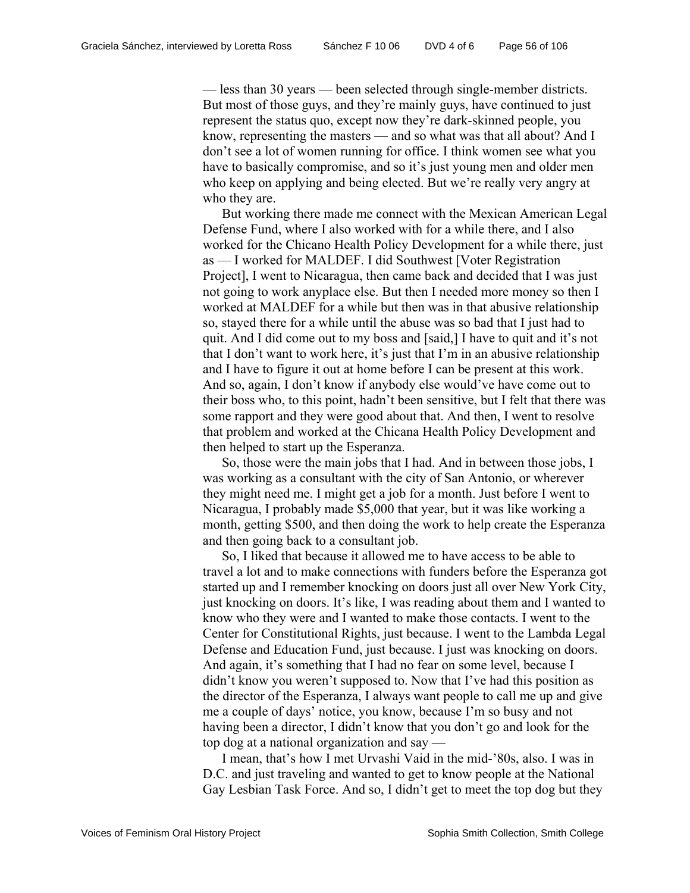— less than 30 years — been selected through single-member districts. But most of those guys, and they're mainly guys, have continued to just represent the status quo, except now they're dark-skinned people, you know, representing the masters — and so what was that all about? And I don't see a lot of women running for office. I think women see what you have to basically compromise, and so it's just young men and older men who keep on applying and being elected. But we're really very angry at who they are.

But working there made me connect with the Mexican American Legal Defense Fund, where I also worked with for a while there, and I also worked for the Chicano Health Policy Development for a while there, just as — I worked for MALDEF. I did Southwest [Voter Registration Project], I went to Nicaragua, then came back and decided that I was just not going to work anyplace else. But then I needed more money so then I worked at MALDEF for a while but then was in that abusive relationship so, stayed there for a while until the abuse was so bad that I just had to quit. And I did come out to my boss and [said,] I have to quit and it's not that I don't want to work here, it's just that I'm in an abusive relationship and I have to figure it out at home before I can be present at this work. And so, again, I don't know if anybody else would've have come out to their boss who, to this point, hadn't been sensitive, but I felt that there was some rapport and they were good about that. And then, I went to resolve that problem and worked at the Chicana Health Policy Development and then helped to start up the Esperanza.

So, those were the main jobs that I had. And in between those jobs, I was working as a consultant with the city of San Antonio, or wherever they might need me. I might get a job for a month. Just before I went to Nicaragua, I probably made $5,000 that year, but it was like working a month, getting $500, and then doing the work to help create the Esperanza and then going back to a consultant job.

So, I liked that because it allowed me to have access to be able to travel a lot and to make connections with funders before the Esperanza got started up and I remember knocking on doors just all over New York City, just knocking on doors. It's like, I was reading about them and I wanted to know who they were and I wanted to make those contacts. I went to the Center for Constitutional Rights, just because. I went to the Lambda Legal Defense and Education Fund, just because. I just was knocking on doors. And again, it's something that I had no fear on some level, because I didn't know you weren't supposed to. Now that I've had this position as the director of the Esperanza, I always want people to call me up and give me a couple of days' notice, you know, because I'm so busy and not having been a director, I didn't know that you don't go and look for the top dog at a national organization and say —

I mean, that's how I met Urvashi Vaid in the mid-'80s, also. I was in D.C. and just traveling and wanted to get to know people at the National Gay Lesbian Task Force. And so, I didn't get to meet the top dog but they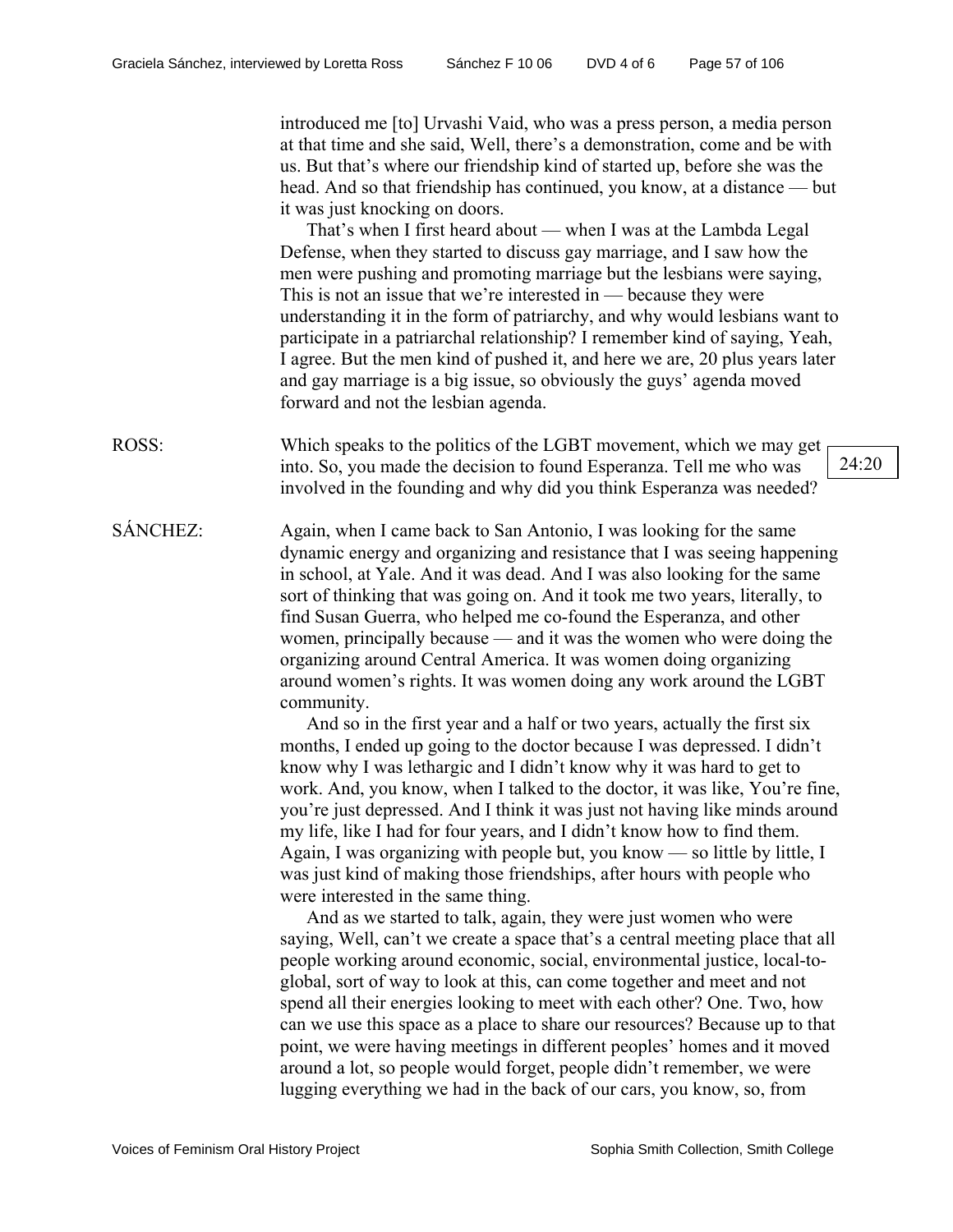introduced me [to] Urvashi Vaid, who was a press person, a media person at that time and she said, Well, there's a demonstration, come and be with us. But that's where our friendship kind of started up, before she was the head. And so that friendship has continued, you know, at a distance — but it was just knocking on doors.

That's when I first heard about — when I was at the Lambda Legal Defense, when they started to discuss gay marriage, and I saw how the men were pushing and promoting marriage but the lesbians were saying, This is not an issue that we're interested in — because they were understanding it in the form of patriarchy, and why would lesbians want to participate in a patriarchal relationship? I remember kind of saying, Yeah, I agree. But the men kind of pushed it, and here we are, 20 plus years later and gay marriage is a big issue, so obviously the guys' agenda moved forward and not the lesbian agenda.

ROSS: Which speaks to the politics of the LGBT movement, which we may get into. So, you made the decision to found Esperanza. Tell me who was involved in the founding and why did you think Esperanza was needed?

24:20

SÁNCHEZ: Again, when I came back to San Antonio, I was looking for the same dynamic energy and organizing and resistance that I was seeing happening in school, at Yale. And it was dead. And I was also looking for the same sort of thinking that was going on. And it took me two years, literally, to find Susan Guerra, who helped me co-found the Esperanza, and other women, principally because — and it was the women who were doing the organizing around Central America. It was women doing organizing around women's rights. It was women doing any work around the LGBT community.

And so in the first year and a half or two years, actually the first six months, I ended up going to the doctor because I was depressed. I didn't know why I was lethargic and I didn't know why it was hard to get to work. And, you know, when I talked to the doctor, it was like, You're fine, you're just depressed. And I think it was just not having like minds around my life, like I had for four years, and I didn't know how to find them. Again, I was organizing with people but, you know — so little by little, I was just kind of making those friendships, after hours with people who were interested in the same thing.

And as we started to talk, again, they were just women who were saying, Well, can't we create a space that's a central meeting place that all people working around economic, social, environmental justice, local-to-global, sort of way to look at this, can come together and meet and not spend all their energies looking to meet with each other? One. Two, how can we use this space as a place to share our resources? Because up to that point, we were having meetings in different peoples' homes and it moved around a lot, so people would forget, people didn't remember, we were lugging everything we had in the back of our cars, you know, so, from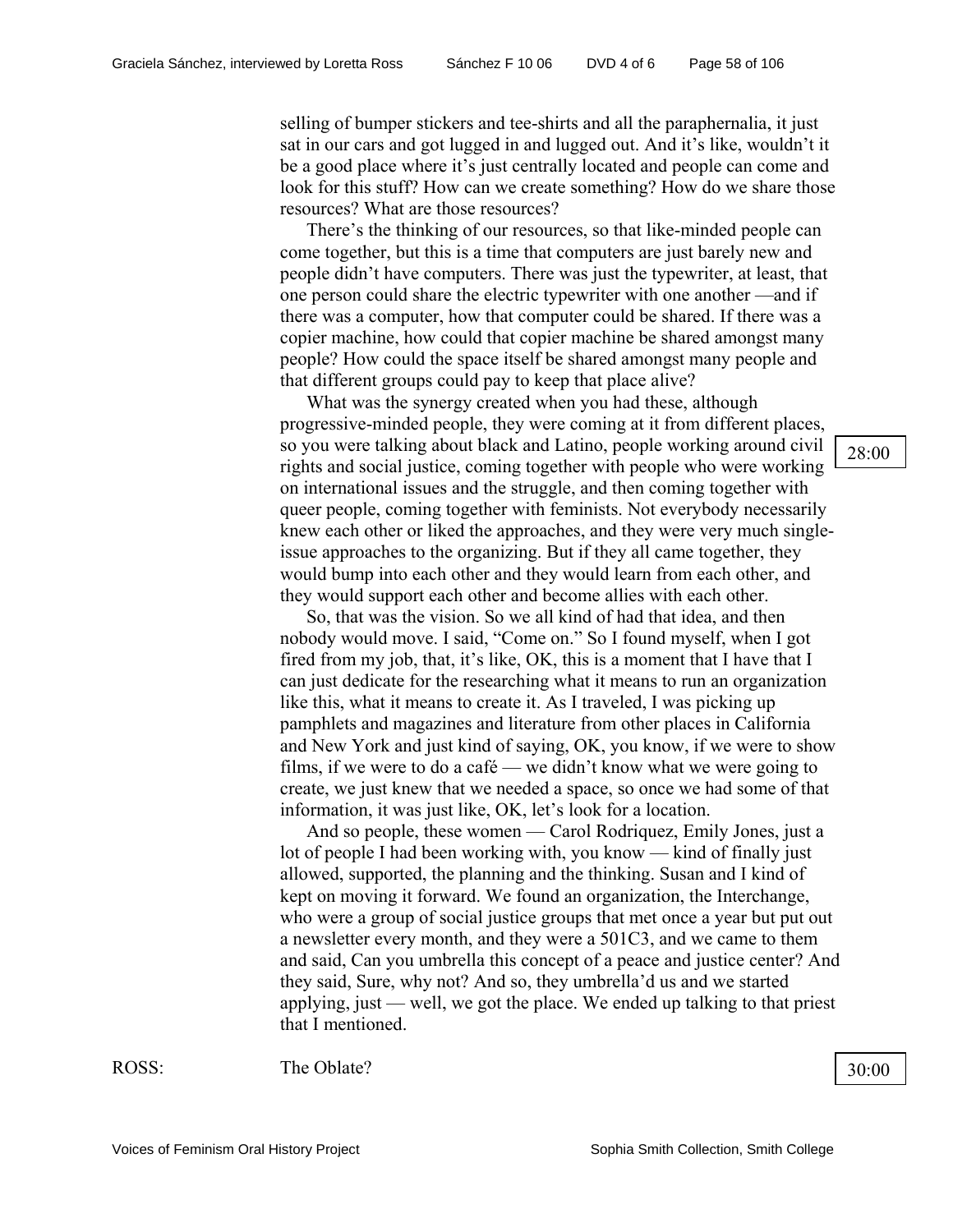selling of bumper stickers and tee-shirts and all the paraphernalia, it just sat in our cars and got lugged in and lugged out. And it's like, wouldn't it be a good place where it's just centrally located and people can come and look for this stuff? How can we create something? How do we share those resources? What are those resources?

There's the thinking of our resources, so that like-minded people can come together, but this is a time that computers are just barely new and people didn't have computers. There was just the typewriter, at least, that one person could share the electric typewriter with one another —and if there was a computer, how that computer could be shared. If there was a copier machine, how could that copier machine be shared amongst many people? How could the space itself be shared amongst many people and that different groups could pay to keep that place alive?

What was the synergy created when you had these, although progressive-minded people, they were coming at it from different places, so you were talking about black and Latino, people working around civil rights and social justice, coming together with people who were working on international issues and the struggle, and then coming together with queer people, coming together with feminists. Not everybody necessarily knew each other or liked the approaches, and they were very much single-issue approaches to the organizing. But if they all came together, they would bump into each other and they would learn from each other, and they would support each other and become allies with each other.

28:00

So, that was the vision. So we all kind of had that idea, and then nobody would move. I said, "Come on." So I found myself, when I got fired from my job, that, it's like, OK, this is a moment that I have that I can just dedicate for the researching what it means to run an organization like this, what it means to create it. As I traveled, I was picking up pamphlets and magazines and literature from other places in California and New York and just kind of saying, OK, you know, if we were to show films, if we were to do a café — we didn't know what we were going to create, we just knew that we needed a space, so once we had some of that information, it was just like, OK, let's look for a location.

And so people, these women — Carol Rodriquez, Emily Jones, just a lot of people I had been working with, you know — kind of finally just allowed, supported, the planning and the thinking. Susan and I kind of kept on moving it forward. We found an organization, the Interchange, who were a group of social justice groups that met once a year but put out a newsletter every month, and they were a 501C3, and we came to them and said, Can you umbrella this concept of a peace and justice center? And they said, Sure, why not? And so, they umbrella'd us and we started applying, just — well, we got the place. We ended up talking to that priest that I mentioned.

ROSS: The Oblate?

30:00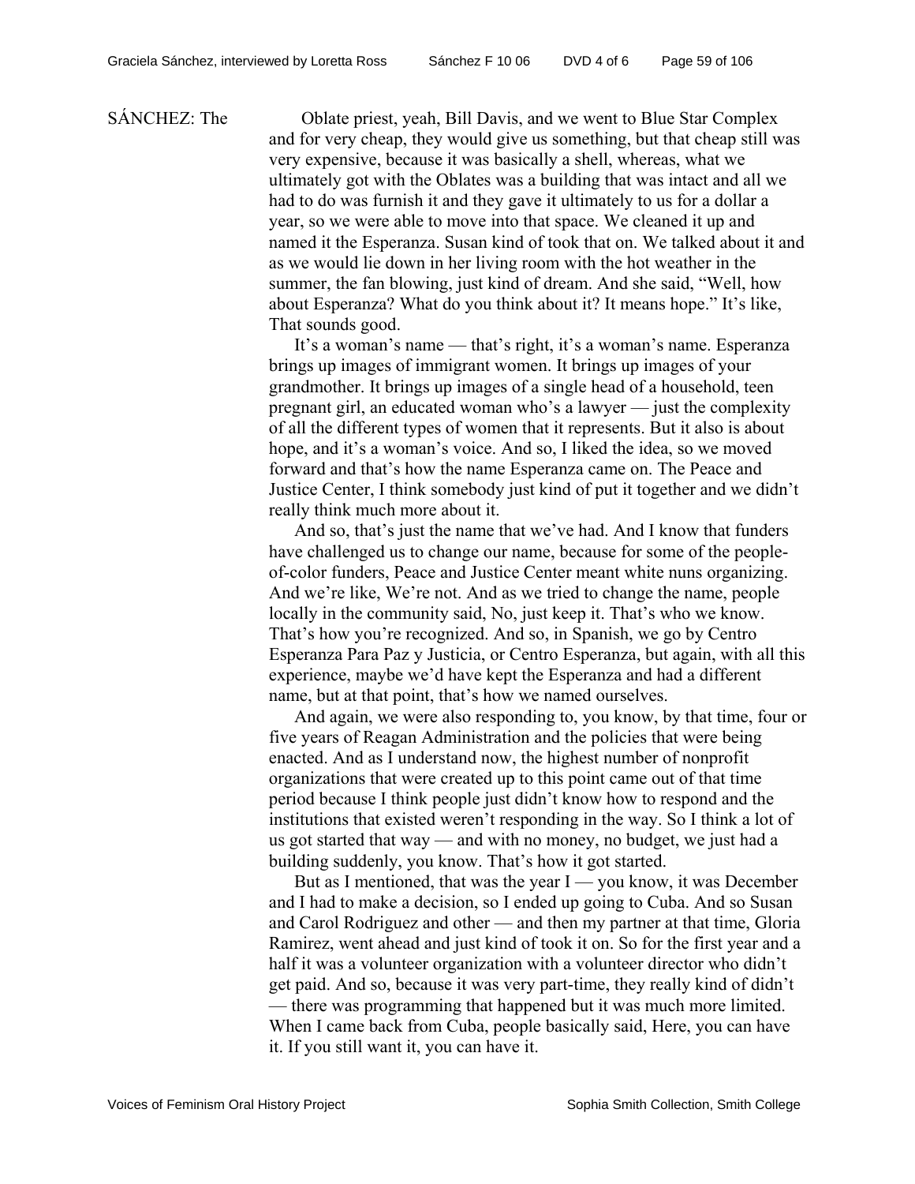SÁNCHEZ: The Oblate priest, yeah, Bill Davis, and we went to Blue Star Complex and for very cheap, they would give us something, but that cheap still was very expensive, because it was basically a shell, whereas, what we ultimately got with the Oblates was a building that was intact and all we had to do was furnish it and they gave it ultimately to us for a dollar a year, so we were able to move into that space. We cleaned it up and named it the Esperanza. Susan kind of took that on. We talked about it and as we would lie down in her living room with the hot weather in the summer, the fan blowing, just kind of dream. And she said, "Well, how about Esperanza? What do you think about it? It means hope." It's like, That sounds good.

It's a woman's name — that's right, it's a woman's name. Esperanza brings up images of immigrant women. It brings up images of your grandmother. It brings up images of a single head of a household, teen pregnant girl, an educated woman who's a lawyer — just the complexity of all the different types of women that it represents. But it also is about hope, and it's a woman's voice. And so, I liked the idea, so we moved forward and that's how the name Esperanza came on. The Peace and Justice Center, I think somebody just kind of put it together and we didn't really think much more about it.

And so, that's just the name that we've had. And I know that funders have challenged us to change our name, because for some of the people-of-color funders, Peace and Justice Center meant white nuns organizing. And we're like, We're not. And as we tried to change the name, people locally in the community said, No, just keep it. That's who we know. That's how you're recognized. And so, in Spanish, we go by Centro Esperanza Para Paz y Justicia, or Centro Esperanza, but again, with all this experience, maybe we'd have kept the Esperanza and had a different name, but at that point, that's how we named ourselves.

And again, we were also responding to, you know, by that time, four or five years of Reagan Administration and the policies that were being enacted. And as I understand now, the highest number of nonprofit organizations that were created up to this point came out of that time period because I think people just didn't know how to respond and the institutions that existed weren't responding in the way. So I think a lot of us got started that way — and with no money, no budget, we just had a building suddenly, you know. That's how it got started.

But as I mentioned, that was the year I — you know, it was December and I had to make a decision, so I ended up going to Cuba. And so Susan and Carol Rodriguez and other — and then my partner at that time, Gloria Ramirez, went ahead and just kind of took it on. So for the first year and a half it was a volunteer organization with a volunteer director who didn't get paid. And so, because it was very part-time, they really kind of didn't — there was programming that happened but it was much more limited. When I came back from Cuba, people basically said, Here, you can have it. If you still want it, you can have it.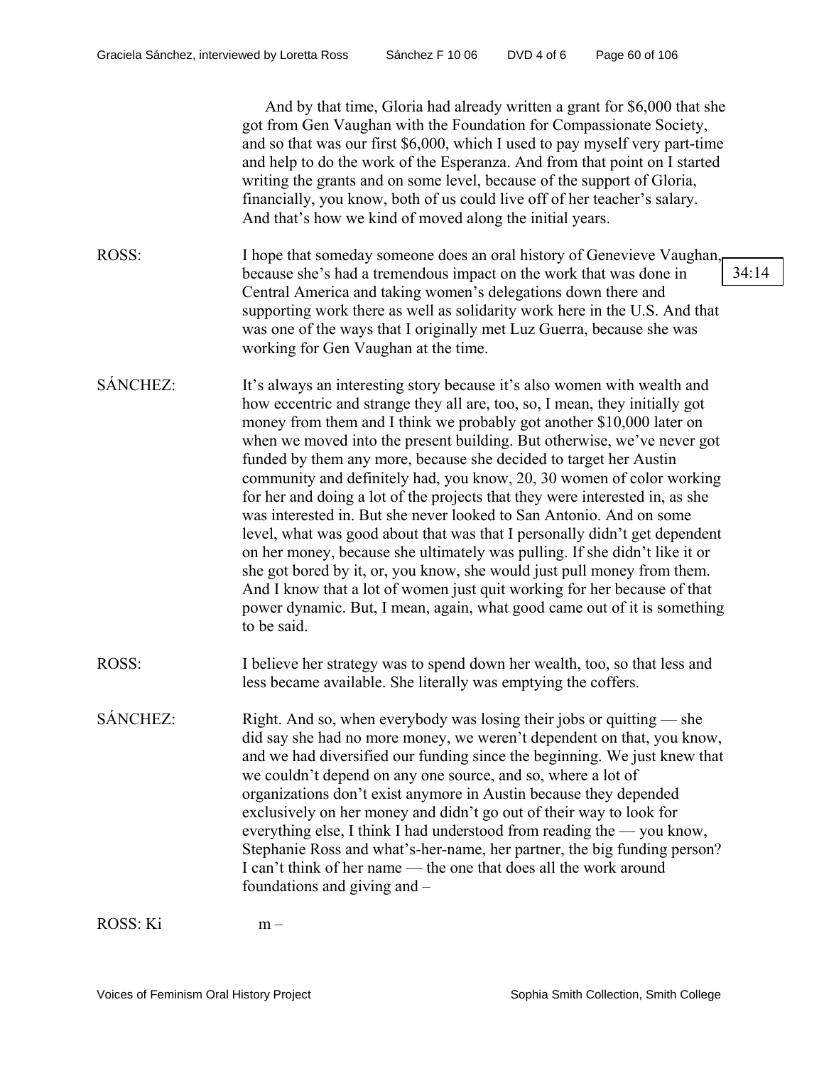And by that time, Gloria had already written a grant for $6,000 that she got from Gen Vaughan with the Foundation for Compassionate Society, and so that was our first $6,000, which I used to pay myself very part-time and help to do the work of the Esperanza. And from that point on I started writing the grants and on some level, because of the support of Gloria, financially, you know, both of us could live off of her teacher's salary. And that's how we kind of moved along the initial years.

ROSS: I hope that someday someone does an oral history of Genevieve Vaughan, because she's had a tremendous impact on the work that was done in Central America and taking women's delegations down there and supporting work there as well as solidarity work here in the U.S. And that was one of the ways that I originally met Luz Guerra, because she was working for Gen Vaughan at the time.

34:14

SÁNCHEZ: It's always an interesting story because it's also women with wealth and how eccentric and strange they all are, too, so, I mean, they initially got money from them and I think we probably got another $10,000 later on when we moved into the present building. But otherwise, we've never got funded by them any more, because she decided to target her Austin community and definitely had, you know, 20, 30 women of color working for her and doing a lot of the projects that they were interested in, as she was interested in. But she never looked to San Antonio. And on some level, what was good about that was that I personally didn't get dependent on her money, because she ultimately was pulling. If she didn't like it or she got bored by it, or, you know, she would just pull money from them. And I know that a lot of women just quit working for her because of that power dynamic. But, I mean, again, what good came out of it is something to be said.

ROSS: I believe her strategy was to spend down her wealth, too, so that less and less became available. She literally was emptying the coffers.

SÁNCHEZ: Right. And so, when everybody was losing their jobs or quitting — she did say she had no more money, we weren't dependent on that, you know, and we had diversified our funding since the beginning. We just knew that we couldn't depend on any one source, and so, where a lot of organizations don't exist anymore in Austin because they depended exclusively on her money and didn't go out of their way to look for everything else, I think I had understood from reading the — you know, Stephanie Ross and what's-her-name, her partner, the big funding person? I can't think of her name — the one that does all the work around foundations and giving and –

ROSS: Kim –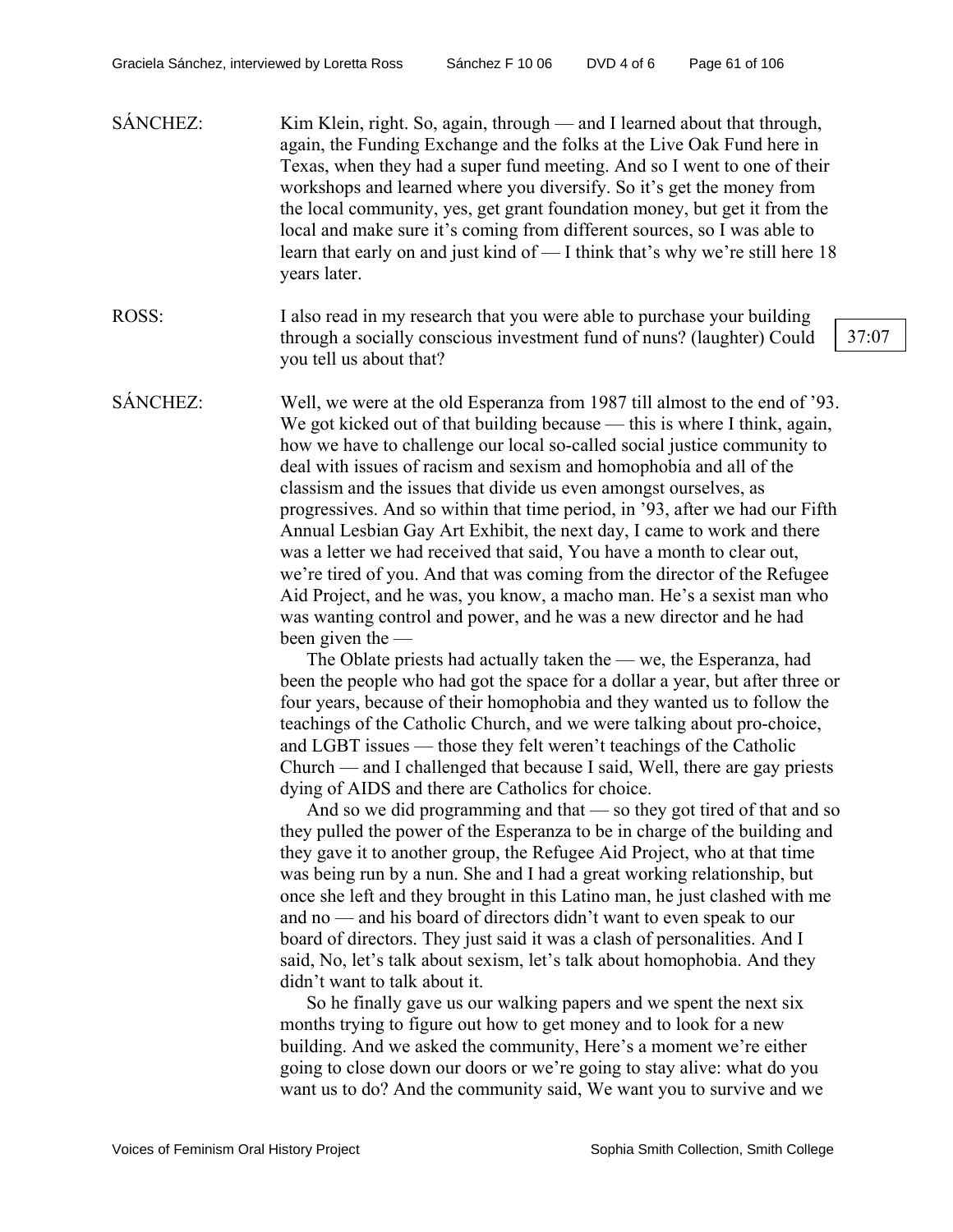SÁNCHEZ: Kim Klein, right. So, again, through — and I learned about that through, again, the Funding Exchange and the folks at the Live Oak Fund here in Texas, when they had a super fund meeting. And so I went to one of their workshops and learned where you diversify. So it's get the money from the local community, yes, get grant foundation money, but get it from the local and make sure it's coming from different sources, so I was able to learn that early on and just kind of — I think that's why we're still here 18 years later.

ROSS: I also read in my research that you were able to purchase your building through a socially conscious investment fund of nuns? (laughter) Could you tell us about that?

37:07

SÁNCHEZ: Well, we were at the old Esperanza from 1987 till almost to the end of '93. We got kicked out of that building because — this is where I think, again, how we have to challenge our local so-called social justice community to deal with issues of racism and sexism and homophobia and all of the classism and the issues that divide us even amongst ourselves, as progressives. And so within that time period, in '93, after we had our Fifth Annual Lesbian Gay Art Exhibit, the next day, I came to work and there was a letter we had received that said, You have a month to clear out, we're tired of you. And that was coming from the director of the Refugee Aid Project, and he was, you know, a macho man. He's a sexist man who was wanting control and power, and he was a new director and he had been given the —

The Oblate priests had actually taken the — we, the Esperanza, had been the people who had got the space for a dollar a year, but after three or four years, because of their homophobia and they wanted us to follow the teachings of the Catholic Church, and we were talking about pro-choice, and LGBT issues — those they felt weren't teachings of the Catholic Church — and I challenged that because I said, Well, there are gay priests dying of AIDS and there are Catholics for choice.

And so we did programming and that — so they got tired of that and so they pulled the power of the Esperanza to be in charge of the building and they gave it to another group, the Refugee Aid Project, who at that time was being run by a nun. She and I had a great working relationship, but once she left and they brought in this Latino man, he just clashed with me and no — and his board of directors didn't want to even speak to our board of directors. They just said it was a clash of personalities. And I said, No, let's talk about sexism, let's talk about homophobia. And they didn't want to talk about it.

So he finally gave us our walking papers and we spent the next six months trying to figure out how to get money and to look for a new building. And we asked the community, Here's a moment we're either going to close down our doors or we're going to stay alive: what do you want us to do? And the community said, We want you to survive and we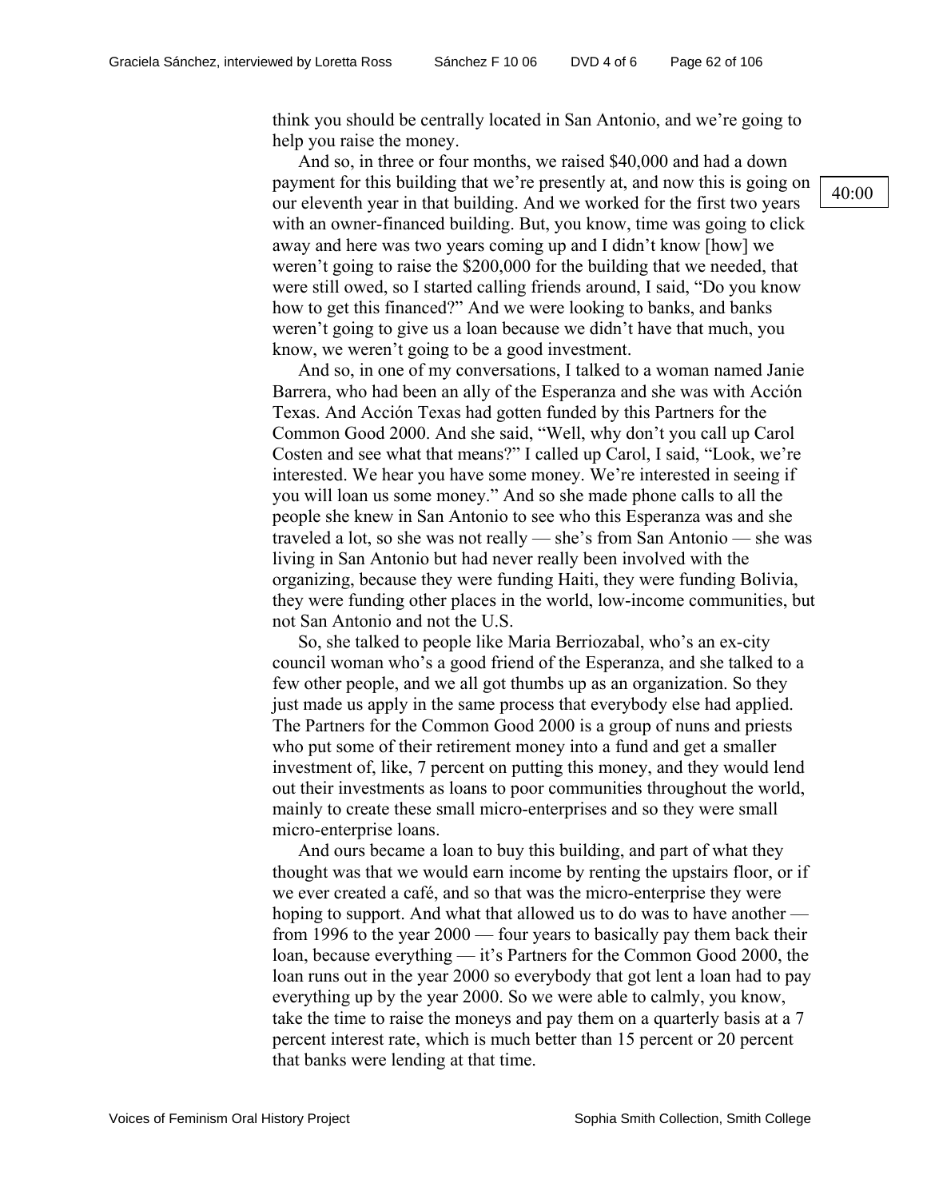think you should be centrally located in San Antonio, and we're going to help you raise the money.

And so, in three or four months, we raised $40,000 and had a down payment for this building that we're presently at, and now this is going on our eleventh year in that building. And we worked for the first two years with an owner-financed building. But, you know, time was going to click away and here was two years coming up and I didn't know [how] we weren't going to raise the $200,000 for the building that we needed, that were still owed, so I started calling friends around, I said, "Do you know how to get this financed?" And we were looking to banks, and banks weren't going to give us a loan because we didn't have that much, you know, we weren't going to be a good investment.

40:00

And so, in one of my conversations, I talked to a woman named Janie Barrera, who had been an ally of the Esperanza and she was with Acción Texas. And Acción Texas had gotten funded by this Partners for the Common Good 2000. And she said, "Well, why don't you call up Carol Costen and see what that means?" I called up Carol, I said, "Look, we're interested. We hear you have some money. We're interested in seeing if you will loan us some money." And so she made phone calls to all the people she knew in San Antonio to see who this Esperanza was and she traveled a lot, so she was not really — she's from San Antonio — she was living in San Antonio but had never really been involved with the organizing, because they were funding Haiti, they were funding Bolivia, they were funding other places in the world, low-income communities, but not San Antonio and not the U.S.

So, she talked to people like Maria Berriozabal, who's an ex-city council woman who's a good friend of the Esperanza, and she talked to a few other people, and we all got thumbs up as an organization. So they just made us apply in the same process that everybody else had applied. The Partners for the Common Good 2000 is a group of nuns and priests who put some of their retirement money into a fund and get a smaller investment of, like, 7 percent on putting this money, and they would lend out their investments as loans to poor communities throughout the world, mainly to create these small micro-enterprises and so they were small micro-enterprise loans.

And ours became a loan to buy this building, and part of what they thought was that we would earn income by renting the upstairs floor, or if we ever created a café, and so that was the micro-enterprise they were hoping to support. And what that allowed us to do was to have another — from 1996 to the year 2000 — four years to basically pay them back their loan, because everything — it's Partners for the Common Good 2000, the loan runs out in the year 2000 so everybody that got lent a loan had to pay everything up by the year 2000. So we were able to calmly, you know, take the time to raise the moneys and pay them on a quarterly basis at a 7 percent interest rate, which is much better than 15 percent or 20 percent that banks were lending at that time.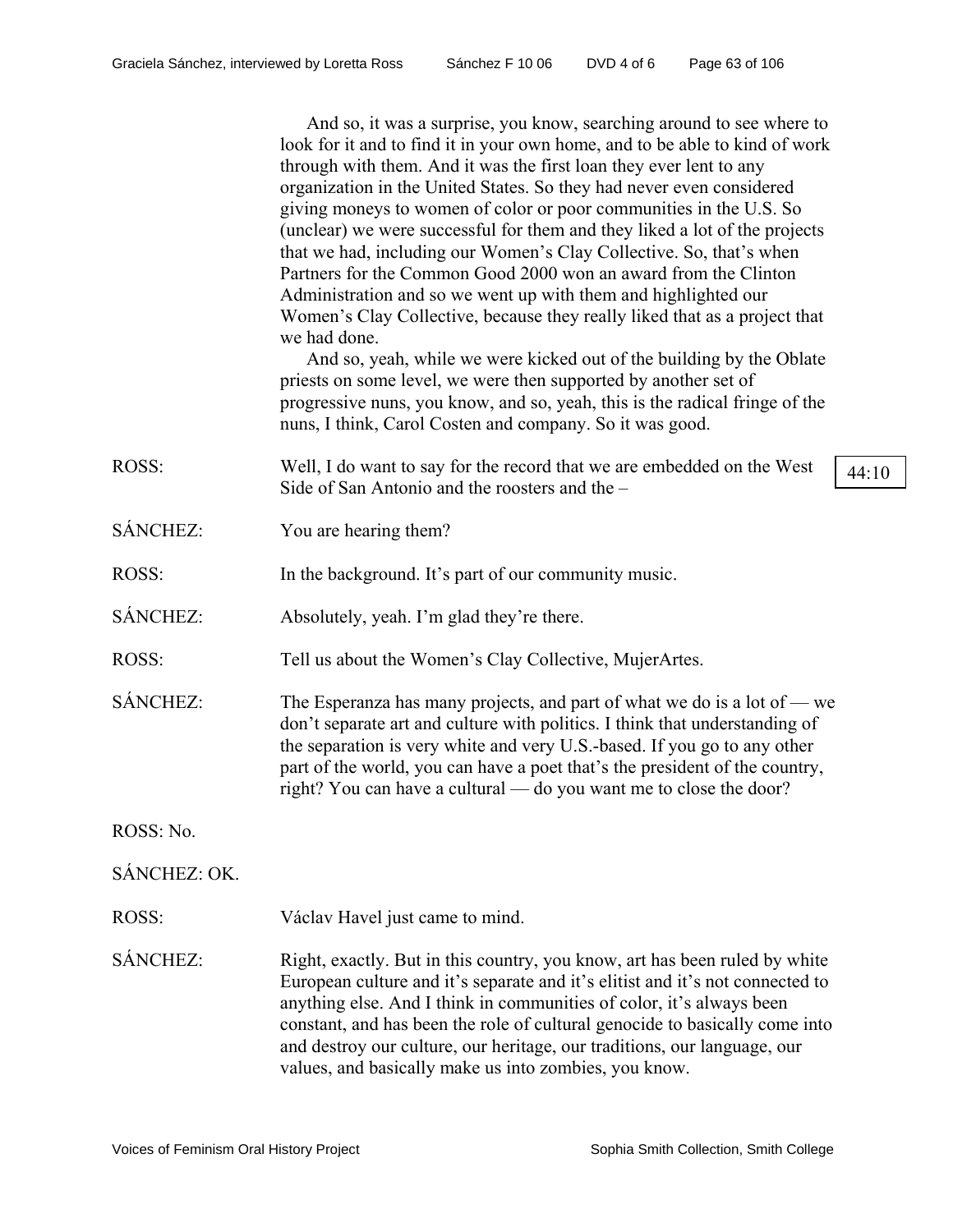And so, it was a surprise, you know, searching around to see where to look for it and to find it in your own home, and to be able to kind of work through with them. And it was the first loan they ever lent to any organization in the United States. So they had never even considered giving moneys to women of color or poor communities in the U.S. So (unclear) we were successful for them and they liked a lot of the projects that we had, including our Women's Clay Collective. So, that's when Partners for the Common Good 2000 won an award from the Clinton Administration and so we went up with them and highlighted our Women's Clay Collective, because they really liked that as a project that we had done.

And so, yeah, while we were kicked out of the building by the Oblate priests on some level, we were then supported by another set of progressive nuns, you know, and so, yeah, this is the radical fringe of the nuns, I think, Carol Costen and company. So it was good.

ROSS: Well, I do want to say for the record that we are embedded on the West Side of San Antonio and the roosters and the –

44:10

SÁNCHEZ: You are hearing them?

ROSS: In the background. It's part of our community music.

SÁNCHEZ: Absolutely, yeah. I'm glad they're there.

ROSS: Tell us about the Women's Clay Collective, MujerArtes.

SÁNCHEZ: The Esperanza has many projects, and part of what we do is a lot of — we don't separate art and culture with politics. I think that understanding of the separation is very white and very U.S.-based. If you go to any other part of the world, you can have a poet that's the president of the country, right? You can have a cultural — do you want me to close the door?

ROSS: No.

SÁNCHEZ: OK.

ROSS: Václav Havel just came to mind.

SÁNCHEZ: Right, exactly. But in this country, you know, art has been ruled by white European culture and it's separate and it's elitist and it's not connected to anything else. And I think in communities of color, it's always been constant, and has been the role of cultural genocide to basically come into and destroy our culture, our heritage, our traditions, our language, our values, and basically make us into zombies, you know.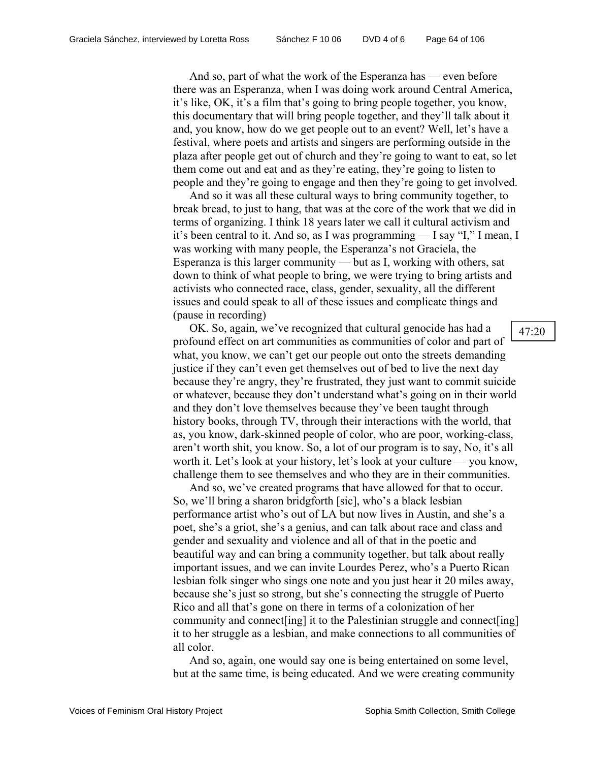And so, part of what the work of the Esperanza has — even before there was an Esperanza, when I was doing work around Central America, it's like, OK, it's a film that's going to bring people together, you know, this documentary that will bring people together, and they'll talk about it and, you know, how do we get people out to an event? Well, let's have a festival, where poets and artists and singers are performing outside in the plaza after people get out of church and they're going to want to eat, so let them come out and eat and as they're eating, they're going to listen to people and they're going to engage and then they're going to get involved.

And so it was all these cultural ways to bring community together, to break bread, to just to hang, that was at the core of the work that we did in terms of organizing. I think 18 years later we call it cultural activism and it's been central to it. And so, as I was programming — I say "I," I mean, I was working with many people, the Esperanza's not Graciela, the Esperanza is this larger community — but as I, working with others, sat down to think of what people to bring, we were trying to bring artists and activists who connected race, class, gender, sexuality, all the different issues and could speak to all of these issues and complicate things and (pause in recording)

47:20

OK. So, again, we've recognized that cultural genocide has had a profound effect on art communities as communities of color and part of what, you know, we can't get our people out onto the streets demanding justice if they can't even get themselves out of bed to live the next day because they're angry, they're frustrated, they just want to commit suicide or whatever, because they don't understand what's going on in their world and they don't love themselves because they've been taught through history books, through TV, through their interactions with the world, that as, you know, dark-skinned people of color, who are poor, working-class, aren't worth shit, you know. So, a lot of our program is to say, No, it's all worth it. Let's look at your history, let's look at your culture — you know, challenge them to see themselves and who they are in their communities.

And so, we've created programs that have allowed for that to occur. So, we'll bring a sharon bridgforth [sic], who's a black lesbian performance artist who's out of LA but now lives in Austin, and she's a poet, she's a griot, she's a genius, and can talk about race and class and gender and sexuality and violence and all of that in the poetic and beautiful way and can bring a community together, but talk about really important issues, and we can invite Lourdes Perez, who's a Puerto Rican lesbian folk singer who sings one note and you just hear it 20 miles away, because she's just so strong, but she's connecting the struggle of Puerto Rico and all that's gone on there in terms of a colonization of her community and connect[ing] it to the Palestinian struggle and connect[ing] it to her struggle as a lesbian, and make connections to all communities of all color.

And so, again, one would say one is being entertained on some level, but at the same time, is being educated. And we were creating community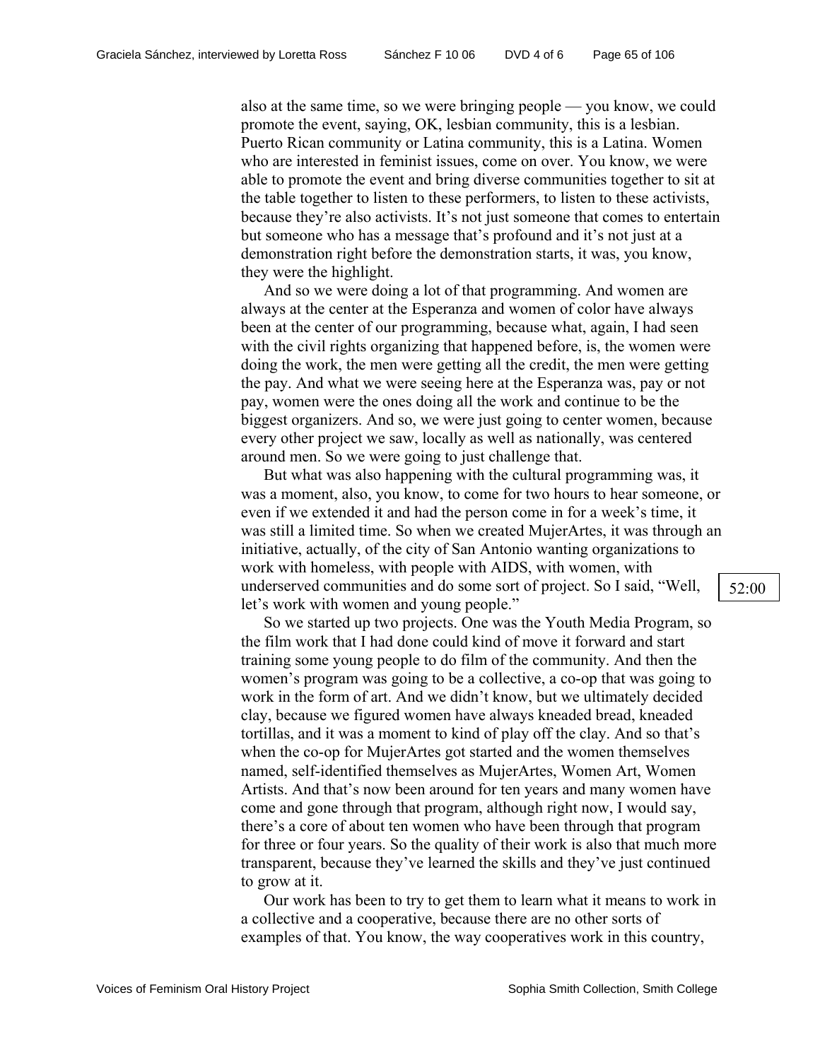also at the same time, so we were bringing people — you know, we could promote the event, saying, OK, lesbian community, this is a lesbian. Puerto Rican community or Latina community, this is a Latina. Women who are interested in feminist issues, come on over. You know, we were able to promote the event and bring diverse communities together to sit at the table together to listen to these performers, to listen to these activists, because they're also activists. It's not just someone that comes to entertain but someone who has a message that's profound and it's not just at a demonstration right before the demonstration starts, it was, you know, they were the highlight.

And so we were doing a lot of that programming. And women are always at the center at the Esperanza and women of color have always been at the center of our programming, because what, again, I had seen with the civil rights organizing that happened before, is, the women were doing the work, the men were getting all the credit, the men were getting the pay. And what we were seeing here at the Esperanza was, pay or not pay, women were the ones doing all the work and continue to be the biggest organizers. And so, we were just going to center women, because every other project we saw, locally as well as nationally, was centered around men. So we were going to just challenge that.

But what was also happening with the cultural programming was, it was a moment, also, you know, to come for two hours to hear someone, or even if we extended it and had the person come in for a week's time, it was still a limited time. So when we created MujerArtes, it was through an initiative, actually, of the city of San Antonio wanting organizations to work with homeless, with people with AIDS, with women, with underserved communities and do some sort of project. So I said, "Well, let's work with women and young people."

52:00

So we started up two projects. One was the Youth Media Program, so the film work that I had done could kind of move it forward and start training some young people to do film of the community. And then the women's program was going to be a collective, a co-op that was going to work in the form of art. And we didn't know, but we ultimately decided clay, because we figured women have always kneaded bread, kneaded tortillas, and it was a moment to kind of play off the clay. And so that's when the co-op for MujerArtes got started and the women themselves named, self-identified themselves as MujerArtes, Women Art, Women Artists. And that's now been around for ten years and many women have come and gone through that program, although right now, I would say, there's a core of about ten women who have been through that program for three or four years. So the quality of their work is also that much more transparent, because they've learned the skills and they've just continued to grow at it.

Our work has been to try to get them to learn what it means to work in a collective and a cooperative, because there are no other sorts of examples of that. You know, the way cooperatives work in this country,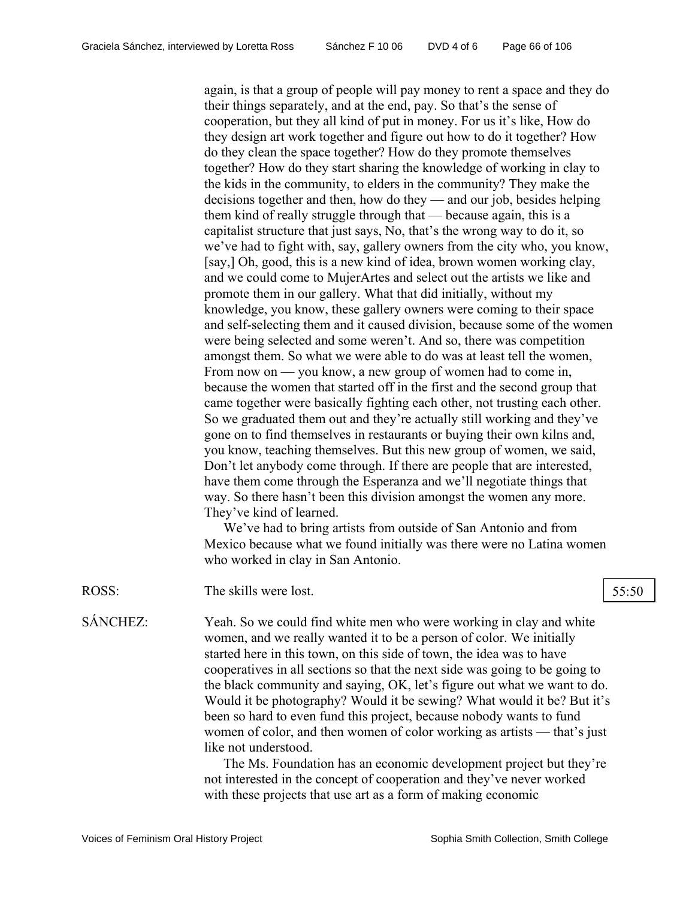again, is that a group of people will pay money to rent a space and they do their things separately, and at the end, pay. So that's the sense of cooperation, but they all kind of put in money. For us it's like, How do they design art work together and figure out how to do it together? How do they clean the space together? How do they promote themselves together? How do they start sharing the knowledge of working in clay to the kids in the community, to elders in the community? They make the decisions together and then, how do they — and our job, besides helping them kind of really struggle through that — because again, this is a capitalist structure that just says, No, that's the wrong way to do it, so we've had to fight with, say, gallery owners from the city who, you know, [say,] Oh, good, this is a new kind of idea, brown women working clay, and we could come to MujerArtes and select out the artists we like and promote them in our gallery. What that did initially, without my knowledge, you know, these gallery owners were coming to their space and self-selecting them and it caused division, because some of the women were being selected and some weren't. And so, there was competition amongst them. So what we were able to do was at least tell the women, From now on — you know, a new group of women had to come in, because the women that started off in the first and the second group that came together were basically fighting each other, not trusting each other. So we graduated them out and they're actually still working and they've gone on to find themselves in restaurants or buying their own kilns and, you know, teaching themselves. But this new group of women, we said, Don't let anybody come through. If there are people that are interested, have them come through the Esperanza and we'll negotiate things that way. So there hasn't been this division amongst the women any more. They've kind of learned.

We've had to bring artists from outside of San Antonio and from Mexico because what we found initially was there were no Latina women who worked in clay in San Antonio.

ROSS: The skills were lost.

55:50

SÁNCHEZ: Yeah. So we could find white men who were working in clay and white women, and we really wanted it to be a person of color. We initially started here in this town, on this side of town, the idea was to have cooperatives in all sections so that the next side was going to be going to the black community and saying, OK, let's figure out what we want to do. Would it be photography? Would it be sewing? What would it be? But it's been so hard to even fund this project, because nobody wants to fund women of color, and then women of color working as artists — that's just like not understood.

The Ms. Foundation has an economic development project but they're not interested in the concept of cooperation and they've never worked with these projects that use art as a form of making economic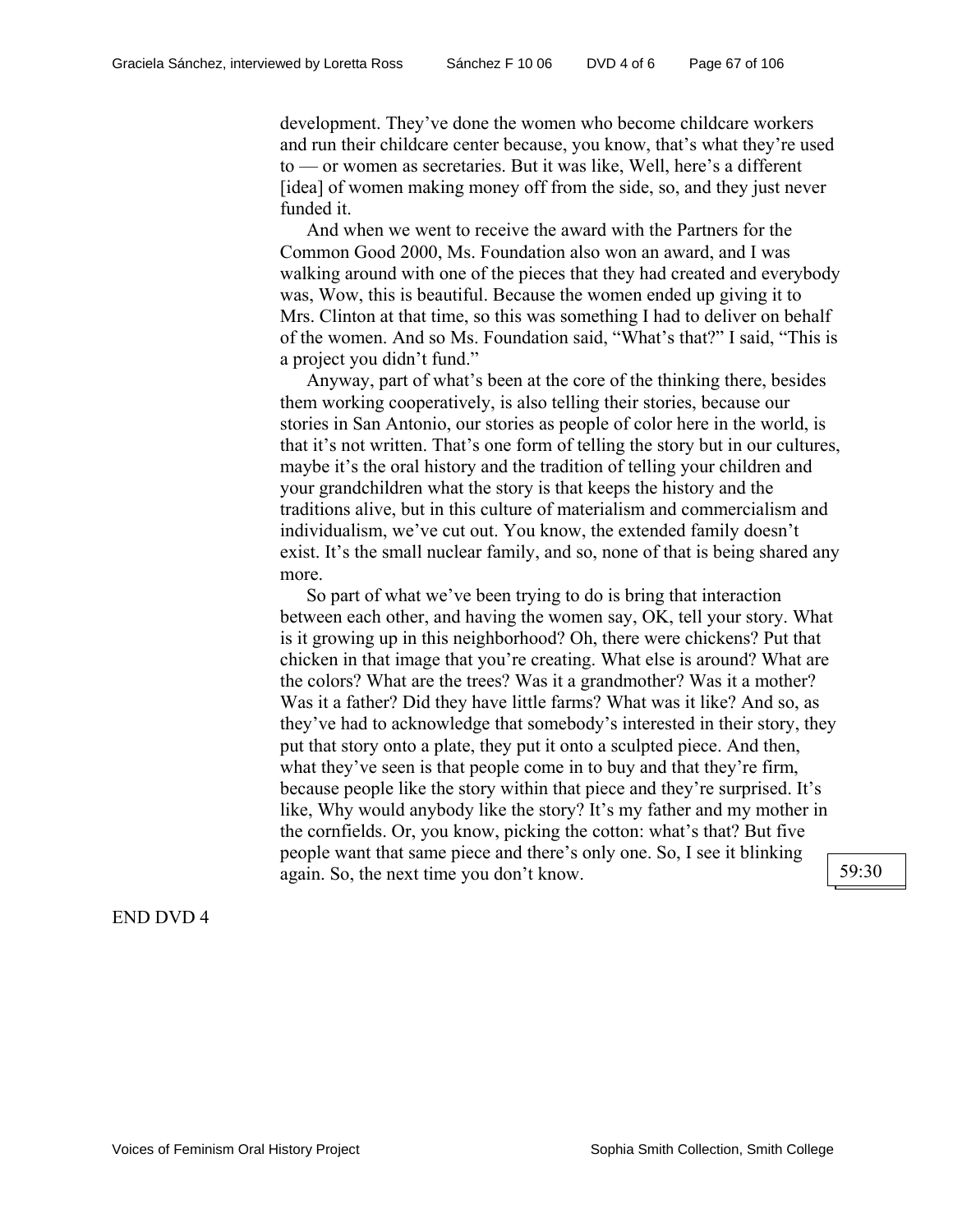development. They've done the women who become childcare workers and run their childcare center because, you know, that's what they're used to — or women as secretaries. But it was like, Well, here's a different [idea] of women making money off from the side, so, and they just never funded it.

And when we went to receive the award with the Partners for the Common Good 2000, Ms. Foundation also won an award, and I was walking around with one of the pieces that they had created and everybody was, Wow, this is beautiful. Because the women ended up giving it to Mrs. Clinton at that time, so this was something I had to deliver on behalf of the women. And so Ms. Foundation said, "What's that?" I said, "This is a project you didn't fund."

Anyway, part of what's been at the core of the thinking there, besides them working cooperatively, is also telling their stories, because our stories in San Antonio, our stories as people of color here in the world, is that it's not written. That's one form of telling the story but in our cultures, maybe it's the oral history and the tradition of telling your children and your grandchildren what the story is that keeps the history and the traditions alive, but in this culture of materialism and commercialism and individualism, we've cut out. You know, the extended family doesn't exist. It's the small nuclear family, and so, none of that is being shared any more.

So part of what we've been trying to do is bring that interaction between each other, and having the women say, OK, tell your story. What is it growing up in this neighborhood? Oh, there were chickens? Put that chicken in that image that you're creating. What else is around? What are the colors? What are the trees? Was it a grandmother? Was it a mother? Was it a father? Did they have little farms? What was it like? And so, as they've had to acknowledge that somebody's interested in their story, they put that story onto a plate, they put it onto a sculpted piece. And then, what they've seen is that people come in to buy and that they're firm, because people like the story within that piece and they're surprised. It's like, Why would anybody like the story? It's my father and my mother in the cornfields. Or, you know, picking the cotton: what's that? But five people want that same piece and there's only one. So, I see it blinking again. So, the next time you don't know.

59:30

END DVD 4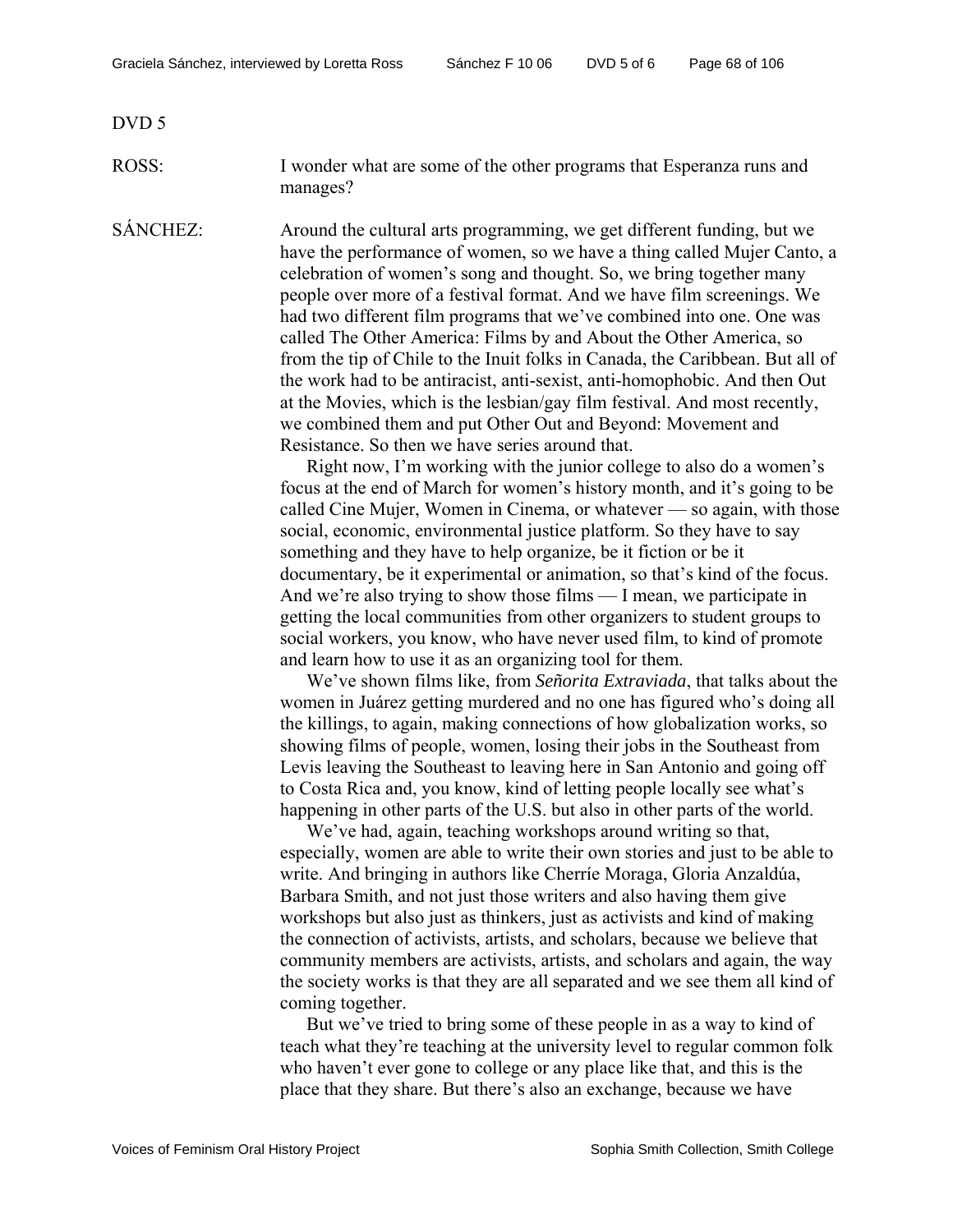DVD 5

ROSS: I wonder what are some of the other programs that Esperanza runs and manages?

SÁNCHEZ: Around the cultural arts programming, we get different funding, but we have the performance of women, so we have a thing called Mujer Canto, a celebration of women's song and thought. So, we bring together many people over more of a festival format. And we have film screenings. We had two different film programs that we've combined into one. One was called The Other America: Films by and About the Other America, so from the tip of Chile to the Inuit folks in Canada, the Caribbean. But all of the work had to be antiracist, anti-sexist, anti-homophobic. And then Out at the Movies, which is the lesbian/gay film festival. And most recently, we combined them and put Other Out and Beyond: Movement and Resistance. So then we have series around that.

Right now, I'm working with the junior college to also do a women's focus at the end of March for women's history month, and it's going to be called Cine Mujer, Women in Cinema, or whatever — so again, with those social, economic, environmental justice platform. So they have to say something and they have to help organize, be it fiction or be it documentary, be it experimental or animation, so that's kind of the focus. And we're also trying to show those films — I mean, we participate in getting the local communities from other organizers to student groups to social workers, you know, who have never used film, to kind of promote and learn how to use it as an organizing tool for them.

We've shown films like, from *Señorita Extraviada*, that talks about the women in Juárez getting murdered and no one has figured who's doing all the killings, to again, making connections of how globalization works, so showing films of people, women, losing their jobs in the Southeast from Levis leaving the Southeast to leaving here in San Antonio and going off to Costa Rica and, you know, kind of letting people locally see what's happening in other parts of the U.S. but also in other parts of the world.

We've had, again, teaching workshops around writing so that, especially, women are able to write their own stories and just to be able to write. And bringing in authors like Cherríe Moraga, Gloria Anzaldúa, Barbara Smith, and not just those writers and also having them give workshops but also just as thinkers, just as activists and kind of making the connection of activists, artists, and scholars, because we believe that community members are activists, artists, and scholars and again, the way the society works is that they are all separated and we see them all kind of coming together.

But we've tried to bring some of these people in as a way to kind of teach what they're teaching at the university level to regular common folk who haven't ever gone to college or any place like that, and this is the place that they share. But there's also an exchange, because we have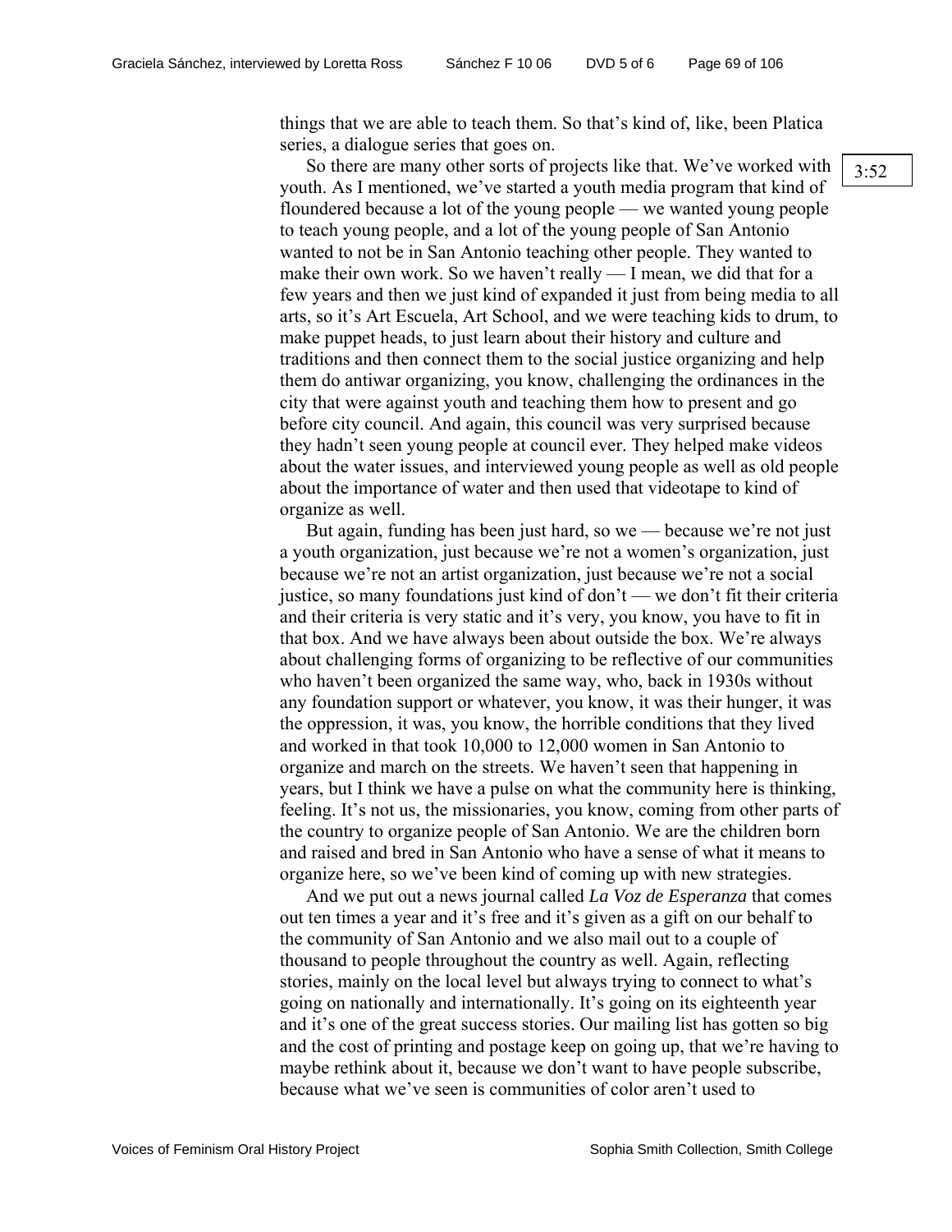things that we are able to teach them. So that's kind of, like, been Platica series, a dialogue series that goes on.

So there are many other sorts of projects like that. We've worked with youth. As I mentioned, we've started a youth media program that kind of floundered because a lot of the young people — we wanted young people to teach young people, and a lot of the young people of San Antonio wanted to not be in San Antonio teaching other people. They wanted to make their own work. So we haven't really — I mean, we did that for a few years and then we just kind of expanded it just from being media to all arts, so it's Art Escuela, Art School, and we were teaching kids to drum, to make puppet heads, to just learn about their history and culture and traditions and then connect them to the social justice organizing and help them do antiwar organizing, you know, challenging the ordinances in the city that were against youth and teaching them how to present and go before city council. And again, this council was very surprised because they hadn't seen young people at council ever. They helped make videos about the water issues, and interviewed young people as well as old people about the importance of water and then used that videotape to kind of organize as well.

3:52

But again, funding has been just hard, so we — because we're not just a youth organization, just because we're not a women's organization, just because we're not an artist organization, just because we're not a social justice, so many foundations just kind of don't — we don't fit their criteria and their criteria is very static and it's very, you know, you have to fit in that box. And we have always been about outside the box. We're always about challenging forms of organizing to be reflective of our communities who haven't been organized the same way, who, back in 1930s without any foundation support or whatever, you know, it was their hunger, it was the oppression, it was, you know, the horrible conditions that they lived and worked in that took 10,000 to 12,000 women in San Antonio to organize and march on the streets. We haven't seen that happening in years, but I think we have a pulse on what the community here is thinking, feeling. It's not us, the missionaries, you know, coming from other parts of the country to organize people of San Antonio. We are the children born and raised and bred in San Antonio who have a sense of what it means to organize here, so we've been kind of coming up with new strategies.

And we put out a news journal called *La Voz de Esperanza* that comes out ten times a year and it's free and it's given as a gift on our behalf to the community of San Antonio and we also mail out to a couple of thousand to people throughout the country as well. Again, reflecting stories, mainly on the local level but always trying to connect to what's going on nationally and internationally. It's going on its eighteenth year and it's one of the great success stories. Our mailing list has gotten so big and the cost of printing and postage keep on going up, that we're having to maybe rethink about it, because we don't want to have people subscribe, because what we've seen is communities of color aren't used to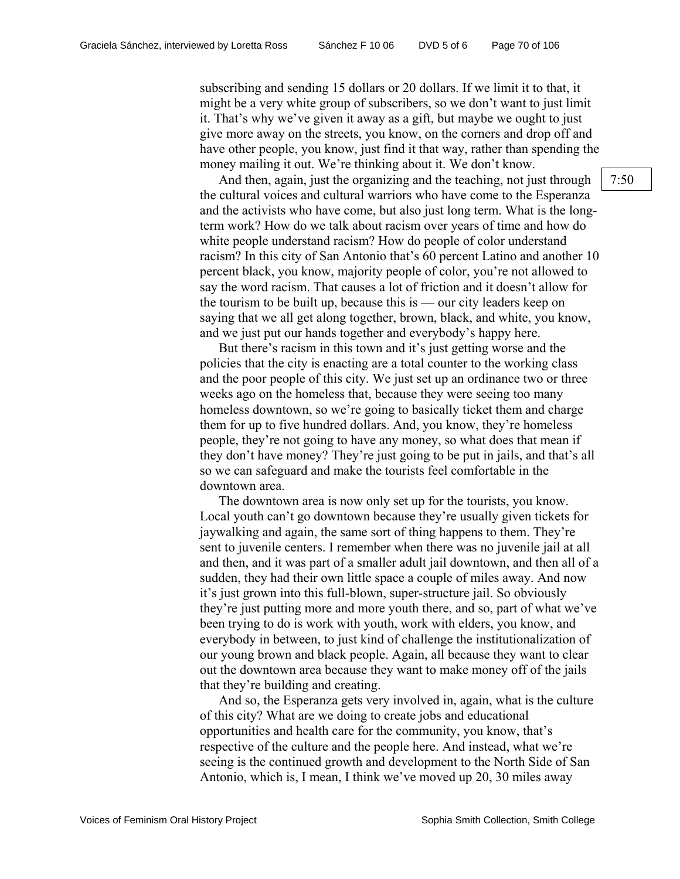subscribing and sending 15 dollars or 20 dollars. If we limit it to that, it might be a very white group of subscribers, so we don't want to just limit it. That's why we've given it away as a gift, but maybe we ought to just give more away on the streets, you know, on the corners and drop off and have other people, you know, just find it that way, rather than spending the money mailing it out. We're thinking about it. We don't know.

7:50

And then, again, just the organizing and the teaching, not just through the cultural voices and cultural warriors who have come to the Esperanza and the activists who have come, but also just long term. What is the long-term work? How do we talk about racism over years of time and how do white people understand racism? How do people of color understand racism? In this city of San Antonio that's 60 percent Latino and another 10 percent black, you know, majority people of color, you're not allowed to say the word racism. That causes a lot of friction and it doesn't allow for the tourism to be built up, because this is — our city leaders keep on saying that we all get along together, brown, black, and white, you know, and we just put our hands together and everybody's happy here.

But there's racism in this town and it's just getting worse and the policies that the city is enacting are a total counter to the working class and the poor people of this city. We just set up an ordinance two or three weeks ago on the homeless that, because they were seeing too many homeless downtown, so we're going to basically ticket them and charge them for up to five hundred dollars. And, you know, they're homeless people, they're not going to have any money, so what does that mean if they don't have money? They're just going to be put in jails, and that's all so we can safeguard and make the tourists feel comfortable in the downtown area.

The downtown area is now only set up for the tourists, you know. Local youth can't go downtown because they're usually given tickets for jaywalking and again, the same sort of thing happens to them. They're sent to juvenile centers. I remember when there was no juvenile jail at all and then, and it was part of a smaller adult jail downtown, and then all of a sudden, they had their own little space a couple of miles away. And now it's just grown into this full-blown, super-structure jail. So obviously they're just putting more and more youth there, and so, part of what we've been trying to do is work with youth, work with elders, you know, and everybody in between, to just kind of challenge the institutionalization of our young brown and black people. Again, all because they want to clear out the downtown area because they want to make money off of the jails that they're building and creating.

And so, the Esperanza gets very involved in, again, what is the culture of this city? What are we doing to create jobs and educational opportunities and health care for the community, you know, that's respective of the culture and the people here. And instead, what we're seeing is the continued growth and development to the North Side of San Antonio, which is, I mean, I think we've moved up 20, 30 miles away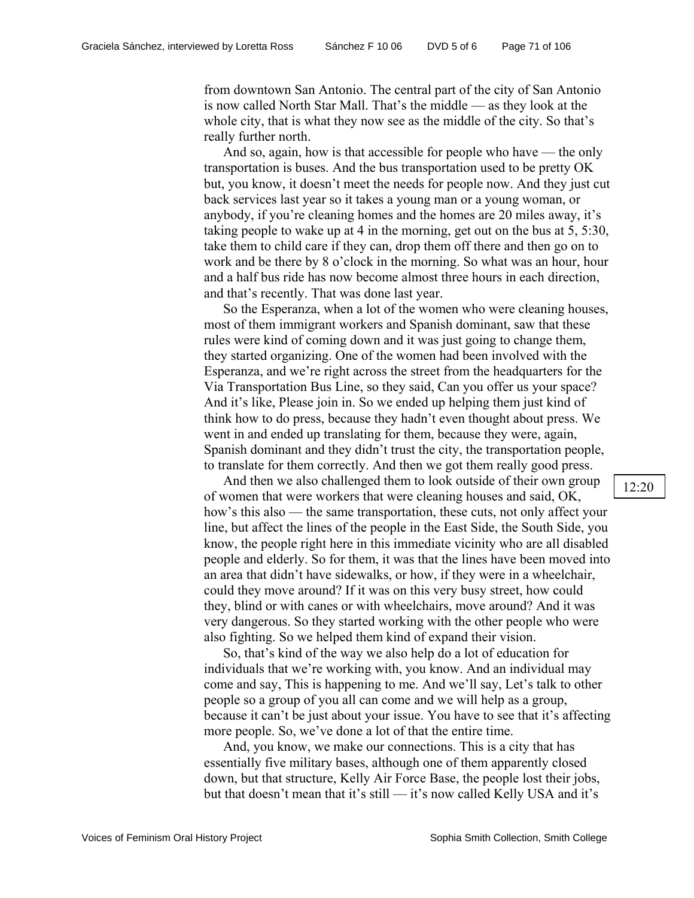from downtown San Antonio. The central part of the city of San Antonio is now called North Star Mall. That's the middle — as they look at the whole city, that is what they now see as the middle of the city. So that's really further north.

And so, again, how is that accessible for people who have — the only transportation is buses. And the bus transportation used to be pretty OK but, you know, it doesn't meet the needs for people now. And they just cut back services last year so it takes a young man or a young woman, or anybody, if you're cleaning homes and the homes are 20 miles away, it's taking people to wake up at 4 in the morning, get out on the bus at 5, 5:30, take them to child care if they can, drop them off there and then go on to work and be there by 8 o'clock in the morning. So what was an hour, hour and a half bus ride has now become almost three hours in each direction, and that's recently. That was done last year.

So the Esperanza, when a lot of the women who were cleaning houses, most of them immigrant workers and Spanish dominant, saw that these rules were kind of coming down and it was just going to change them, they started organizing. One of the women had been involved with the Esperanza, and we're right across the street from the headquarters for the Via Transportation Bus Line, so they said, Can you offer us your space? And it's like, Please join in. So we ended up helping them just kind of think how to do press, because they hadn't even thought about press. We went in and ended up translating for them, because they were, again, Spanish dominant and they didn't trust the city, the transportation people, to translate for them correctly. And then we got them really good press.

12:20

And then we also challenged them to look outside of their own group of women that were workers that were cleaning houses and said, OK, how's this also — the same transportation, these cuts, not only affect your line, but affect the lines of the people in the East Side, the South Side, you know, the people right here in this immediate vicinity who are all disabled people and elderly. So for them, it was that the lines have been moved into an area that didn't have sidewalks, or how, if they were in a wheelchair, could they move around? If it was on this very busy street, how could they, blind or with canes or with wheelchairs, move around? And it was very dangerous. So they started working with the other people who were also fighting. So we helped them kind of expand their vision.

So, that's kind of the way we also help do a lot of education for individuals that we're working with, you know. And an individual may come and say, This is happening to me. And we'll say, Let's talk to other people so a group of you all can come and we will help as a group, because it can't be just about your issue. You have to see that it's affecting more people. So, we've done a lot of that the entire time.

And, you know, we make our connections. This is a city that has essentially five military bases, although one of them apparently closed down, but that structure, Kelly Air Force Base, the people lost their jobs, but that doesn't mean that it's still — it's now called Kelly USA and it's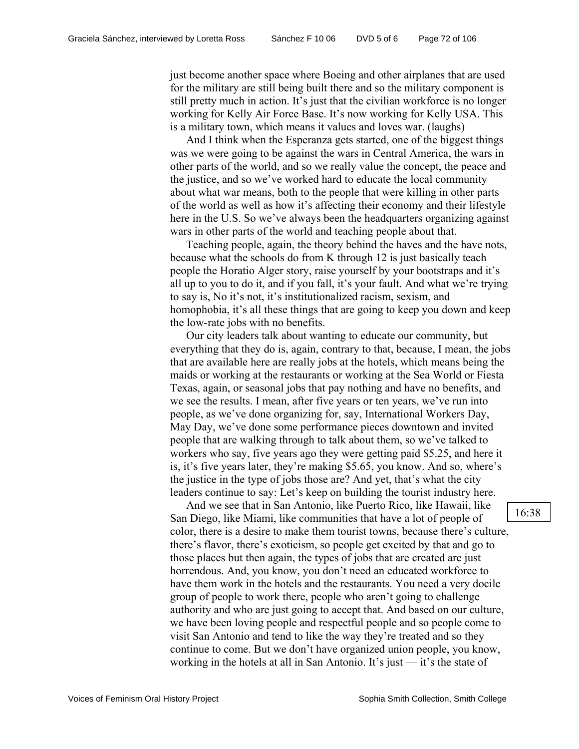just become another space where Boeing and other airplanes that are used for the military are still being built there and so the military component is still pretty much in action. It's just that the civilian workforce is no longer working for Kelly Air Force Base. It's now working for Kelly USA. This is a military town, which means it values and loves war. (laughs)

And I think when the Esperanza gets started, one of the biggest things was we were going to be against the wars in Central America, the wars in other parts of the world, and so we really value the concept, the peace and the justice, and so we've worked hard to educate the local community about what war means, both to the people that were killing in other parts of the world as well as how it's affecting their economy and their lifestyle here in the U.S. So we've always been the headquarters organizing against wars in other parts of the world and teaching people about that.

Teaching people, again, the theory behind the haves and the have nots, because what the schools do from K through 12 is just basically teach people the Horatio Alger story, raise yourself by your bootstraps and it's all up to you to do it, and if you fall, it's your fault. And what we're trying to say is, No it's not, it's institutionalized racism, sexism, and homophobia, it's all these things that are going to keep you down and keep the low-rate jobs with no benefits.

Our city leaders talk about wanting to educate our community, but everything that they do is, again, contrary to that, because, I mean, the jobs that are available here are really jobs at the hotels, which means being the maids or working at the restaurants or working at the Sea World or Fiesta Texas, again, or seasonal jobs that pay nothing and have no benefits, and we see the results. I mean, after five years or ten years, we've run into people, as we've done organizing for, say, International Workers Day, May Day, we've done some performance pieces downtown and invited people that are walking through to talk about them, so we've talked to workers who say, five years ago they were getting paid $5.25, and here it is, it's five years later, they're making $5.65, you know. And so, where's the justice in the type of jobs those are? And yet, that's what the city leaders continue to say: Let's keep on building the tourist industry here.

16:38

And we see that in San Antonio, like Puerto Rico, like Hawaii, like San Diego, like Miami, like communities that have a lot of people of color, there is a desire to make them tourist towns, because there's culture, there's flavor, there's exoticism, so people get excited by that and go to those places but then again, the types of jobs that are created are just horrendous. And, you know, you don't need an educated workforce to have them work in the hotels and the restaurants. You need a very docile group of people to work there, people who aren't going to challenge authority and who are just going to accept that. And based on our culture, we have been loving people and respectful people and so people come to visit San Antonio and tend to like the way they're treated and so they continue to come. But we don't have organized union people, you know, working in the hotels at all in San Antonio. It's just — it's the state of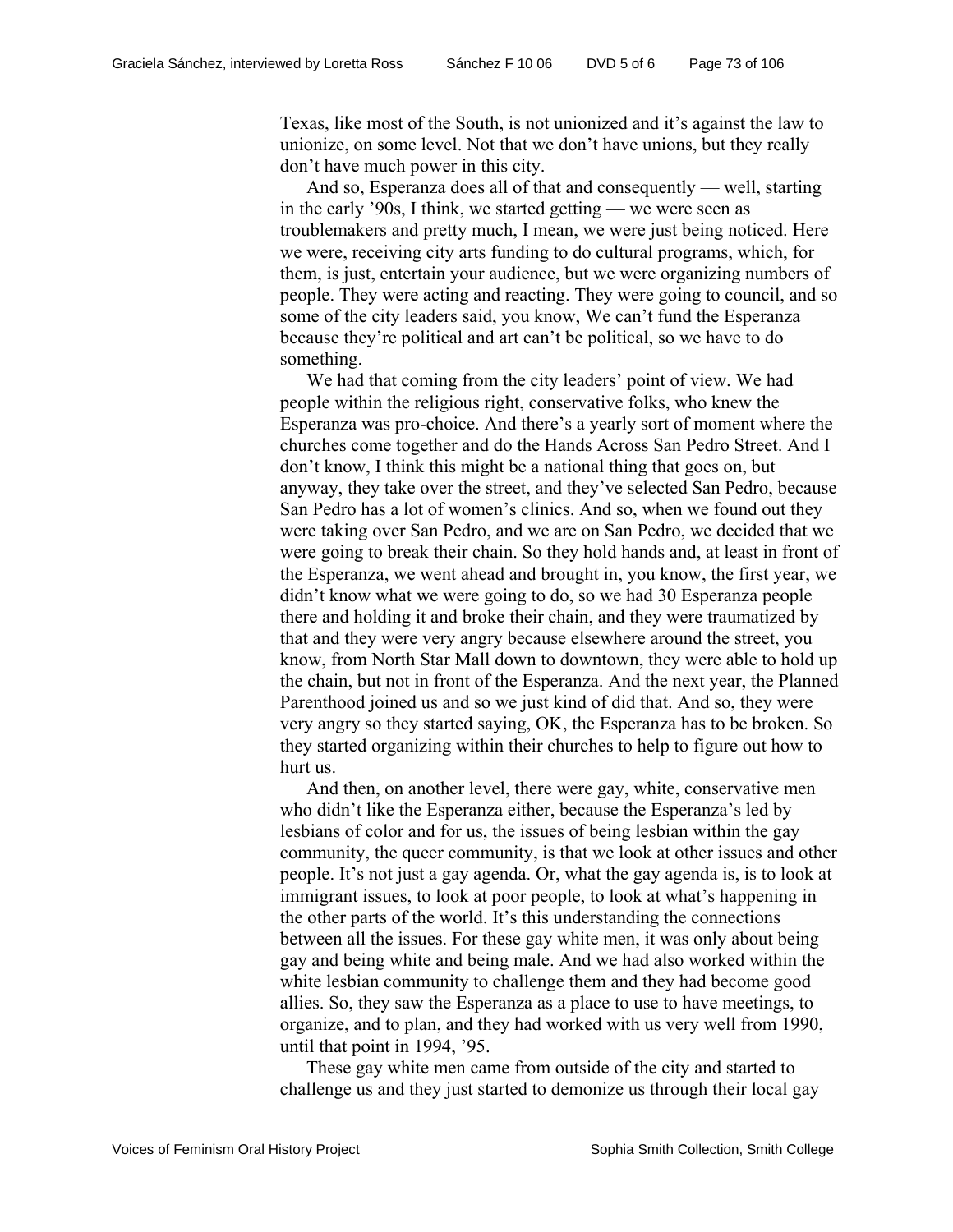Texas, like most of the South, is not unionized and it's against the law to unionize, on some level. Not that we don't have unions, but they really don't have much power in this city.

And so, Esperanza does all of that and consequently — well, starting in the early '90s, I think, we started getting — we were seen as troublemakers and pretty much, I mean, we were just being noticed. Here we were, receiving city arts funding to do cultural programs, which, for them, is just, entertain your audience, but we were organizing numbers of people. They were acting and reacting. They were going to council, and so some of the city leaders said, you know, We can't fund the Esperanza because they're political and art can't be political, so we have to do something.

We had that coming from the city leaders' point of view. We had people within the religious right, conservative folks, who knew the Esperanza was pro-choice. And there's a yearly sort of moment where the churches come together and do the Hands Across San Pedro Street. And I don't know, I think this might be a national thing that goes on, but anyway, they take over the street, and they've selected San Pedro, because San Pedro has a lot of women's clinics. And so, when we found out they were taking over San Pedro, and we are on San Pedro, we decided that we were going to break their chain. So they hold hands and, at least in front of the Esperanza, we went ahead and brought in, you know, the first year, we didn't know what we were going to do, so we had 30 Esperanza people there and holding it and broke their chain, and they were traumatized by that and they were very angry because elsewhere around the street, you know, from North Star Mall down to downtown, they were able to hold up the chain, but not in front of the Esperanza. And the next year, the Planned Parenthood joined us and so we just kind of did that. And so, they were very angry so they started saying, OK, the Esperanza has to be broken. So they started organizing within their churches to help to figure out how to hurt us.

And then, on another level, there were gay, white, conservative men who didn't like the Esperanza either, because the Esperanza's led by lesbians of color and for us, the issues of being lesbian within the gay community, the queer community, is that we look at other issues and other people. It's not just a gay agenda. Or, what the gay agenda is, is to look at immigrant issues, to look at poor people, to look at what's happening in the other parts of the world. It's this understanding the connections between all the issues. For these gay white men, it was only about being gay and being white and being male. And we had also worked within the white lesbian community to challenge them and they had become good allies. So, they saw the Esperanza as a place to use to have meetings, to organize, and to plan, and they had worked with us very well from 1990, until that point in 1994, '95.

These gay white men came from outside of the city and started to challenge us and they just started to demonize us through their local gay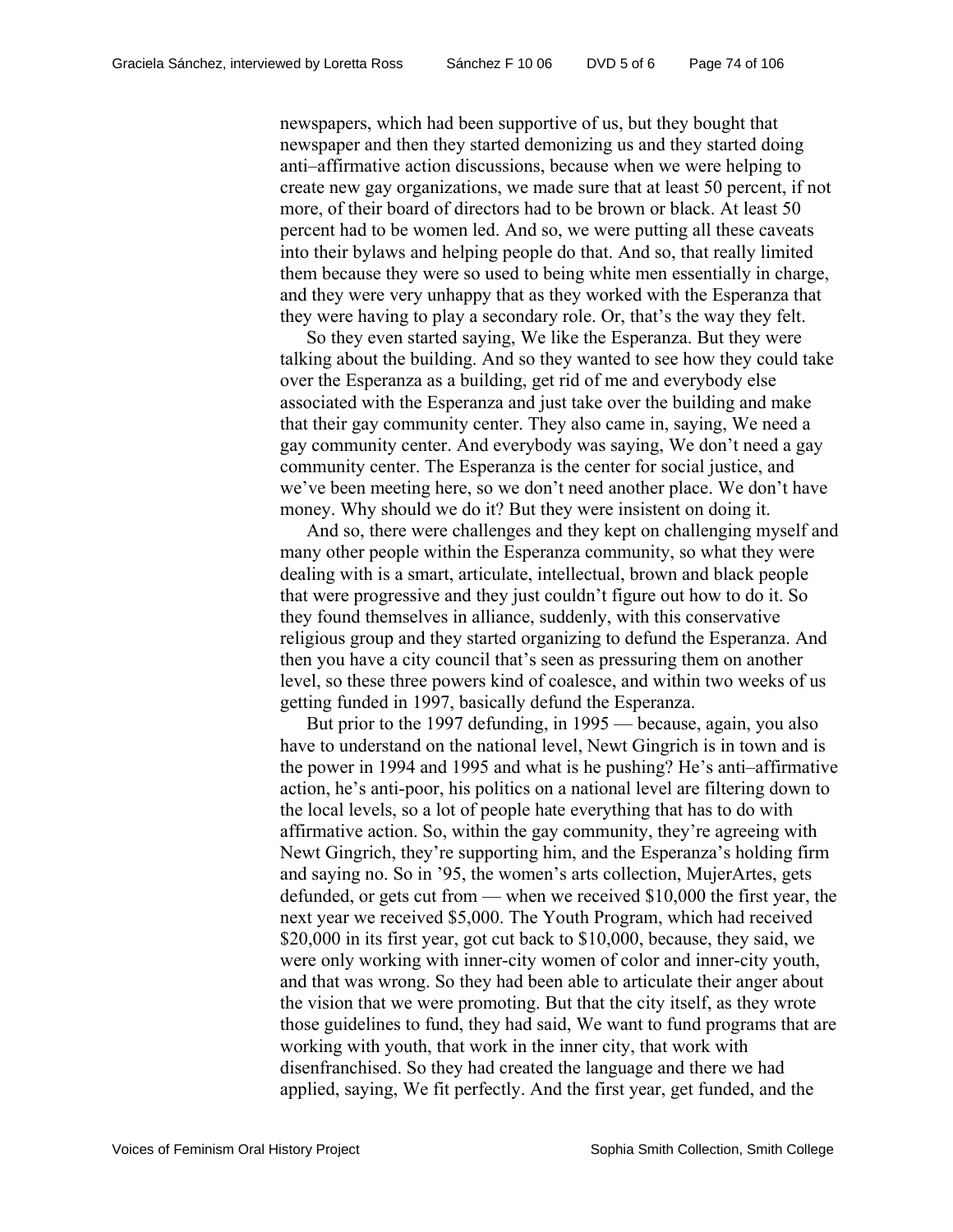newspapers, which had been supportive of us, but they bought that newspaper and then they started demonizing us and they started doing anti–affirmative action discussions, because when we were helping to create new gay organizations, we made sure that at least 50 percent, if not more, of their board of directors had to be brown or black. At least 50 percent had to be women led. And so, we were putting all these caveats into their bylaws and helping people do that. And so, that really limited them because they were so used to being white men essentially in charge, and they were very unhappy that as they worked with the Esperanza that they were having to play a secondary role. Or, that's the way they felt.

So they even started saying, We like the Esperanza. But they were talking about the building. And so they wanted to see how they could take over the Esperanza as a building, get rid of me and everybody else associated with the Esperanza and just take over the building and make that their gay community center. They also came in, saying, We need a gay community center. And everybody was saying, We don't need a gay community center. The Esperanza is the center for social justice, and we've been meeting here, so we don't need another place. We don't have money. Why should we do it? But they were insistent on doing it.

And so, there were challenges and they kept on challenging myself and many other people within the Esperanza community, so what they were dealing with is a smart, articulate, intellectual, brown and black people that were progressive and they just couldn't figure out how to do it. So they found themselves in alliance, suddenly, with this conservative religious group and they started organizing to defund the Esperanza. And then you have a city council that's seen as pressuring them on another level, so these three powers kind of coalesce, and within two weeks of us getting funded in 1997, basically defund the Esperanza.

But prior to the 1997 defunding, in 1995 — because, again, you also have to understand on the national level, Newt Gingrich is in town and is the power in 1994 and 1995 and what is he pushing? He's anti–affirmative action, he's anti-poor, his politics on a national level are filtering down to the local levels, so a lot of people hate everything that has to do with affirmative action. So, within the gay community, they're agreeing with Newt Gingrich, they're supporting him, and the Esperanza's holding firm and saying no. So in '95, the women's arts collection, MujerArtes, gets defunded, or gets cut from — when we received $10,000 the first year, the next year we received $5,000. The Youth Program, which had received $20,000 in its first year, got cut back to $10,000, because, they said, we were only working with inner-city women of color and inner-city youth, and that was wrong. So they had been able to articulate their anger about the vision that we were promoting. But that the city itself, as they wrote those guidelines to fund, they had said, We want to fund programs that are working with youth, that work in the inner city, that work with disenfranchised. So they had created the language and there we had applied, saying, We fit perfectly. And the first year, get funded, and the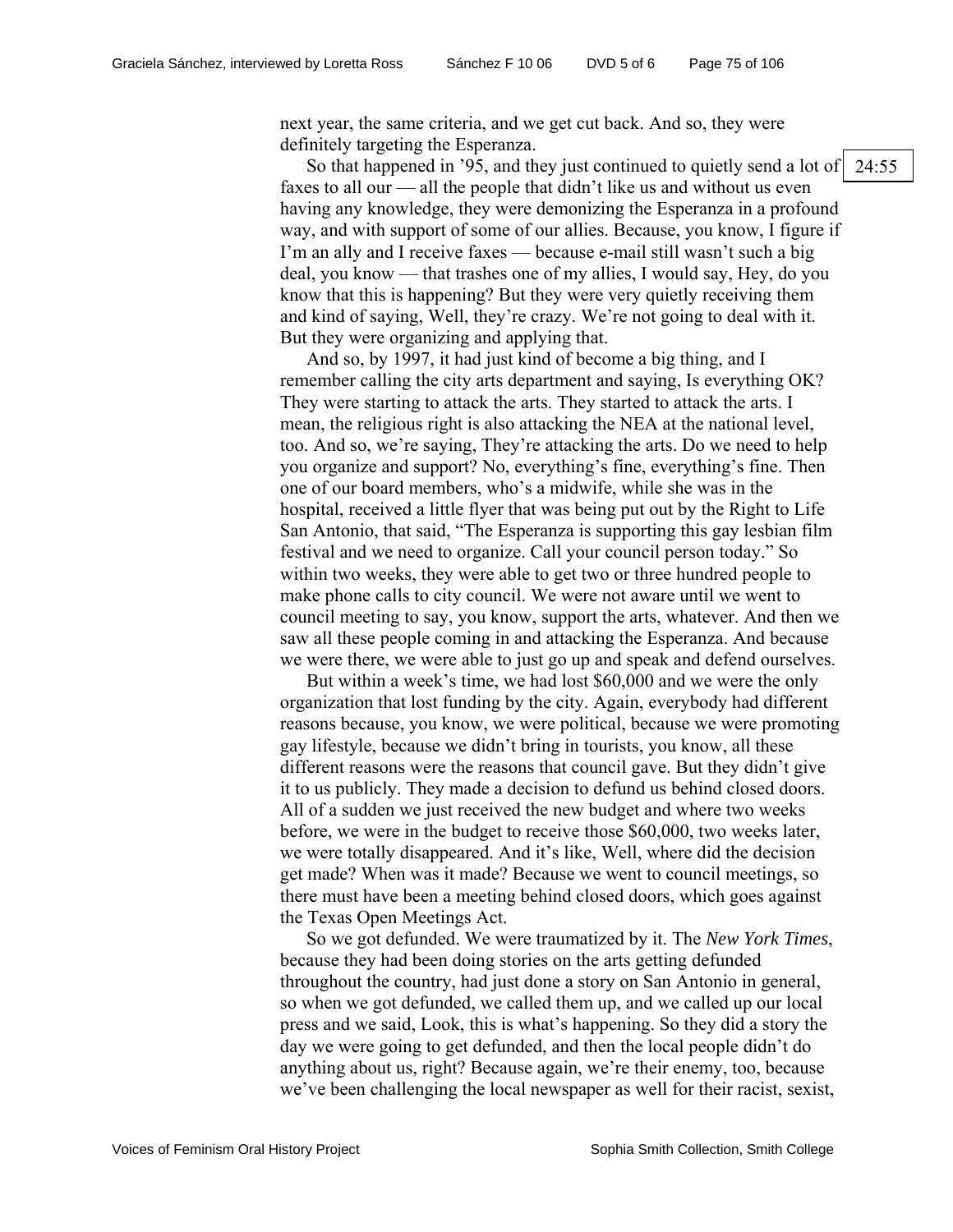next year, the same criteria, and we get cut back. And so, they were definitely targeting the Esperanza.

So that happened in '95, and they just continued to quietly send a lot of faxes to all our — all the people that didn't like us and without us even having any knowledge, they were demonizing the Esperanza in a profound way, and with support of some of our allies. Because, you know, I figure if I'm an ally and I receive faxes — because e-mail still wasn't such a big deal, you know — that trashes one of my allies, I would say, Hey, do you know that this is happening? But they were very quietly receiving them and kind of saying, Well, they're crazy. We're not going to deal with it. But they were organizing and applying that.

24:55

And so, by 1997, it had just kind of become a big thing, and I remember calling the city arts department and saying, Is everything OK? They were starting to attack the arts. They started to attack the arts. I mean, the religious right is also attacking the NEA at the national level, too. And so, we're saying, They're attacking the arts. Do we need to help you organize and support? No, everything's fine, everything's fine. Then one of our board members, who's a midwife, while she was in the hospital, received a little flyer that was being put out by the Right to Life San Antonio, that said, "The Esperanza is supporting this gay lesbian film festival and we need to organize. Call your council person today." So within two weeks, they were able to get two or three hundred people to make phone calls to city council. We were not aware until we went to council meeting to say, you know, support the arts, whatever. And then we saw all these people coming in and attacking the Esperanza. And because we were there, we were able to just go up and speak and defend ourselves.

But within a week's time, we had lost $60,000 and we were the only organization that lost funding by the city. Again, everybody had different reasons because, you know, we were political, because we were promoting gay lifestyle, because we didn't bring in tourists, you know, all these different reasons were the reasons that council gave. But they didn't give it to us publicly. They made a decision to defund us behind closed doors. All of a sudden we just received the new budget and where two weeks before, we were in the budget to receive those $60,000, two weeks later, we were totally disappeared. And it's like, Well, where did the decision get made? When was it made? Because we went to council meetings, so there must have been a meeting behind closed doors, which goes against the Texas Open Meetings Act.

So we got defunded. We were traumatized by it. The *New York Times*, because they had been doing stories on the arts getting defunded throughout the country, had just done a story on San Antonio in general, so when we got defunded, we called them up, and we called up our local press and we said, Look, this is what's happening. So they did a story the day we were going to get defunded, and then the local people didn't do anything about us, right? Because again, we're their enemy, too, because we've been challenging the local newspaper as well for their racist, sexist,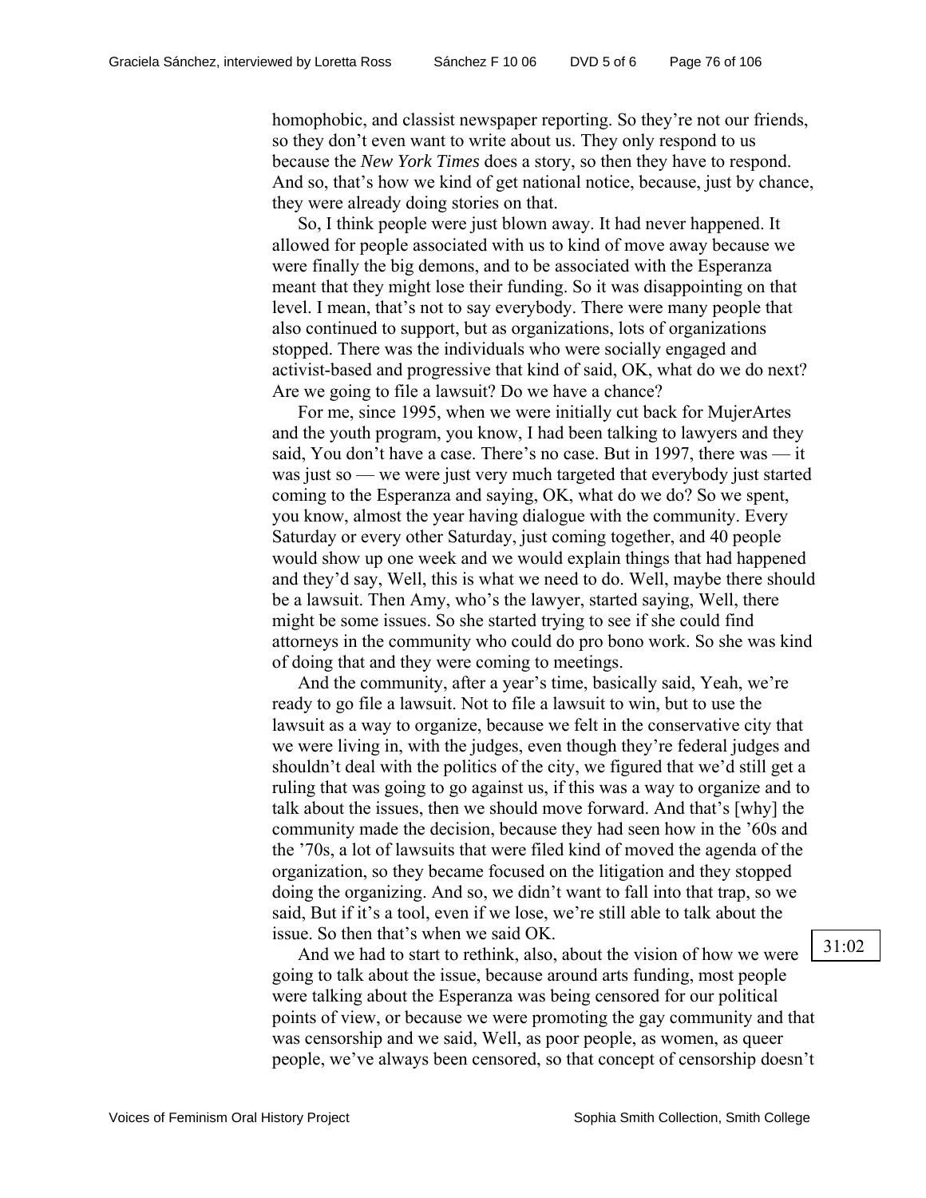homophobic, and classist newspaper reporting. So they're not our friends, so they don't even want to write about us. They only respond to us because the *New York Times* does a story, so then they have to respond. And so, that's how we kind of get national notice, because, just by chance, they were already doing stories on that.

So, I think people were just blown away. It had never happened. It allowed for people associated with us to kind of move away because we were finally the big demons, and to be associated with the Esperanza meant that they might lose their funding. So it was disappointing on that level. I mean, that's not to say everybody. There were many people that also continued to support, but as organizations, lots of organizations stopped. There was the individuals who were socially engaged and activist-based and progressive that kind of said, OK, what do we do next? Are we going to file a lawsuit? Do we have a chance?

For me, since 1995, when we were initially cut back for MujerArtes and the youth program, you know, I had been talking to lawyers and they said, You don't have a case. There's no case. But in 1997, there was — it was just so — we were just very much targeted that everybody just started coming to the Esperanza and saying, OK, what do we do? So we spent, you know, almost the year having dialogue with the community. Every Saturday or every other Saturday, just coming together, and 40 people would show up one week and we would explain things that had happened and they'd say, Well, this is what we need to do. Well, maybe there should be a lawsuit. Then Amy, who's the lawyer, started saying, Well, there might be some issues. So she started trying to see if she could find attorneys in the community who could do pro bono work. So she was kind of doing that and they were coming to meetings.

And the community, after a year's time, basically said, Yeah, we're ready to go file a lawsuit. Not to file a lawsuit to win, but to use the lawsuit as a way to organize, because we felt in the conservative city that we were living in, with the judges, even though they're federal judges and shouldn't deal with the politics of the city, we figured that we'd still get a ruling that was going to go against us, if this was a way to organize and to talk about the issues, then we should move forward. And that's [why] the community made the decision, because they had seen how in the '60s and the '70s, a lot of lawsuits that were filed kind of moved the agenda of the organization, so they became focused on the litigation and they stopped doing the organizing. And so, we didn't want to fall into that trap, so we said, But if it's a tool, even if we lose, we're still able to talk about the issue. So then that's when we said OK.

31:02

And we had to start to rethink, also, about the vision of how we were going to talk about the issue, because around arts funding, most people were talking about the Esperanza was being censored for our political points of view, or because we were promoting the gay community and that was censorship and we said, Well, as poor people, as women, as queer people, we've always been censored, so that concept of censorship doesn't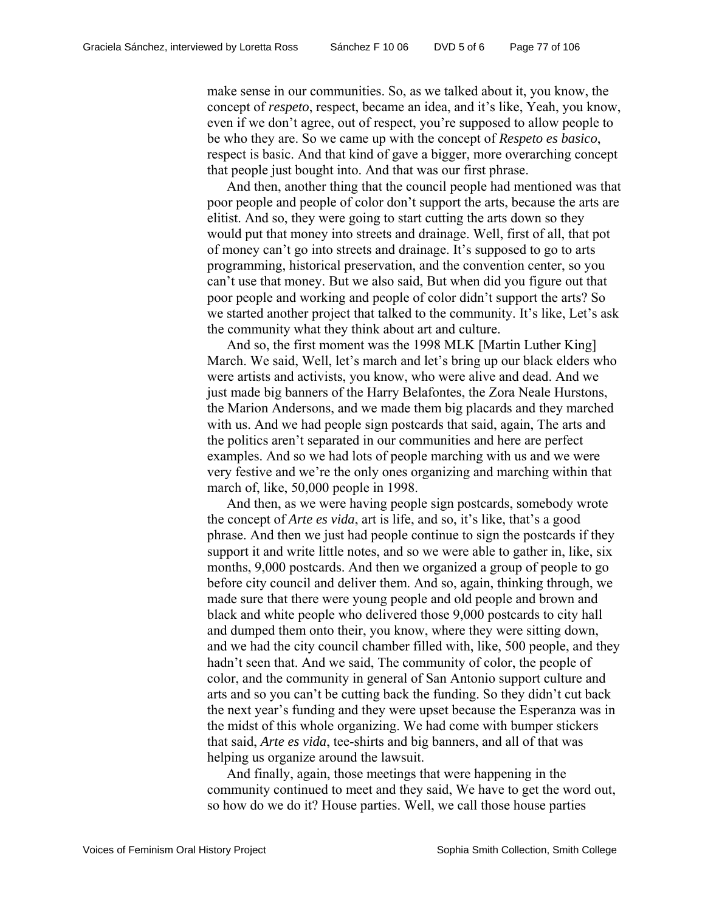make sense in our communities. So, as we talked about it, you know, the concept of *respeto*, respect, became an idea, and it's like, Yeah, you know, even if we don't agree, out of respect, you're supposed to allow people to be who they are. So we came up with the concept of *Respeto es basico*, respect is basic. And that kind of gave a bigger, more overarching concept that people just bought into. And that was our first phrase.

And then, another thing that the council people had mentioned was that poor people and people of color don't support the arts, because the arts are elitist. And so, they were going to start cutting the arts down so they would put that money into streets and drainage. Well, first of all, that pot of money can't go into streets and drainage. It's supposed to go to arts programming, historical preservation, and the convention center, so you can't use that money. But we also said, But when did you figure out that poor people and working and people of color didn't support the arts? So we started another project that talked to the community. It's like, Let's ask the community what they think about art and culture.

And so, the first moment was the 1998 MLK [Martin Luther King] March. We said, Well, let's march and let's bring up our black elders who were artists and activists, you know, who were alive and dead. And we just made big banners of the Harry Belafontes, the Zora Neale Hurstons, the Marion Andersons, and we made them big placards and they marched with us. And we had people sign postcards that said, again, The arts and the politics aren't separated in our communities and here are perfect examples. And so we had lots of people marching with us and we were very festive and we're the only ones organizing and marching within that march of, like, 50,000 people in 1998.

And then, as we were having people sign postcards, somebody wrote the concept of *Arte es vida*, art is life, and so, it's like, that's a good phrase. And then we just had people continue to sign the postcards if they support it and write little notes, and so we were able to gather in, like, six months, 9,000 postcards. And then we organized a group of people to go before city council and deliver them. And so, again, thinking through, we made sure that there were young people and old people and brown and black and white people who delivered those 9,000 postcards to city hall and dumped them onto their, you know, where they were sitting down, and we had the city council chamber filled with, like, 500 people, and they hadn't seen that. And we said, The community of color, the people of color, and the community in general of San Antonio support culture and arts and so you can't be cutting back the funding. So they didn't cut back the next year's funding and they were upset because the Esperanza was in the midst of this whole organizing. We had come with bumper stickers that said, *Arte es vida*, tee-shirts and big banners, and all of that was helping us organize around the lawsuit.

And finally, again, those meetings that were happening in the community continued to meet and they said, We have to get the word out, so how do we do it? House parties. Well, we call those house parties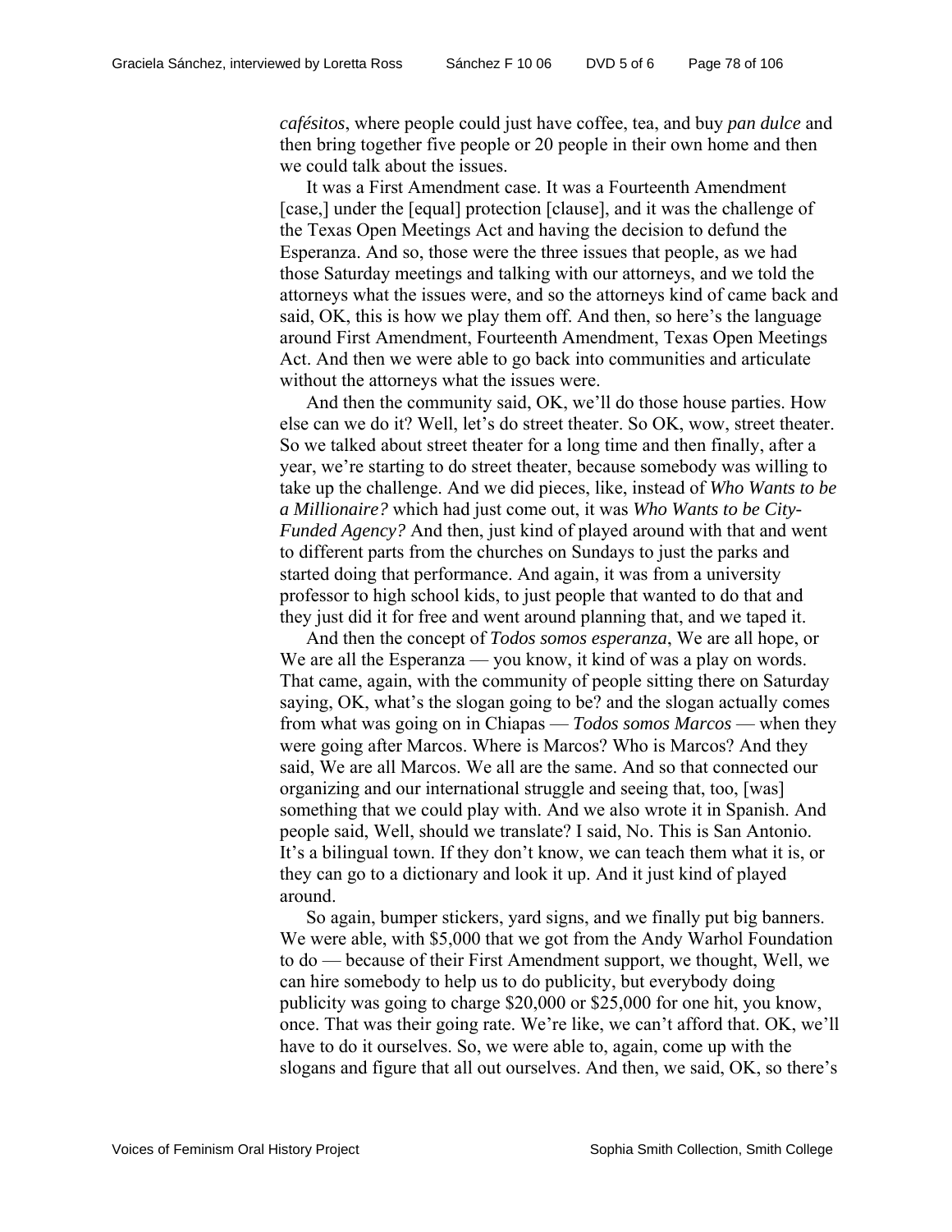*cafésitos*, where people could just have coffee, tea, and buy *pan dulce* and then bring together five people or 20 people in their own home and then we could talk about the issues.

It was a First Amendment case. It was a Fourteenth Amendment [case,] under the [equal] protection [clause], and it was the challenge of the Texas Open Meetings Act and having the decision to defund the Esperanza. And so, those were the three issues that people, as we had those Saturday meetings and talking with our attorneys, and we told the attorneys what the issues were, and so the attorneys kind of came back and said, OK, this is how we play them off. And then, so here's the language around First Amendment, Fourteenth Amendment, Texas Open Meetings Act. And then we were able to go back into communities and articulate without the attorneys what the issues were.

And then the community said, OK, we'll do those house parties. How else can we do it? Well, let's do street theater. So OK, wow, street theater. So we talked about street theater for a long time and then finally, after a year, we're starting to do street theater, because somebody was willing to take up the challenge. And we did pieces, like, instead of *Who Wants to be a Millionaire?* which had just come out, it was *Who Wants to be City-Funded Agency?* And then, just kind of played around with that and went to different parts from the churches on Sundays to just the parks and started doing that performance. And again, it was from a university professor to high school kids, to just people that wanted to do that and they just did it for free and went around planning that, and we taped it.

And then the concept of *Todos somos esperanza*, We are all hope, or We are all the Esperanza — you know, it kind of was a play on words. That came, again, with the community of people sitting there on Saturday saying, OK, what's the slogan going to be? and the slogan actually comes from what was going on in Chiapas — *Todos somos Marcos* — when they were going after Marcos. Where is Marcos? Who is Marcos? And they said, We are all Marcos. We all are the same. And so that connected our organizing and our international struggle and seeing that, too, [was] something that we could play with. And we also wrote it in Spanish. And people said, Well, should we translate? I said, No. This is San Antonio. It's a bilingual town. If they don't know, we can teach them what it is, or they can go to a dictionary and look it up. And it just kind of played around.

So again, bumper stickers, yard signs, and we finally put big banners. We were able, with $5,000 that we got from the Andy Warhol Foundation to do — because of their First Amendment support, we thought, Well, we can hire somebody to help us to do publicity, but everybody doing publicity was going to charge $20,000 or $25,000 for one hit, you know, once. That was their going rate. We're like, we can't afford that. OK, we'll have to do it ourselves. So, we were able to, again, come up with the slogans and figure that all out ourselves. And then, we said, OK, so there's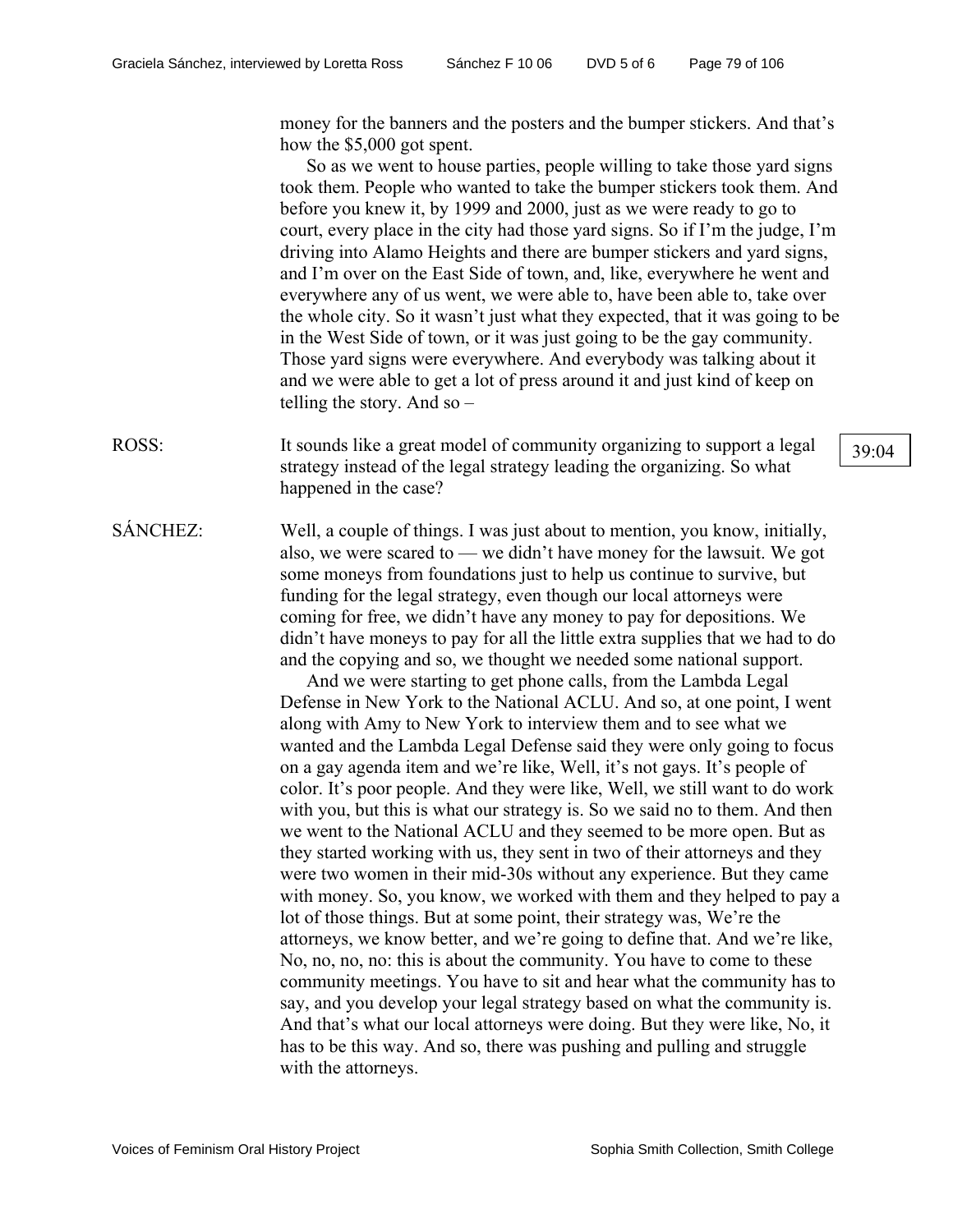money for the banners and the posters and the bumper stickers. And that's how the $5,000 got spent.

So as we went to house parties, people willing to take those yard signs took them. People who wanted to take the bumper stickers took them. And before you knew it, by 1999 and 2000, just as we were ready to go to court, every place in the city had those yard signs. So if I'm the judge, I'm driving into Alamo Heights and there are bumper stickers and yard signs, and I'm over on the East Side of town, and, like, everywhere he went and everywhere any of us went, we were able to, have been able to, take over the whole city. So it wasn't just what they expected, that it was going to be in the West Side of town, or it was just going to be the gay community. Those yard signs were everywhere. And everybody was talking about it and we were able to get a lot of press around it and just kind of keep on telling the story. And so –

ROSS: It sounds like a great model of community organizing to support a legal strategy instead of the legal strategy leading the organizing. So what happened in the case?

39:04

SÁNCHEZ: Well, a couple of things. I was just about to mention, you know, initially, also, we were scared to — we didn't have money for the lawsuit. We got some moneys from foundations just to help us continue to survive, but funding for the legal strategy, even though our local attorneys were coming for free, we didn't have any money to pay for depositions. We didn't have moneys to pay for all the little extra supplies that we had to do and the copying and so, we thought we needed some national support.

And we were starting to get phone calls, from the Lambda Legal Defense in New York to the National ACLU. And so, at one point, I went along with Amy to New York to interview them and to see what we wanted and the Lambda Legal Defense said they were only going to focus on a gay agenda item and we're like, Well, it's not gays. It's people of color. It's poor people. And they were like, Well, we still want to do work with you, but this is what our strategy is. So we said no to them. And then we went to the National ACLU and they seemed to be more open. But as they started working with us, they sent in two of their attorneys and they were two women in their mid-30s without any experience. But they came with money. So, you know, we worked with them and they helped to pay a lot of those things. But at some point, their strategy was, We're the attorneys, we know better, and we're going to define that. And we're like, No, no, no, no: this is about the community. You have to come to these community meetings. You have to sit and hear what the community has to say, and you develop your legal strategy based on what the community is. And that's what our local attorneys were doing. But they were like, No, it has to be this way. And so, there was pushing and pulling and struggle with the attorneys.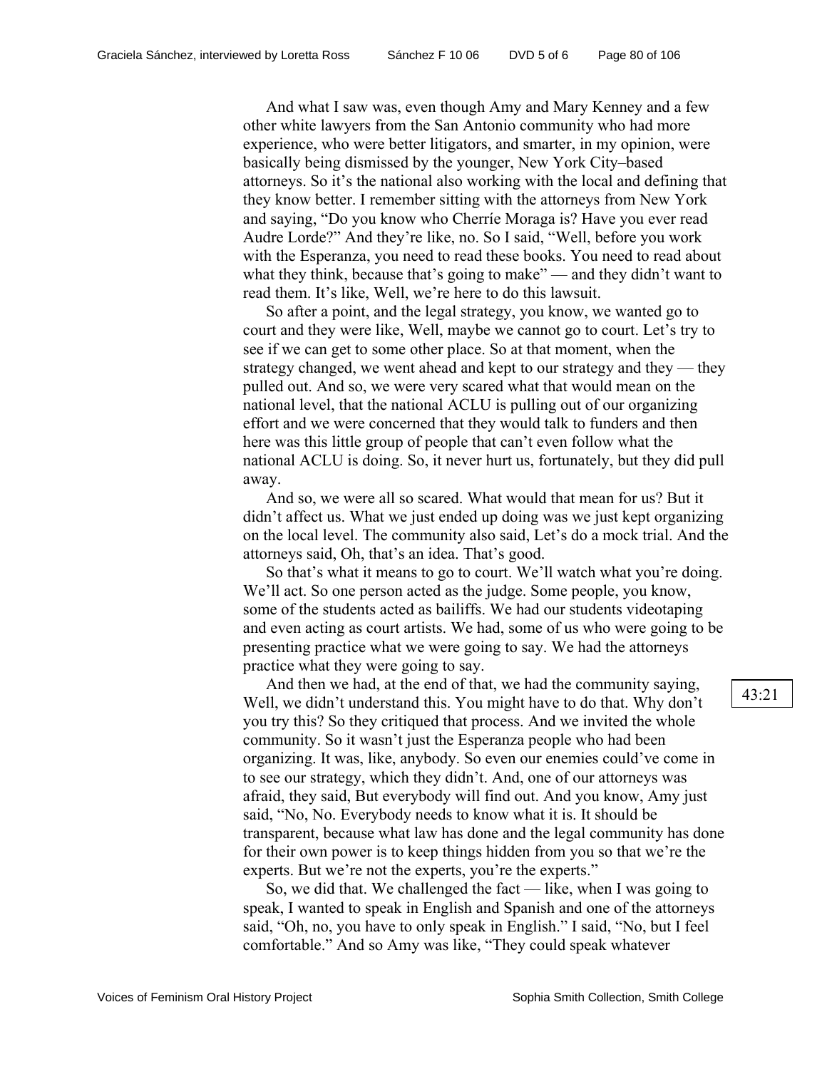And what I saw was, even though Amy and Mary Kenney and a few other white lawyers from the San Antonio community who had more experience, who were better litigators, and smarter, in my opinion, were basically being dismissed by the younger, New York City–based attorneys. So it's the national also working with the local and defining that they know better. I remember sitting with the attorneys from New York and saying, "Do you know who Cherríe Moraga is? Have you ever read Audre Lorde?" And they're like, no. So I said, "Well, before you work with the Esperanza, you need to read these books. You need to read about what they think, because that's going to make" — and they didn't want to read them. It's like, Well, we're here to do this lawsuit.

So after a point, and the legal strategy, you know, we wanted go to court and they were like, Well, maybe we cannot go to court. Let's try to see if we can get to some other place. So at that moment, when the strategy changed, we went ahead and kept to our strategy and they — they pulled out. And so, we were very scared what that would mean on the national level, that the national ACLU is pulling out of our organizing effort and we were concerned that they would talk to funders and then here was this little group of people that can't even follow what the national ACLU is doing. So, it never hurt us, fortunately, but they did pull away.

And so, we were all so scared. What would that mean for us? But it didn't affect us. What we just ended up doing was we just kept organizing on the local level. The community also said, Let's do a mock trial. And the attorneys said, Oh, that's an idea. That's good.

So that's what it means to go to court. We'll watch what you're doing. We'll act. So one person acted as the judge. Some people, you know, some of the students acted as bailiffs. We had our students videotaping and even acting as court artists. We had, some of us who were going to be presenting practice what we were going to say. We had the attorneys practice what they were going to say.

43:21

And then we had, at the end of that, we had the community saying, Well, we didn't understand this. You might have to do that. Why don't you try this? So they critiqued that process. And we invited the whole community. So it wasn't just the Esperanza people who had been organizing. It was, like, anybody. So even our enemies could've come in to see our strategy, which they didn't. And, one of our attorneys was afraid, they said, But everybody will find out. And you know, Amy just said, "No, No. Everybody needs to know what it is. It should be transparent, because what law has done and the legal community has done for their own power is to keep things hidden from you so that we're the experts. But we're not the experts, you're the experts."

So, we did that. We challenged the fact — like, when I was going to speak, I wanted to speak in English and Spanish and one of the attorneys said, "Oh, no, you have to only speak in English." I said, "No, but I feel comfortable." And so Amy was like, "They could speak whatever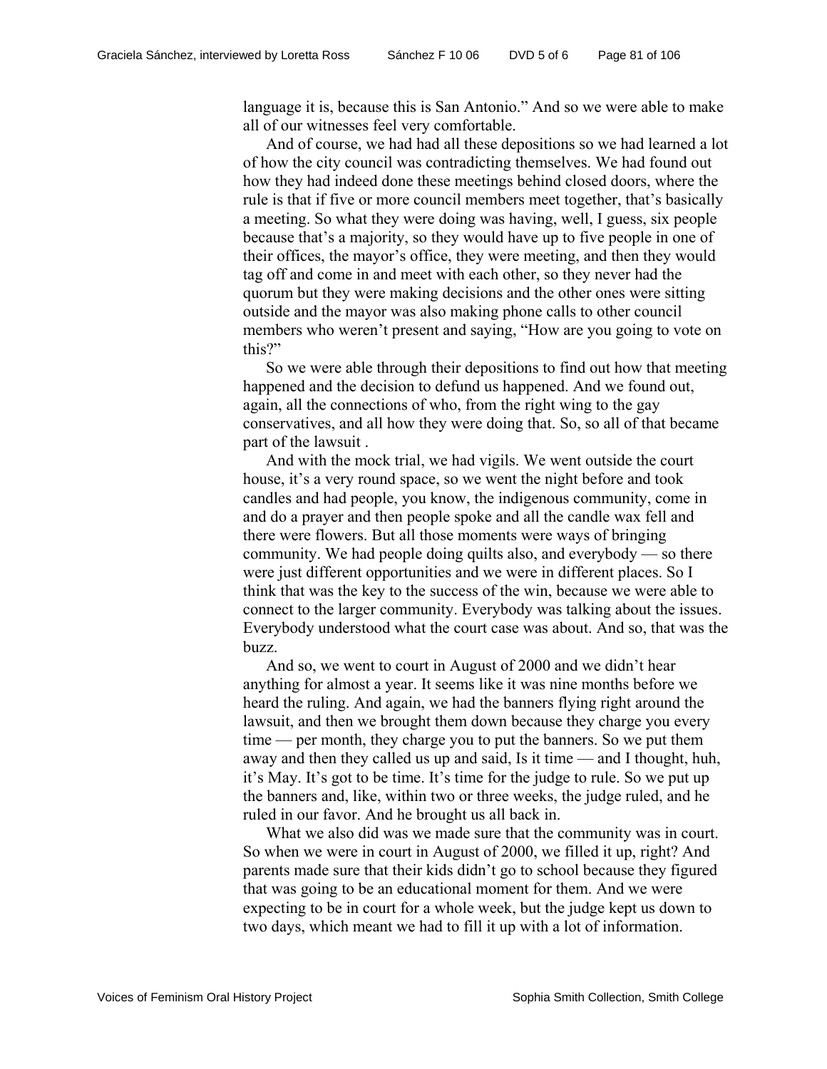language it is, because this is San Antonio." And so we were able to make all of our witnesses feel very comfortable.

And of course, we had had all these depositions so we had learned a lot of how the city council was contradicting themselves. We had found out how they had indeed done these meetings behind closed doors, where the rule is that if five or more council members meet together, that's basically a meeting. So what they were doing was having, well, I guess, six people because that's a majority, so they would have up to five people in one of their offices, the mayor's office, they were meeting, and then they would tag off and come in and meet with each other, so they never had the quorum but they were making decisions and the other ones were sitting outside and the mayor was also making phone calls to other council members who weren't present and saying, "How are you going to vote on this?"

So we were able through their depositions to find out how that meeting happened and the decision to defund us happened. And we found out, again, all the connections of who, from the right wing to the gay conservatives, and all how they were doing that. So, so all of that became part of the lawsuit .

And with the mock trial, we had vigils. We went outside the court house, it's a very round space, so we went the night before and took candles and had people, you know, the indigenous community, come in and do a prayer and then people spoke and all the candle wax fell and there were flowers. But all those moments were ways of bringing community. We had people doing quilts also, and everybody — so there were just different opportunities and we were in different places. So I think that was the key to the success of the win, because we were able to connect to the larger community. Everybody was talking about the issues. Everybody understood what the court case was about. And so, that was the buzz.

And so, we went to court in August of 2000 and we didn't hear anything for almost a year. It seems like it was nine months before we heard the ruling. And again, we had the banners flying right around the lawsuit, and then we brought them down because they charge you every time — per month, they charge you to put the banners. So we put them away and then they called us up and said, Is it time — and I thought, huh, it's May. It's got to be time. It's time for the judge to rule. So we put up the banners and, like, within two or three weeks, the judge ruled, and he ruled in our favor. And he brought us all back in.

What we also did was we made sure that the community was in court. So when we were in court in August of 2000, we filled it up, right? And parents made sure that their kids didn't go to school because they figured that was going to be an educational moment for them. And we were expecting to be in court for a whole week, but the judge kept us down to two days, which meant we had to fill it up with a lot of information.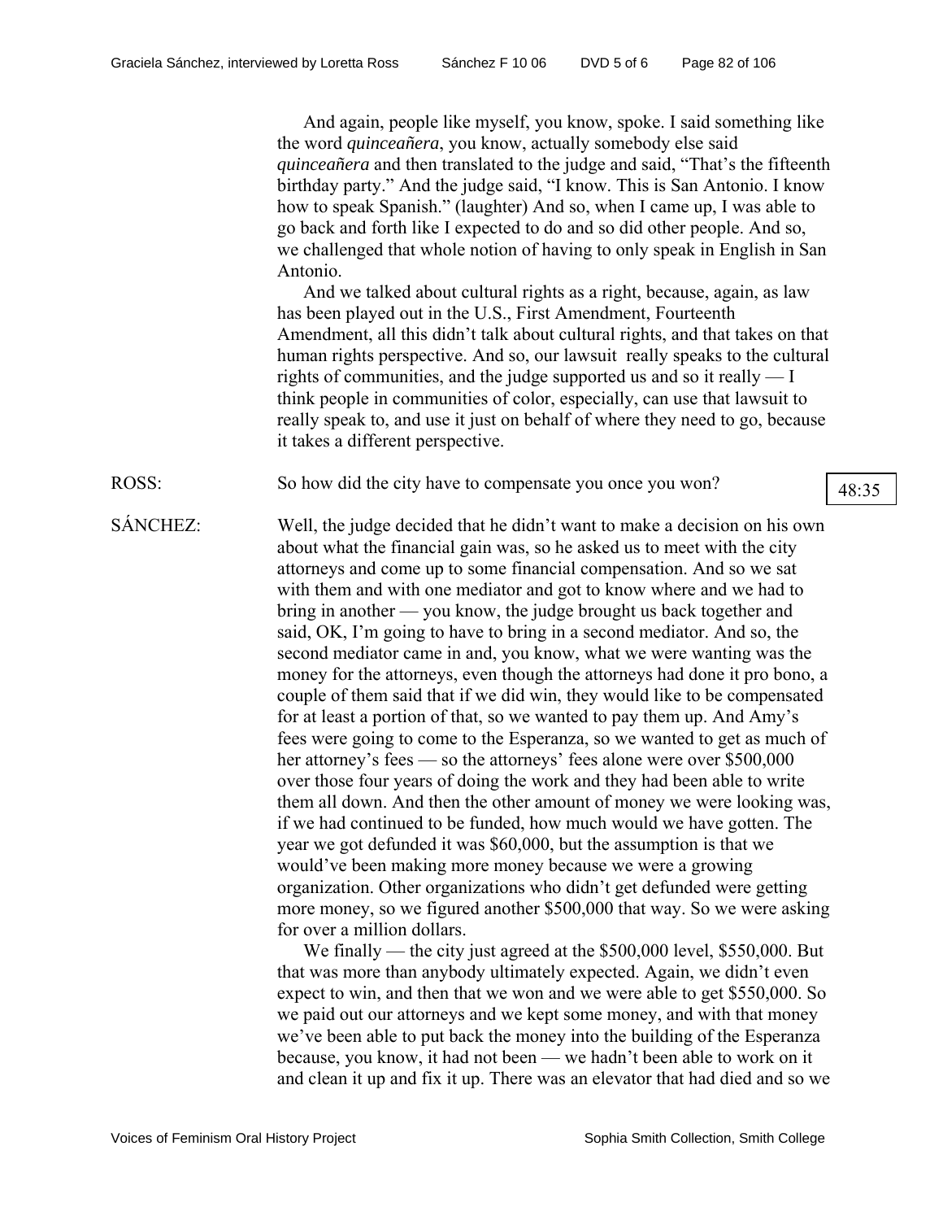And again, people like myself, you know, spoke. I said something like the word *quinceañera*, you know, actually somebody else said *quinceañera* and then translated to the judge and said, "That's the fifteenth birthday party." And the judge said, "I know. This is San Antonio. I know how to speak Spanish." (laughter) And so, when I came up, I was able to go back and forth like I expected to do and so did other people. And so, we challenged that whole notion of having to only speak in English in San Antonio.

And we talked about cultural rights as a right, because, again, as law has been played out in the U.S., First Amendment, Fourteenth Amendment, all this didn't talk about cultural rights, and that takes on that human rights perspective. And so, our lawsuit really speaks to the cultural rights of communities, and the judge supported us and so it really — I think people in communities of color, especially, can use that lawsuit to really speak to, and use it just on behalf of where they need to go, because it takes a different perspective.

ROSS: So how did the city have to compensate you once you won?

48:35

SÁNCHEZ: Well, the judge decided that he didn't want to make a decision on his own about what the financial gain was, so he asked us to meet with the city attorneys and come up to some financial compensation. And so we sat with them and with one mediator and got to know where and we had to bring in another — you know, the judge brought us back together and said, OK, I'm going to have to bring in a second mediator. And so, the second mediator came in and, you know, what we were wanting was the money for the attorneys, even though the attorneys had done it pro bono, a couple of them said that if we did win, they would like to be compensated for at least a portion of that, so we wanted to pay them up. And Amy's fees were going to come to the Esperanza, so we wanted to get as much of her attorney's fees — so the attorneys' fees alone were over $500,000 over those four years of doing the work and they had been able to write them all down. And then the other amount of money we were looking was, if we had continued to be funded, how much would we have gotten. The year we got defunded it was $60,000, but the assumption is that we would've been making more money because we were a growing organization. Other organizations who didn't get defunded were getting more money, so we figured another $500,000 that way. So we were asking for over a million dollars.

We finally — the city just agreed at the $500,000 level, $550,000. But that was more than anybody ultimately expected. Again, we didn't even expect to win, and then that we won and we were able to get $550,000. So we paid out our attorneys and we kept some money, and with that money we've been able to put back the money into the building of the Esperanza because, you know, it had not been — we hadn't been able to work on it and clean it up and fix it up. There was an elevator that had died and so we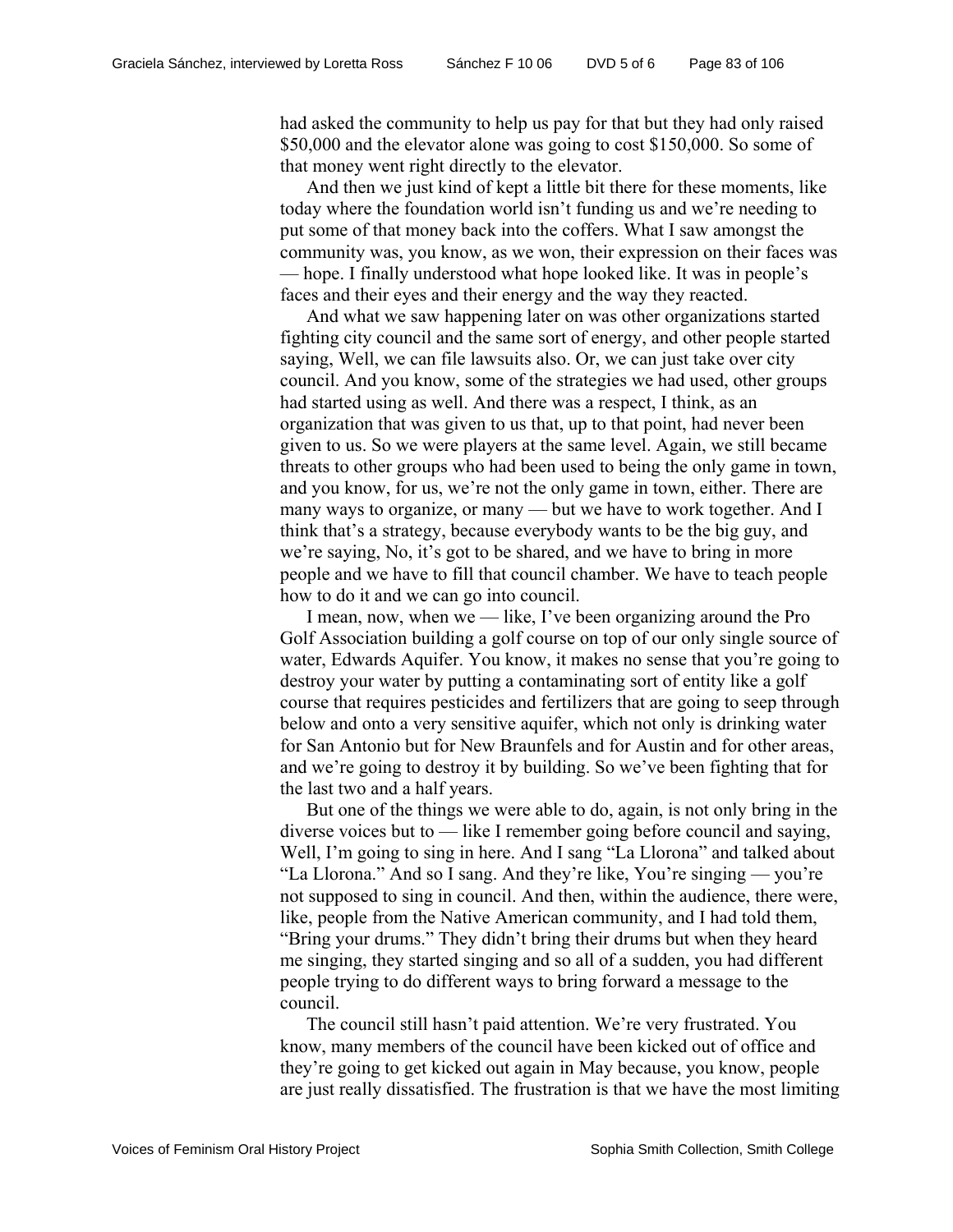had asked the community to help us pay for that but they had only raised $50,000 and the elevator alone was going to cost $150,000. So some of that money went right directly to the elevator.

And then we just kind of kept a little bit there for these moments, like today where the foundation world isn't funding us and we're needing to put some of that money back into the coffers. What I saw amongst the community was, you know, as we won, their expression on their faces was — hope. I finally understood what hope looked like. It was in people's faces and their eyes and their energy and the way they reacted.

And what we saw happening later on was other organizations started fighting city council and the same sort of energy, and other people started saying, Well, we can file lawsuits also. Or, we can just take over city council. And you know, some of the strategies we had used, other groups had started using as well. And there was a respect, I think, as an organization that was given to us that, up to that point, had never been given to us. So we were players at the same level. Again, we still became threats to other groups who had been used to being the only game in town, and you know, for us, we're not the only game in town, either. There are many ways to organize, or many — but we have to work together. And I think that's a strategy, because everybody wants to be the big guy, and we're saying, No, it's got to be shared, and we have to bring in more people and we have to fill that council chamber. We have to teach people how to do it and we can go into council.

I mean, now, when we — like, I've been organizing around the Pro Golf Association building a golf course on top of our only single source of water, Edwards Aquifer. You know, it makes no sense that you're going to destroy your water by putting a contaminating sort of entity like a golf course that requires pesticides and fertilizers that are going to seep through below and onto a very sensitive aquifer, which not only is drinking water for San Antonio but for New Braunfels and for Austin and for other areas, and we're going to destroy it by building. So we've been fighting that for the last two and a half years.

But one of the things we were able to do, again, is not only bring in the diverse voices but to — like I remember going before council and saying, Well, I'm going to sing in here. And I sang "La Llorona" and talked about "La Llorona." And so I sang. And they're like, You're singing — you're not supposed to sing in council. And then, within the audience, there were, like, people from the Native American community, and I had told them, "Bring your drums." They didn't bring their drums but when they heard me singing, they started singing and so all of a sudden, you had different people trying to do different ways to bring forward a message to the council.

The council still hasn't paid attention. We're very frustrated. You know, many members of the council have been kicked out of office and they're going to get kicked out again in May because, you know, people are just really dissatisfied. The frustration is that we have the most limiting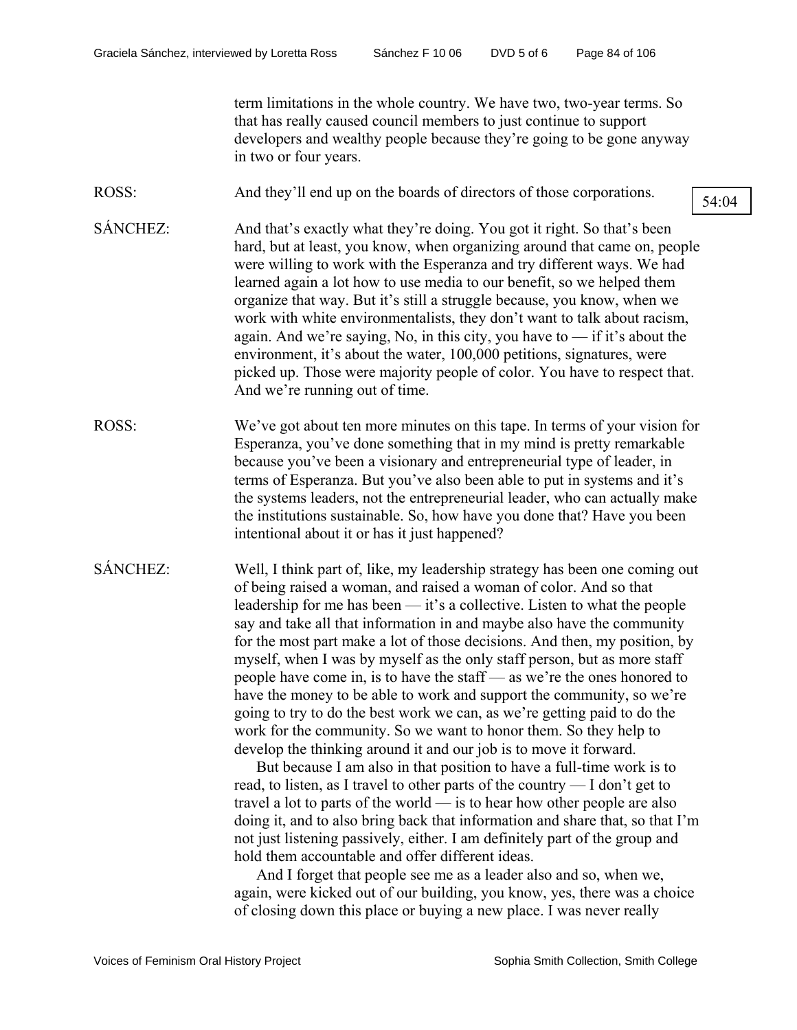term limitations in the whole country. We have two, two-year terms. So that has really caused council members to just continue to support developers and wealthy people because they're going to be gone anyway in two or four years.

ROSS: And they'll end up on the boards of directors of those corporations.

54:04

SÁNCHEZ: And that's exactly what they're doing. You got it right. So that's been hard, but at least, you know, when organizing around that came on, people were willing to work with the Esperanza and try different ways. We had learned again a lot how to use media to our benefit, so we helped them organize that way. But it's still a struggle because, you know, when we work with white environmentalists, they don't want to talk about racism, again. And we're saying, No, in this city, you have to — if it's about the environment, it's about the water, 100,000 petitions, signatures, were picked up. Those were majority people of color. You have to respect that. And we're running out of time.

ROSS: We've got about ten more minutes on this tape. In terms of your vision for Esperanza, you've done something that in my mind is pretty remarkable because you've been a visionary and entrepreneurial type of leader, in terms of Esperanza. But you've also been able to put in systems and it's the systems leaders, not the entrepreneurial leader, who can actually make the institutions sustainable. So, how have you done that? Have you been intentional about it or has it just happened?

SÁNCHEZ: Well, I think part of, like, my leadership strategy has been one coming out of being raised a woman, and raised a woman of color. And so that leadership for me has been — it's a collective. Listen to what the people say and take all that information in and maybe also have the community for the most part make a lot of those decisions. And then, my position, by myself, when I was by myself as the only staff person, but as more staff people have come in, is to have the staff — as we're the ones honored to have the money to be able to work and support the community, so we're going to try to do the best work we can, as we're getting paid to do the work for the community. So we want to honor them. So they help to develop the thinking around it and our job is to move it forward.

But because I am also in that position to have a full-time work is to read, to listen, as I travel to other parts of the country — I don't get to travel a lot to parts of the world — is to hear how other people are also doing it, and to also bring back that information and share that, so that I'm not just listening passively, either. I am definitely part of the group and hold them accountable and offer different ideas.

And I forget that people see me as a leader also and so, when we, again, were kicked out of our building, you know, yes, there was a choice of closing down this place or buying a new place. I was never really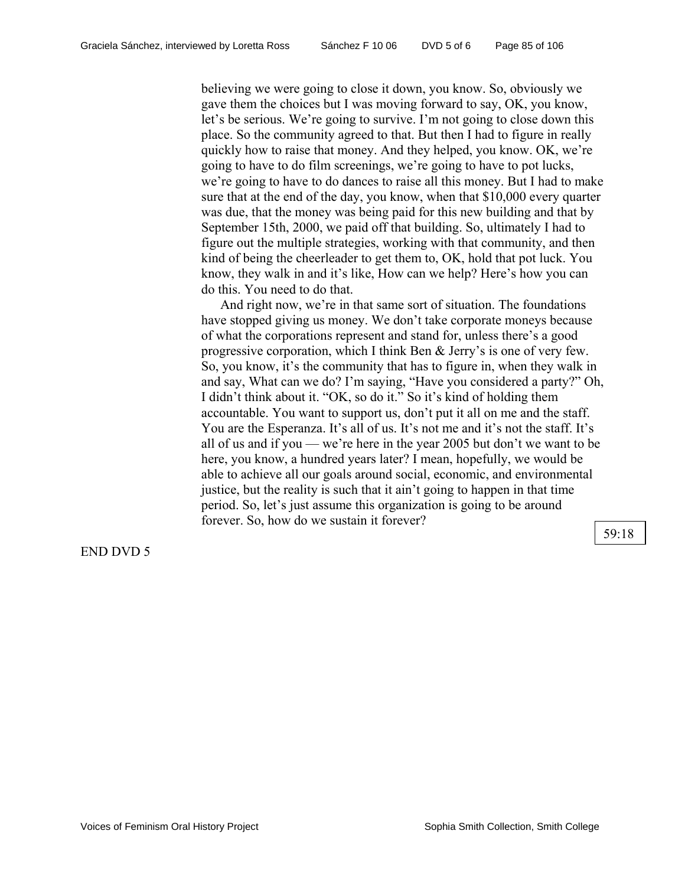believing we were going to close it down, you know. So, obviously we gave them the choices but I was moving forward to say, OK, you know, let's be serious. We're going to survive. I'm not going to close down this place. So the community agreed to that. But then I had to figure in really quickly how to raise that money. And they helped, you know. OK, we're going to have to do film screenings, we're going to have to pot lucks, we're going to have to do dances to raise all this money. But I had to make sure that at the end of the day, you know, when that $10,000 every quarter was due, that the money was being paid for this new building and that by September 15th, 2000, we paid off that building. So, ultimately I had to figure out the multiple strategies, working with that community, and then kind of being the cheerleader to get them to, OK, hold that pot luck. You know, they walk in and it's like, How can we help? Here's how you can do this. You need to do that.

And right now, we're in that same sort of situation. The foundations have stopped giving us money. We don't take corporate moneys because of what the corporations represent and stand for, unless there's a good progressive corporation, which I think Ben & Jerry's is one of very few. So, you know, it's the community that has to figure in, when they walk in and say, What can we do? I'm saying, "Have you considered a party?" Oh, I didn't think about it. "OK, so do it." So it's kind of holding them accountable. You want to support us, don't put it all on me and the staff. You are the Esperanza. It's all of us. It's not me and it's not the staff. It's all of us and if you — we're here in the year 2005 but don't we want to be here, you know, a hundred years later? I mean, hopefully, we would be able to achieve all our goals around social, economic, and environmental justice, but the reality is such that it ain't going to happen in that time period. So, let's just assume this organization is going to be around forever. So, how do we sustain it forever?

59:18

END DVD 5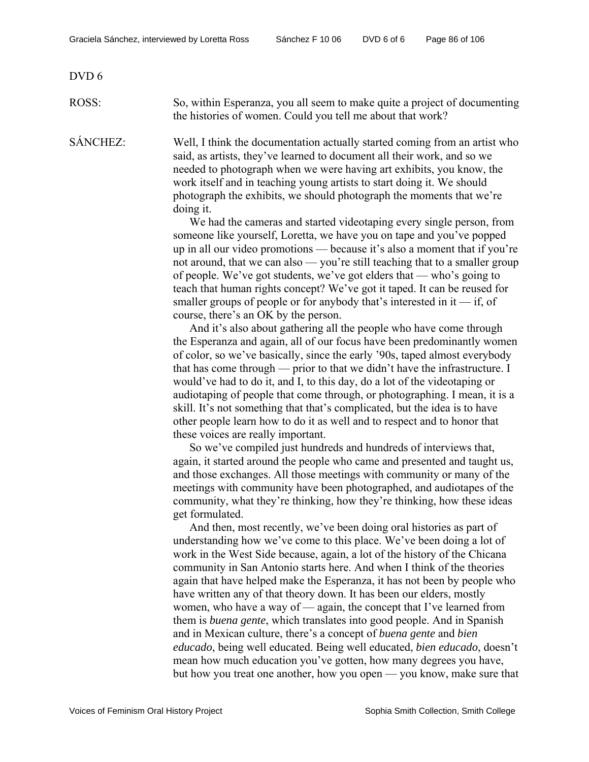DVD 6

ROSS: So, within Esperanza, you all seem to make quite a project of documenting the histories of women. Could you tell me about that work?

SÁNCHEZ: Well, I think the documentation actually started coming from an artist who said, as artists, they've learned to document all their work, and so we needed to photograph when we were having art exhibits, you know, the work itself and in teaching young artists to start doing it. We should photograph the exhibits, we should photograph the moments that we're doing it.

We had the cameras and started videotaping every single person, from someone like yourself, Loretta, we have you on tape and you've popped up in all our video promotions — because it's also a moment that if you're not around, that we can also — you're still teaching that to a smaller group of people. We've got students, we've got elders that — who's going to teach that human rights concept? We've got it taped. It can be reused for smaller groups of people or for anybody that's interested in it — if, of course, there's an OK by the person.

And it's also about gathering all the people who have come through the Esperanza and again, all of our focus have been predominantly women of color, so we've basically, since the early '90s, taped almost everybody that has come through — prior to that we didn't have the infrastructure. I would've had to do it, and I, to this day, do a lot of the videotaping or audiotaping of people that come through, or photographing. I mean, it is a skill. It's not something that that's complicated, but the idea is to have other people learn how to do it as well and to respect and to honor that these voices are really important.

So we've compiled just hundreds and hundreds of interviews that, again, it started around the people who came and presented and taught us, and those exchanges. All those meetings with community or many of the meetings with community have been photographed, and audiotapes of the community, what they're thinking, how they're thinking, how these ideas get formulated.

And then, most recently, we've been doing oral histories as part of understanding how we've come to this place. We've been doing a lot of work in the West Side because, again, a lot of the history of the Chicana community in San Antonio starts here. And when I think of the theories again that have helped make the Esperanza, it has not been by people who have written any of that theory down. It has been our elders, mostly women, who have a way of — again, the concept that I've learned from them is *buena gente*, which translates into good people. And in Spanish and in Mexican culture, there's a concept of *buena gente* and *bien educado*, being well educated. Being well educated, *bien educado*, doesn't mean how much education you've gotten, how many degrees you have, but how you treat one another, how you open — you know, make sure that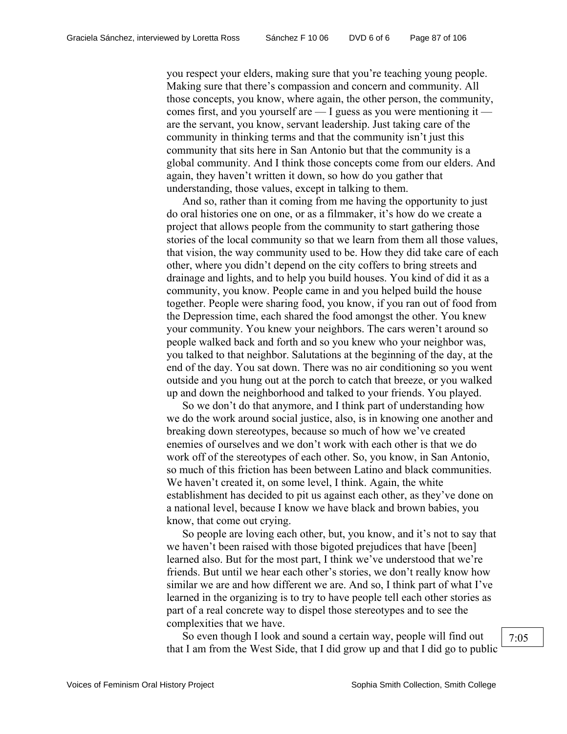you respect your elders, making sure that you're teaching young people. Making sure that there's compassion and concern and community. All those concepts, you know, where again, the other person, the community, comes first, and you yourself are — I guess as you were mentioning it — are the servant, you know, servant leadership. Just taking care of the community in thinking terms and that the community isn't just this community that sits here in San Antonio but that the community is a global community. And I think those concepts come from our elders. And again, they haven't written it down, so how do you gather that understanding, those values, except in talking to them.

And so, rather than it coming from me having the opportunity to just do oral histories one on one, or as a filmmaker, it's how do we create a project that allows people from the community to start gathering those stories of the local community so that we learn from them all those values, that vision, the way community used to be. How they did take care of each other, where you didn't depend on the city coffers to bring streets and drainage and lights, and to help you build houses. You kind of did it as a community, you know. People came in and you helped build the house together. People were sharing food, you know, if you ran out of food from the Depression time, each shared the food amongst the other. You knew your community. You knew your neighbors. The cars weren't around so people walked back and forth and so you knew who your neighbor was, you talked to that neighbor. Salutations at the beginning of the day, at the end of the day. You sat down. There was no air conditioning so you went outside and you hung out at the porch to catch that breeze, or you walked up and down the neighborhood and talked to your friends. You played.

So we don't do that anymore, and I think part of understanding how we do the work around social justice, also, is in knowing one another and breaking down stereotypes, because so much of how we've created enemies of ourselves and we don't work with each other is that we do work off of the stereotypes of each other. So, you know, in San Antonio, so much of this friction has been between Latino and black communities. We haven't created it, on some level, I think. Again, the white establishment has decided to pit us against each other, as they've done on a national level, because I know we have black and brown babies, you know, that come out crying.

So people are loving each other, but, you know, and it's not to say that we haven't been raised with those bigoted prejudices that have [been] learned also. But for the most part, I think we've understood that we're friends. But until we hear each other's stories, we don't really know how similar we are and how different we are. And so, I think part of what I've learned in the organizing is to try to have people tell each other stories as part of a real concrete way to dispel those stereotypes and to see the complexities that we have.

7:05

So even though I look and sound a certain way, people will find out that I am from the West Side, that I did grow up and that I did go to public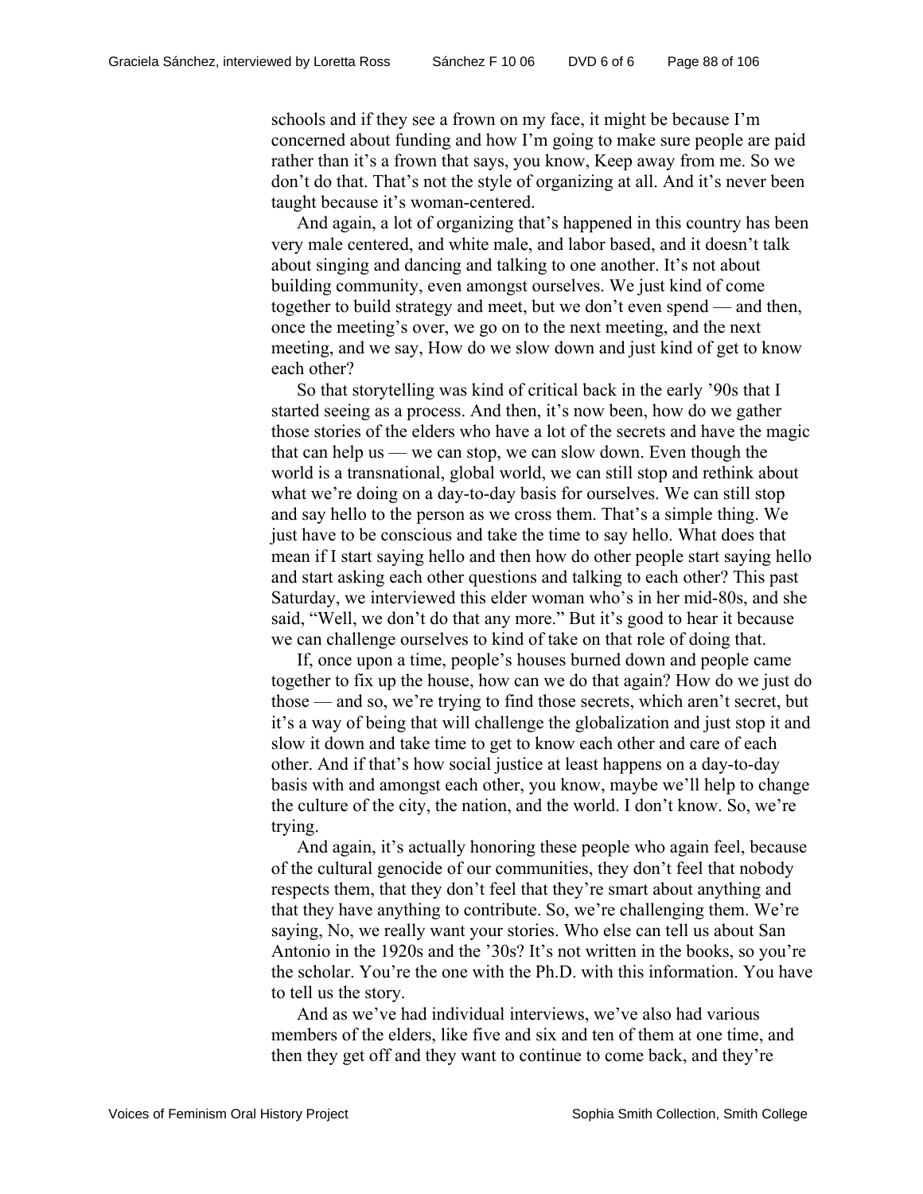schools and if they see a frown on my face, it might be because I'm concerned about funding and how I'm going to make sure people are paid rather than it's a frown that says, you know, Keep away from me. So we don't do that. That's not the style of organizing at all. And it's never been taught because it's woman-centered.

And again, a lot of organizing that's happened in this country has been very male centered, and white male, and labor based, and it doesn't talk about singing and dancing and talking to one another. It's not about building community, even amongst ourselves. We just kind of come together to build strategy and meet, but we don't even spend — and then, once the meeting's over, we go on to the next meeting, and the next meeting, and we say, How do we slow down and just kind of get to know each other?

So that storytelling was kind of critical back in the early '90s that I started seeing as a process. And then, it's now been, how do we gather those stories of the elders who have a lot of the secrets and have the magic that can help us — we can stop, we can slow down. Even though the world is a transnational, global world, we can still stop and rethink about what we're doing on a day-to-day basis for ourselves. We can still stop and say hello to the person as we cross them. That's a simple thing. We just have to be conscious and take the time to say hello. What does that mean if I start saying hello and then how do other people start saying hello and start asking each other questions and talking to each other? This past Saturday, we interviewed this elder woman who's in her mid-80s, and she said, "Well, we don't do that any more." But it's good to hear it because we can challenge ourselves to kind of take on that role of doing that.

If, once upon a time, people's houses burned down and people came together to fix up the house, how can we do that again? How do we just do those — and so, we're trying to find those secrets, which aren't secret, but it's a way of being that will challenge the globalization and just stop it and slow it down and take time to get to know each other and care of each other. And if that's how social justice at least happens on a day-to-day basis with and amongst each other, you know, maybe we'll help to change the culture of the city, the nation, and the world. I don't know. So, we're trying.

And again, it's actually honoring these people who again feel, because of the cultural genocide of our communities, they don't feel that nobody respects them, that they don't feel that they're smart about anything and that they have anything to contribute. So, we're challenging them. We're saying, No, we really want your stories. Who else can tell us about San Antonio in the 1920s and the '30s? It's not written in the books, so you're the scholar. You're the one with the Ph.D. with this information. You have to tell us the story.

And as we've had individual interviews, we've also had various members of the elders, like five and six and ten of them at one time, and then they get off and they want to continue to come back, and they're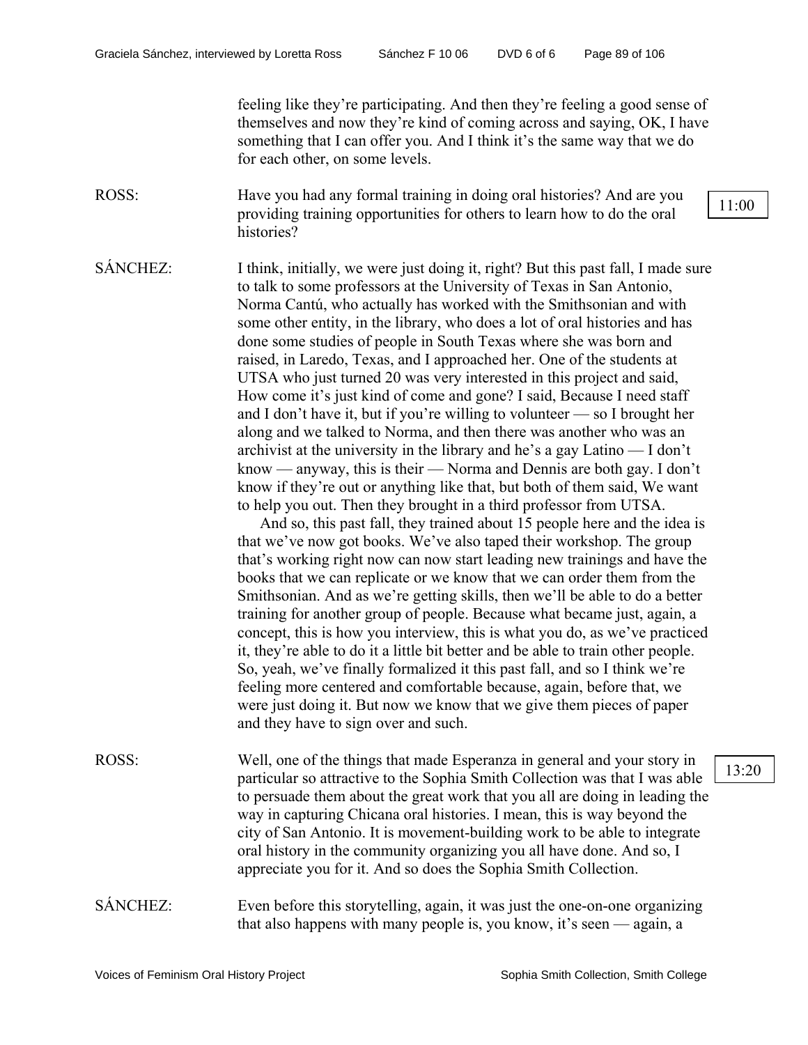feeling like they're participating. And then they're feeling a good sense of themselves and now they're kind of coming across and saying, OK, I have something that I can offer you. And I think it's the same way that we do for each other, on some levels.

ROSS: Have you had any formal training in doing oral histories? And are you providing training opportunities for others to learn how to do the oral histories?

11:00

SÁNCHEZ: I think, initially, we were just doing it, right? But this past fall, I made sure to talk to some professors at the University of Texas in San Antonio, Norma Cantú, who actually has worked with the Smithsonian and with some other entity, in the library, who does a lot of oral histories and has done some studies of people in South Texas where she was born and raised, in Laredo, Texas, and I approached her. One of the students at UTSA who just turned 20 was very interested in this project and said, How come it's just kind of come and gone? I said, Because I need staff and I don't have it, but if you're willing to volunteer — so I brought her along and we talked to Norma, and then there was another who was an archivist at the university in the library and he's a gay Latino — I don't know — anyway, this is their — Norma and Dennis are both gay. I don't know if they're out or anything like that, but both of them said, We want to help you out. Then they brought in a third professor from UTSA.

And so, this past fall, they trained about 15 people here and the idea is that we've now got books. We've also taped their workshop. The group that's working right now can now start leading new trainings and have the books that we can replicate or we know that we can order them from the Smithsonian. And as we're getting skills, then we'll be able to do a better training for another group of people. Because what became just, again, a concept, this is how you interview, this is what you do, as we've practiced it, they're able to do it a little bit better and be able to train other people. So, yeah, we've finally formalized it this past fall, and so I think we're feeling more centered and comfortable because, again, before that, we were just doing it. But now we know that we give them pieces of paper and they have to sign over and such.

ROSS: Well, one of the things that made Esperanza in general and your story in particular so attractive to the Sophia Smith Collection was that I was able to persuade them about the great work that you all are doing in leading the way in capturing Chicana oral histories. I mean, this is way beyond the city of San Antonio. It is movement-building work to be able to integrate oral history in the community organizing you all have done. And so, I appreciate you for it. And so does the Sophia Smith Collection.

13:20

SÁNCHEZ: Even before this storytelling, again, it was just the one-on-one organizing that also happens with many people is, you know, it's seen — again, a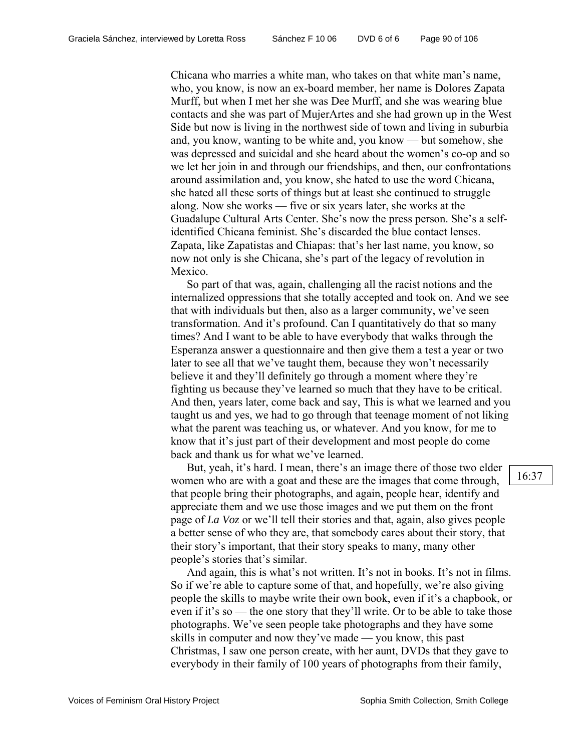Chicana who marries a white man, who takes on that white man's name, who, you know, is now an ex-board member, her name is Dolores Zapata Murff, but when I met her she was Dee Murff, and she was wearing blue contacts and she was part of MujerArtes and she had grown up in the West Side but now is living in the northwest side of town and living in suburbia and, you know, wanting to be white and, you know — but somehow, she was depressed and suicidal and she heard about the women's co-op and so we let her join in and through our friendships, and then, our confrontations around assimilation and, you know, she hated to use the word Chicana, she hated all these sorts of things but at least she continued to struggle along. Now she works — five or six years later, she works at the Guadalupe Cultural Arts Center. She's now the press person. She's a self-identified Chicana feminist. She's discarded the blue contact lenses. Zapata, like Zapatistas and Chiapas: that's her last name, you know, so now not only is she Chicana, she's part of the legacy of revolution in Mexico.

So part of that was, again, challenging all the racist notions and the internalized oppressions that she totally accepted and took on. And we see that with individuals but then, also as a larger community, we've seen transformation. And it's profound. Can I quantitatively do that so many times? And I want to be able to have everybody that walks through the Esperanza answer a questionnaire and then give them a test a year or two later to see all that we've taught them, because they won't necessarily believe it and they'll definitely go through a moment where they're fighting us because they've learned so much that they have to be critical. And then, years later, come back and say, This is what we learned and you taught us and yes, we had to go through that teenage moment of not liking what the parent was teaching us, or whatever. And you know, for me to know that it's just part of their development and most people do come back and thank us for what we've learned.

16:37

But, yeah, it's hard. I mean, there's an image there of those two elder women who are with a goat and these are the images that come through, that people bring their photographs, and again, people hear, identify and appreciate them and we use those images and we put them on the front page of *La Voz* or we'll tell their stories and that, again, also gives people a better sense of who they are, that somebody cares about their story, that their story's important, that their story speaks to many, many other people's stories that's similar.

And again, this is what's not written. It's not in books. It's not in films. So if we're able to capture some of that, and hopefully, we're also giving people the skills to maybe write their own book, even if it's a chapbook, or even if it's so — the one story that they'll write. Or to be able to take those photographs. We've seen people take photographs and they have some skills in computer and now they've made — you know, this past Christmas, I saw one person create, with her aunt, DVDs that they gave to everybody in their family of 100 years of photographs from their family,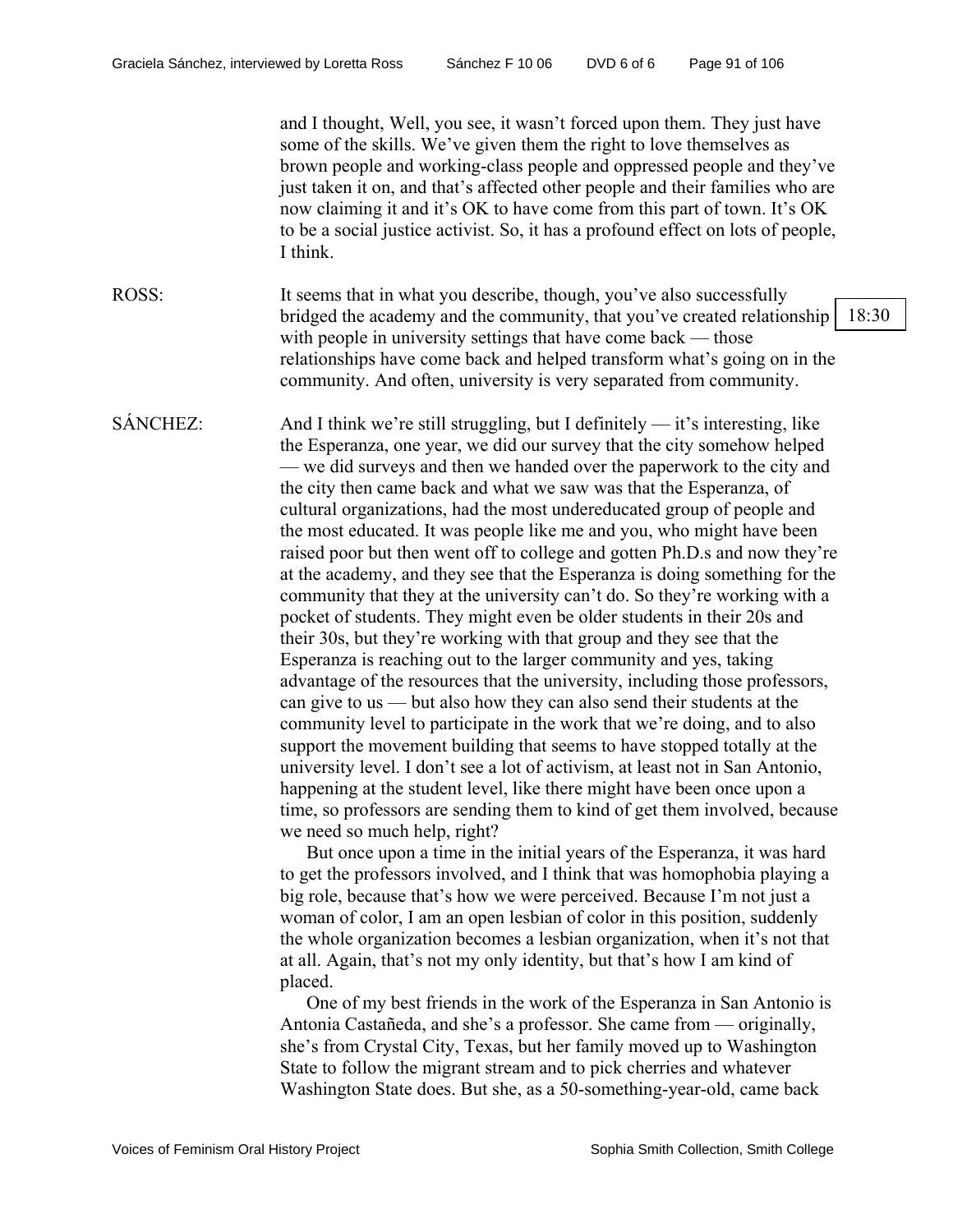and I thought, Well, you see, it wasn't forced upon them. They just have some of the skills. We've given them the right to love themselves as brown people and working-class people and oppressed people and they've just taken it on, and that's affected other people and their families who are now claiming it and it's OK to have come from this part of town. It's OK to be a social justice activist. So, it has a profound effect on lots of people, I think.

ROSS: It seems that in what you describe, though, you've also successfully bridged the academy and the community, that you've created relationship with people in university settings that have come back — those relationships have come back and helped transform what's going on in the community. And often, university is very separated from community.

18:30

SÁNCHEZ: And I think we're still struggling, but I definitely — it's interesting, like the Esperanza, one year, we did our survey that the city somehow helped — we did surveys and then we handed over the paperwork to the city and the city then came back and what we saw was that the Esperanza, of cultural organizations, had the most undereducated group of people and the most educated. It was people like me and you, who might have been raised poor but then went off to college and gotten Ph.D.s and now they're at the academy, and they see that the Esperanza is doing something for the community that they at the university can't do. So they're working with a pocket of students. They might even be older students in their 20s and their 30s, but they're working with that group and they see that the Esperanza is reaching out to the larger community and yes, taking advantage of the resources that the university, including those professors, can give to us — but also how they can also send their students at the community level to participate in the work that we're doing, and to also support the movement building that seems to have stopped totally at the university level. I don't see a lot of activism, at least not in San Antonio, happening at the student level, like there might have been once upon a time, so professors are sending them to kind of get them involved, because we need so much help, right?

But once upon a time in the initial years of the Esperanza, it was hard to get the professors involved, and I think that was homophobia playing a big role, because that's how we were perceived. Because I'm not just a woman of color, I am an open lesbian of color in this position, suddenly the whole organization becomes a lesbian organization, when it's not that at all. Again, that's not my only identity, but that's how I am kind of placed.

One of my best friends in the work of the Esperanza in San Antonio is Antonia Castañeda, and she's a professor. She came from — originally, she's from Crystal City, Texas, but her family moved up to Washington State to follow the migrant stream and to pick cherries and whatever Washington State does. But she, as a 50-something-year-old, came back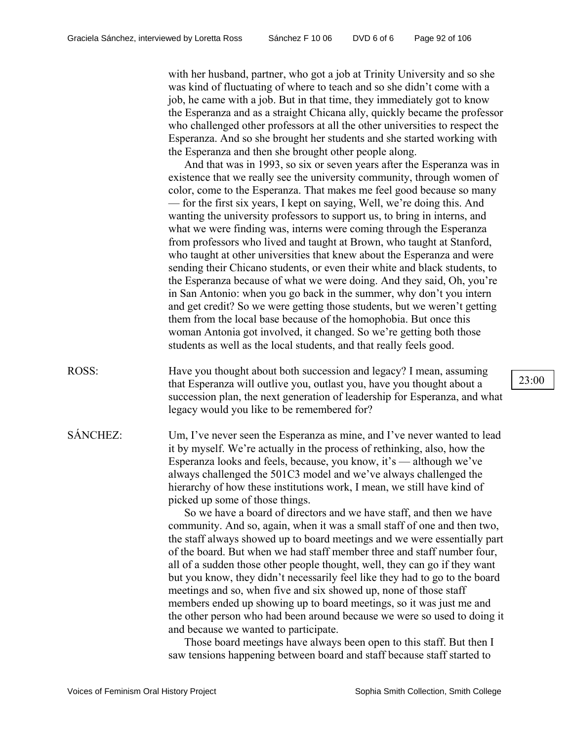with her husband, partner, who got a job at Trinity University and so she was kind of fluctuating of where to teach and so she didn't come with a job, he came with a job. But in that time, they immediately got to know the Esperanza and as a straight Chicana ally, quickly became the professor who challenged other professors at all the other universities to respect the Esperanza. And so she brought her students and she started working with the Esperanza and then she brought other people along.

And that was in 1993, so six or seven years after the Esperanza was in existence that we really see the university community, through women of color, come to the Esperanza. That makes me feel good because so many — for the first six years, I kept on saying, Well, we're doing this. And wanting the university professors to support us, to bring in interns, and what we were finding was, interns were coming through the Esperanza from professors who lived and taught at Brown, who taught at Stanford, who taught at other universities that knew about the Esperanza and were sending their Chicano students, or even their white and black students, to the Esperanza because of what we were doing. And they said, Oh, you're in San Antonio: when you go back in the summer, why don't you intern and get credit? So we were getting those students, but we weren't getting them from the local base because of the homophobia. But once this woman Antonia got involved, it changed. So we're getting both those students as well as the local students, and that really feels good.

ROSS: Have you thought about both succession and legacy? I mean, assuming that Esperanza will outlive you, outlast you, have you thought about a succession plan, the next generation of leadership for Esperanza, and what legacy would you like to be remembered for?

23:00

SÁNCHEZ: Um, I've never seen the Esperanza as mine, and I've never wanted to lead it by myself. We're actually in the process of rethinking, also, how the Esperanza looks and feels, because, you know, it's — although we've always challenged the 501C3 model and we've always challenged the hierarchy of how these institutions work, I mean, we still have kind of picked up some of those things.

So we have a board of directors and we have staff, and then we have community. And so, again, when it was a small staff of one and then two, the staff always showed up to board meetings and we were essentially part of the board. But when we had staff member three and staff number four, all of a sudden those other people thought, well, they can go if they want but you know, they didn't necessarily feel like they had to go to the board meetings and so, when five and six showed up, none of those staff members ended up showing up to board meetings, so it was just me and the other person who had been around because we were so used to doing it and because we wanted to participate.

Those board meetings have always been open to this staff. But then I saw tensions happening between board and staff because staff started to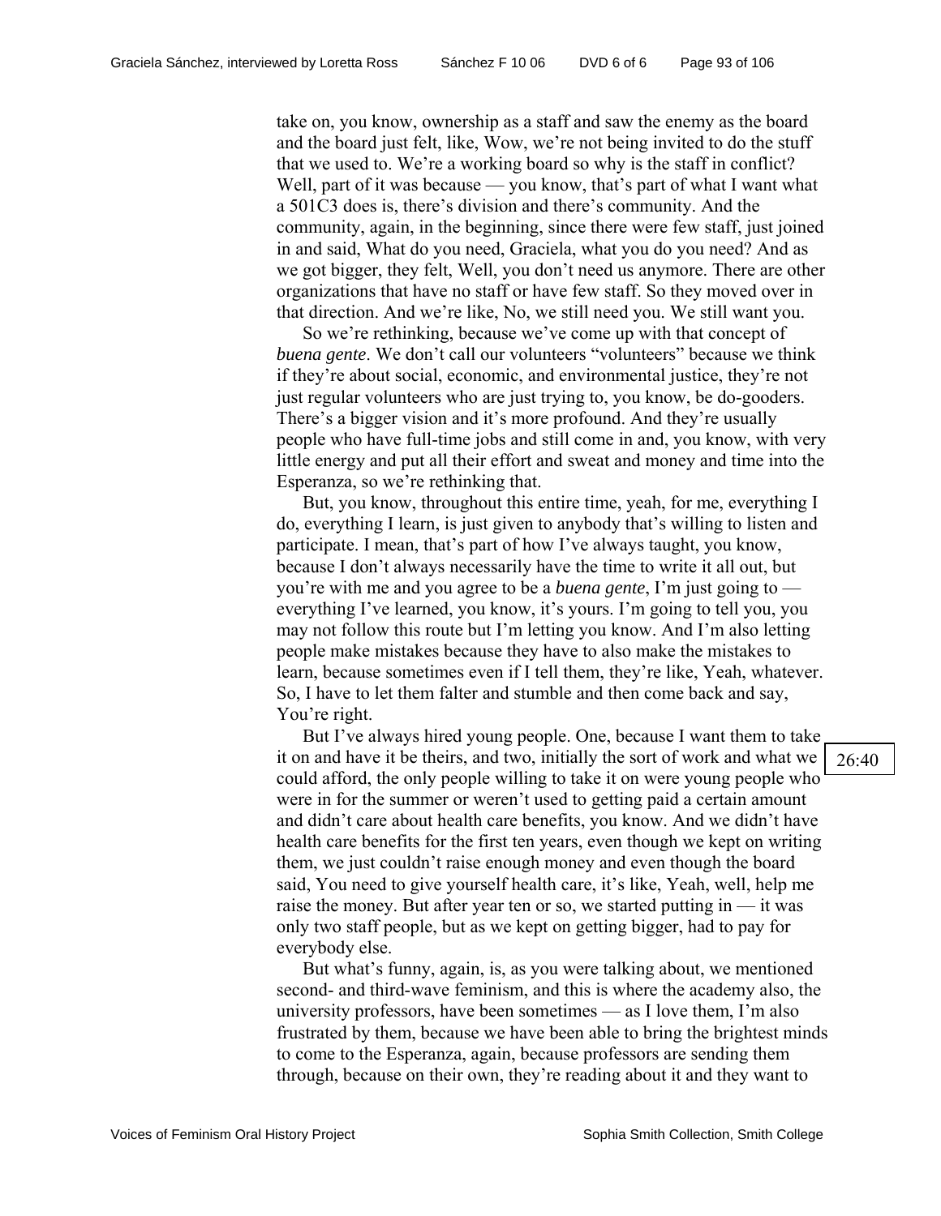take on, you know, ownership as a staff and saw the enemy as the board and the board just felt, like, Wow, we're not being invited to do the stuff that we used to. We're a working board so why is the staff in conflict? Well, part of it was because — you know, that's part of what I want what a 501C3 does is, there's division and there's community. And the community, again, in the beginning, since there were few staff, just joined in and said, What do you need, Graciela, what you do you need? And as we got bigger, they felt, Well, you don't need us anymore. There are other organizations that have no staff or have few staff. So they moved over in that direction. And we're like, No, we still need you. We still want you.

So we're rethinking, because we've come up with that concept of *buena gente*. We don't call our volunteers "volunteers" because we think if they're about social, economic, and environmental justice, they're not just regular volunteers who are just trying to, you know, be do-gooders. There's a bigger vision and it's more profound. And they're usually people who have full-time jobs and still come in and, you know, with very little energy and put all their effort and sweat and money and time into the Esperanza, so we're rethinking that.

But, you know, throughout this entire time, yeah, for me, everything I do, everything I learn, is just given to anybody that's willing to listen and participate. I mean, that's part of how I've always taught, you know, because I don't always necessarily have the time to write it all out, but you're with me and you agree to be a *buena gente*, I'm just going to — everything I've learned, you know, it's yours. I'm going to tell you, you may not follow this route but I'm letting you know. And I'm also letting people make mistakes because they have to also make the mistakes to learn, because sometimes even if I tell them, they're like, Yeah, whatever. So, I have to let them falter and stumble and then come back and say, You're right.

But I've always hired young people. One, because I want them to take it on and have it be theirs, and two, initially the sort of work and what we could afford, the only people willing to take it on were young people who were in for the summer or weren't used to getting paid a certain amount and didn't care about health care benefits, you know. And we didn't have health care benefits for the first ten years, even though we kept on writing them, we just couldn't raise enough money and even though the board said, You need to give yourself health care, it's like, Yeah, well, help me raise the money. But after year ten or so, we started putting in — it was only two staff people, but as we kept on getting bigger, had to pay for everybody else.

26:40

But what's funny, again, is, as you were talking about, we mentioned second- and third-wave feminism, and this is where the academy also, the university professors, have been sometimes — as I love them, I'm also frustrated by them, because we have been able to bring the brightest minds to come to the Esperanza, again, because professors are sending them through, because on their own, they're reading about it and they want to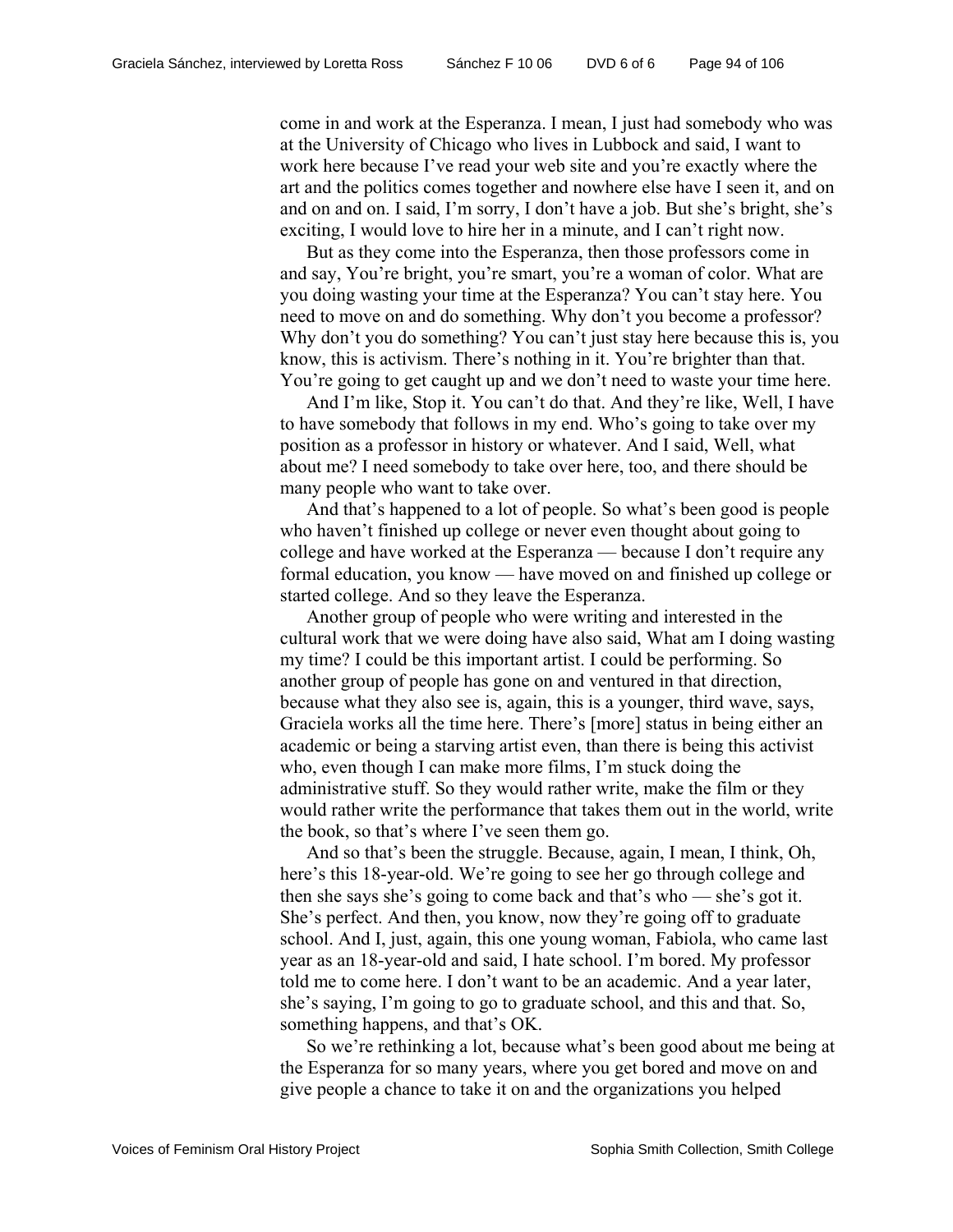come in and work at the Esperanza. I mean, I just had somebody who was at the University of Chicago who lives in Lubbock and said, I want to work here because I've read your web site and you're exactly where the art and the politics comes together and nowhere else have I seen it, and on and on and on. I said, I'm sorry, I don't have a job. But she's bright, she's exciting, I would love to hire her in a minute, and I can't right now.

But as they come into the Esperanza, then those professors come in and say, You're bright, you're smart, you're a woman of color. What are you doing wasting your time at the Esperanza? You can't stay here. You need to move on and do something. Why don't you become a professor? Why don't you do something? You can't just stay here because this is, you know, this is activism. There's nothing in it. You're brighter than that. You're going to get caught up and we don't need to waste your time here.

And I'm like, Stop it. You can't do that. And they're like, Well, I have to have somebody that follows in my end. Who's going to take over my position as a professor in history or whatever. And I said, Well, what about me? I need somebody to take over here, too, and there should be many people who want to take over.

And that's happened to a lot of people. So what's been good is people who haven't finished up college or never even thought about going to college and have worked at the Esperanza — because I don't require any formal education, you know — have moved on and finished up college or started college. And so they leave the Esperanza.

Another group of people who were writing and interested in the cultural work that we were doing have also said, What am I doing wasting my time? I could be this important artist. I could be performing. So another group of people has gone on and ventured in that direction, because what they also see is, again, this is a younger, third wave, says, Graciela works all the time here. There's [more] status in being either an academic or being a starving artist even, than there is being this activist who, even though I can make more films, I'm stuck doing the administrative stuff. So they would rather write, make the film or they would rather write the performance that takes them out in the world, write the book, so that's where I've seen them go.

And so that's been the struggle. Because, again, I mean, I think, Oh, here's this 18-year-old. We're going to see her go through college and then she says she's going to come back and that's who — she's got it. She's perfect. And then, you know, now they're going off to graduate school. And I, just, again, this one young woman, Fabiola, who came last year as an 18-year-old and said, I hate school. I'm bored. My professor told me to come here. I don't want to be an academic. And a year later, she's saying, I'm going to go to graduate school, and this and that. So, something happens, and that's OK.

So we're rethinking a lot, because what's been good about me being at the Esperanza for so many years, where you get bored and move on and give people a chance to take it on and the organizations you helped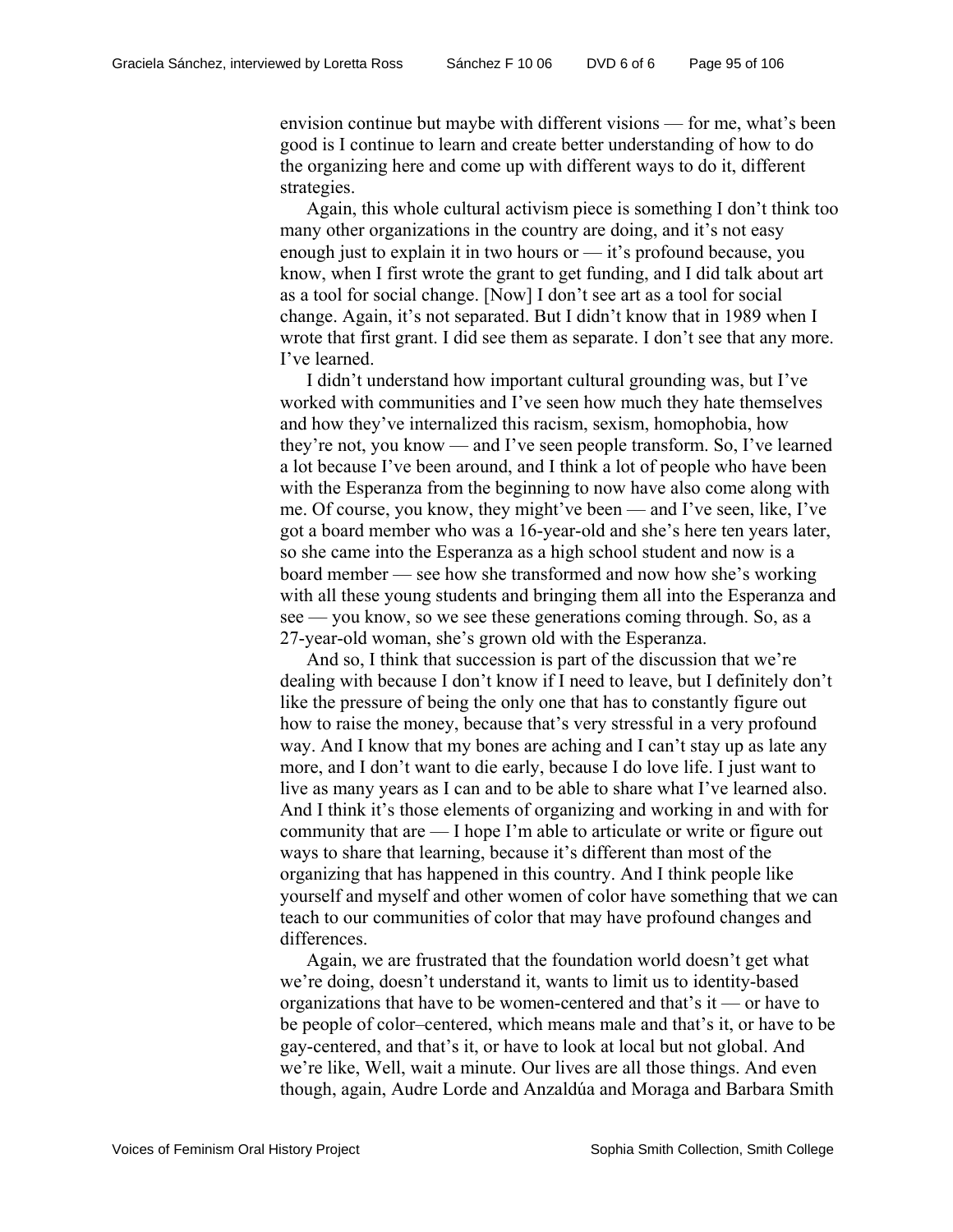envision continue but maybe with different visions — for me, what's been good is I continue to learn and create better understanding of how to do the organizing here and come up with different ways to do it, different strategies.

Again, this whole cultural activism piece is something I don't think too many other organizations in the country are doing, and it's not easy enough just to explain it in two hours or — it's profound because, you know, when I first wrote the grant to get funding, and I did talk about art as a tool for social change. [Now] I don't see art as a tool for social change. Again, it's not separated. But I didn't know that in 1989 when I wrote that first grant. I did see them as separate. I don't see that any more. I've learned.

I didn't understand how important cultural grounding was, but I've worked with communities and I've seen how much they hate themselves and how they've internalized this racism, sexism, homophobia, how they're not, you know — and I've seen people transform. So, I've learned a lot because I've been around, and I think a lot of people who have been with the Esperanza from the beginning to now have also come along with me. Of course, you know, they might've been — and I've seen, like, I've got a board member who was a 16-year-old and she's here ten years later, so she came into the Esperanza as a high school student and now is a board member — see how she transformed and now how she's working with all these young students and bringing them all into the Esperanza and see — you know, so we see these generations coming through. So, as a 27-year-old woman, she's grown old with the Esperanza.

And so, I think that succession is part of the discussion that we're dealing with because I don't know if I need to leave, but I definitely don't like the pressure of being the only one that has to constantly figure out how to raise the money, because that's very stressful in a very profound way. And I know that my bones are aching and I can't stay up as late any more, and I don't want to die early, because I do love life. I just want to live as many years as I can and to be able to share what I've learned also. And I think it's those elements of organizing and working in and with for community that are — I hope I'm able to articulate or write or figure out ways to share that learning, because it's different than most of the organizing that has happened in this country. And I think people like yourself and myself and other women of color have something that we can teach to our communities of color that may have profound changes and differences.

Again, we are frustrated that the foundation world doesn't get what we're doing, doesn't understand it, wants to limit us to identity-based organizations that have to be women-centered and that's it — or have to be people of color–centered, which means male and that's it, or have to be gay-centered, and that's it, or have to look at local but not global. And we're like, Well, wait a minute. Our lives are all those things. And even though, again, Audre Lorde and Anzaldúa and Moraga and Barbara Smith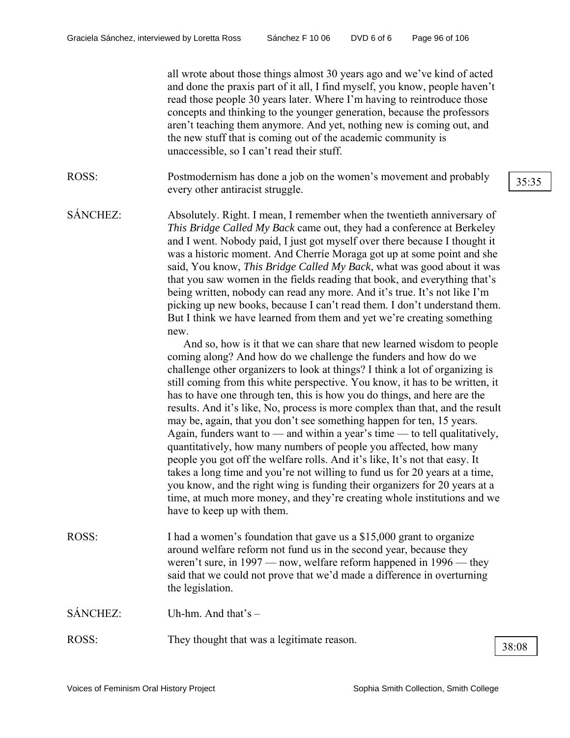all wrote about those things almost 30 years ago and we've kind of acted and done the praxis part of it all, I find myself, you know, people haven't read those people 30 years later. Where I'm having to reintroduce those concepts and thinking to the younger generation, because the professors aren't teaching them anymore. And yet, nothing new is coming out, and the new stuff that is coming out of the academic community is unaccessible, so I can't read their stuff.

ROSS: Postmodernism has done a job on the women's movement and probably every other antiracist struggle.

35:35

SÁNCHEZ: Absolutely. Right. I mean, I remember when the twentieth anniversary of *This Bridge Called My Back* came out, they had a conference at Berkeley and I went. Nobody paid, I just got myself over there because I thought it was a historic moment. And Cherríe Moraga got up at some point and she said, You know, *This Bridge Called My Back*, what was good about it was that you saw women in the fields reading that book, and everything that's being written, nobody can read any more. And it's true. It's not like I'm picking up new books, because I can't read them. I don't understand them. But I think we have learned from them and yet we're creating something new.

And so, how is it that we can share that new learned wisdom to people coming along? And how do we challenge the funders and how do we challenge other organizers to look at things? I think a lot of organizing is still coming from this white perspective. You know, it has to be written, it has to have one through ten, this is how you do things, and here are the results. And it's like, No, process is more complex than that, and the result may be, again, that you don't see something happen for ten, 15 years. Again, funders want to — and within a year's time — to tell qualitatively, quantitatively, how many numbers of people you affected, how many people you got off the welfare rolls. And it's like, It's not that easy. It takes a long time and you're not willing to fund us for 20 years at a time, you know, and the right wing is funding their organizers for 20 years at a time, at much more money, and they're creating whole institutions and we have to keep up with them.

ROSS: I had a women's foundation that gave us a $15,000 grant to organize around welfare reform not fund us in the second year, because they weren't sure, in 1997 — now, welfare reform happened in 1996 — they said that we could not prove that we'd made a difference in overturning the legislation.

SÁNCHEZ: Uh-hm. And that's –

ROSS: They thought that was a legitimate reason.

38:08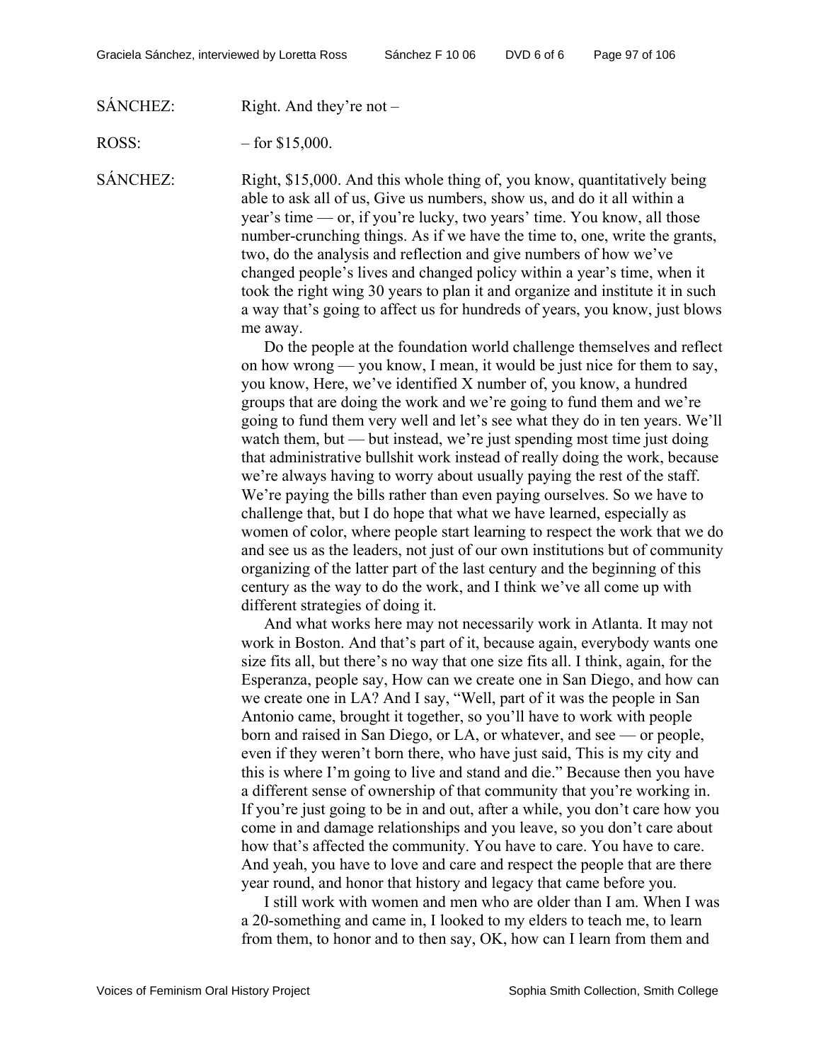SÁNCHEZ: Right. And they're not –

ROSS: – for $15,000.

SÁNCHEZ: Right, $15,000. And this whole thing of, you know, quantitatively being able to ask all of us, Give us numbers, show us, and do it all within a year's time — or, if you're lucky, two years' time. You know, all those number-crunching things. As if we have the time to, one, write the grants, two, do the analysis and reflection and give numbers of how we've changed people's lives and changed policy within a year's time, when it took the right wing 30 years to plan it and organize and institute it in such a way that's going to affect us for hundreds of years, you know, just blows me away.

Do the people at the foundation world challenge themselves and reflect on how wrong — you know, I mean, it would be just nice for them to say, you know, Here, we've identified X number of, you know, a hundred groups that are doing the work and we're going to fund them and we're going to fund them very well and let's see what they do in ten years. We'll watch them, but — but instead, we're just spending most time just doing that administrative bullshit work instead of really doing the work, because we're always having to worry about usually paying the rest of the staff. We're paying the bills rather than even paying ourselves. So we have to challenge that, but I do hope that what we have learned, especially as women of color, where people start learning to respect the work that we do and see us as the leaders, not just of our own institutions but of community organizing of the latter part of the last century and the beginning of this century as the way to do the work, and I think we've all come up with different strategies of doing it.

And what works here may not necessarily work in Atlanta. It may not work in Boston. And that's part of it, because again, everybody wants one size fits all, but there's no way that one size fits all. I think, again, for the Esperanza, people say, How can we create one in San Diego, and how can we create one in LA? And I say, "Well, part of it was the people in San Antonio came, brought it together, so you'll have to work with people born and raised in San Diego, or LA, or whatever, and see — or people, even if they weren't born there, who have just said, This is my city and this is where I'm going to live and stand and die." Because then you have a different sense of ownership of that community that you're working in. If you're just going to be in and out, after a while, you don't care how you come in and damage relationships and you leave, so you don't care about how that's affected the community. You have to care. You have to care. And yeah, you have to love and care and respect the people that are there year round, and honor that history and legacy that came before you.

I still work with women and men who are older than I am. When I was a 20-something and came in, I looked to my elders to teach me, to learn from them, to honor and to then say, OK, how can I learn from them and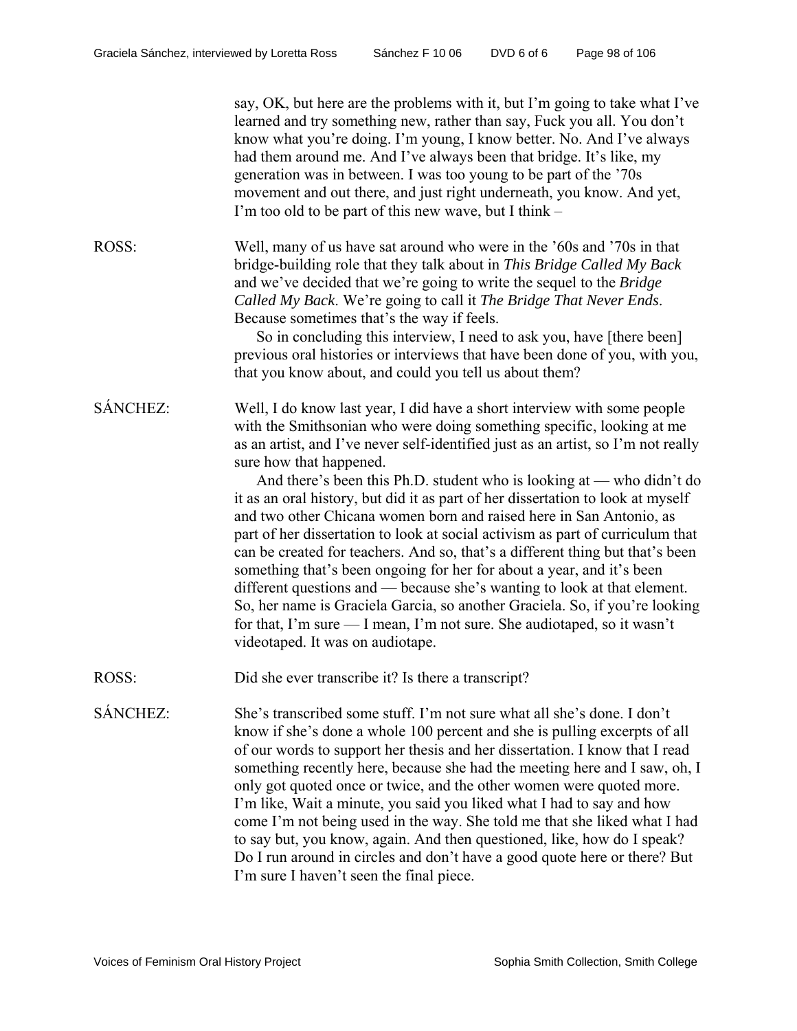say, OK, but here are the problems with it, but I'm going to take what I've learned and try something new, rather than say, Fuck you all. You don't know what you're doing. I'm young, I know better. No. And I've always had them around me. And I've always been that bridge. It's like, my generation was in between. I was too young to be part of the '70s movement and out there, and just right underneath, you know. And yet, I'm too old to be part of this new wave, but I think –

ROSS: Well, many of us have sat around who were in the '60s and '70s in that bridge-building role that they talk about in *This Bridge Called My Back* and we've decided that we're going to write the sequel to the *Bridge Called My Back*. We're going to call it *The Bridge That Never Ends*. Because sometimes that's the way if feels.

So in concluding this interview, I need to ask you, have [there been] previous oral histories or interviews that have been done of you, with you, that you know about, and could you tell us about them?

SÁNCHEZ: Well, I do know last year, I did have a short interview with some people with the Smithsonian who were doing something specific, looking at me as an artist, and I've never self-identified just as an artist, so I'm not really sure how that happened.

And there's been this Ph.D. student who is looking at — who didn't do it as an oral history, but did it as part of her dissertation to look at myself and two other Chicana women born and raised here in San Antonio, as part of her dissertation to look at social activism as part of curriculum that can be created for teachers. And so, that's a different thing but that's been something that's been ongoing for her for about a year, and it's been different questions and — because she's wanting to look at that element. So, her name is Graciela Garcia, so another Graciela. So, if you're looking for that, I'm sure — I mean, I'm not sure. She audiotaped, so it wasn't videotaped. It was on audiotape.

ROSS: Did she ever transcribe it? Is there a transcript?

SÁNCHEZ: She's transcribed some stuff. I'm not sure what all she's done. I don't know if she's done a whole 100 percent and she is pulling excerpts of all of our words to support her thesis and her dissertation. I know that I read something recently here, because she had the meeting here and I saw, oh, I only got quoted once or twice, and the other women were quoted more. I'm like, Wait a minute, you said you liked what I had to say and how come I'm not being used in the way. She told me that she liked what I had to say but, you know, again. And then questioned, like, how do I speak? Do I run around in circles and don't have a good quote here or there? But I'm sure I haven't seen the final piece.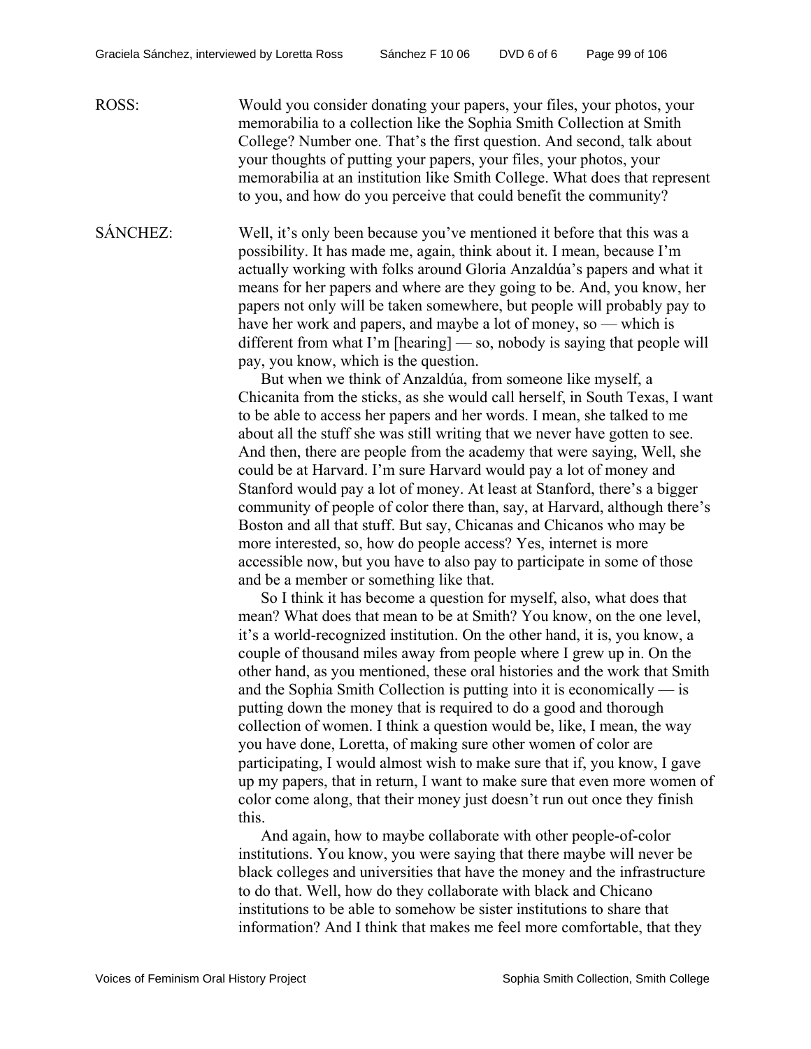ROSS: Would you consider donating your papers, your files, your photos, your memorabilia to a collection like the Sophia Smith Collection at Smith College? Number one. That's the first question. And second, talk about your thoughts of putting your papers, your files, your photos, your memorabilia at an institution like Smith College. What does that represent to you, and how do you perceive that could benefit the community?

SÁNCHEZ: Well, it's only been because you've mentioned it before that this was a possibility. It has made me, again, think about it. I mean, because I'm actually working with folks around Gloria Anzaldúa's papers and what it means for her papers and where are they going to be. And, you know, her papers not only will be taken somewhere, but people will probably pay to have her work and papers, and maybe a lot of money, so — which is different from what I'm [hearing] — so, nobody is saying that people will pay, you know, which is the question.

But when we think of Anzaldúa, from someone like myself, a Chicanita from the sticks, as she would call herself, in South Texas, I want to be able to access her papers and her words. I mean, she talked to me about all the stuff she was still writing that we never have gotten to see. And then, there are people from the academy that were saying, Well, she could be at Harvard. I'm sure Harvard would pay a lot of money and Stanford would pay a lot of money. At least at Stanford, there's a bigger community of people of color there than, say, at Harvard, although there's Boston and all that stuff. But say, Chicanas and Chicanos who may be more interested, so, how do people access? Yes, internet is more accessible now, but you have to also pay to participate in some of those and be a member or something like that.

So I think it has become a question for myself, also, what does that mean? What does that mean to be at Smith? You know, on the one level, it's a world-recognized institution. On the other hand, it is, you know, a couple of thousand miles away from people where I grew up in. On the other hand, as you mentioned, these oral histories and the work that Smith and the Sophia Smith Collection is putting into it is economically — is putting down the money that is required to do a good and thorough collection of women. I think a question would be, like, I mean, the way you have done, Loretta, of making sure other women of color are participating, I would almost wish to make sure that if, you know, I gave up my papers, that in return, I want to make sure that even more women of color come along, that their money just doesn't run out once they finish this.

And again, how to maybe collaborate with other people-of-color institutions. You know, you were saying that there maybe will never be black colleges and universities that have the money and the infrastructure to do that. Well, how do they collaborate with black and Chicano institutions to be able to somehow be sister institutions to share that information? And I think that makes me feel more comfortable, that they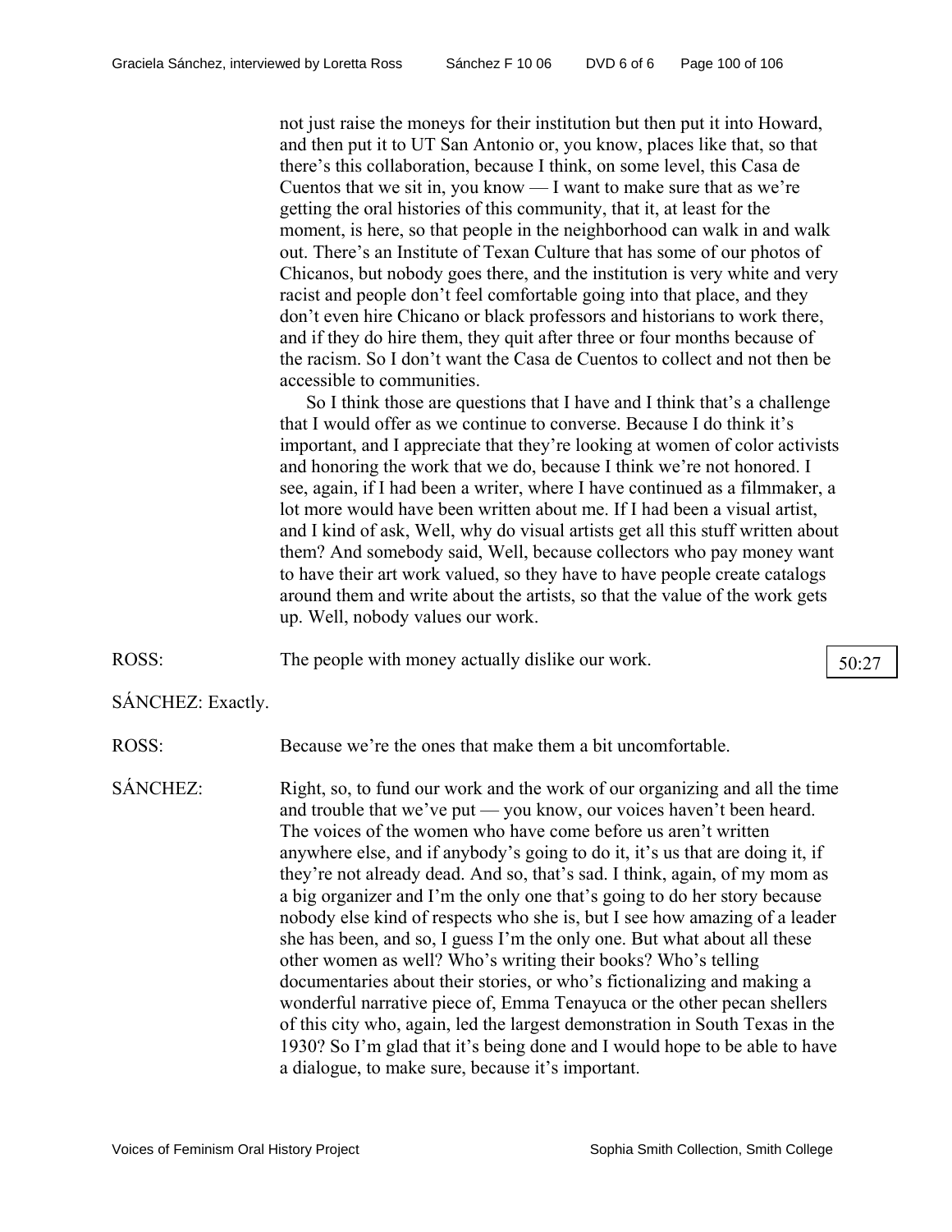not just raise the moneys for their institution but then put it into Howard, and then put it to UT San Antonio or, you know, places like that, so that there's this collaboration, because I think, on some level, this Casa de Cuentos that we sit in, you know — I want to make sure that as we're getting the oral histories of this community, that it, at least for the moment, is here, so that people in the neighborhood can walk in and walk out. There's an Institute of Texan Culture that has some of our photos of Chicanos, but nobody goes there, and the institution is very white and very racist and people don't feel comfortable going into that place, and they don't even hire Chicano or black professors and historians to work there, and if they do hire them, they quit after three or four months because of the racism. So I don't want the Casa de Cuentos to collect and not then be accessible to communities.

So I think those are questions that I have and I think that's a challenge that I would offer as we continue to converse. Because I do think it's important, and I appreciate that they're looking at women of color activists and honoring the work that we do, because I think we're not honored. I see, again, if I had been a writer, where I have continued as a filmmaker, a lot more would have been written about me. If I had been a visual artist, and I kind of ask, Well, why do visual artists get all this stuff written about them? And somebody said, Well, because collectors who pay money want to have their art work valued, so they have to have people create catalogs around them and write about the artists, so that the value of the work gets up. Well, nobody values our work.

ROSS: The people with money actually dislike our work.

50:27

SÁNCHEZ: Exactly.

ROSS: Because we're the ones that make them a bit uncomfortable.

SÁNCHEZ: Right, so, to fund our work and the work of our organizing and all the time and trouble that we've put — you know, our voices haven't been heard. The voices of the women who have come before us aren't written anywhere else, and if anybody's going to do it, it's us that are doing it, if they're not already dead. And so, that's sad. I think, again, of my mom as a big organizer and I'm the only one that's going to do her story because nobody else kind of respects who she is, but I see how amazing of a leader she has been, and so, I guess I'm the only one. But what about all these other women as well? Who's writing their books? Who's telling documentaries about their stories, or who's fictionalizing and making a wonderful narrative piece of, Emma Tenayuca or the other pecan shellers of this city who, again, led the largest demonstration in South Texas in the 1930? So I'm glad that it's being done and I would hope to be able to have a dialogue, to make sure, because it's important.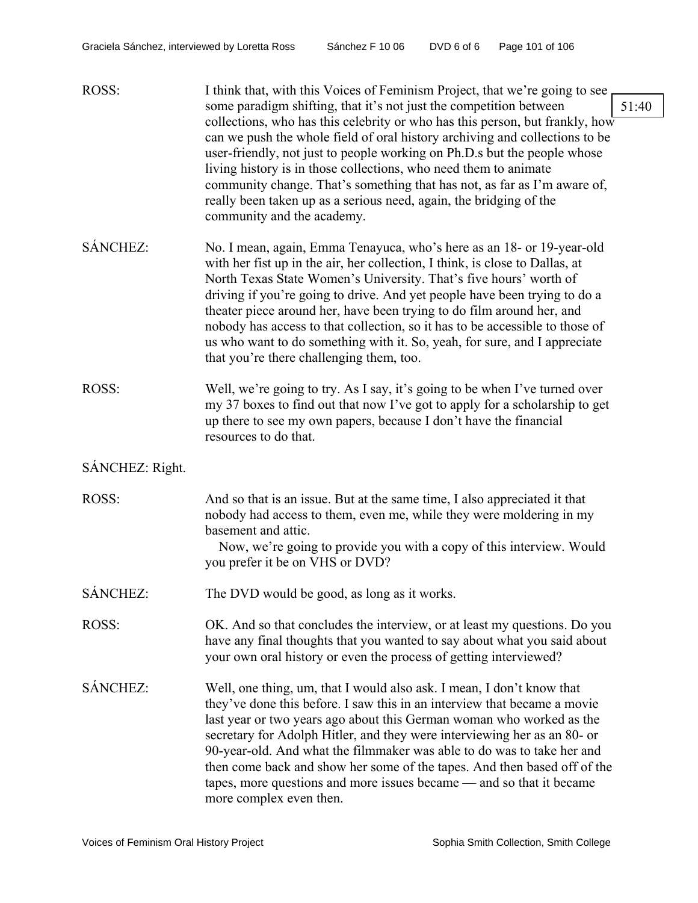ROSS: I think that, with this Voices of Feminism Project, that we're going to see some paradigm shifting, that it's not just the competition between collections, who has this celebrity or who has this person, but frankly, how can we push the whole field of oral history archiving and collections to be user-friendly, not just to people working on Ph.D.s but the people whose living history is in those collections, who need them to animate community change. That's something that has not, as far as I'm aware of, really been taken up as a serious need, again, the bridging of the community and the academy.

51:40

SÁNCHEZ: No. I mean, again, Emma Tenayuca, who's here as an 18- or 19-year-old with her fist up in the air, her collection, I think, is close to Dallas, at North Texas State Women's University. That's five hours' worth of driving if you're going to drive. And yet people have been trying to do a theater piece around her, have been trying to do film around her, and nobody has access to that collection, so it has to be accessible to those of us who want to do something with it. So, yeah, for sure, and I appreciate that you're there challenging them, too.

ROSS: Well, we're going to try. As I say, it's going to be when I've turned over my 37 boxes to find out that now I've got to apply for a scholarship to get up there to see my own papers, because I don't have the financial resources to do that.

SÁNCHEZ: Right.

ROSS: And so that is an issue. But at the same time, I also appreciated it that nobody had access to them, even me, while they were moldering in my basement and attic.

Now, we're going to provide you with a copy of this interview. Would you prefer it be on VHS or DVD?

SÁNCHEZ: The DVD would be good, as long as it works.

ROSS: OK. And so that concludes the interview, or at least my questions. Do you have any final thoughts that you wanted to say about what you said about your own oral history or even the process of getting interviewed?

SÁNCHEZ: Well, one thing, um, that I would also ask. I mean, I don't know that they've done this before. I saw this in an interview that became a movie last year or two years ago about this German woman who worked as the secretary for Adolph Hitler, and they were interviewing her as an 80- or 90-year-old. And what the filmmaker was able to do was to take her and then come back and show her some of the tapes. And then based off of the tapes, more questions and more issues became — and so that it became more complex even then.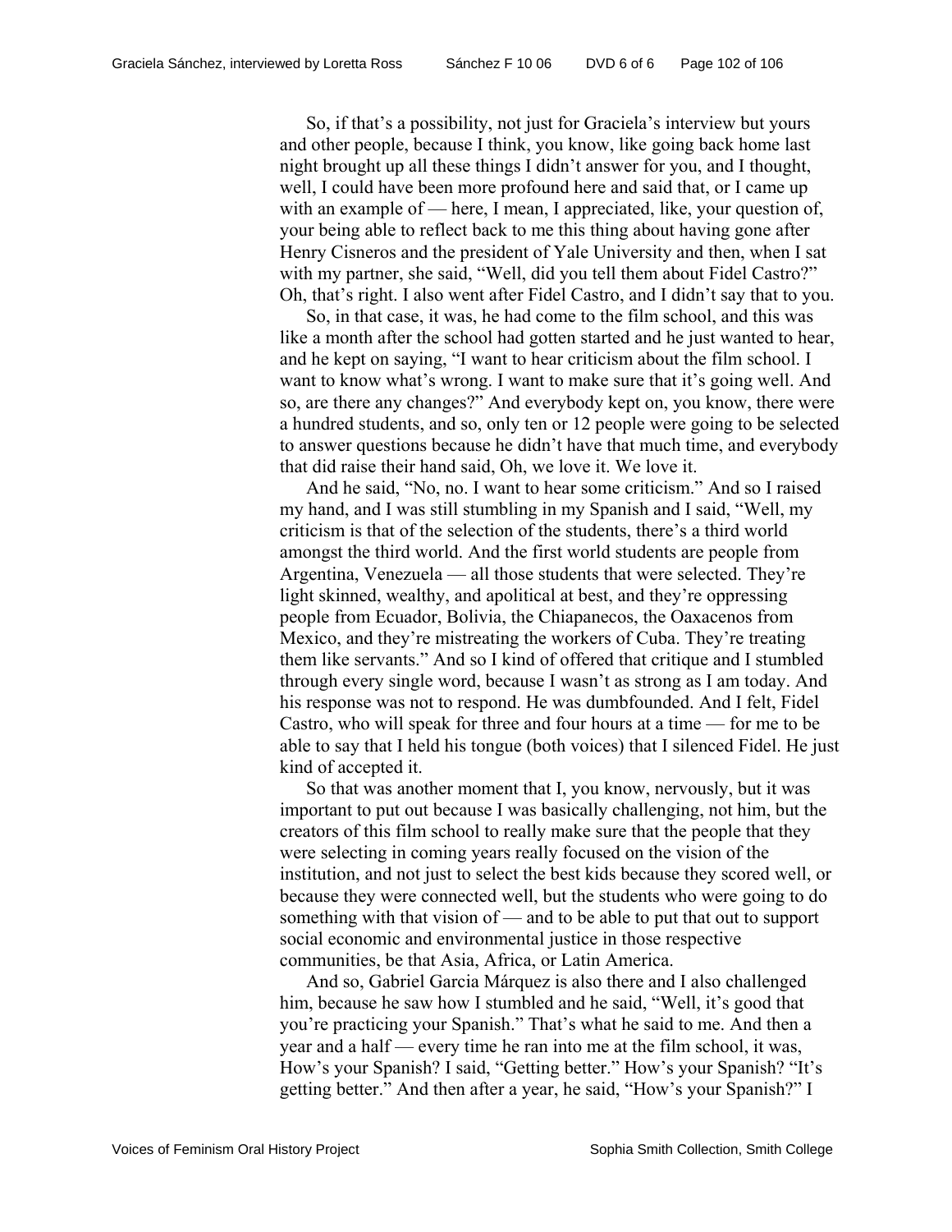So, if that's a possibility, not just for Graciela's interview but yours and other people, because I think, you know, like going back home last night brought up all these things I didn't answer for you, and I thought, well, I could have been more profound here and said that, or I came up with an example of — here, I mean, I appreciated, like, your question of, your being able to reflect back to me this thing about having gone after Henry Cisneros and the president of Yale University and then, when I sat with my partner, she said, "Well, did you tell them about Fidel Castro?" Oh, that's right. I also went after Fidel Castro, and I didn't say that to you.

So, in that case, it was, he had come to the film school, and this was like a month after the school had gotten started and he just wanted to hear, and he kept on saying, "I want to hear criticism about the film school. I want to know what's wrong. I want to make sure that it's going well. And so, are there any changes?" And everybody kept on, you know, there were a hundred students, and so, only ten or 12 people were going to be selected to answer questions because he didn't have that much time, and everybody that did raise their hand said, Oh, we love it. We love it.

And he said, "No, no. I want to hear some criticism." And so I raised my hand, and I was still stumbling in my Spanish and I said, "Well, my criticism is that of the selection of the students, there's a third world amongst the third world. And the first world students are people from Argentina, Venezuela — all those students that were selected. They're light skinned, wealthy, and apolitical at best, and they're oppressing people from Ecuador, Bolivia, the Chiapanecos, the Oaxacenos from Mexico, and they're mistreating the workers of Cuba. They're treating them like servants." And so I kind of offered that critique and I stumbled through every single word, because I wasn't as strong as I am today. And his response was not to respond. He was dumbfounded. And I felt, Fidel Castro, who will speak for three and four hours at a time — for me to be able to say that I held his tongue (both voices) that I silenced Fidel. He just kind of accepted it.

So that was another moment that I, you know, nervously, but it was important to put out because I was basically challenging, not him, but the creators of this film school to really make sure that the people that they were selecting in coming years really focused on the vision of the institution, and not just to select the best kids because they scored well, or because they were connected well, but the students who were going to do something with that vision of — and to be able to put that out to support social economic and environmental justice in those respective communities, be that Asia, Africa, or Latin America.

And so, Gabriel Garcia Márquez is also there and I also challenged him, because he saw how I stumbled and he said, "Well, it's good that you're practicing your Spanish." That's what he said to me. And then a year and a half — every time he ran into me at the film school, it was, How's your Spanish? I said, "Getting better." How's your Spanish? "It's getting better." And then after a year, he said, "How's your Spanish?" I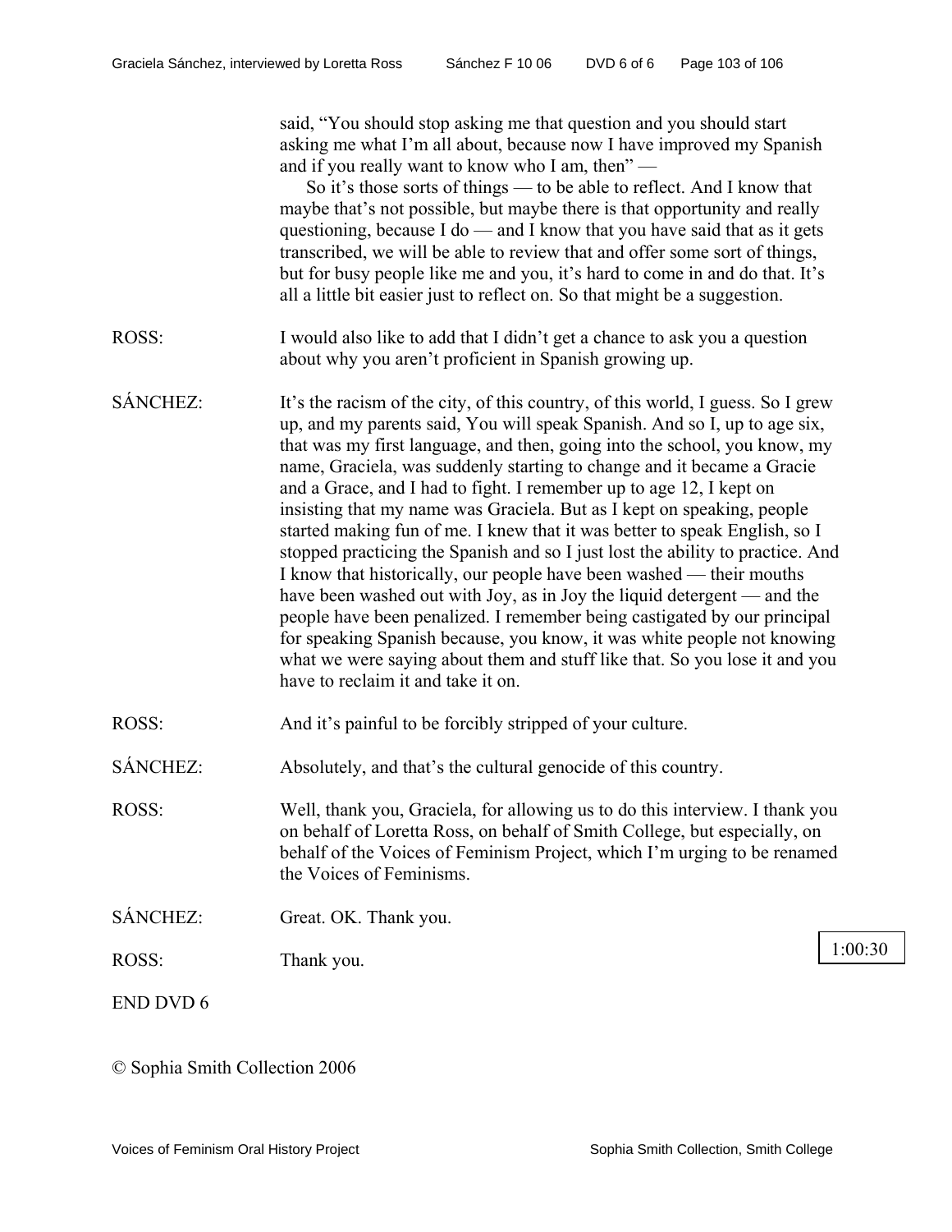said, "You should stop asking me that question and you should start asking me what I'm all about, because now I have improved my Spanish and if you really want to know who I am, then" —

So it's those sorts of things — to be able to reflect. And I know that maybe that's not possible, but maybe there is that opportunity and really questioning, because I do — and I know that you have said that as it gets transcribed, we will be able to review that and offer some sort of things, but for busy people like me and you, it's hard to come in and do that. It's all a little bit easier just to reflect on. So that might be a suggestion.

ROSS: I would also like to add that I didn't get a chance to ask you a question about why you aren't proficient in Spanish growing up.

SÁNCHEZ: It's the racism of the city, of this country, of this world, I guess. So I grew up, and my parents said, You will speak Spanish. And so I, up to age six, that was my first language, and then, going into the school, you know, my name, Graciela, was suddenly starting to change and it became a Gracie and a Grace, and I had to fight. I remember up to age 12, I kept on insisting that my name was Graciela. But as I kept on speaking, people started making fun of me. I knew that it was better to speak English, so I stopped practicing the Spanish and so I just lost the ability to practice. And I know that historically, our people have been washed — their mouths have been washed out with Joy, as in Joy the liquid detergent — and the people have been penalized. I remember being castigated by our principal for speaking Spanish because, you know, it was white people not knowing what we were saying about them and stuff like that. So you lose it and you have to reclaim it and take it on.

ROSS: And it's painful to be forcibly stripped of your culture.

SÁNCHEZ: Absolutely, and that's the cultural genocide of this country.

ROSS: Well, thank you, Graciela, for allowing us to do this interview. I thank you on behalf of Loretta Ross, on behalf of Smith College, but especially, on behalf of the Voices of Feminism Project, which I'm urging to be renamed the Voices of Feminisms.

SÁNCHEZ: Great. OK. Thank you.

ROSS: Thank you.

1:00:30

END DVD 6

© Sophia Smith Collection 2006